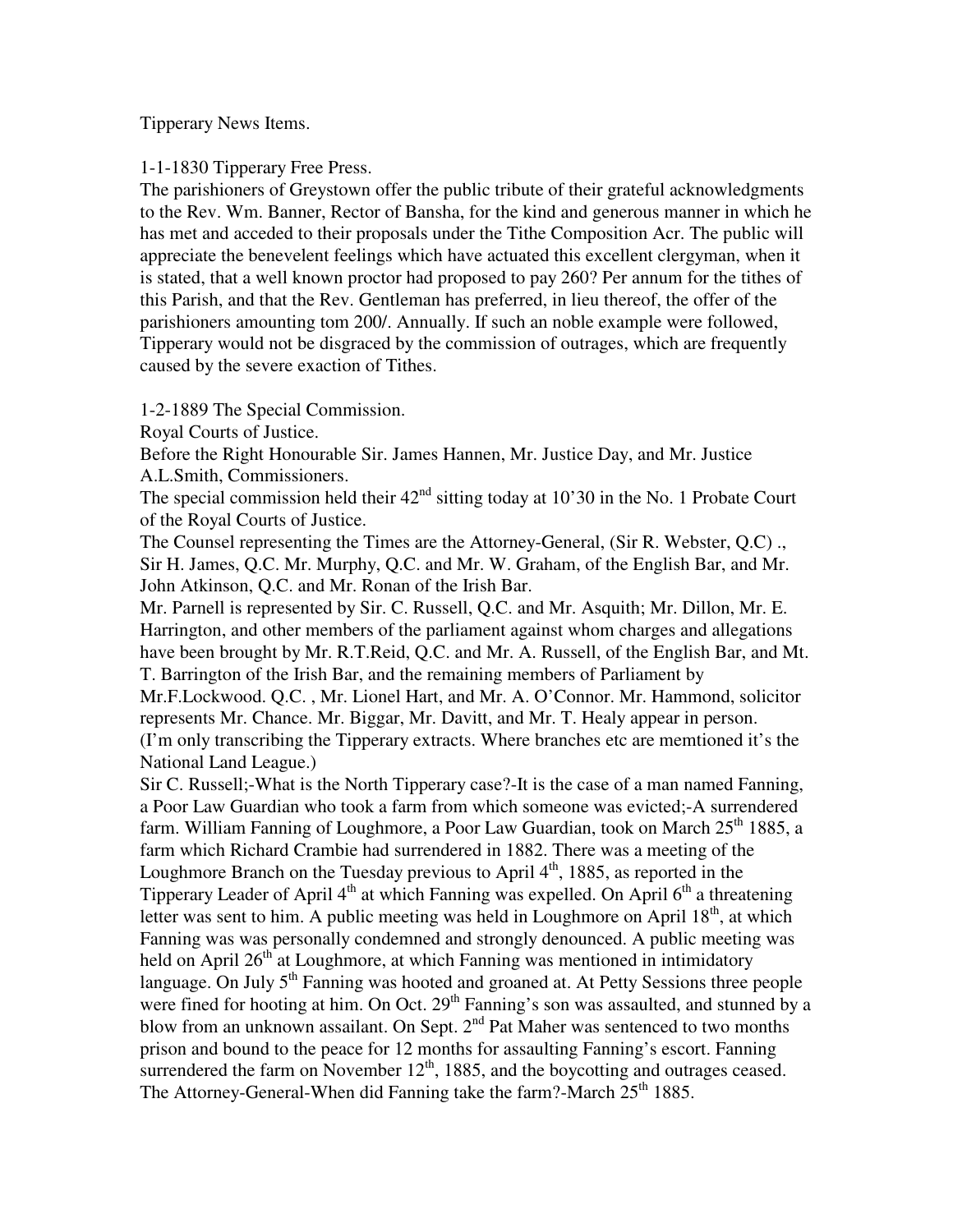Tipperary News Items.

1-1-1830 Tipperary Free Press.

The parishioners of Greystown offer the public tribute of their grateful acknowledgments to the Rev. Wm. Banner, Rector of Bansha, for the kind and generous manner in which he has met and acceded to their proposals under the Tithe Composition Acr. The public will appreciate the benevelent feelings which have actuated this excellent clergyman, when it is stated, that a well known proctor had proposed to pay 260? Per annum for the tithes of this Parish, and that the Rev. Gentleman has preferred, in lieu thereof, the offer of the parishioners amounting tom 200/. Annually. If such an noble example were followed, Tipperary would not be disgraced by the commission of outrages, which are frequently caused by the severe exaction of Tithes.

1-2-1889 The Special Commission.

Royal Courts of Justice.

Before the Right Honourable Sir. James Hannen, Mr. Justice Day, and Mr. Justice A.L.Smith, Commissioners.

The special commission held their 42nd sitting today at 10'30 in the No. 1 Probate Court of the Royal Courts of Justice.

The Counsel representing the Times are the Attorney-General, (Sir R. Webster, Q.C) ., Sir H. James, Q.C. Mr. Murphy, Q.C. and Mr. W. Graham, of the English Bar, and Mr. John Atkinson, Q.C. and Mr. Ronan of the Irish Bar.

Mr. Parnell is represented by Sir. C. Russell, Q.C. and Mr. Asquith; Mr. Dillon, Mr. E. Harrington, and other members of the parliament against whom charges and allegations have been brought by Mr. R.T.Reid, Q.C. and Mr. A. Russell, of the English Bar, and Mt. T. Barrington of the Irish Bar, and the remaining members of Parliament by Mr.F.Lockwood. Q.C. , Mr. Lionel Hart, and Mr. A. O'Connor. Mr. Hammond, solicitor represents Mr. Chance. Mr. Biggar, Mr. Davitt, and Mr. T. Healy appear in person.

(I'm only transcribing the Tipperary extracts. Where branches etc are memtioned it's the National Land League.)

Sir C. Russell;-What is the North Tipperary case?-It is the case of a man named Fanning, a Poor Law Guardian who took a farm from which someone was evicted;-A surrendered farm. William Fanning of Loughmore, a Poor Law Guardian, took on March 25th 1885, a farm which Richard Crambie had surrendered in 1882. There was a meeting of the Loughmore Branch on the Tuesday previous to April 4th, 1885, as reported in the Tipperary Leader of April 4th at which Fanning was expelled. On April 6th a threatening letter was sent to him. A public meeting was held in Loughmore on April 18th, at which Fanning was was personally condemned and strongly denounced. A public meeting was held on April 26th at Loughmore, at which Fanning was mentioned in intimidatory language. On July 5th Fanning was hooted and groaned at. At Petty Sessions three people were fined for hooting at him. On Oct. 29th Fanning's son was assaulted, and stunned by a blow from an unknown assailant. On Sept. 2nd Pat Maher was sentenced to two months prison and bound to the peace for 12 months for assaulting Fanning's escort. Fanning surrendered the farm on November 12th, 1885, and the boycotting and outrages ceased.

The Attorney-General-When did Fanning take the farm?-March 25th 1885.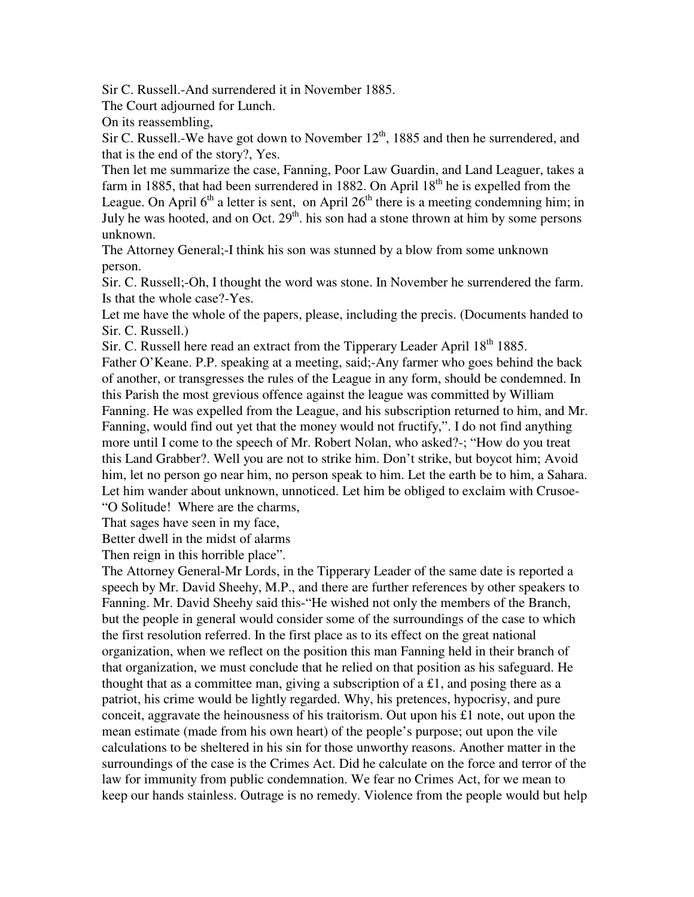Sir C. Russell.-And surrendered it in November 1885.

The Court adjourned for Lunch.

On its reassembling,

Sir C. Russell.-We have got down to November 12th, 1885 and then he surrendered, and that is the end of the story?, Yes.

Then let me summarize the case, Fanning, Poor Law Guardin, and Land Leaguer, takes a farm in 1885, that had been surrendered in 1882. On April 18th he is expelled from the League. On April 6th a letter is sent, on April 26th there is a meeting condemning him; in July he was hooted, and on Oct. 29th. his son had a stone thrown at him by some persons unknown.

The Attorney General;-I think his son was stunned by a blow from some unknown person.

Sir. C. Russell;-Oh, I thought the word was stone. In November he surrendered the farm. Is that the whole case?-Yes.

Let me have the whole of the papers, please, including the precis. (Documents handed to Sir. C. Russell.)

Sir. C. Russell here read an extract from the Tipperary Leader April 18th 1885.

Father O'Keane. P.P. speaking at a meeting, said;-Any farmer who goes behind the back of another, or transgresses the rules of the League in any form, should be condemned. In this Parish the most grevious offence against the league was committed by William Fanning. He was expelled from the League, and his subscription returned to him, and Mr. Fanning, would find out yet that the money would not fructify,". I do not find anything more until I come to the speech of Mr. Robert Nolan, who asked?-; "How do you treat this Land Grabber?. Well you are not to strike him. Don't strike, but boycot him; Avoid him, let no person go near him, no person speak to him. Let the earth be to him, a Sahara. Let him wander about unknown, unnoticed. Let him be obliged to exclaim with Crusoe-

"O Solitude! Where are the charms,
That sages have seen in my face,
Better dwell in the midst of alarms
Then reign in this horrible place".

The Attorney General-Mr Lords, in the Tipperary Leader of the same date is reported a speech by Mr. David Sheehy, M.P., and there are further references by other speakers to Fanning. Mr. David Sheehy said this-"He wished not only the members of the Branch, but the people in general would consider some of the surroundings of the case to which the first resolution referred. In the first place as to its effect on the great national organization, when we reflect on the position this man Fanning held in their branch of that organization, we must conclude that he relied on that position as his safeguard. He thought that as a committee man, giving a subscription of a £1, and posing there as a patriot, his crime would be lightly regarded. Why, his pretences, hypocrisy, and pure conceit, aggravate the heinousness of his traitorism. Out upon his £1 note, out upon the mean estimate (made from his own heart) of the people's purpose; out upon the vile calculations to be sheltered in his sin for those unworthy reasons. Another matter in the surroundings of the case is the Crimes Act. Did he calculate on the force and terror of the law for immunity from public condemnation. We fear no Crimes Act, for we mean to keep our hands stainless. Outrage is no remedy. Violence from the people would but help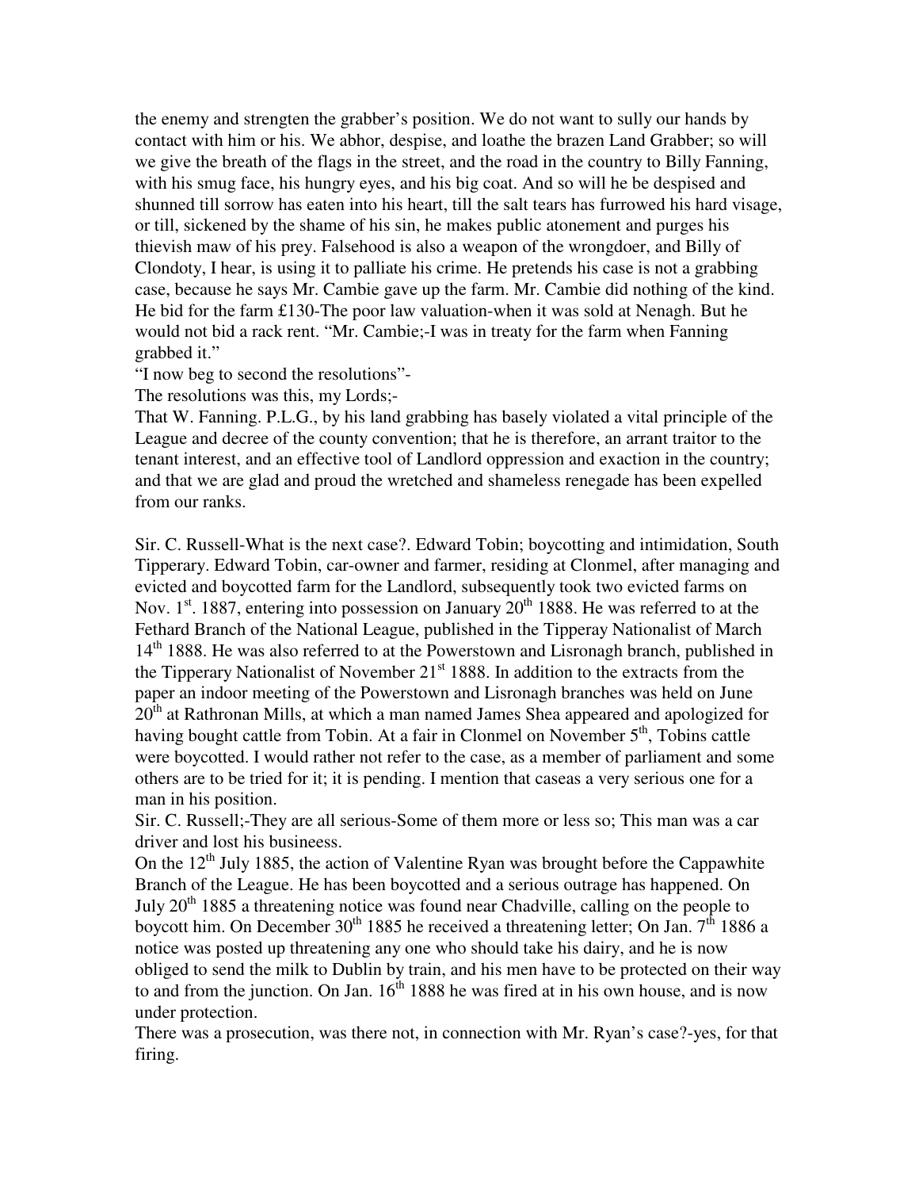the enemy and strengten the grabber's position. We do not want to sully our hands by contact with him or his. We abhor, despise, and loathe the brazen Land Grabber; so will we give the breath of the flags in the street, and the road in the country to Billy Fanning, with his smug face, his hungry eyes, and his big coat. And so will he be despised and shunned till sorrow has eaten into his heart, till the salt tears has furrowed his hard visage, or till, sickened by the shame of his sin, he makes public atonement and purges his thievish maw of his prey. Falsehood is also a weapon of the wrongdoer, and Billy of Clondoty, I hear, is using it to palliate his crime. He pretends his case is not a grabbing case, because he says Mr. Cambie gave up the farm. Mr. Cambie did nothing of the kind. He bid for the farm £130-The poor law valuation-when it was sold at Nenagh. But he would not bid a rack rent. "Mr. Cambie;-I was in treaty for the farm when Fanning grabbed it."

"I now beg to second the resolutions"-

The resolutions was this, my Lords;-

That W. Fanning. P.L.G., by his land grabbing has basely violated a vital principle of the League and decree of the county convention; that he is therefore, an arrant traitor to the tenant interest, and an effective tool of Landlord oppression and exaction in the country; and that we are glad and proud the wretched and shameless renegade has been expelled from our ranks.

Sir. C. Russell-What is the next case?. Edward Tobin; boycotting and intimidation, South Tipperary. Edward Tobin, car-owner and farmer, residing at Clonmel, after managing and evicted and boycotted farm for the Landlord, subsequently took two evicted farms on Nov. 1st. 1887, entering into possession on January 20th 1888. He was referred to at the Fethard Branch of the National League, published in the Tipperay Nationalist of March 14th 1888. He was also referred to at the Powerstown and Lisronagh branch, published in the Tipperary Nationalist of November 21st 1888. In addition to the extracts from the paper an indoor meeting of the Powerstown and Lisronagh branches was held on June 20th at Rathronan Mills, at which a man named James Shea appeared and apologized for having bought cattle from Tobin. At a fair in Clonmel on November 5th, Tobins cattle were boycotted. I would rather not refer to the case, as a member of parliament and some others are to be tried for it; it is pending. I mention that caseas a very serious one for a man in his position.

Sir. C. Russell;-They are all serious-Some of them more or less so; This man was a car driver and lost his busineess.

On the 12th July 1885, the action of Valentine Ryan was brought before the Cappawhite Branch of the League. He has been boycotted and a serious outrage has happened. On July 20th 1885 a threatening notice was found near Chadville, calling on the people to boycott him. On December 30th 1885 he received a threatening letter; On Jan. 7th 1886 a notice was posted up threatening any one who should take his dairy, and he is now obliged to send the milk to Dublin by train, and his men have to be protected on their way to and from the junction. On Jan. 16th 1888 he was fired at in his own house, and is now under protection.

There was a prosecution, was there not, in connection with Mr. Ryan's case?-yes, for that firing.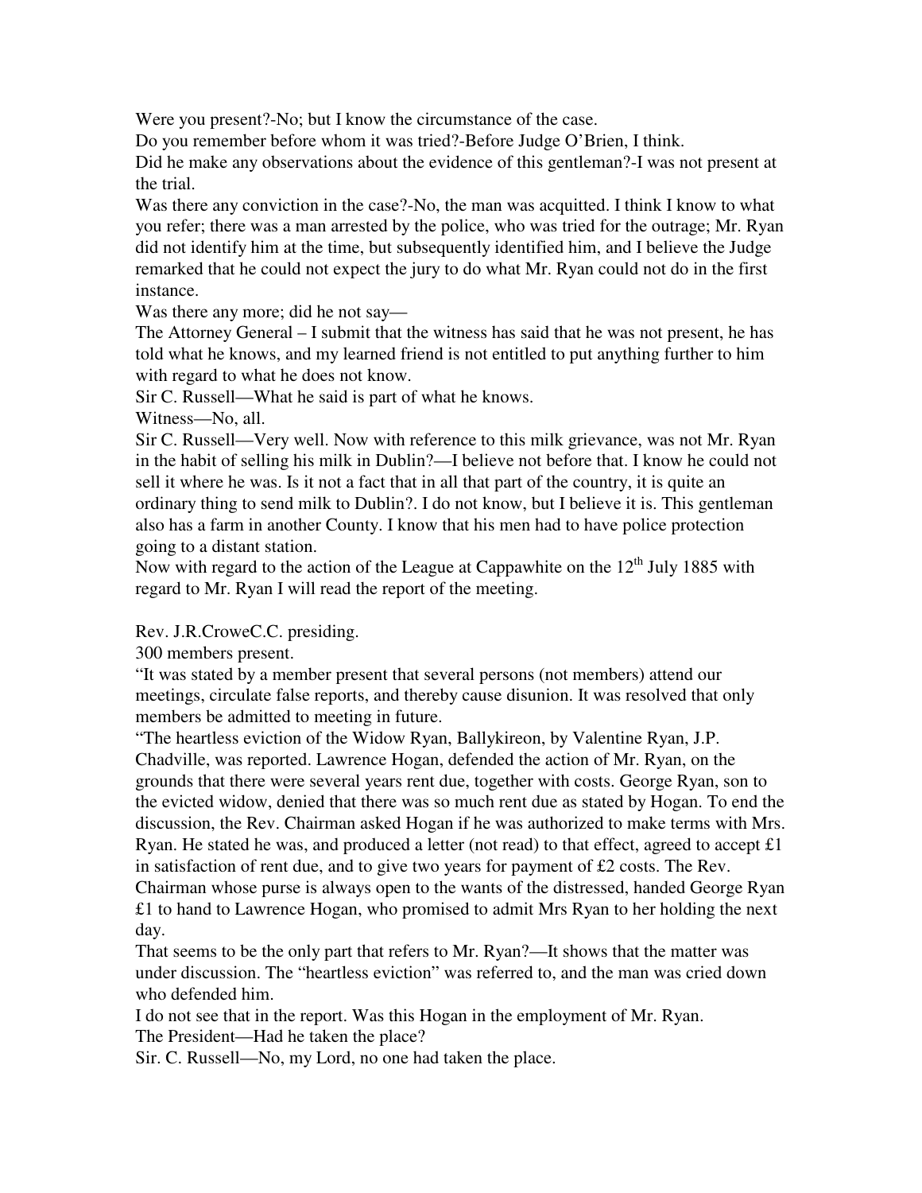Were you present?-No; but I know the circumstance of the case.

Do you remember before whom it was tried?-Before Judge O'Brien, I think.

Did he make any observations about the evidence of this gentleman?-I was not present at the trial.

Was there any conviction in the case?-No, the man was acquitted. I think I know to what you refer; there was a man arrested by the police, who was tried for the outrage; Mr. Ryan did not identify him at the time, but subsequently identified him, and I believe the Judge remarked that he could not expect the jury to do what Mr. Ryan could not do in the first instance.

Was there any more; did he not say—

The Attorney General – I submit that the witness has said that he was not present, he has told what he knows, and my learned friend is not entitled to put anything further to him with regard to what he does not know.

Sir C. Russell—What he said is part of what he knows.

Witness—No, all.

Sir C. Russell—Very well. Now with reference to this milk grievance, was not Mr. Ryan in the habit of selling his milk in Dublin?—I believe not before that. I know he could not sell it where he was. Is it not a fact that in all that part of the country, it is quite an ordinary thing to send milk to Dublin?. I do not know, but I believe it is. This gentleman also has a farm in another County. I know that his men had to have police protection going to a distant station.

Now with regard to the action of the League at Cappawhite on the 12th July 1885 with regard to Mr. Ryan I will read the report of the meeting.

Rev. J.R.CroweC.C. presiding.

300 members present.

"It was stated by a member present that several persons (not members) attend our meetings, circulate false reports, and thereby cause disunion. It was resolved that only members be admitted to meeting in future.

"The heartless eviction of the Widow Ryan, Ballykireon, by Valentine Ryan, J.P. Chadville, was reported. Lawrence Hogan, defended the action of Mr. Ryan, on the grounds that there were several years rent due, together with costs. George Ryan, son to the evicted widow, denied that there was so much rent due as stated by Hogan. To end the discussion, the Rev. Chairman asked Hogan if he was authorized to make terms with Mrs. Ryan. He stated he was, and produced a letter (not read) to that effect, agreed to accept £1 in satisfaction of rent due, and to give two years for payment of £2 costs. The Rev. Chairman whose purse is always open to the wants of the distressed, handed George Ryan £1 to hand to Lawrence Hogan, who promised to admit Mrs Ryan to her holding the next day.

That seems to be the only part that refers to Mr. Ryan?—It shows that the matter was under discussion. The "heartless eviction" was referred to, and the man was cried down who defended him.

I do not see that in the report. Was this Hogan in the employment of Mr. Ryan.

The President—Had he taken the place?

Sir. C. Russell—No, my Lord, no one had taken the place.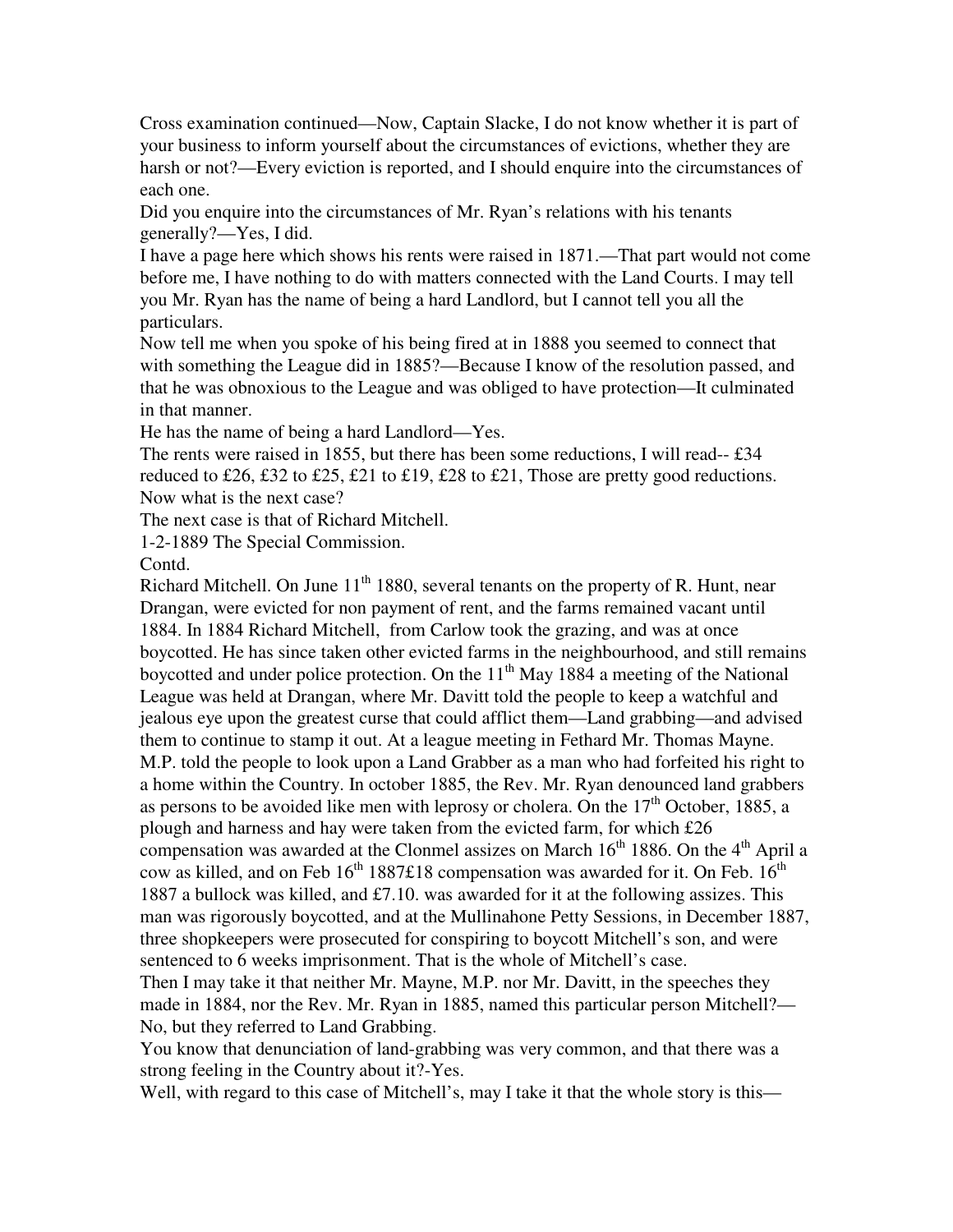Cross examination continued—Now, Captain Slacke, I do not know whether it is part of your business to inform yourself about the circumstances of evictions, whether they are harsh or not?—Every eviction is reported, and I should enquire into the circumstances of each one.

Did you enquire into the circumstances of Mr. Ryan's relations with his tenants generally?—Yes, I did.

I have a page here which shows his rents were raised in 1871.—That part would not come before me, I have nothing to do with matters connected with the Land Courts. I may tell you Mr. Ryan has the name of being a hard Landlord, but I cannot tell you all the particulars.

Now tell me when you spoke of his being fired at in 1888 you seemed to connect that with something the League did in 1885?—Because I know of the resolution passed, and that he was obnoxious to the League and was obliged to have protection—It culminated in that manner.

He has the name of being a hard Landlord—Yes.

The rents were raised in 1855, but there has been some reductions, I will read-- £34 reduced to £26, £32 to £25, £21 to £19, £28 to £21, Those are pretty good reductions. Now what is the next case?

The next case is that of Richard Mitchell.

1-2-1889 The Special Commission.

Contd.

Richard Mitchell. On June 11th 1880, several tenants on the property of R. Hunt, near Drangan, were evicted for non payment of rent, and the farms remained vacant until 1884. In 1884 Richard Mitchell, from Carlow took the grazing, and was at once boycotted. He has since taken other evicted farms in the neighbourhood, and still remains boycotted and under police protection. On the 11th May 1884 a meeting of the National League was held at Drangan, where Mr. Davitt told the people to keep a watchful and jealous eye upon the greatest curse that could afflict them—Land grabbing—and advised them to continue to stamp it out. At a league meeting in Fethard Mr. Thomas Mayne. M.P. told the people to look upon a Land Grabber as a man who had forfeited his right to a home within the Country. In october 1885, the Rev. Mr. Ryan denounced land grabbers as persons to be avoided like men with leprosy or cholera. On the 17th October, 1885, a plough and harness and hay were taken from the evicted farm, for which £26 compensation was awarded at the Clonmel assizes on March 16th 1886. On the 4th April a cow as killed, and on Feb 16th 1887£18 compensation was awarded for it. On Feb. 16th 1887 a bullock was killed, and £7.10. was awarded for it at the following assizes. This man was rigorously boycotted, and at the Mullinahone Petty Sessions, in December 1887, three shopkeepers were prosecuted for conspiring to boycott Mitchell's son, and were sentenced to 6 weeks imprisonment. That is the whole of Mitchell's case.

Then I may take it that neither Mr. Mayne, M.P. nor Mr. Davitt, in the speeches they made in 1884, nor the Rev. Mr. Ryan in 1885, named this particular person Mitchell?—No, but they referred to Land Grabbing.

You know that denunciation of land-grabbing was very common, and that there was a strong feeling in the Country about it?-Yes.

Well, with regard to this case of Mitchell's, may I take it that the whole story is this—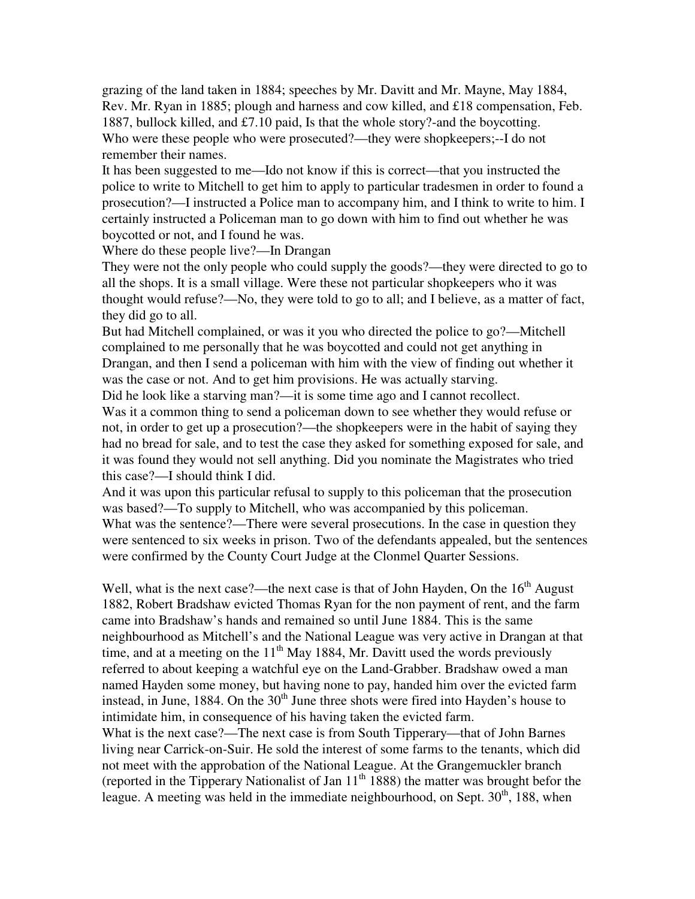grazing of the land taken in 1884; speeches by Mr. Davitt and Mr. Mayne, May 1884, Rev. Mr. Ryan in 1885; plough and harness and cow killed, and £18 compensation, Feb. 1887, bullock killed, and £7.10 paid, Is that the whole story?-and the boycotting.

Who were these people who were prosecuted?—they were shopkeepers;--I do not remember their names.

It has been suggested to me—Ido not know if this is correct—that you instructed the police to write to Mitchell to get him to apply to particular tradesmen in order to found a prosecution?—I instructed a Police man to accompany him, and I think to write to him. I certainly instructed a Policeman man to go down with him to find out whether he was boycotted or not, and I found he was.

Where do these people live?—In Drangan

They were not the only people who could supply the goods?—they were directed to go to all the shops. It is a small village. Were these not particular shopkeepers who it was thought would refuse?—No, they were told to go to all; and I believe, as a matter of fact, they did go to all.

But had Mitchell complained, or was it you who directed the police to go?—Mitchell complained to me personally that he was boycotted and could not get anything in Drangan, and then I send a policeman with him with the view of finding out whether it was the case or not. And to get him provisions. He was actually starving.

Did he look like a starving man?—it is some time ago and I cannot recollect.

Was it a common thing to send a policeman down to see whether they would refuse or not, in order to get up a prosecution?—the shopkeepers were in the habit of saying they had no bread for sale, and to test the case they asked for something exposed for sale, and it was found they would not sell anything. Did you nominate the Magistrates who tried this case?—I should think I did.

And it was upon this particular refusal to supply to this policeman that the prosecution was based?—To supply to Mitchell, who was accompanied by this policeman.

What was the sentence?—There were several prosecutions. In the case in question they were sentenced to six weeks in prison. Two of the defendants appealed, but the sentences were confirmed by the County Court Judge at the Clonmel Quarter Sessions.

Well, what is the next case?—the next case is that of John Hayden, On the 16th August 1882, Robert Bradshaw evicted Thomas Ryan for the non payment of rent, and the farm came into Bradshaw's hands and remained so until June 1884. This is the same neighbourhood as Mitchell's and the National League was very active in Drangan at that time, and at a meeting on the 11th May 1884, Mr. Davitt used the words previously referred to about keeping a watchful eye on the Land-Grabber. Bradshaw owed a man named Hayden some money, but having none to pay, handed him over the evicted farm instead, in June, 1884. On the 30th June three shots were fired into Hayden's house to intimidate him, in consequence of his having taken the evicted farm.

What is the next case?—The next case is from South Tipperary—that of John Barnes living near Carrick-on-Suir. He sold the interest of some farms to the tenants, which did not meet with the approbation of the National League. At the Grangemuckler branch (reported in the Tipperary Nationalist of Jan 11th 1888) the matter was brought befor the league. A meeting was held in the immediate neighbourhood, on Sept. 30th, 188, when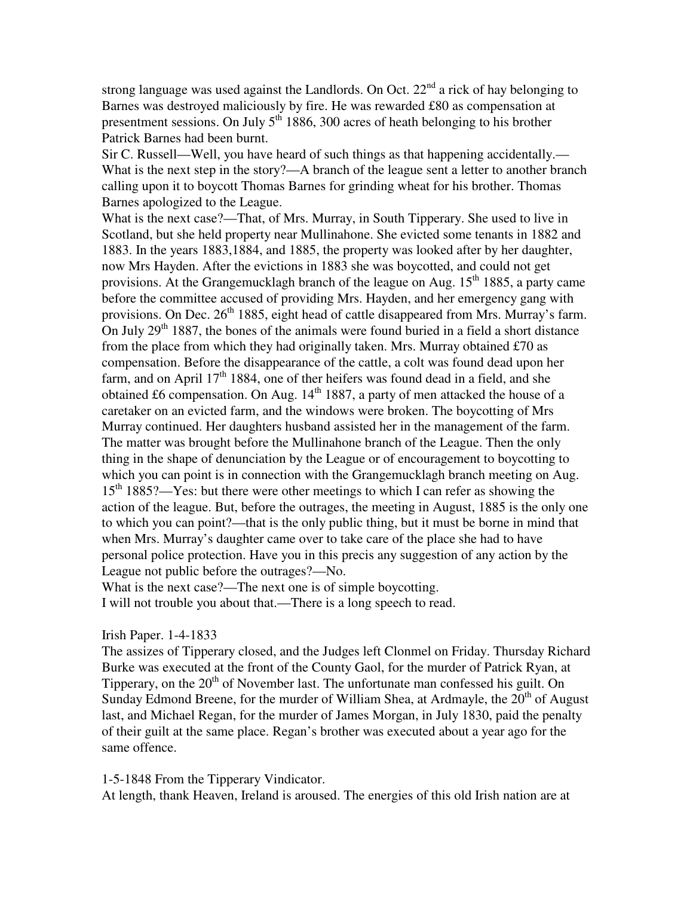strong language was used against the Landlords. On Oct. 22nd a rick of hay belonging to Barnes was destroyed maliciously by fire. He was rewarded £80 as compensation at presentment sessions. On July 5th 1886, 300 acres of heath belonging to his brother Patrick Barnes had been burnt.

Sir C. Russell—Well, you have heard of such things as that happening accidentally.—What is the next step in the story?—A branch of the league sent a letter to another branch calling upon it to boycott Thomas Barnes for grinding wheat for his brother. Thomas Barnes apologized to the League.

What is the next case?—That, of Mrs. Murray, in South Tipperary. She used to live in Scotland, but she held property near Mullinahone. She evicted some tenants in 1882 and 1883. In the years 1883,1884, and 1885, the property was looked after by her daughter, now Mrs Hayden. After the evictions in 1883 she was boycotted, and could not get provisions. At the Grangemucklagh branch of the league on Aug. 15th 1885, a party came before the committee accused of providing Mrs. Hayden, and her emergency gang with provisions. On Dec. 26th 1885, eight head of cattle disappeared from Mrs. Murray's farm. On July 29th 1887, the bones of the animals were found buried in a field a short distance from the place from which they had originally taken. Mrs. Murray obtained £70 as compensation. Before the disappearance of the cattle, a colt was found dead upon her farm, and on April 17th 1884, one of ther heifers was found dead in a field, and she obtained £6 compensation. On Aug. 14th 1887, a party of men attacked the house of a caretaker on an evicted farm, and the windows were broken. The boycotting of Mrs Murray continued. Her daughters husband assisted her in the management of the farm. The matter was brought before the Mullinahone branch of the League. Then the only thing in the shape of denunciation by the League or of encouragement to boycotting to which you can point is in connection with the Grangemucklagh branch meeting on Aug. 15th 1885?—Yes: but there were other meetings to which I can refer as showing the action of the league. But, before the outrages, the meeting in August, 1885 is the only one to which you can point?—that is the only public thing, but it must be borne in mind that when Mrs. Murray's daughter came over to take care of the place she had to have personal police protection. Have you in this precis any suggestion of any action by the League not public before the outrages?—No.

What is the next case?—The next one is of simple boycotting.

I will not trouble you about that.—There is a long speech to read.

Irish Paper. 1-4-1833

The assizes of Tipperary closed, and the Judges left Clonmel on Friday. Thursday Richard Burke was executed at the front of the County Gaol, for the murder of Patrick Ryan, at Tipperary, on the 20th of November last. The unfortunate man confessed his guilt. On Sunday Edmond Breene, for the murder of William Shea, at Ardmayle, the 20th of August last, and Michael Regan, for the murder of James Morgan, in July 1830, paid the penalty of their guilt at the same place. Regan's brother was executed about a year ago for the same offence.

1-5-1848 From the Tipperary Vindicator.

At length, thank Heaven, Ireland is aroused. The energies of this old Irish nation are at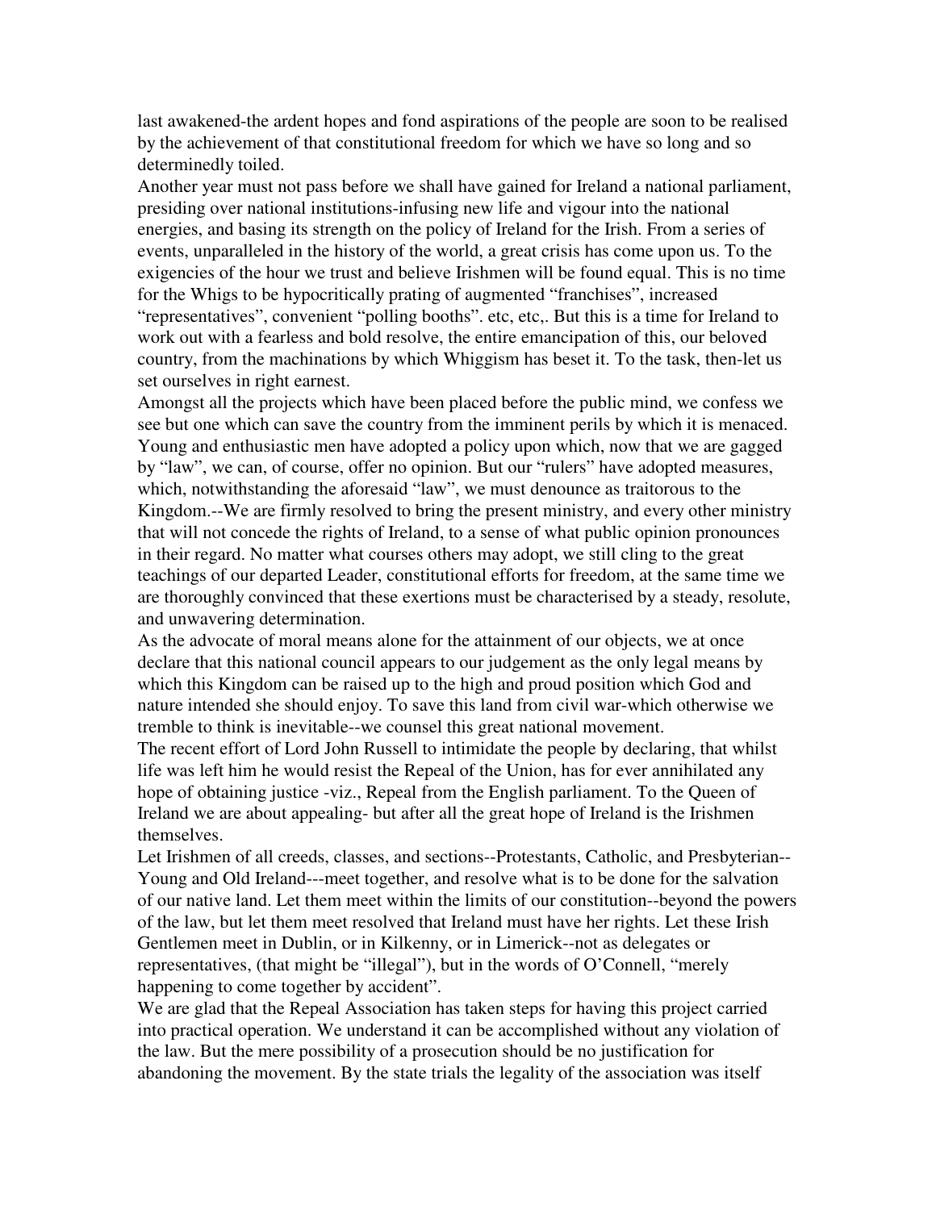last awakened-the ardent hopes and fond aspirations of the people are soon to be realised by the achievement of that constitutional freedom for which we have so long and so determinedly toiled.

Another year must not pass before we shall have gained for Ireland a national parliament, presiding over national institutions-infusing new life and vigour into the national energies, and basing its strength on the policy of Ireland for the Irish. From a series of events, unparalleled in the history of the world, a great crisis has come upon us. To the exigencies of the hour we trust and believe Irishmen will be found equal. This is no time for the Whigs to be hypocritically prating of augmented "franchises", increased "representatives", convenient "polling booths". etc, etc,. But this is a time for Ireland to work out with a fearless and bold resolve, the entire emancipation of this, our beloved country, from the machinations by which Whiggism has beset it. To the task, then-let us set ourselves in right earnest.

Amongst all the projects which have been placed before the public mind, we confess we see but one which can save the country from the imminent perils by which it is menaced. Young and enthusiastic men have adopted a policy upon which, now that we are gagged by "law", we can, of course, offer no opinion. But our "rulers" have adopted measures, which, notwithstanding the aforesaid "law", we must denounce as traitorous to the Kingdom.--We are firmly resolved to bring the present ministry, and every other ministry that will not concede the rights of Ireland, to a sense of what public opinion pronounces in their regard. No matter what courses others may adopt, we still cling to the great teachings of our departed Leader, constitutional efforts for freedom, at the same time we are thoroughly convinced that these exertions must be characterised by a steady, resolute, and unwavering determination.

As the advocate of moral means alone for the attainment of our objects, we at once declare that this national council appears to our judgement as the only legal means by which this Kingdom can be raised up to the high and proud position which God and nature intended she should enjoy. To save this land from civil war-which otherwise we tremble to think is inevitable--we counsel this great national movement.

The recent effort of Lord John Russell to intimidate the people by declaring, that whilst life was left him he would resist the Repeal of the Union, has for ever annihilated any hope of obtaining justice -viz., Repeal from the English parliament. To the Queen of Ireland we are about appealing- but after all the great hope of Ireland is the Irishmen themselves.

Let Irishmen of all creeds, classes, and sections--Protestants, Catholic, and Presbyterian--Young and Old Ireland---meet together, and resolve what is to be done for the salvation of our native land. Let them meet within the limits of our constitution--beyond the powers of the law, but let them meet resolved that Ireland must have her rights. Let these Irish Gentlemen meet in Dublin, or in Kilkenny, or in Limerick--not as delegates or representatives, (that might be "illegal"), but in the words of O'Connell, "merely happening to come together by accident".

We are glad that the Repeal Association has taken steps for having this project carried into practical operation. We understand it can be accomplished without any violation of the law. But the mere possibility of a prosecution should be no justification for abandoning the movement. By the state trials the legality of the association was itself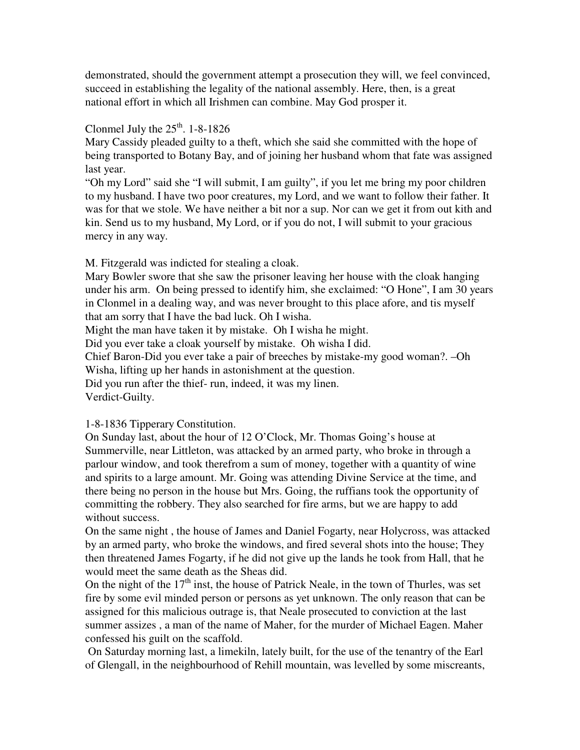demonstrated, should the government attempt a prosecution they will, we feel convinced, succeed in establishing the legality of the national assembly. Here, then, is a great national effort in which all Irishmen can combine. May God prosper it.

Clonmel July the 25th. 1-8-1826

Mary Cassidy pleaded guilty to a theft, which she said she committed with the hope of being transported to Botany Bay, and of joining her husband whom that fate was assigned last year.

"Oh my Lord" said she "I will submit, I am guilty", if you let me bring my poor children to my husband. I have two poor creatures, my Lord, and we want to follow their father. It was for that we stole. We have neither a bit nor a sup. Nor can we get it from out kith and kin. Send us to my husband, My Lord, or if you do not, I will submit to your gracious mercy in any way.

M. Fitzgerald was indicted for stealing a cloak.

Mary Bowler swore that she saw the prisoner leaving her house with the cloak hanging under his arm. On being pressed to identify him, she exclaimed: "O Hone", I am 30 years in Clonmel in a dealing way, and was never brought to this place afore, and tis myself that am sorry that I have the bad luck. Oh I wisha.

Might the man have taken it by mistake. Oh I wisha he might.

Did you ever take a cloak yourself by mistake. Oh wisha I did.

Chief Baron-Did you ever take a pair of breeches by mistake-my good woman?. –Oh Wisha, lifting up her hands in astonishment at the question.

Did you run after the thief- run, indeed, it was my linen.

Verdict-Guilty.

1-8-1836 Tipperary Constitution.

On Sunday last, about the hour of 12 O'Clock, Mr. Thomas Going's house at Summerville, near Littleton, was attacked by an armed party, who broke in through a parlour window, and took therefrom a sum of money, together with a quantity of wine and spirits to a large amount. Mr. Going was attending Divine Service at the time, and there being no person in the house but Mrs. Going, the ruffians took the opportunity of committing the robbery. They also searched for fire arms, but we are happy to add without success.

On the same night , the house of James and Daniel Fogarty, near Holycross, was attacked by an armed party, who broke the windows, and fired several shots into the house; They then threatened James Fogarty, if he did not give up the lands he took from Hall, that he would meet the same death as the Sheas did.

On the night of the 17th inst, the house of Patrick Neale, in the town of Thurles, was set fire by some evil minded person or persons as yet unknown. The only reason that can be assigned for this malicious outrage is, that Neale prosecuted to conviction at the last summer assizes , a man of the name of Maher, for the murder of Michael Eagen. Maher confessed his guilt on the scaffold.

On Saturday morning last, a limekiln, lately built, for the use of the tenantry of the Earl of Glengall, in the neighbourhood of Rehill mountain, was levelled by some miscreants,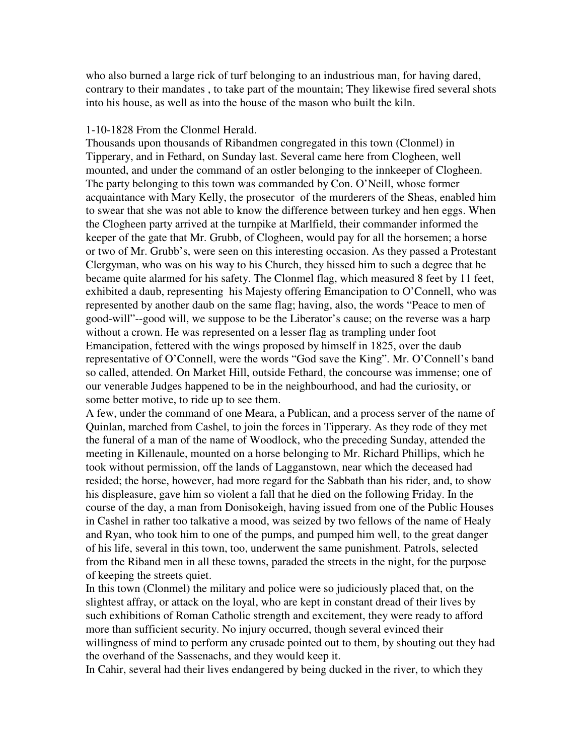who also burned a large rick of turf belonging to an industrious man, for having dared, contrary to their mandates , to take part of the mountain; They likewise fired several shots into his house, as well as into the house of the mason who built the kiln.

1-10-1828 From the Clonmel Herald.

Thousands upon thousands of Ribandmen congregated in this town (Clonmel) in Tipperary, and in Fethard, on Sunday last. Several came here from Clogheen, well mounted, and under the command of an ostler belonging to the innkeeper of Clogheen. The party belonging to this town was commanded by Con. O'Neill, whose former acquaintance with Mary Kelly, the prosecutor of the murderers of the Sheas, enabled him to swear that she was not able to know the difference between turkey and hen eggs. When the Clogheen party arrived at the turnpike at Marlfield, their commander informed the keeper of the gate that Mr. Grubb, of Clogheen, would pay for all the horsemen; a horse or two of Mr. Grubb's, were seen on this interesting occasion. As they passed a Protestant Clergyman, who was on his way to his Church, they hissed him to such a degree that he became quite alarmed for his safety. The Clonmel flag, which measured 8 feet by 11 feet, exhibited a daub, representing his Majesty offering Emancipation to O'Connell, who was represented by another daub on the same flag; having, also, the words "Peace to men of good-will"--good will, we suppose to be the Liberator's cause; on the reverse was a harp without a crown. He was represented on a lesser flag as trampling under foot Emancipation, fettered with the wings proposed by himself in 1825, over the daub representative of O'Connell, were the words "God save the King". Mr. O'Connell's band so called, attended. On Market Hill, outside Fethard, the concourse was immense; one of our venerable Judges happened to be in the neighbourhood, and had the curiosity, or some better motive, to ride up to see them.

A few, under the command of one Meara, a Publican, and a process server of the name of Quinlan, marched from Cashel, to join the forces in Tipperary. As they rode of they met the funeral of a man of the name of Woodlock, who the preceding Sunday, attended the meeting in Killenaule, mounted on a horse belonging to Mr. Richard Phillips, which he took without permission, off the lands of Lagganstown, near which the deceased had resided; the horse, however, had more regard for the Sabbath than his rider, and, to show his displeasure, gave him so violent a fall that he died on the following Friday. In the course of the day, a man from Donisokeigh, having issued from one of the Public Houses in Cashel in rather too talkative a mood, was seized by two fellows of the name of Healy and Ryan, who took him to one of the pumps, and pumped him well, to the great danger of his life, several in this town, too, underwent the same punishment. Patrols, selected from the Riband men in all these towns, paraded the streets in the night, for the purpose of keeping the streets quiet.

In this town (Clonmel) the military and police were so judiciously placed that, on the slightest affray, or attack on the loyal, who are kept in constant dread of their lives by such exhibitions of Roman Catholic strength and excitement, they were ready to afford more than sufficient security. No injury occurred, though several evinced their willingness of mind to perform any crusade pointed out to them, by shouting out they had the overhand of the Sassenachs, and they would keep it.

In Cahir, several had their lives endangered by being ducked in the river, to which they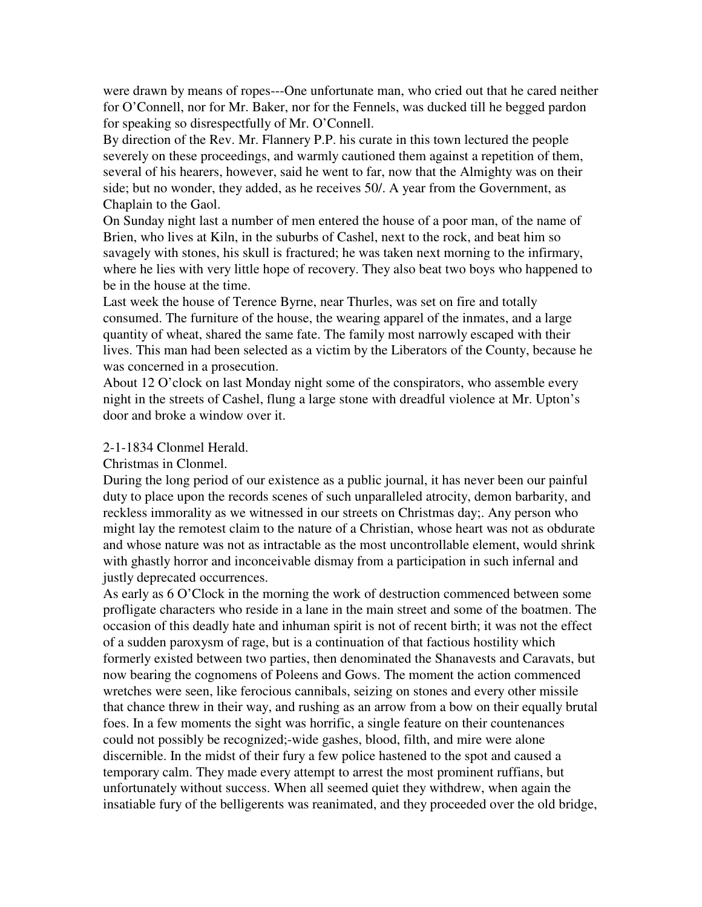were drawn by means of ropes---One unfortunate man, who cried out that he cared neither for O'Connell, nor for Mr. Baker, nor for the Fennels, was ducked till he begged pardon for speaking so disrespectfully of Mr. O'Connell.

By direction of the Rev. Mr. Flannery P.P. his curate in this town lectured the people severely on these proceedings, and warmly cautioned them against a repetition of them, several of his hearers, however, said he went to far, now that the Almighty was on their side; but no wonder, they added, as he receives 50/. A year from the Government, as Chaplain to the Gaol.

On Sunday night last a number of men entered the house of a poor man, of the name of Brien, who lives at Kiln, in the suburbs of Cashel, next to the rock, and beat him so savagely with stones, his skull is fractured; he was taken next morning to the infirmary, where he lies with very little hope of recovery. They also beat two boys who happened to be in the house at the time.

Last week the house of Terence Byrne, near Thurles, was set on fire and totally consumed. The furniture of the house, the wearing apparel of the inmates, and a large quantity of wheat, shared the same fate. The family most narrowly escaped with their lives. This man had been selected as a victim by the Liberators of the County, because he was concerned in a prosecution.

About 12 O'clock on last Monday night some of the conspirators, who assemble every night in the streets of Cashel, flung a large stone with dreadful violence at Mr. Upton's door and broke a window over it.

2-1-1834 Clonmel Herald.

Christmas in Clonmel.

During the long period of our existence as a public journal, it has never been our painful duty to place upon the records scenes of such unparalleled atrocity, demon barbarity, and reckless immorality as we witnessed in our streets on Christmas day;. Any person who might lay the remotest claim to the nature of a Christian, whose heart was not as obdurate and whose nature was not as intractable as the most uncontrollable element, would shrink with ghastly horror and inconceivable dismay from a participation in such infernal and justly deprecated occurrences.

As early as 6 O'Clock in the morning the work of destruction commenced between some profligate characters who reside in a lane in the main street and some of the boatmen. The occasion of this deadly hate and inhuman spirit is not of recent birth; it was not the effect of a sudden paroxysm of rage, but is a continuation of that factious hostility which formerly existed between two parties, then denominated the Shanavests and Caravats, but now bearing the cognomens of Poleens and Gows. The moment the action commenced wretches were seen, like ferocious cannibals, seizing on stones and every other missile that chance threw in their way, and rushing as an arrow from a bow on their equally brutal foes. In a few moments the sight was horrific, a single feature on their countenances could not possibly be recognized;-wide gashes, blood, filth, and mire were alone discernible. In the midst of their fury a few police hastened to the spot and caused a temporary calm. They made every attempt to arrest the most prominent ruffians, but unfortunately without success. When all seemed quiet they withdrew, when again the insatiable fury of the belligerents was reanimated, and they proceeded over the old bridge,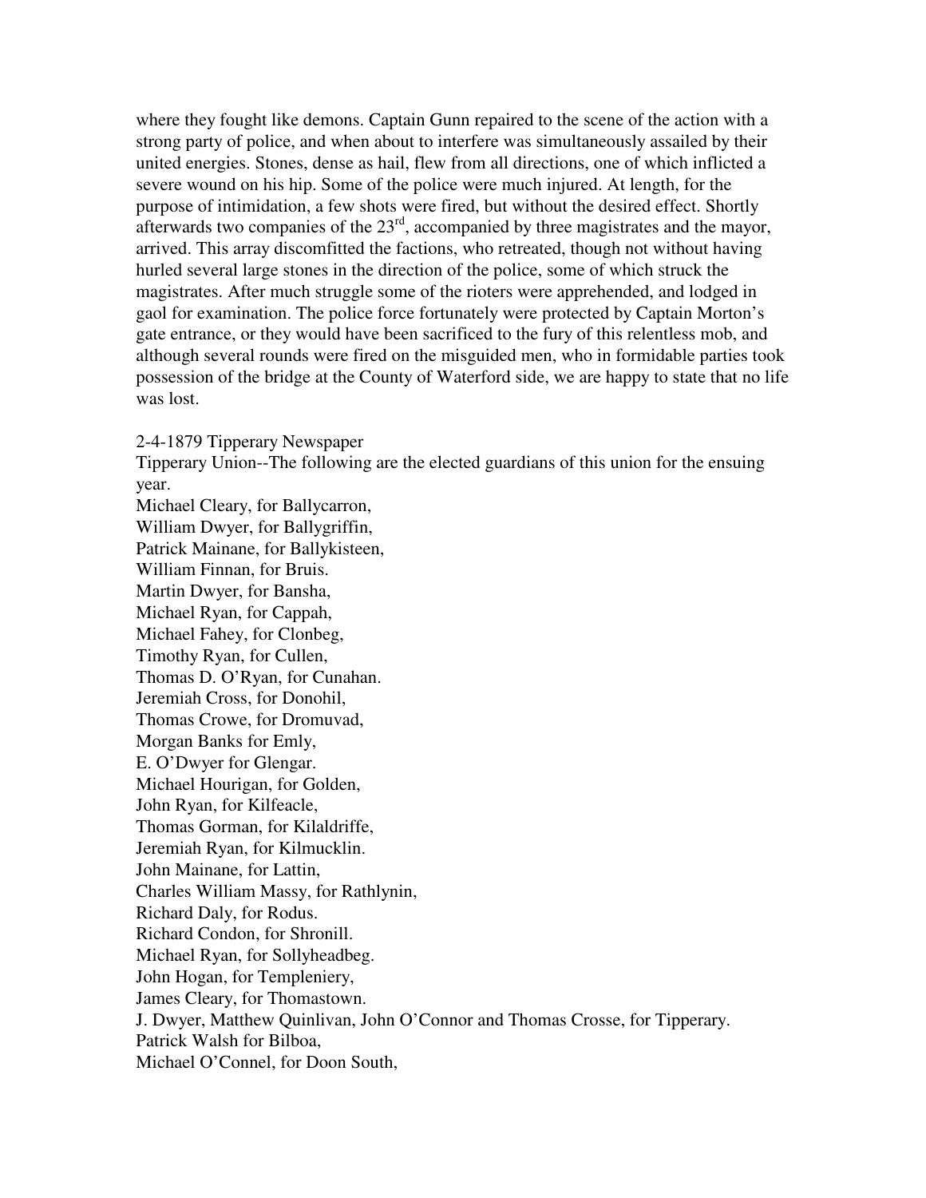where they fought like demons. Captain Gunn repaired to the scene of the action with a strong party of police, and when about to interfere was simultaneously assailed by their united energies. Stones, dense as hail, flew from all directions, one of which inflicted a severe wound on his hip. Some of the police were much injured. At length, for the purpose of intimidation, a few shots were fired, but without the desired effect. Shortly afterwards two companies of the 23rd, accompanied by three magistrates and the mayor, arrived. This array discomfitted the factions, who retreated, though not without having hurled several large stones in the direction of the police, some of which struck the magistrates. After much struggle some of the rioters were apprehended, and lodged in gaol for examination. The police force fortunately were protected by Captain Morton's gate entrance, or they would have been sacrificed to the fury of this relentless mob, and although several rounds were fired on the misguided men, who in formidable parties took possession of the bridge at the County of Waterford side, we are happy to state that no life was lost.

2-4-1879 Tipperary Newspaper
Tipperary Union--The following are the elected guardians of this union for the ensuing year.
Michael Cleary, for Ballycarron,
William Dwyer, for Ballygriffin,
Patrick Mainane, for Ballykisteen,
William Finnan, for Bruis.
Martin Dwyer, for Bansha,
Michael Ryan, for Cappah,
Michael Fahey, for Clonbeg,
Timothy Ryan, for Cullen,
Thomas D. O'Ryan, for Cunahan.
Jeremiah Cross, for Donohil,
Thomas Crowe, for Dromuvad,
Morgan Banks for Emly,
E. O'Dwyer for Glengar.
Michael Hourigan, for Golden,
John Ryan, for Kilfeacle,
Thomas Gorman, for Kilaldriffe,
Jeremiah Ryan, for Kilmucklin.
John Mainane, for Lattin,
Charles William Massy, for Rathlynin,
Richard Daly, for Rodus.
Richard Condon, for Shronill.
Michael Ryan, for Sollyheadbeg.
John Hogan, for Templeniery,
James Cleary, for Thomastown.
J. Dwyer, Matthew Quinlivan, John O'Connor and Thomas Crosse, for Tipperary.
Patrick Walsh for Bilboa,
Michael O'Connel, for Doon South,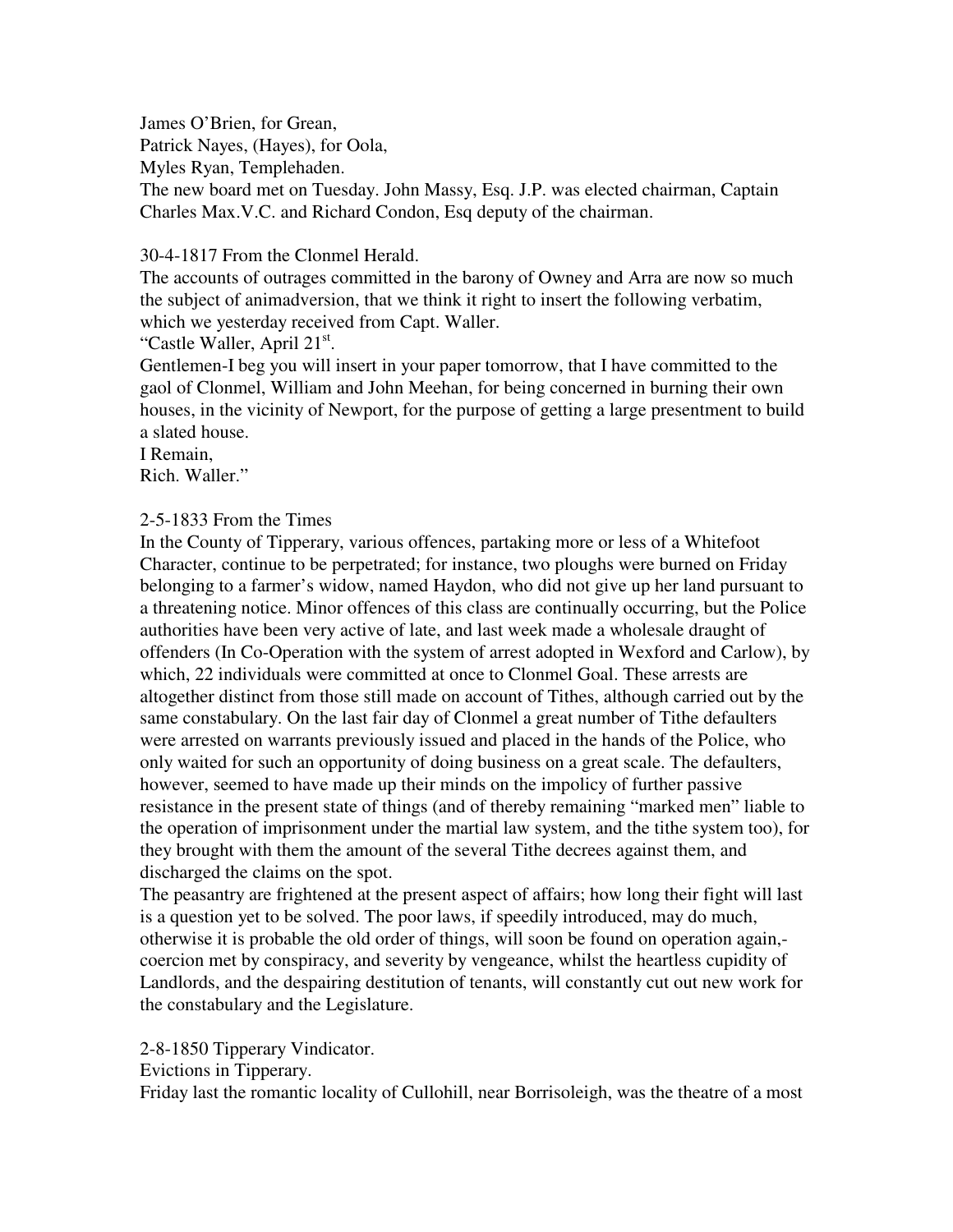James O'Brien, for Grean,
Patrick Nayes, (Hayes), for Oola,
Myles Ryan, Templehaden.
The new board met on Tuesday. John Massy, Esq. J.P. was elected chairman, Captain Charles Max.V.C. and Richard Condon, Esq deputy of the chairman.

30-4-1817 From the Clonmel Herald.
The accounts of outrages committed in the barony of Owney and Arra are now so much the subject of animadversion, that we think it right to insert the following verbatim, which we yesterday received from Capt. Waller.
"Castle Waller, April 21st.
Gentlemen-I beg you will insert in your paper tomorrow, that I have committed to the gaol of Clonmel, William and John Meehan, for being concerned in burning their own houses, in the vicinity of Newport, for the purpose of getting a large presentment to build a slated house.
I Remain,
Rich. Waller."

2-5-1833 From the Times
In the County of Tipperary, various offences, partaking more or less of a Whitefoot Character, continue to be perpetrated; for instance, two ploughs were burned on Friday belonging to a farmer's widow, named Haydon, who did not give up her land pursuant to a threatening notice. Minor offences of this class are continually occurring, but the Police authorities have been very active of late, and last week made a wholesale draught of offenders (In Co-Operation with the system of arrest adopted in Wexford and Carlow), by which, 22 individuals were committed at once to Clonmel Goal. These arrests are altogether distinct from those still made on account of Tithes, although carried out by the same constabulary. On the last fair day of Clonmel a great number of Tithe defaulters were arrested on warrants previously issued and placed in the hands of the Police, who only waited for such an opportunity of doing business on a great scale. The defaulters, however, seemed to have made up their minds on the impolicy of further passive resistance in the present state of things (and of thereby remaining "marked men" liable to the operation of imprisonment under the martial law system, and the tithe system too), for they brought with them the amount of the several Tithe decrees against them, and discharged the claims on the spot.
The peasantry are frightened at the present aspect of affairs; how long their fight will last is a question yet to be solved. The poor laws, if speedily introduced, may do much, otherwise it is probable the old order of things, will soon be found on operation again,-coercion met by conspiracy, and severity by vengeance, whilst the heartless cupidity of Landlords, and the despairing destitution of tenants, will constantly cut out new work for the constabulary and the Legislature.

2-8-1850 Tipperary Vindicator.
Evictions in Tipperary.
Friday last the romantic locality of Cullohill, near Borrisoleigh, was the theatre of a most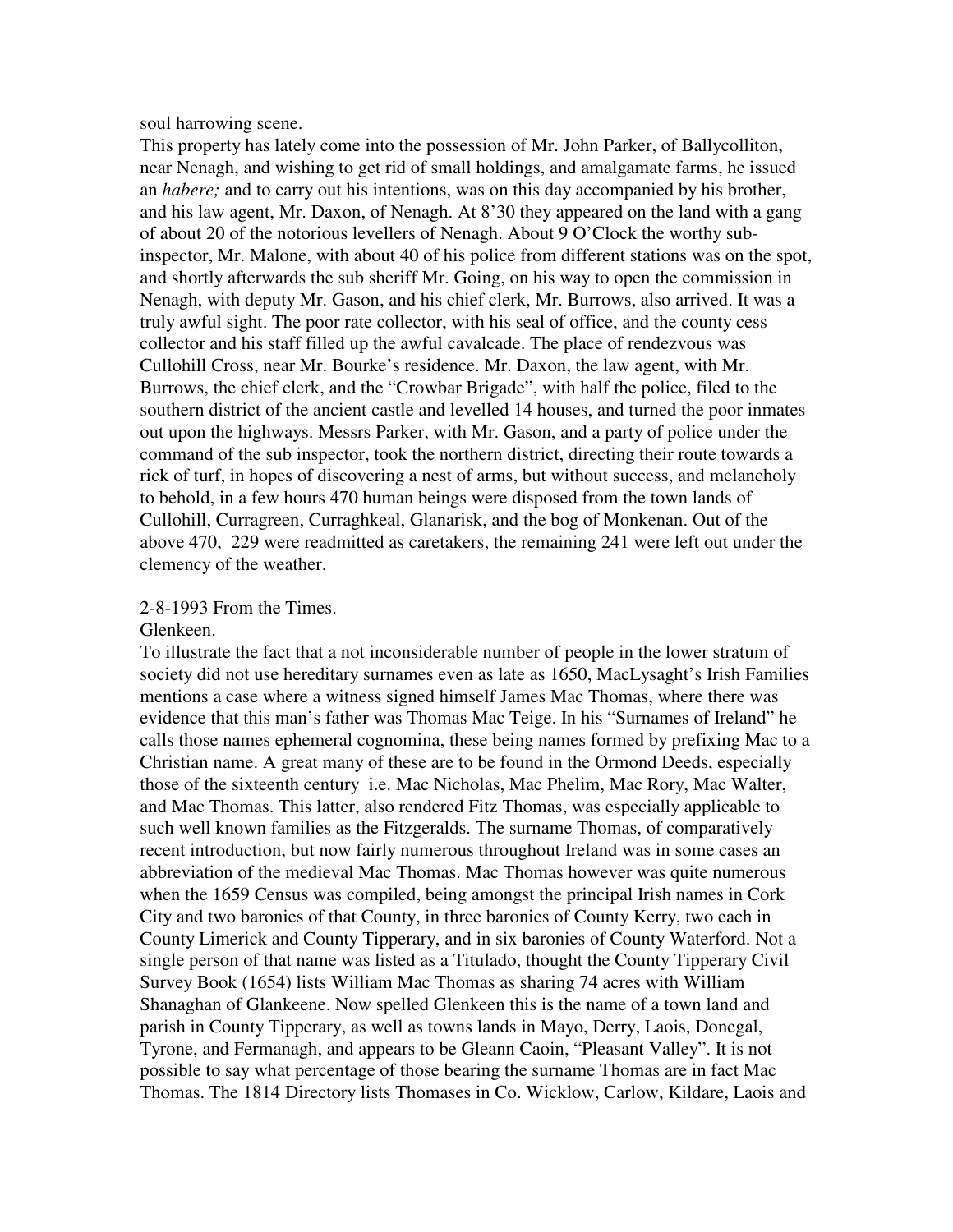soul harrowing scene.

This property has lately come into the possession of Mr. John Parker, of Ballycolliton, near Nenagh, and wishing to get rid of small holdings, and amalgamate farms, he issued an *habere;* and to carry out his intentions, was on this day accompanied by his brother, and his law agent, Mr. Daxon, of Nenagh. At 8'30 they appeared on the land with a gang of about 20 of the notorious levellers of Nenagh. About 9 O'Clock the worthy sub-inspector, Mr. Malone, with about 40 of his police from different stations was on the spot, and shortly afterwards the sub sheriff Mr. Going, on his way to open the commission in Nenagh, with deputy Mr. Gason, and his chief clerk, Mr. Burrows, also arrived. It was a truly awful sight. The poor rate collector, with his seal of office, and the county cess collector and his staff filled up the awful cavalcade. The place of rendezvous was Cullohill Cross, near Mr. Bourke's residence. Mr. Daxon, the law agent, with Mr. Burrows, the chief clerk, and the "Crowbar Brigade", with half the police, filed to the southern district of the ancient castle and levelled 14 houses, and turned the poor inmates out upon the highways. Messrs Parker, with Mr. Gason, and a party of police under the command of the sub inspector, took the northern district, directing their route towards a rick of turf, in hopes of discovering a nest of arms, but without success, and melancholy to behold, in a few hours 470 human beings were disposed from the town lands of Cullohill, Curragreen, Curraghkeal, Glanarisk, and the bog of Monkenan. Out of the above 470, 229 were readmitted as caretakers, the remaining 241 were left out under the clemency of the weather.

2-8-1993 From the Times.

Glenkeen.

To illustrate the fact that a not inconsiderable number of people in the lower stratum of society did not use hereditary surnames even as late as 1650, MacLysaght's Irish Families mentions a case where a witness signed himself James Mac Thomas, where there was evidence that this man's father was Thomas Mac Teige. In his "Surnames of Ireland" he calls those names ephemeral cognomina, these being names formed by prefixing Mac to a Christian name. A great many of these are to be found in the Ormond Deeds, especially those of the sixteenth century i.e. Mac Nicholas, Mac Phelim, Mac Rory, Mac Walter, and Mac Thomas. This latter, also rendered Fitz Thomas, was especially applicable to such well known families as the Fitzgeralds. The surname Thomas, of comparatively recent introduction, but now fairly numerous throughout Ireland was in some cases an abbreviation of the medieval Mac Thomas. Mac Thomas however was quite numerous when the 1659 Census was compiled, being amongst the principal Irish names in Cork City and two baronies of that County, in three baronies of County Kerry, two each in County Limerick and County Tipperary, and in six baronies of County Waterford. Not a single person of that name was listed as a Titulado, thought the County Tipperary Civil Survey Book (1654) lists William Mac Thomas as sharing 74 acres with William Shanaghan of Glankeene. Now spelled Glenkeen this is the name of a town land and parish in County Tipperary, as well as towns lands in Mayo, Derry, Laois, Donegal, Tyrone, and Fermanagh, and appears to be Gleann Caoin, "Pleasant Valley". It is not possible to say what percentage of those bearing the surname Thomas are in fact Mac Thomas. The 1814 Directory lists Thomases in Co. Wicklow, Carlow, Kildare, Laois and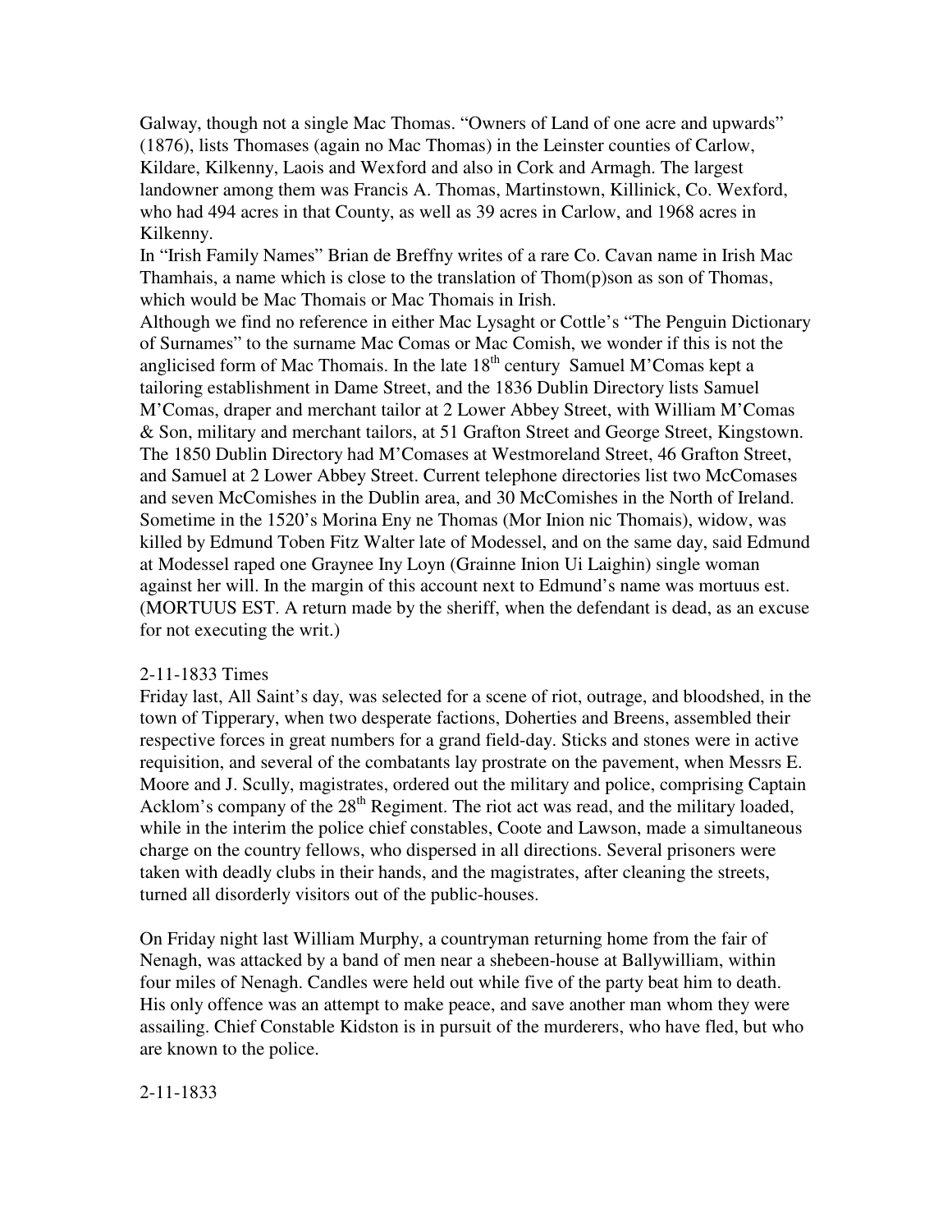Galway, though not a single Mac Thomas. "Owners of Land of one acre and upwards" (1876), lists Thomases (again no Mac Thomas) in the Leinster counties of Carlow, Kildare, Kilkenny, Laois and Wexford and also in Cork and Armagh. The largest landowner among them was Francis A. Thomas, Martinstown, Killinick, Co. Wexford, who had 494 acres in that County, as well as 39 acres in Carlow, and 1968 acres in Kilkenny.

In "Irish Family Names" Brian de Breffny writes of a rare Co. Cavan name in Irish Mac Thamhais, a name which is close to the translation of Thom(p)son as son of Thomas, which would be Mac Thomais or Mac Thomais in Irish.

Although we find no reference in either Mac Lysaght or Cottle's "The Penguin Dictionary of Surnames" to the surname Mac Comas or Mac Comish, we wonder if this is not the anglicised form of Mac Thomais. In the late 18th century Samuel M'Comas kept a tailoring establishment in Dame Street, and the 1836 Dublin Directory lists Samuel M'Comas, draper and merchant tailor at 2 Lower Abbey Street, with William M'Comas & Son, military and merchant tailors, at 51 Grafton Street and George Street, Kingstown. The 1850 Dublin Directory had M'Comases at Westmoreland Street, 46 Grafton Street, and Samuel at 2 Lower Abbey Street. Current telephone directories list two McComases and seven McComishes in the Dublin area, and 30 McComishes in the North of Ireland.

Sometime in the 1520's Morina Eny ne Thomas (Mor Inion nic Thomais), widow, was killed by Edmund Toben Fitz Walter late of Modessel, and on the same day, said Edmund at Modessel raped one Graynee Iny Loyn (Grainne Inion Ui Laighin) single woman against her will. In the margin of this account next to Edmund's name was mortuus est. (MORTUUS EST. A return made by the sheriff, when the defendant is dead, as an excuse for not executing the writ.)

2-11-1833 Times

Friday last, All Saint's day, was selected for a scene of riot, outrage, and bloodshed, in the town of Tipperary, when two desperate factions, Doherties and Breens, assembled their respective forces in great numbers for a grand field-day. Sticks and stones were in active requisition, and several of the combatants lay prostrate on the pavement, when Messrs E. Moore and J. Scully, magistrates, ordered out the military and police, comprising Captain Acklom's company of the 28th Regiment. The riot act was read, and the military loaded, while in the interim the police chief constables, Coote and Lawson, made a simultaneous charge on the country fellows, who dispersed in all directions. Several prisoners were taken with deadly clubs in their hands, and the magistrates, after cleaning the streets, turned all disorderly visitors out of the public-houses.

On Friday night last William Murphy, a countryman returning home from the fair of Nenagh, was attacked by a band of men near a shebeen-house at Ballywilliam, within four miles of Nenagh. Candles were held out while five of the party beat him to death. His only offence was an attempt to make peace, and save another man whom they were assailing. Chief Constable Kidston is in pursuit of the murderers, who have fled, but who are known to the police.

2-11-1833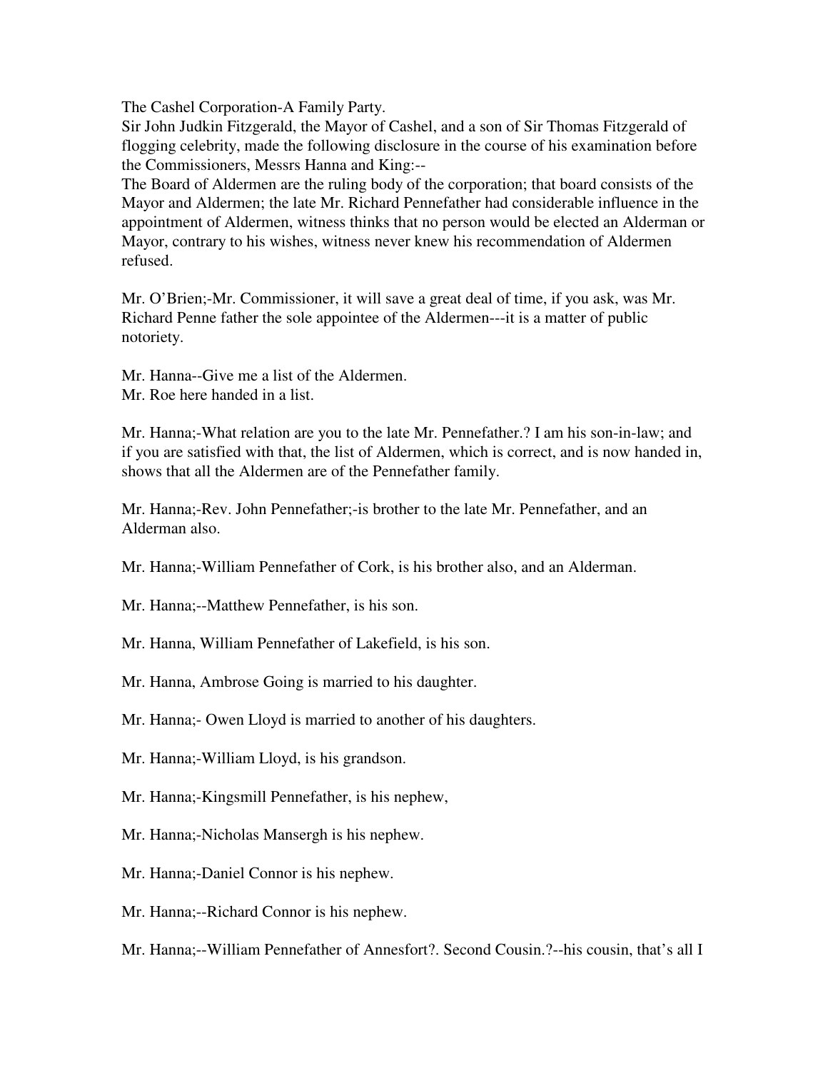The Cashel Corporation-A Family Party.
Sir John Judkin Fitzgerald, the Mayor of Cashel, and a son of Sir Thomas Fitzgerald of flogging celebrity, made the following disclosure in the course of his examination before the Commissioners, Messrs Hanna and King:--
The Board of Aldermen are the ruling body of the corporation; that board consists of the Mayor and Aldermen; the late Mr. Richard Pennefather had considerable influence in the appointment of Aldermen, witness thinks that no person would be elected an Alderman or Mayor, contrary to his wishes, witness never knew his recommendation of Aldermen refused.

Mr. O'Brien;-Mr. Commissioner, it will save a great deal of time, if you ask, was Mr. Richard Penne father the sole appointee of the Aldermen---it is a matter of public notoriety.

Mr. Hanna--Give me a list of the Aldermen.
Mr. Roe here handed in a list.

Mr. Hanna;-What relation are you to the late Mr. Pennefather.? I am his son-in-law; and if you are satisfied with that, the list of Aldermen, which is correct, and is now handed in, shows that all the Aldermen are of the Pennefather family.

Mr. Hanna;-Rev. John Pennefather;-is brother to the late Mr. Pennefather, and an Alderman also.

Mr. Hanna;-William Pennefather of Cork, is his brother also, and an Alderman.

Mr. Hanna;--Matthew Pennefather, is his son.

Mr. Hanna, William Pennefather of Lakefield, is his son.

Mr. Hanna, Ambrose Going is married to his daughter.

Mr. Hanna;- Owen Lloyd is married to another of his daughters.

Mr. Hanna;-William Lloyd, is his grandson.

Mr. Hanna;-Kingsmill Pennefather, is his nephew,

Mr. Hanna;-Nicholas Mansergh is his nephew.

Mr. Hanna;-Daniel Connor is his nephew.

Mr. Hanna;--Richard Connor is his nephew.

Mr. Hanna;--William Pennefather of Annesfort?. Second Cousin.?--his cousin, that's all I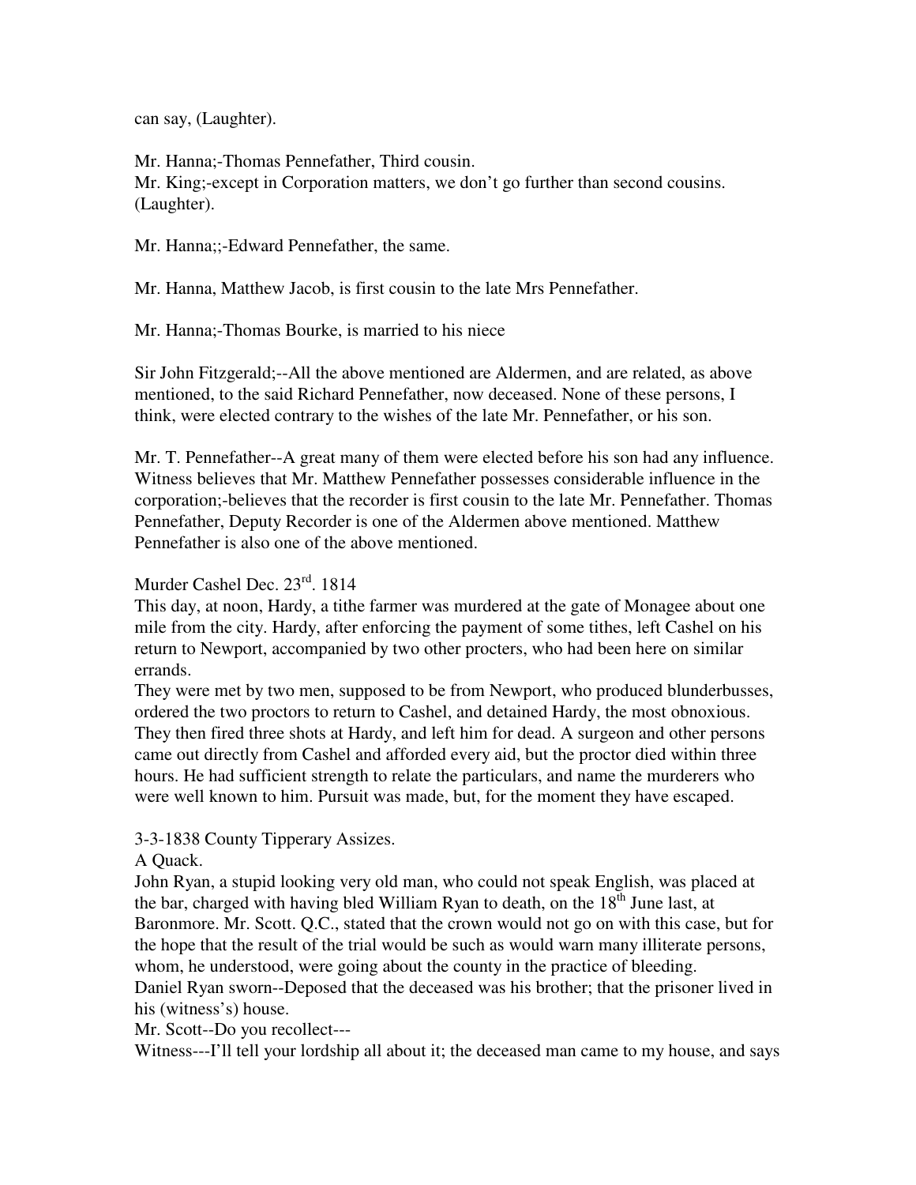can say, (Laughter).

Mr. Hanna;-Thomas Pennefather, Third cousin.
Mr. King;-except in Corporation matters, we don't go further than second cousins. (Laughter).

Mr. Hanna;;-Edward Pennefather, the same.

Mr. Hanna, Matthew Jacob, is first cousin to the late Mrs Pennefather.

Mr. Hanna;-Thomas Bourke, is married to his niece

Sir John Fitzgerald;--All the above mentioned are Aldermen, and are related, as above mentioned, to the said Richard Pennefather, now deceased. None of these persons, I think, were elected contrary to the wishes of the late Mr. Pennefather, or his son.

Mr. T. Pennefather--A great many of them were elected before his son had any influence. Witness believes that Mr. Matthew Pennefather possesses considerable influence in the corporation;-believes that the recorder is first cousin to the late Mr. Pennefather. Thomas Pennefather, Deputy Recorder is one of the Aldermen above mentioned. Matthew Pennefather is also one of the above mentioned.

Murder Cashel Dec. 23rd. 1814

This day, at noon, Hardy, a tithe farmer was murdered at the gate of Monagee about one mile from the city. Hardy, after enforcing the payment of some tithes, left Cashel on his return to Newport, accompanied by two other procters, who had been here on similar errands.

They were met by two men, supposed to be from Newport, who produced blunderbusses, ordered the two proctors to return to Cashel, and detained Hardy, the most obnoxious. They then fired three shots at Hardy, and left him for dead. A surgeon and other persons came out directly from Cashel and afforded every aid, but the proctor died within three hours. He had sufficient strength to relate the particulars, and name the murderers who were well known to him. Pursuit was made, but, for the moment they have escaped.

3-3-1838 County Tipperary Assizes.

A Quack.

John Ryan, a stupid looking very old man, who could not speak English, was placed at the bar, charged with having bled William Ryan to death, on the 18th June last, at Baronmore. Mr. Scott. Q.C., stated that the crown would not go on with this case, but for the hope that the result of the trial would be such as would warn many illiterate persons, whom, he understood, were going about the county in the practice of bleeding.

Daniel Ryan sworn--Deposed that the deceased was his brother; that the prisoner lived in his (witness's) house.

Mr. Scott--Do you recollect---

Witness---I'll tell your lordship all about it; the deceased man came to my house, and says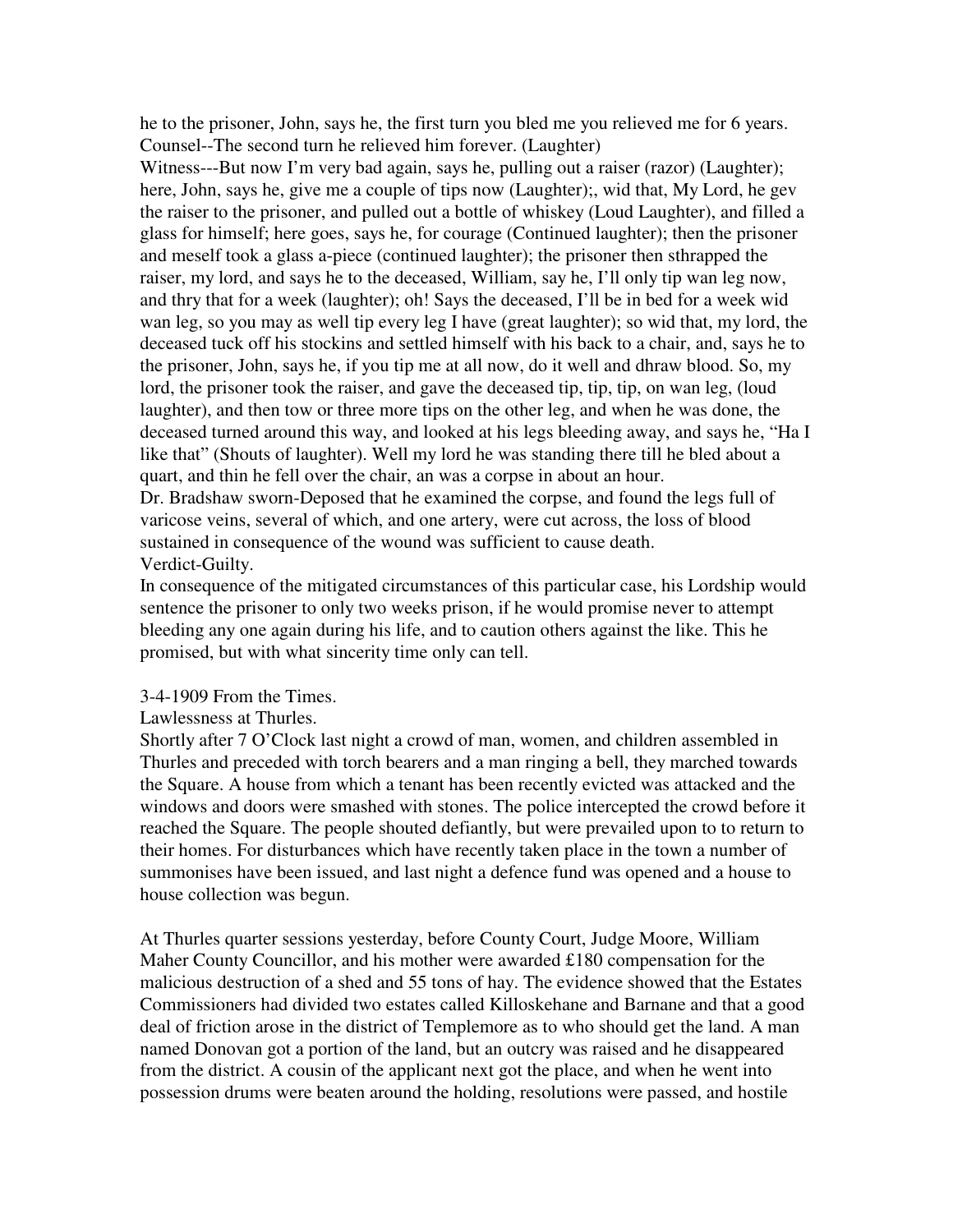he to the prisoner, John, says he, the first turn you bled me you relieved me for 6 years.
Counsel--The second turn he relieved him forever. (Laughter)
Witness---But now I'm very bad again, says he, pulling out a raiser (razor) (Laughter); here, John, says he, give me a couple of tips now (Laughter);, wid that, My Lord, he gev the raiser to the prisoner, and pulled out a bottle of whiskey (Loud Laughter), and filled a glass for himself; here goes, says he, for courage (Continued laughter); then the prisoner and meself took a glass a-piece (continued laughter); the prisoner then sthrapped the raiser, my lord, and says he to the deceased, William, say he, I'll only tip wan leg now, and thry that for a week (laughter); oh! Says the deceased, I'll be in bed for a week wid wan leg, so you may as well tip every leg I have (great laughter); so wid that, my lord, the deceased tuck off his stockins and settled himself with his back to a chair, and, says he to the prisoner, John, says he, if you tip me at all now, do it well and dhraw blood. So, my lord, the prisoner took the raiser, and gave the deceased tip, tip, tip, on wan leg, (loud laughter), and then tow or three more tips on the other leg, and when he was done, the deceased turned around this way, and looked at his legs bleeding away, and says he, "Ha I like that" (Shouts of laughter). Well my lord he was standing there till he bled about a quart, and thin he fell over the chair, an was a corpse in about an hour.
Dr. Bradshaw sworn-Deposed that he examined the corpse, and found the legs full of varicose veins, several of which, and one artery, were cut across, the loss of blood sustained in consequence of the wound was sufficient to cause death.
Verdict-Guilty.
In consequence of the mitigated circumstances of this particular case, his Lordship would sentence the prisoner to only two weeks prison, if he would promise never to attempt bleeding any one again during his life, and to caution others against the like. This he promised, but with what sincerity time only can tell.

3-4-1909 From the Times.
Lawlessness at Thurles.
Shortly after 7 O'Clock last night a crowd of man, women, and children assembled in Thurles and preceded with torch bearers and a man ringing a bell, they marched towards the Square. A house from which a tenant has been recently evicted was attacked and the windows and doors were smashed with stones. The police intercepted the crowd before it reached the Square. The people shouted defiantly, but were prevailed upon to to return to their homes. For disturbances which have recently taken place in the town a number of summonises have been issued, and last night a defence fund was opened and a house to house collection was begun.

At Thurles quarter sessions yesterday, before County Court, Judge Moore, William Maher County Councillor, and his mother were awarded £180 compensation for the malicious destruction of a shed and 55 tons of hay. The evidence showed that the Estates Commissioners had divided two estates called Killoskehane and Barnane and that a good deal of friction arose in the district of Templemore as to who should get the land. A man named Donovan got a portion of the land, but an outcry was raised and he disappeared from the district. A cousin of the applicant next got the place, and when he went into possession drums were beaten around the holding, resolutions were passed, and hostile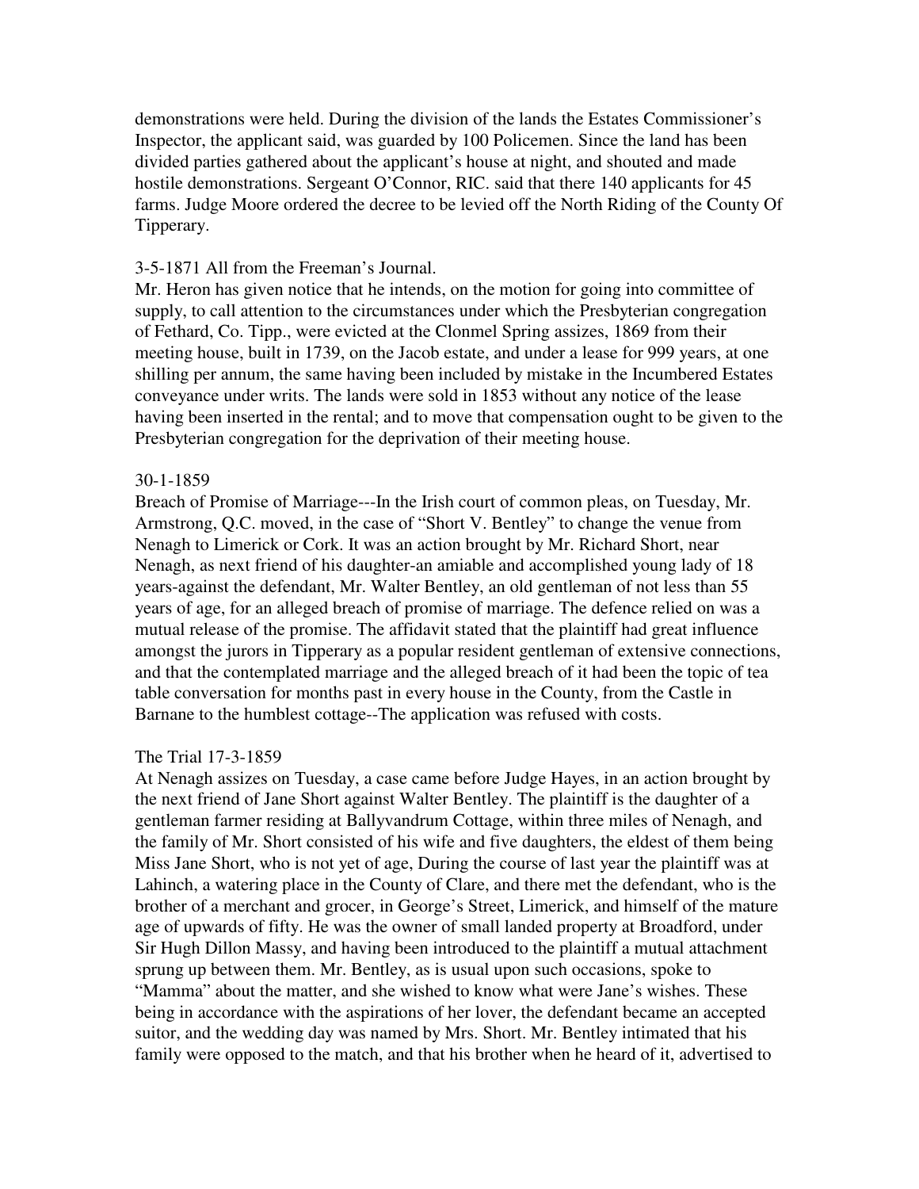demonstrations were held. During the division of the lands the Estates Commissioner's Inspector, the applicant said, was guarded by 100 Policemen. Since the land has been divided parties gathered about the applicant's house at night, and shouted and made hostile demonstrations. Sergeant O'Connor, RIC. said that there 140 applicants for 45 farms. Judge Moore ordered the decree to be levied off the North Riding of the County Of Tipperary.

3-5-1871 All from the Freeman's Journal.
Mr. Heron has given notice that he intends, on the motion for going into committee of supply, to call attention to the circumstances under which the Presbyterian congregation of Fethard, Co. Tipp., were evicted at the Clonmel Spring assizes, 1869 from their meeting house, built in 1739, on the Jacob estate, and under a lease for 999 years, at one shilling per annum, the same having been included by mistake in the Incumbered Estates conveyance under writs. The lands were sold in 1853 without any notice of the lease having been inserted in the rental; and to move that compensation ought to be given to the Presbyterian congregation for the deprivation of their meeting house.

30-1-1859
Breach of Promise of Marriage---In the Irish court of common pleas, on Tuesday, Mr. Armstrong, Q.C. moved, in the case of "Short V. Bentley" to change the venue from Nenagh to Limerick or Cork. It was an action brought by Mr. Richard Short, near Nenagh, as next friend of his daughter-an amiable and accomplished young lady of 18 years-against the defendant, Mr. Walter Bentley, an old gentleman of not less than 55 years of age, for an alleged breach of promise of marriage. The defence relied on was a mutual release of the promise. The affidavit stated that the plaintiff had great influence amongst the jurors in Tipperary as a popular resident gentleman of extensive connections, and that the contemplated marriage and the alleged breach of it had been the topic of tea table conversation for months past in every house in the County, from the Castle in Barnane to the humblest cottage--The application was refused with costs.

The Trial 17-3-1859
At Nenagh assizes on Tuesday, a case came before Judge Hayes, in an action brought by the next friend of Jane Short against Walter Bentley. The plaintiff is the daughter of a gentleman farmer residing at Ballyvandrum Cottage, within three miles of Nenagh, and the family of Mr. Short consisted of his wife and five daughters, the eldest of them being Miss Jane Short, who is not yet of age, During the course of last year the plaintiff was at Lahinch, a watering place in the County of Clare, and there met the defendant, who is the brother of a merchant and grocer, in George's Street, Limerick, and himself of the mature age of upwards of fifty. He was the owner of small landed property at Broadford, under Sir Hugh Dillon Massy, and having been introduced to the plaintiff a mutual attachment sprung up between them. Mr. Bentley, as is usual upon such occasions, spoke to "Mamma" about the matter, and she wished to know what were Jane's wishes. These being in accordance with the aspirations of her lover, the defendant became an accepted suitor, and the wedding day was named by Mrs. Short. Mr. Bentley intimated that his family were opposed to the match, and that his brother when he heard of it, advertised to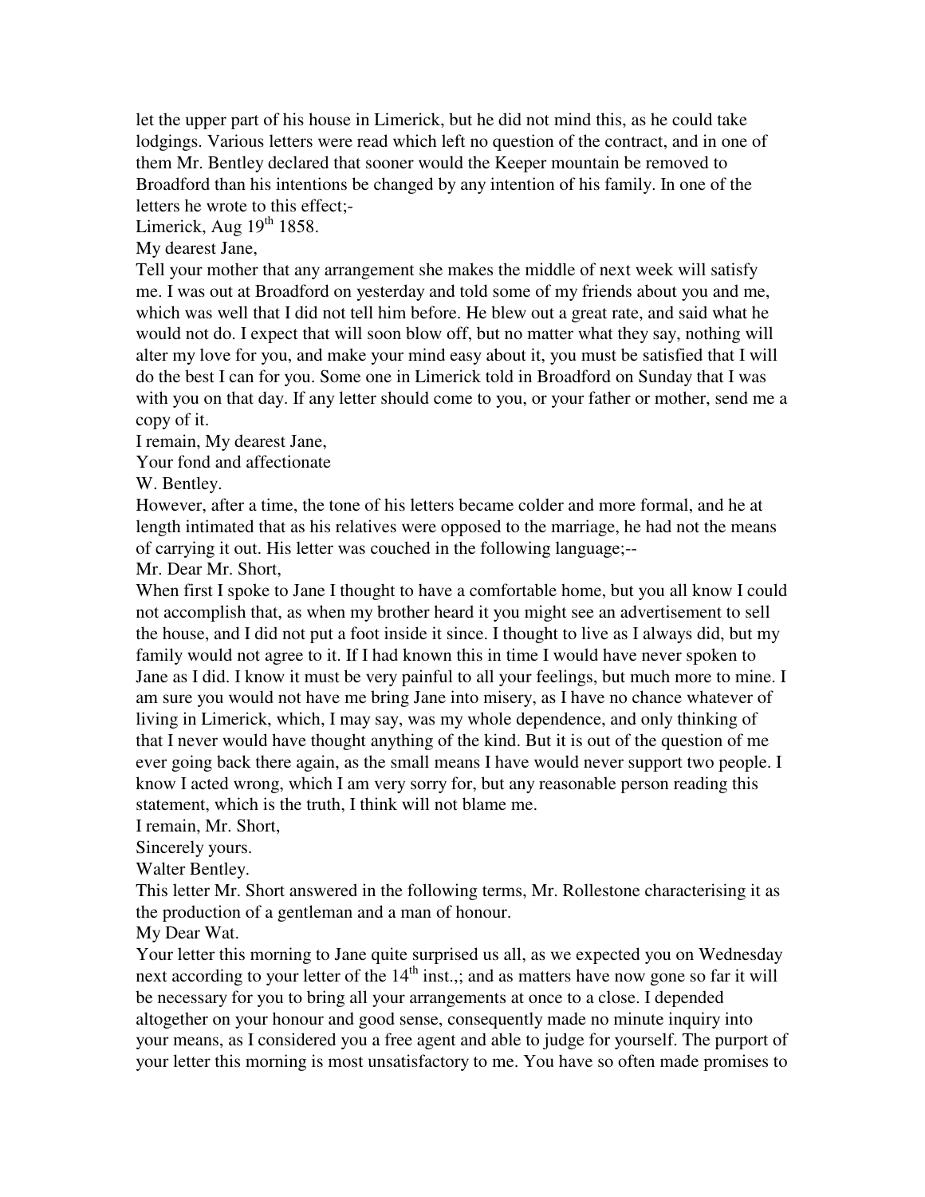let the upper part of his house in Limerick, but he did not mind this, as he could take lodgings. Various letters were read which left no question of the contract, and in one of them Mr. Bentley declared that sooner would the Keeper mountain be removed to Broadford than his intentions be changed by any intention of his family. In one of the letters he wrote to this effect;-

Limerick, Aug 19th 1858.

My dearest Jane,

Tell your mother that any arrangement she makes the middle of next week will satisfy me. I was out at Broadford on yesterday and told some of my friends about you and me, which was well that I did not tell him before. He blew out a great rate, and said what he would not do. I expect that will soon blow off, but no matter what they say, nothing will alter my love for you, and make your mind easy about it, you must be satisfied that I will do the best I can for you. Some one in Limerick told in Broadford on Sunday that I was with you on that day. If any letter should come to you, or your father or mother, send me a copy of it.

I remain, My dearest Jane,

Your fond and affectionate

W. Bentley.

However, after a time, the tone of his letters became colder and more formal, and he at length intimated that as his relatives were opposed to the marriage, he had not the means of carrying it out. His letter was couched in the following language;--

Mr. Dear Mr. Short,

When first I spoke to Jane I thought to have a comfortable home, but you all know I could not accomplish that, as when my brother heard it you might see an advertisement to sell the house, and I did not put a foot inside it since. I thought to live as I always did, but my family would not agree to it. If I had known this in time I would have never spoken to Jane as I did. I know it must be very painful to all your feelings, but much more to mine. I am sure you would not have me bring Jane into misery, as I have no chance whatever of living in Limerick, which, I may say, was my whole dependence, and only thinking of that I never would have thought anything of the kind. But it is out of the question of me ever going back there again, as the small means I have would never support two people. I know I acted wrong, which I am very sorry for, but any reasonable person reading this statement, which is the truth, I think will not blame me.

I remain, Mr. Short,

Sincerely yours.

Walter Bentley.

This letter Mr. Short answered in the following terms, Mr. Rollestone characterising it as the production of a gentleman and a man of honour.

My Dear Wat.

Your letter this morning to Jane quite surprised us all, as we expected you on Wednesday next according to your letter of the 14th inst.,; and as matters have now gone so far it will be necessary for you to bring all your arrangements at once to a close. I depended altogether on your honour and good sense, consequently made no minute inquiry into your means, as I considered you a free agent and able to judge for yourself. The purport of your letter this morning is most unsatisfactory to me. You have so often made promises to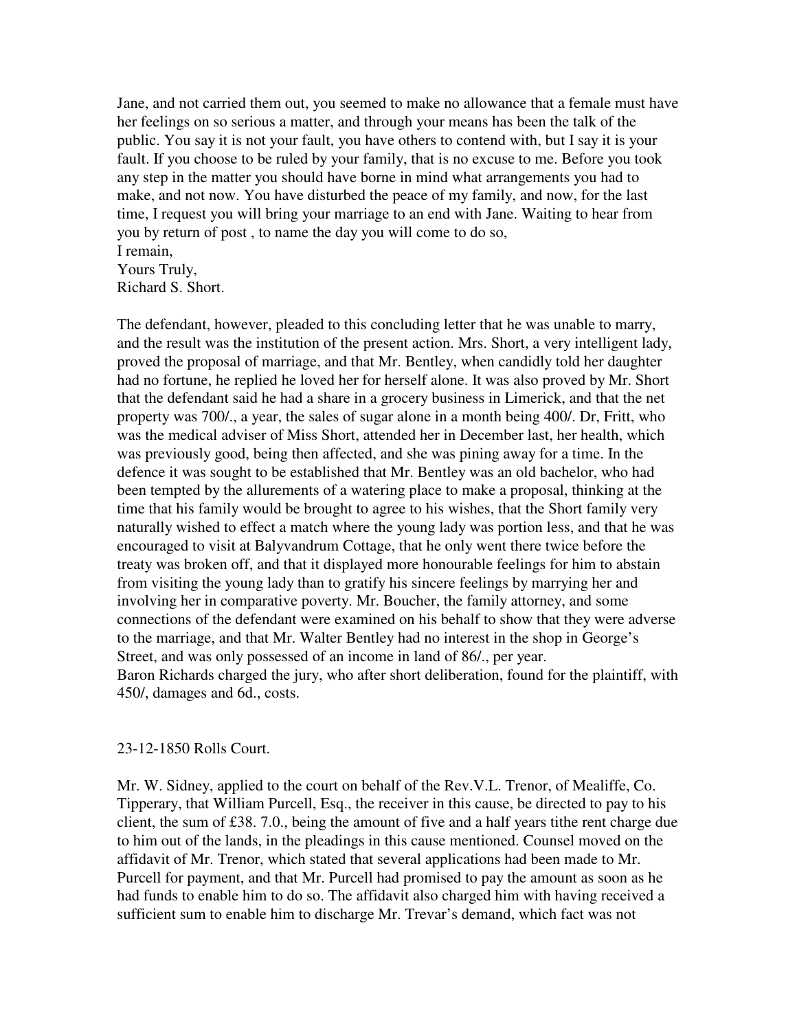Jane, and not carried them out, you seemed to make no allowance that a female must have her feelings on so serious a matter, and through your means has been the talk of the public. You say it is not your fault, you have others to contend with, but I say it is your fault. If you choose to be ruled by your family, that is no excuse to me. Before you took any step in the matter you should have borne in mind what arrangements you had to make, and not now. You have disturbed the peace of my family, and now, for the last time, I request you will bring your marriage to an end with Jane. Waiting to hear from you by return of post , to name the day you will come to do so,
I remain,
Yours Truly,
Richard S. Short.

The defendant, however, pleaded to this concluding letter that he was unable to marry, and the result was the institution of the present action. Mrs. Short, a very intelligent lady, proved the proposal of marriage, and that Mr. Bentley, when candidly told her daughter had no fortune, he replied he loved her for herself alone. It was also proved by Mr. Short that the defendant said he had a share in a grocery business in Limerick, and that the net property was 700/., a year, the sales of sugar alone in a month being 400/. Dr, Fritt, who was the medical adviser of Miss Short, attended her in December last, her health, which was previously good, being then affected, and she was pining away for a time. In the defence it was sought to be established that Mr. Bentley was an old bachelor, who had been tempted by the allurements of a watering place to make a proposal, thinking at the time that his family would be brought to agree to his wishes, that the Short family very naturally wished to effect a match where the young lady was portion less, and that he was encouraged to visit at Balyvandrum Cottage, that he only went there twice before the treaty was broken off, and that it displayed more honourable feelings for him to abstain from visiting the young lady than to gratify his sincere feelings by marrying her and involving her in comparative poverty. Mr. Boucher, the family attorney, and some connections of the defendant were examined on his behalf to show that they were adverse to the marriage, and that Mr. Walter Bentley had no interest in the shop in George's Street, and was only possessed of an income in land of 86/., per year.
Baron Richards charged the jury, who after short deliberation, found for the plaintiff, with 450/, damages and 6d., costs.

23-12-1850 Rolls Court.

Mr. W. Sidney, applied to the court on behalf of the Rev.V.L. Trenor, of Mealiffe, Co. Tipperary, that William Purcell, Esq., the receiver in this cause, be directed to pay to his client, the sum of £38. 7.0., being the amount of five and a half years tithe rent charge due to him out of the lands, in the pleadings in this cause mentioned. Counsel moved on the affidavit of Mr. Trenor, which stated that several applications had been made to Mr. Purcell for payment, and that Mr. Purcell had promised to pay the amount as soon as he had funds to enable him to do so. The affidavit also charged him with having received a sufficient sum to enable him to discharge Mr. Trevar's demand, which fact was not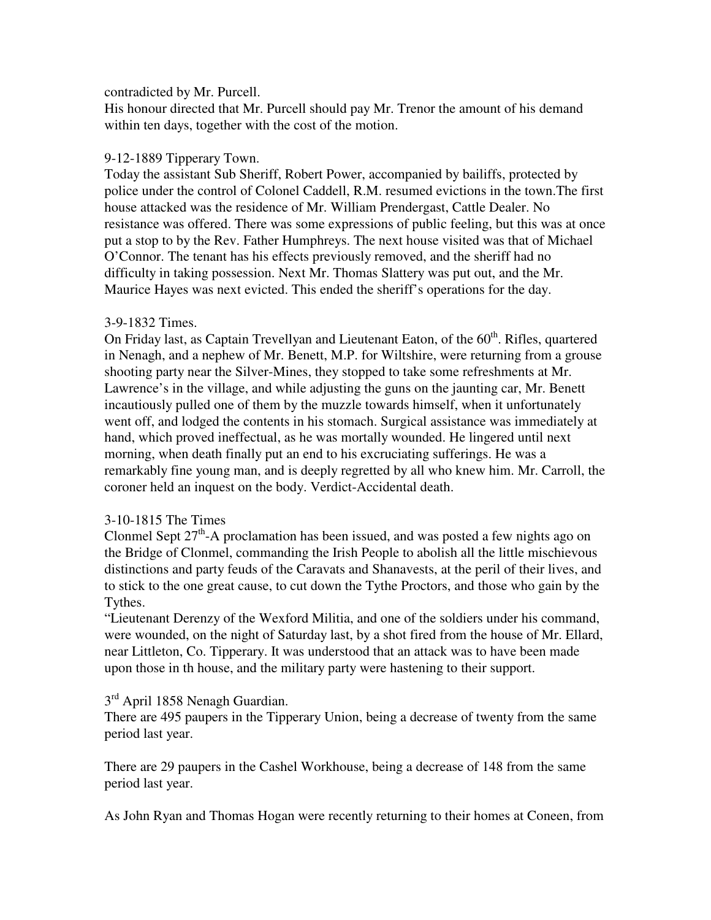contradicted by Mr. Purcell.

His honour directed that Mr. Purcell should pay Mr. Trenor the amount of his demand within ten days, together with the cost of the motion.

9-12-1889 Tipperary Town.

Today the assistant Sub Sheriff, Robert Power, accompanied by bailiffs, protected by police under the control of Colonel Caddell, R.M. resumed evictions in the town.The first house attacked was the residence of Mr. William Prendergast, Cattle Dealer. No resistance was offered. There was some expressions of public feeling, but this was at once put a stop to by the Rev. Father Humphreys. The next house visited was that of Michael O'Connor. The tenant has his effects previously removed, and the sheriff had no difficulty in taking possession. Next Mr. Thomas Slattery was put out, and the Mr. Maurice Hayes was next evicted. This ended the sheriff's operations for the day.

3-9-1832 Times.

On Friday last, as Captain Trevellyan and Lieutenant Eaton, of the 60th. Rifles, quartered in Nenagh, and a nephew of Mr. Benett, M.P. for Wiltshire, were returning from a grouse shooting party near the Silver-Mines, they stopped to take some refreshments at Mr. Lawrence's in the village, and while adjusting the guns on the jaunting car, Mr. Benett incautiously pulled one of them by the muzzle towards himself, when it unfortunately went off, and lodged the contents in his stomach. Surgical assistance was immediately at hand, which proved ineffectual, as he was mortally wounded. He lingered until next morning, when death finally put an end to his excruciating sufferings. He was a remarkably fine young man, and is deeply regretted by all who knew him. Mr. Carroll, the coroner held an inquest on the body. Verdict-Accidental death.

3-10-1815 The Times

Clonmel Sept 27th-A proclamation has been issued, and was posted a few nights ago on the Bridge of Clonmel, commanding the Irish People to abolish all the little mischievous distinctions and party feuds of the Caravats and Shanavests, at the peril of their lives, and to stick to the one great cause, to cut down the Tythe Proctors, and those who gain by the Tythes.

"Lieutenant Derenzy of the Wexford Militia, and one of the soldiers under his command, were wounded, on the night of Saturday last, by a shot fired from the house of Mr. Ellard, near Littleton, Co. Tipperary. It was understood that an attack was to have been made upon those in th house, and the military party were hastening to their support.

3rd April 1858 Nenagh Guardian.

There are 495 paupers in the Tipperary Union, being a decrease of twenty from the same period last year.

There are 29 paupers in the Cashel Workhouse, being a decrease of 148 from the same period last year.

As John Ryan and Thomas Hogan were recently returning to their homes at Coneen, from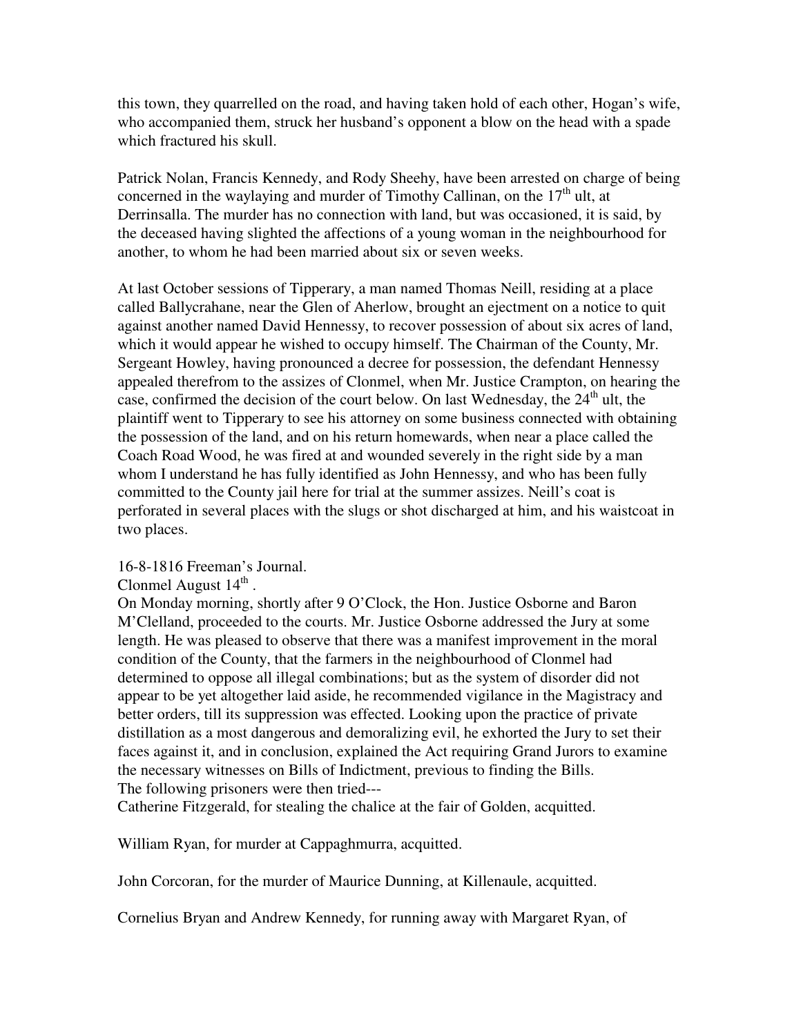this town, they quarrelled on the road, and having taken hold of each other, Hogan's wife, who accompanied them, struck her husband's opponent a blow on the head with a spade which fractured his skull.

Patrick Nolan, Francis Kennedy, and Rody Sheehy, have been arrested on charge of being concerned in the waylaying and murder of Timothy Callinan, on the 17th ult, at Derrinsalla. The murder has no connection with land, but was occasioned, it is said, by the deceased having slighted the affections of a young woman in the neighbourhood for another, to whom he had been married about six or seven weeks.

At last October sessions of Tipperary, a man named Thomas Neill, residing at a place called Ballycrahane, near the Glen of Aherlow, brought an ejectment on a notice to quit against another named David Hennessy, to recover possession of about six acres of land, which it would appear he wished to occupy himself. The Chairman of the County, Mr. Sergeant Howley, having pronounced a decree for possession, the defendant Hennessy appealed therefrom to the assizes of Clonmel, when Mr. Justice Crampton, on hearing the case, confirmed the decision of the court below. On last Wednesday, the 24th ult, the plaintiff went to Tipperary to see his attorney on some business connected with obtaining the possession of the land, and on his return homewards, when near a place called the Coach Road Wood, he was fired at and wounded severely in the right side by a man whom I understand he has fully identified as John Hennessy, and who has been fully committed to the County jail here for trial at the summer assizes. Neill's coat is perforated in several places with the slugs or shot discharged at him, and his waistcoat in two places.

16-8-1816 Freeman's Journal.
Clonmel August 14th .
On Monday morning, shortly after 9 O'Clock, the Hon. Justice Osborne and Baron M'Clelland, proceeded to the courts. Mr. Justice Osborne addressed the Jury at some length. He was pleased to observe that there was a manifest improvement in the moral condition of the County, that the farmers in the neighbourhood of Clonmel had determined to oppose all illegal combinations; but as the system of disorder did not appear to be yet altogether laid aside, he recommended vigilance in the Magistracy and better orders, till its suppression was effected. Looking upon the practice of private distillation as a most dangerous and demoralizing evil, he exhorted the Jury to set their faces against it, and in conclusion, explained the Act requiring Grand Jurors to examine the necessary witnesses on Bills of Indictment, previous to finding the Bills.
The following prisoners were then tried---
Catherine Fitzgerald, for stealing the chalice at the fair of Golden, acquitted.

William Ryan, for murder at Cappaghmurra, acquitted.

John Corcoran, for the murder of Maurice Dunning, at Killenaule, acquitted.

Cornelius Bryan and Andrew Kennedy, for running away with Margaret Ryan, of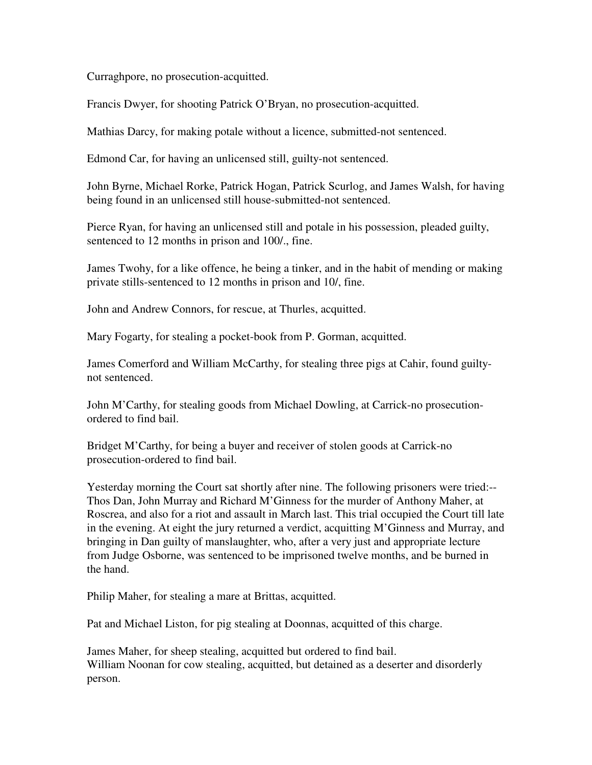Curraghpore, no prosecution-acquitted.

Francis Dwyer, for shooting Patrick O'Bryan, no prosecution-acquitted.

Mathias Darcy, for making potale without a licence, submitted-not sentenced.

Edmond Car, for having an unlicensed still, guilty-not sentenced.

John Byrne, Michael Rorke, Patrick Hogan, Patrick Scurlog, and James Walsh, for having being found in an unlicensed still house-submitted-not sentenced.

Pierce Ryan, for having an unlicensed still and potale in his possession, pleaded guilty, sentenced to 12 months in prison and 100/., fine.

James Twohy, for a like offence, he being a tinker, and in the habit of mending or making private stills-sentenced to 12 months in prison and 10/, fine.

John and Andrew Connors, for rescue, at Thurles, acquitted.

Mary Fogarty, for stealing a pocket-book from P. Gorman, acquitted.

James Comerford and William McCarthy, for stealing three pigs at Cahir, found guilty-not sentenced.

John M'Carthy, for stealing goods from Michael Dowling, at Carrick-no prosecution-ordered to find bail.

Bridget M'Carthy, for being a buyer and receiver of stolen goods at Carrick-no prosecution-ordered to find bail.

Yesterday morning the Court sat shortly after nine. The following prisoners were tried:--Thos Dan, John Murray and Richard M'Ginness for the murder of Anthony Maher, at Roscrea, and also for a riot and assault in March last. This trial occupied the Court till late in the evening. At eight the jury returned a verdict, acquitting M'Ginness and Murray, and bringing in Dan guilty of manslaughter, who, after a very just and appropriate lecture from Judge Osborne, was sentenced to be imprisoned twelve months, and be burned in the hand.

Philip Maher, for stealing a mare at Brittas, acquitted.

Pat and Michael Liston, for pig stealing at Doonnas, acquitted of this charge.

James Maher, for sheep stealing, acquitted but ordered to find bail.
William Noonan for cow stealing, acquitted, but detained as a deserter and disorderly person.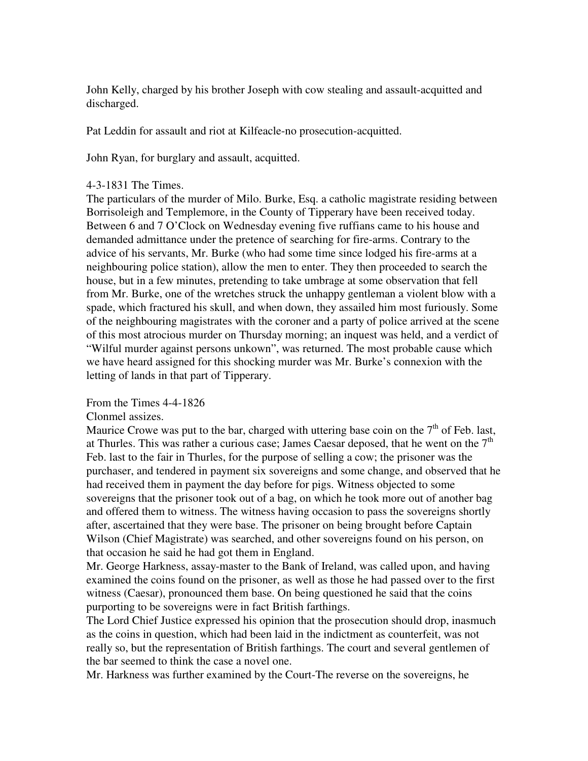John Kelly, charged by his brother Joseph with cow stealing and assault-acquitted and discharged.

Pat Leddin for assault and riot at Kilfeacle-no prosecution-acquitted.

John Ryan, for burglary and assault, acquitted.

4-3-1831 The Times.
The particulars of the murder of Milo. Burke, Esq. a catholic magistrate residing between Borrisoleigh and Templemore, in the County of Tipperary have been received today. Between 6 and 7 O'Clock on Wednesday evening five ruffians came to his house and demanded admittance under the pretence of searching for fire-arms. Contrary to the advice of his servants, Mr. Burke (who had some time since lodged his fire-arms at a neighbouring police station), allow the men to enter. They then proceeded to search the house, but in a few minutes, pretending to take umbrage at some observation that fell from Mr. Burke, one of the wretches struck the unhappy gentleman a violent blow with a spade, which fractured his skull, and when down, they assailed him most furiously. Some of the neighbouring magistrates with the coroner and a party of police arrived at the scene of this most atrocious murder on Thursday morning; an inquest was held, and a verdict of "Wilful murder against persons unkown", was returned. The most probable cause which we have heard assigned for this shocking murder was Mr. Burke's connexion with the letting of lands in that part of Tipperary.

From the Times 4-4-1826
Clonmel assizes.
Maurice Crowe was put to the bar, charged with uttering base coin on the 7th of Feb. last, at Thurles. This was rather a curious case; James Caesar deposed, that he went on the 7th Feb. last to the fair in Thurles, for the purpose of selling a cow; the prisoner was the purchaser, and tendered in payment six sovereigns and some change, and observed that he had received them in payment the day before for pigs. Witness objected to some sovereigns that the prisoner took out of a bag, on which he took more out of another bag and offered them to witness. The witness having occasion to pass the sovereigns shortly after, ascertained that they were base. The prisoner on being brought before Captain Wilson (Chief Magistrate) was searched, and other sovereigns found on his person, on that occasion he said he had got them in England.
Mr. George Harkness, assay-master to the Bank of Ireland, was called upon, and having examined the coins found on the prisoner, as well as those he had passed over to the first witness (Caesar), pronounced them base. On being questioned he said that the coins purporting to be sovereigns were in fact British farthings.
The Lord Chief Justice expressed his opinion that the prosecution should drop, inasmuch as the coins in question, which had been laid in the indictment as counterfeit, was not really so, but the representation of British farthings. The court and several gentlemen of the bar seemed to think the case a novel one.
Mr. Harkness was further examined by the Court-The reverse on the sovereigns, he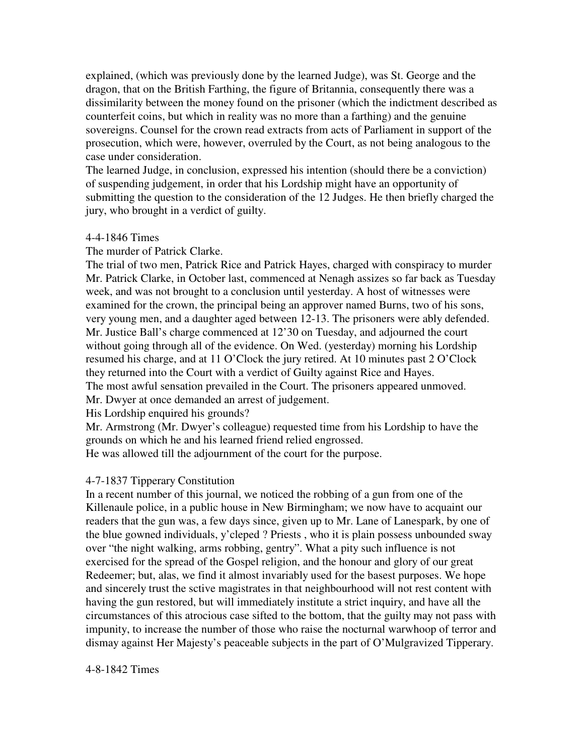explained, (which was previously done by the learned Judge), was St. George and the dragon, that on the British Farthing, the figure of Britannia, consequently there was a dissimilarity between the money found on the prisoner (which the indictment described as counterfeit coins, but which in reality was no more than a farthing) and the genuine sovereigns. Counsel for the crown read extracts from acts of Parliament in support of the prosecution, which were, however, overruled by the Court, as not being analogous to the case under consideration.

The learned Judge, in conclusion, expressed his intention (should there be a conviction) of suspending judgement, in order that his Lordship might have an opportunity of submitting the question to the consideration of the 12 Judges. He then briefly charged the jury, who brought in a verdict of guilty.

4-4-1846 Times

The murder of Patrick Clarke.

The trial of two men, Patrick Rice and Patrick Hayes, charged with conspiracy to murder Mr. Patrick Clarke, in October last, commenced at Nenagh assizes so far back as Tuesday week, and was not brought to a conclusion until yesterday. A host of witnesses were examined for the crown, the principal being an approver named Burns, two of his sons, very young men, and a daughter aged between 12-13. The prisoners were ably defended. Mr. Justice Ball's charge commenced at 12'30 on Tuesday, and adjourned the court without going through all of the evidence. On Wed. (yesterday) morning his Lordship resumed his charge, and at 11 O'Clock the jury retired. At 10 minutes past 2 O'Clock they returned into the Court with a verdict of Guilty against Rice and Hayes.

The most awful sensation prevailed in the Court. The prisoners appeared unmoved.

Mr. Dwyer at once demanded an arrest of judgement.

His Lordship enquired his grounds?

Mr. Armstrong (Mr. Dwyer's colleague) requested time from his Lordship to have the grounds on which he and his learned friend relied engrossed.

He was allowed till the adjournment of the court for the purpose.

4-7-1837 Tipperary Constitution

In a recent number of this journal, we noticed the robbing of a gun from one of the Killenaule police, in a public house in New Birmingham; we now have to acquaint our readers that the gun was, a few days since, given up to Mr. Lane of Lanespark, by one of the blue gowned individuals, y'cleped ? Priests , who it is plain possess unbounded sway over "the night walking, arms robbing, gentry". What a pity such influence is not exercised for the spread of the Gospel religion, and the honour and glory of our great Redeemer; but, alas, we find it almost invariably used for the basest purposes. We hope and sincerely trust the sctive magistrates in that neighbourhood will not rest content with having the gun restored, but will immediately institute a strict inquiry, and have all the circumstances of this atrocious case sifted to the bottom, that the guilty may not pass with impunity, to increase the number of those who raise the nocturnal warwhoop of terror and dismay against Her Majesty's peaceable subjects in the part of O'Mulgravized Tipperary.

4-8-1842 Times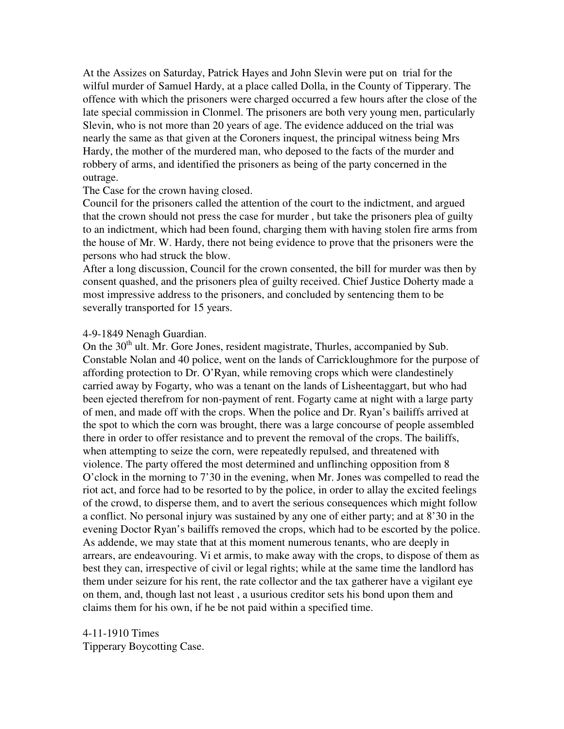At the Assizes on Saturday, Patrick Hayes and John Slevin were put on trial for the wilful murder of Samuel Hardy, at a place called Dolla, in the County of Tipperary. The offence with which the prisoners were charged occurred a few hours after the close of the late special commission in Clonmel. The prisoners are both very young men, particularly Slevin, who is not more than 20 years of age. The evidence adduced on the trial was nearly the same as that given at the Coroners inquest, the principal witness being Mrs Hardy, the mother of the murdered man, who deposed to the facts of the murder and robbery of arms, and identified the prisoners as being of the party concerned in the outrage.

The Case for the crown having closed.

Council for the prisoners called the attention of the court to the indictment, and argued that the crown should not press the case for murder , but take the prisoners plea of guilty to an indictment, which had been found, charging them with having stolen fire arms from the house of Mr. W. Hardy, there not being evidence to prove that the prisoners were the persons who had struck the blow.

After a long discussion, Council for the crown consented, the bill for murder was then by consent quashed, and the prisoners plea of guilty received. Chief Justice Doherty made a most impressive address to the prisoners, and concluded by sentencing them to be severally transported for 15 years.

4-9-1849 Nenagh Guardian.

On the 30th ult. Mr. Gore Jones, resident magistrate, Thurles, accompanied by Sub. Constable Nolan and 40 police, went on the lands of Carrickloughmore for the purpose of affording protection to Dr. O'Ryan, while removing crops which were clandestinely carried away by Fogarty, who was a tenant on the lands of Lisheentaggart, but who had been ejected therefrom for non-payment of rent. Fogarty came at night with a large party of men, and made off with the crops. When the police and Dr. Ryan's bailiffs arrived at the spot to which the corn was brought, there was a large concourse of people assembled there in order to offer resistance and to prevent the removal of the crops. The bailiffs, when attempting to seize the corn, were repeatedly repulsed, and threatened with violence. The party offered the most determined and unflinching opposition from 8 O'clock in the morning to 7'30 in the evening, when Mr. Jones was compelled to read the riot act, and force had to be resorted to by the police, in order to allay the excited feelings of the crowd, to disperse them, and to avert the serious consequences which might follow a conflict. No personal injury was sustained by any one of either party; and at 8'30 in the evening Doctor Ryan's bailiffs removed the crops, which had to be escorted by the police. As addende, we may state that at this moment numerous tenants, who are deeply in arrears, are endeavouring. Vi et armis, to make away with the crops, to dispose of them as best they can, irrespective of civil or legal rights; while at the same time the landlord has them under seizure for his rent, the rate collector and the tax gatherer have a vigilant eye on them, and, though last not least , a usurious creditor sets his bond upon them and claims them for his own, if he be not paid within a specified time.

4-11-1910 Times

Tipperary Boycotting Case.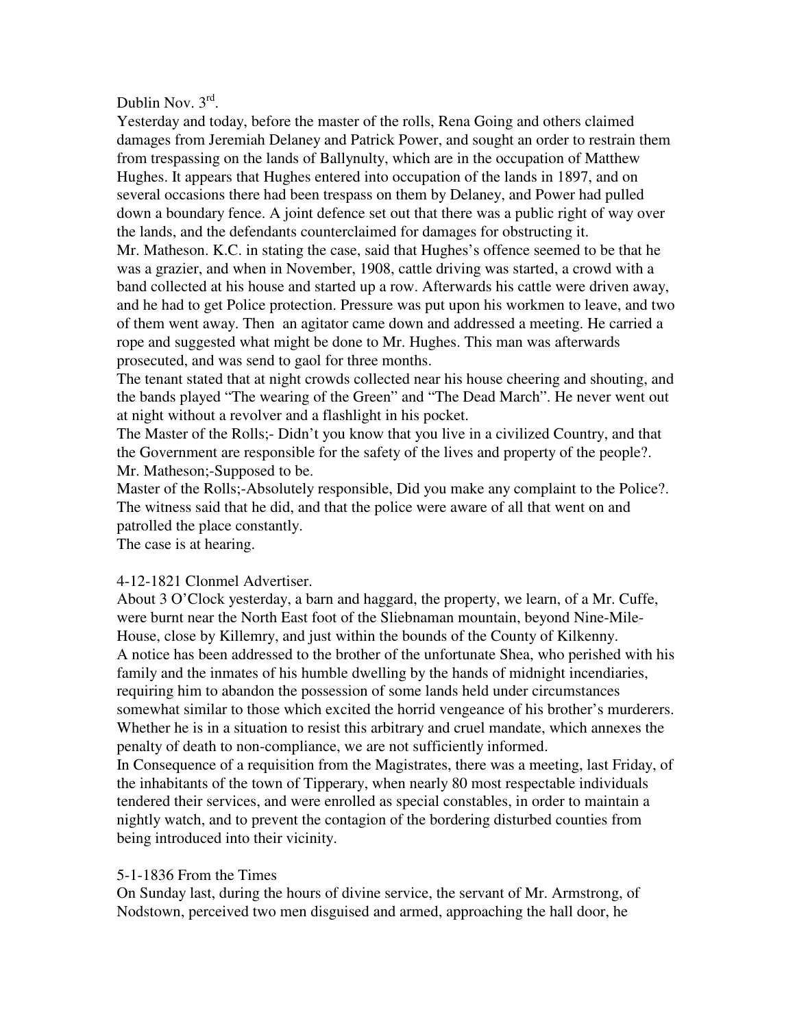Dublin Nov. 3rd.

Yesterday and today, before the master of the rolls, Rena Going and others claimed damages from Jeremiah Delaney and Patrick Power, and sought an order to restrain them from trespassing on the lands of Ballynulty, which are in the occupation of Matthew Hughes. It appears that Hughes entered into occupation of the lands in 1897, and on several occasions there had been trespass on them by Delaney, and Power had pulled down a boundary fence. A joint defence set out that there was a public right of way over the lands, and the defendants counterclaimed for damages for obstructing it.

Mr. Matheson. K.C. in stating the case, said that Hughes's offence seemed to be that he was a grazier, and when in November, 1908, cattle driving was started, a crowd with a band collected at his house and started up a row. Afterwards his cattle were driven away, and he had to get Police protection. Pressure was put upon his workmen to leave, and two of them went away. Then an agitator came down and addressed a meeting. He carried a rope and suggested what might be done to Mr. Hughes. This man was afterwards prosecuted, and was send to gaol for three months.

The tenant stated that at night crowds collected near his house cheering and shouting, and the bands played "The wearing of the Green" and "The Dead March". He never went out at night without a revolver and a flashlight in his pocket.

The Master of the Rolls;- Didn't you know that you live in a civilized Country, and that the Government are responsible for the safety of the lives and property of the people?.

Mr. Matheson;-Supposed to be.

Master of the Rolls;-Absolutely responsible, Did you make any complaint to the Police?.

The witness said that he did, and that the police were aware of all that went on and patrolled the place constantly.

The case is at hearing.

4-12-1821 Clonmel Advertiser.

About 3 O'Clock yesterday, a barn and haggard, the property, we learn, of a Mr. Cuffe, were burnt near the North East foot of the Sliebnaman mountain, beyond Nine-Mile-House, close by Killemry, and just within the bounds of the County of Kilkenny.

A notice has been addressed to the brother of the unfortunate Shea, who perished with his family and the inmates of his humble dwelling by the hands of midnight incendiaries, requiring him to abandon the possession of some lands held under circumstances somewhat similar to those which excited the horrid vengeance of his brother's murderers. Whether he is in a situation to resist this arbitrary and cruel mandate, which annexes the penalty of death to non-compliance, we are not sufficiently informed.

In Consequence of a requisition from the Magistrates, there was a meeting, last Friday, of the inhabitants of the town of Tipperary, when nearly 80 most respectable individuals tendered their services, and were enrolled as special constables, in order to maintain a nightly watch, and to prevent the contagion of the bordering disturbed counties from being introduced into their vicinity.

5-1-1836 From the Times

On Sunday last, during the hours of divine service, the servant of Mr. Armstrong, of Nodstown, perceived two men disguised and armed, approaching the hall door, he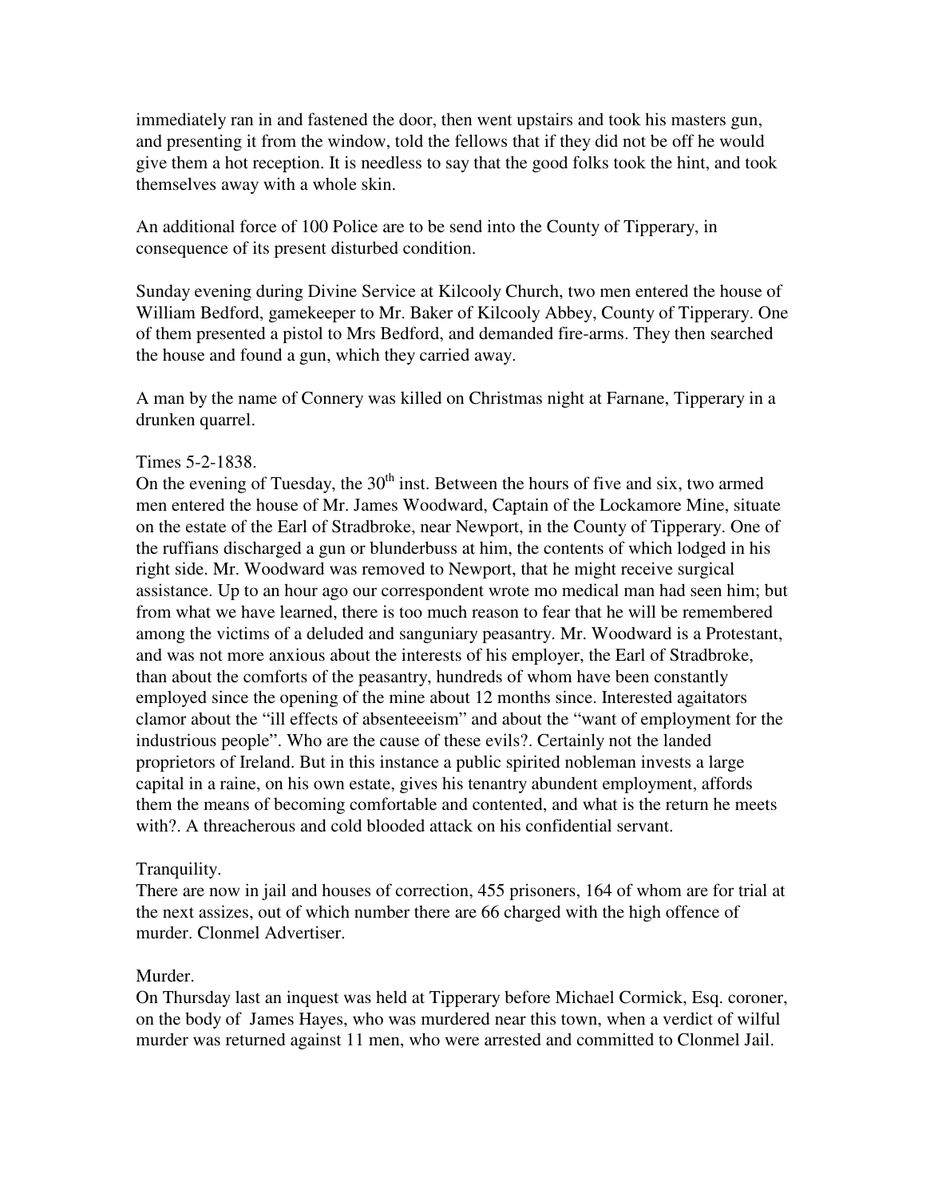immediately ran in and fastened the door, then went upstairs and took his masters gun, and presenting it from the window, told the fellows that if they did not be off he would give them a hot reception. It is needless to say that the good folks took the hint, and took themselves away with a whole skin.

An additional force of 100 Police are to be send into the County of Tipperary, in consequence of its present disturbed condition.

Sunday evening during Divine Service at Kilcooly Church, two men entered the house of William Bedford, gamekeeper to Mr. Baker of Kilcooly Abbey, County of Tipperary. One of them presented a pistol to Mrs Bedford, and demanded fire-arms. They then searched the house and found a gun, which they carried away.

A man by the name of Connery was killed on Christmas night at Farnane, Tipperary in a drunken quarrel.

Times 5-2-1838.
On the evening of Tuesday, the 30th inst. Between the hours of five and six, two armed men entered the house of Mr. James Woodward, Captain of the Lockamore Mine, situate on the estate of the Earl of Stradbroke, near Newport, in the County of Tipperary. One of the ruffians discharged a gun or blunderbuss at him, the contents of which lodged in his right side. Mr. Woodward was removed to Newport, that he might receive surgical assistance. Up to an hour ago our correspondent wrote mo medical man had seen him; but from what we have learned, there is too much reason to fear that he will be remembered among the victims of a deluded and sanguniary peasantry. Mr. Woodward is a Protestant, and was not more anxious about the interests of his employer, the Earl of Stradbroke, than about the comforts of the peasantry, hundreds of whom have been constantly employed since the opening of the mine about 12 months since. Interested agaitators clamor about the "ill effects of absenteeeism" and about the "want of employment for the industrious people". Who are the cause of these evils?. Certainly not the landed proprietors of Ireland. But in this instance a public spirited nobleman invests a large capital in a raine, on his own estate, gives his tenantry abundent employment, affords them the means of becoming comfortable and contented, and what is the return he meets with?. A threacherous and cold blooded attack on his confidential servant.

Tranquility.
There are now in jail and houses of correction, 455 prisoners, 164 of whom are for trial at the next assizes, out of which number there are 66 charged with the high offence of murder. Clonmel Advertiser.

Murder.
On Thursday last an inquest was held at Tipperary before Michael Cormick, Esq. coroner, on the body of James Hayes, who was murdered near this town, when a verdict of wilful murder was returned against 11 men, who were arrested and committed to Clonmel Jail.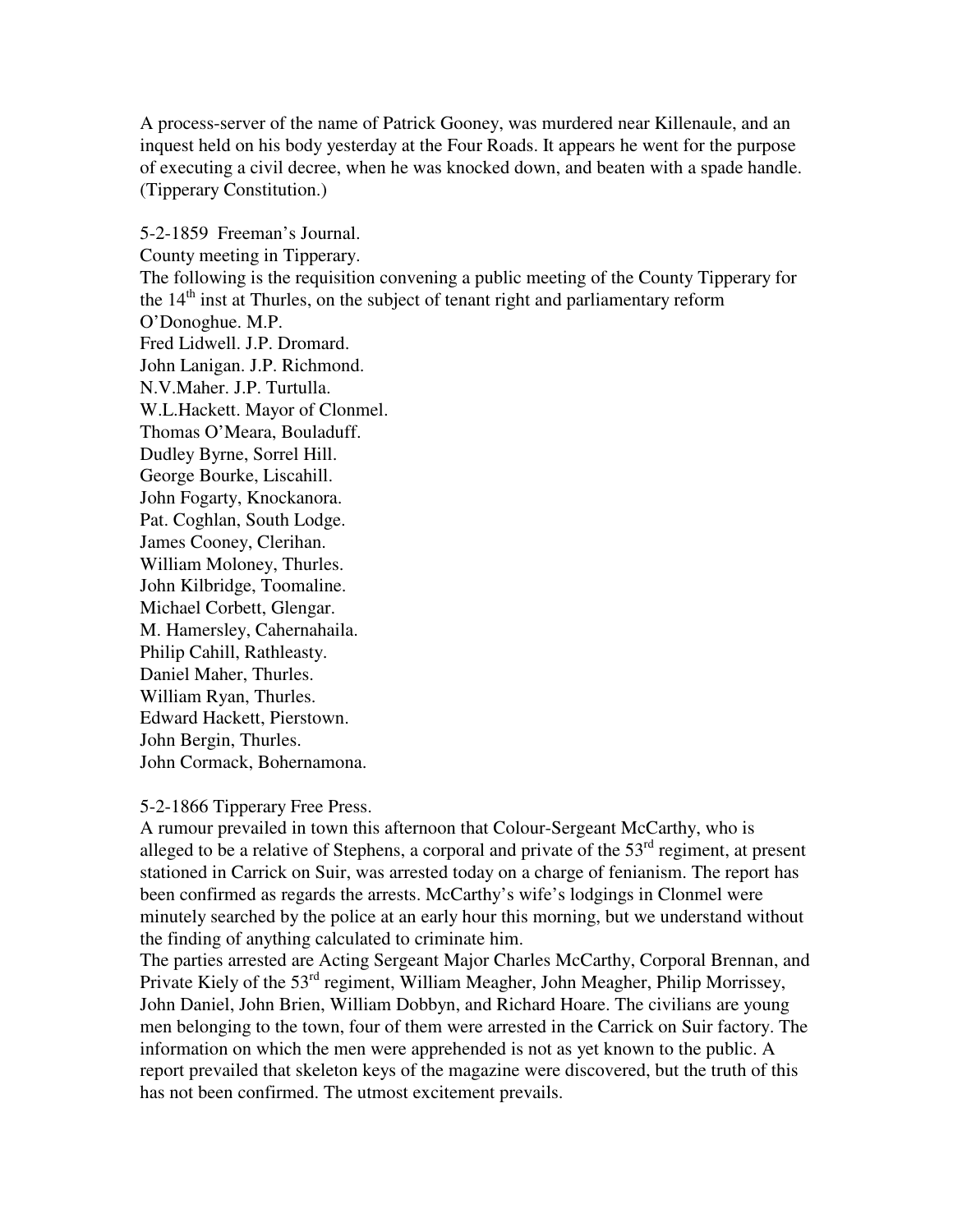A process-server of the name of Patrick Gooney, was murdered near Killenaule, and an inquest held on his body yesterday at the Four Roads. It appears he went for the purpose of executing a civil decree, when he was knocked down, and beaten with a spade handle. (Tipperary Constitution.)

5-2-1859 Freeman's Journal.
County meeting in Tipperary.
The following is the requisition convening a public meeting of the County Tipperary for the 14th inst at Thurles, on the subject of tenant right and parliamentary reform
O'Donoghue. M.P.
Fred Lidwell. J.P. Dromard.
John Lanigan. J.P. Richmond.
N.V.Maher. J.P. Turtulla.
W.L.Hackett. Mayor of Clonmel.
Thomas O'Meara, Bouladuff.
Dudley Byrne, Sorrel Hill.
George Bourke, Liscahill.
John Fogarty, Knockanora.
Pat. Coghlan, South Lodge.
James Cooney, Clerihan.
William Moloney, Thurles.
John Kilbridge, Toomaline.
Michael Corbett, Glengar.
M. Hamersley, Cahernahaila.
Philip Cahill, Rathleasty.
Daniel Maher, Thurles.
William Ryan, Thurles.
Edward Hackett, Pierstown.
John Bergin, Thurles.
John Cormack, Bohernamona.

5-2-1866 Tipperary Free Press.
A rumour prevailed in town this afternoon that Colour-Sergeant McCarthy, who is alleged to be a relative of Stephens, a corporal and private of the 53rd regiment, at present stationed in Carrick on Suir, was arrested today on a charge of fenianism. The report has been confirmed as regards the arrests. McCarthy's wife's lodgings in Clonmel were minutely searched by the police at an early hour this morning, but we understand without the finding of anything calculated to criminate him.
The parties arrested are Acting Sergeant Major Charles McCarthy, Corporal Brennan, and Private Kiely of the 53rd regiment, William Meagher, John Meagher, Philip Morrissey, John Daniel, John Brien, William Dobbyn, and Richard Hoare. The civilians are young men belonging to the town, four of them were arrested in the Carrick on Suir factory. The information on which the men were apprehended is not as yet known to the public. A report prevailed that skeleton keys of the magazine were discovered, but the truth of this has not been confirmed. The utmost excitement prevails.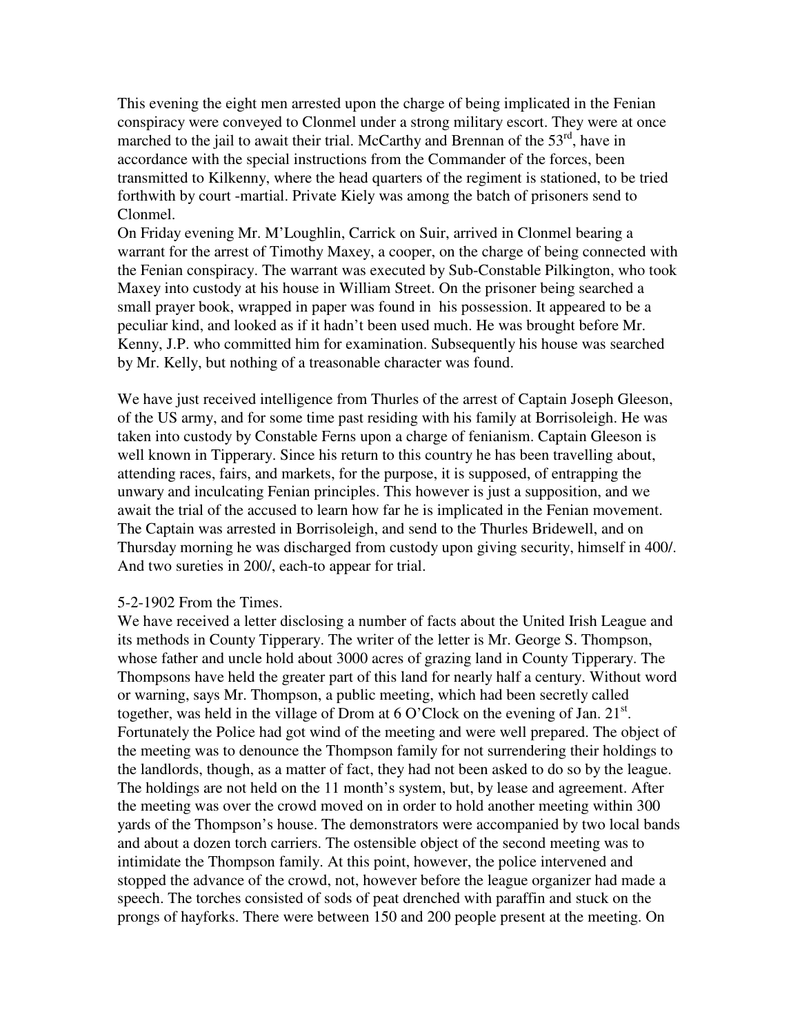This evening the eight men arrested upon the charge of being implicated in the Fenian conspiracy were conveyed to Clonmel under a strong military escort. They were at once marched to the jail to await their trial. McCarthy and Brennan of the 53rd, have in accordance with the special instructions from the Commander of the forces, been transmitted to Kilkenny, where the head quarters of the regiment is stationed, to be tried forthwith by court -martial. Private Kiely was among the batch of prisoners send to Clonmel.

On Friday evening Mr. M'Loughlin, Carrick on Suir, arrived in Clonmel bearing a warrant for the arrest of Timothy Maxey, a cooper, on the charge of being connected with the Fenian conspiracy. The warrant was executed by Sub-Constable Pilkington, who took Maxey into custody at his house in William Street. On the prisoner being searched a small prayer book, wrapped in paper was found in his possession. It appeared to be a peculiar kind, and looked as if it hadn't been used much. He was brought before Mr. Kenny, J.P. who committed him for examination. Subsequently his house was searched by Mr. Kelly, but nothing of a treasonable character was found.

We have just received intelligence from Thurles of the arrest of Captain Joseph Gleeson, of the US army, and for some time past residing with his family at Borrisoleigh. He was taken into custody by Constable Ferns upon a charge of fenianism. Captain Gleeson is well known in Tipperary. Since his return to this country he has been travelling about, attending races, fairs, and markets, for the purpose, it is supposed, of entrapping the unwary and inculcating Fenian principles. This however is just a supposition, and we await the trial of the accused to learn how far he is implicated in the Fenian movement. The Captain was arrested in Borrisoleigh, and send to the Thurles Bridewell, and on Thursday morning he was discharged from custody upon giving security, himself in 400/. And two sureties in 200/, each-to appear for trial.

5-2-1902 From the Times.

We have received a letter disclosing a number of facts about the United Irish League and its methods in County Tipperary. The writer of the letter is Mr. George S. Thompson, whose father and uncle hold about 3000 acres of grazing land in County Tipperary. The Thompsons have held the greater part of this land for nearly half a century. Without word or warning, says Mr. Thompson, a public meeting, which had been secretly called together, was held in the village of Drom at 6 O'Clock on the evening of Jan. 21st. Fortunately the Police had got wind of the meeting and were well prepared. The object of the meeting was to denounce the Thompson family for not surrendering their holdings to the landlords, though, as a matter of fact, they had not been asked to do so by the league. The holdings are not held on the 11 month's system, but, by lease and agreement. After the meeting was over the crowd moved on in order to hold another meeting within 300 yards of the Thompson's house. The demonstrators were accompanied by two local bands and about a dozen torch carriers. The ostensible object of the second meeting was to intimidate the Thompson family. At this point, however, the police intervened and stopped the advance of the crowd, not, however before the league organizer had made a speech. The torches consisted of sods of peat drenched with paraffin and stuck on the prongs of hayforks. There were between 150 and 200 people present at the meeting. On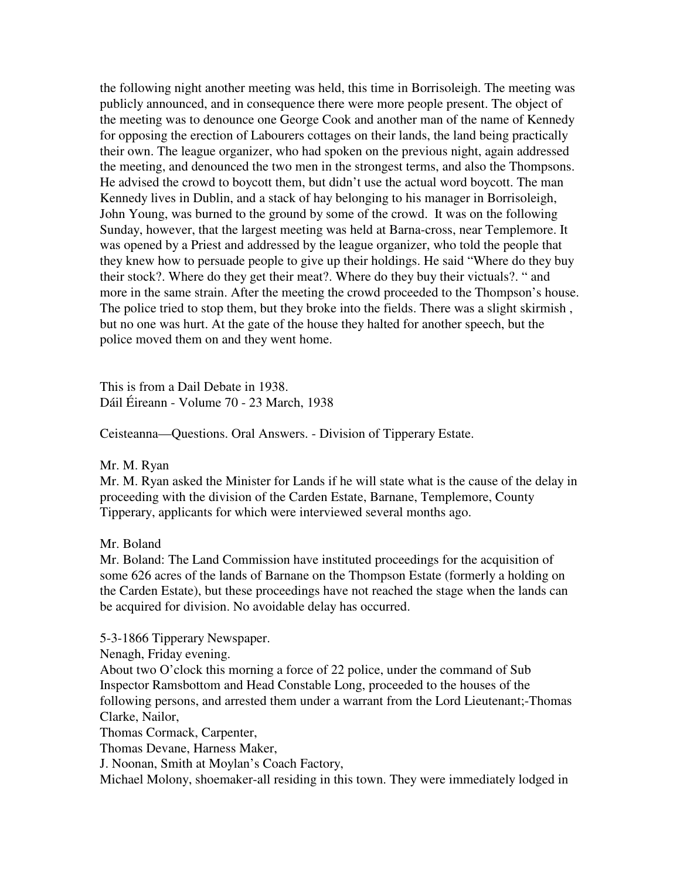the following night another meeting was held, this time in Borrisoleigh. The meeting was publicly announced, and in consequence there were more people present. The object of the meeting was to denounce one George Cook and another man of the name of Kennedy for opposing the erection of Labourers cottages on their lands, the land being practically their own. The league organizer, who had spoken on the previous night, again addressed the meeting, and denounced the two men in the strongest terms, and also the Thompsons. He advised the crowd to boycott them, but didn't use the actual word boycott. The man Kennedy lives in Dublin, and a stack of hay belonging to his manager in Borrisoleigh, John Young, was burned to the ground by some of the crowd. It was on the following Sunday, however, that the largest meeting was held at Barna-cross, near Templemore. It was opened by a Priest and addressed by the league organizer, who told the people that they knew how to persuade people to give up their holdings. He said "Where do they buy their stock?. Where do they get their meat?. Where do they buy their victuals?. " and more in the same strain. After the meeting the crowd proceeded to the Thompson's house. The police tried to stop them, but they broke into the fields. There was a slight skirmish , but no one was hurt. At the gate of the house they halted for another speech, but the police moved them on and they went home.

This is from a Dail Debate in 1938.
Dáil Éireann - Volume 70 - 23 March, 1938

Ceisteanna—Questions. Oral Answers. - Division of Tipperary Estate.

Mr. M. Ryan
Mr. M. Ryan asked the Minister for Lands if he will state what is the cause of the delay in proceeding with the division of the Carden Estate, Barnane, Templemore, County Tipperary, applicants for which were interviewed several months ago.

Mr. Boland
Mr. Boland: The Land Commission have instituted proceedings for the acquisition of some 626 acres of the lands of Barnane on the Thompson Estate (formerly a holding on the Carden Estate), but these proceedings have not reached the stage when the lands can be acquired for division. No avoidable delay has occurred.

5-3-1866 Tipperary Newspaper.
Nenagh, Friday evening.
About two O'clock this morning a force of 22 police, under the command of Sub Inspector Ramsbottom and Head Constable Long, proceeded to the houses of the following persons, and arrested them under a warrant from the Lord Lieutenant;-Thomas Clarke, Nailor,
Thomas Cormack, Carpenter,
Thomas Devane, Harness Maker,
J. Noonan, Smith at Moylan's Coach Factory,
Michael Molony, shoemaker-all residing in this town. They were immediately lodged in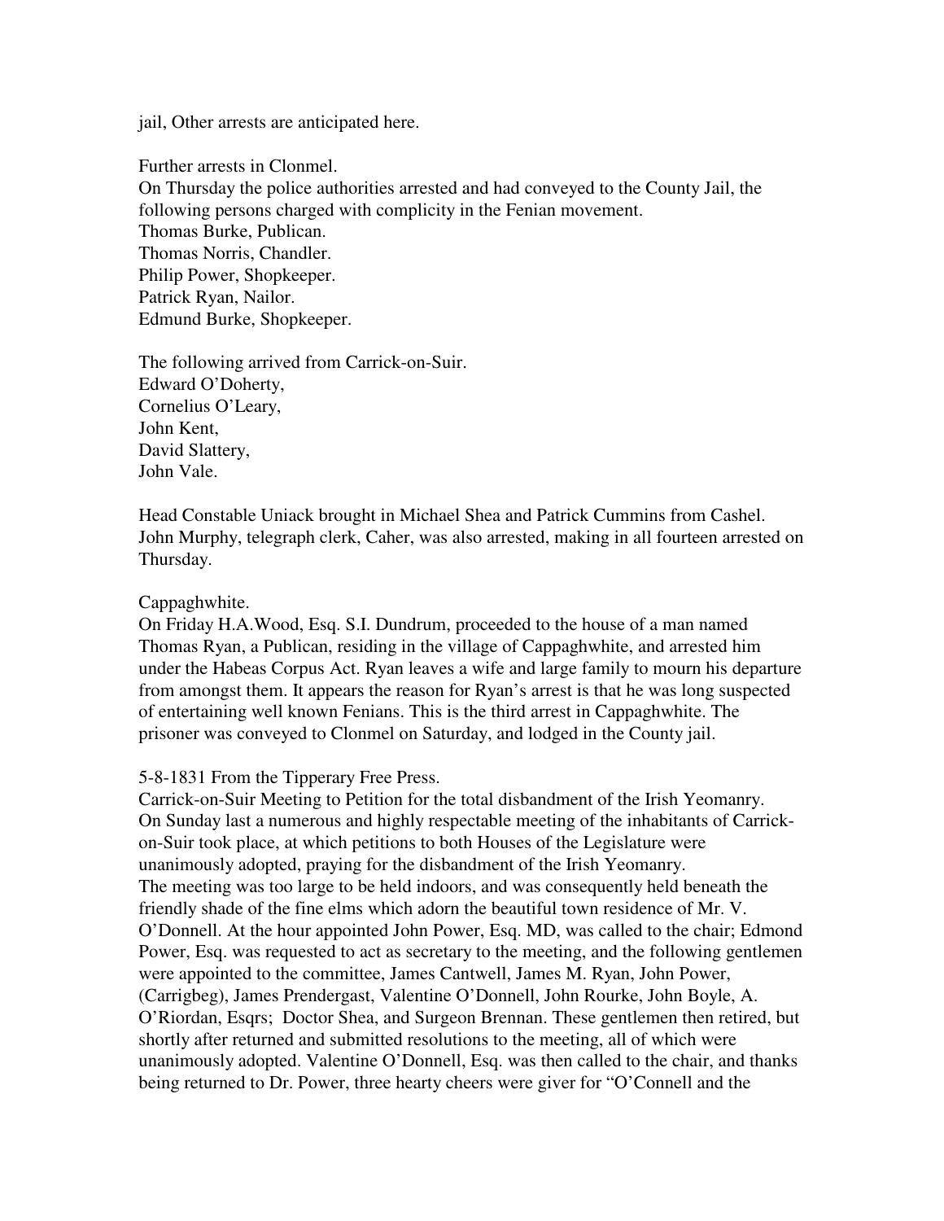jail, Other arrests are anticipated here.

Further arrests in Clonmel.
On Thursday the police authorities arrested and had conveyed to the County Jail, the following persons charged with complicity in the Fenian movement.
Thomas Burke, Publican.
Thomas Norris, Chandler.
Philip Power, Shopkeeper.
Patrick Ryan, Nailor.
Edmund Burke, Shopkeeper.

The following arrived from Carrick-on-Suir.
Edward O'Doherty,
Cornelius O'Leary,
John Kent,
David Slattery,
John Vale.

Head Constable Uniack brought in Michael Shea and Patrick Cummins from Cashel. John Murphy, telegraph clerk, Caher, was also arrested, making in all fourteen arrested on Thursday.

Cappaghwhite.
On Friday H.A.Wood, Esq. S.I. Dundrum, proceeded to the house of a man named Thomas Ryan, a Publican, residing in the village of Cappaghwhite, and arrested him under the Habeas Corpus Act. Ryan leaves a wife and large family to mourn his departure from amongst them. It appears the reason for Ryan's arrest is that he was long suspected of entertaining well known Fenians. This is the third arrest in Cappaghwhite. The prisoner was conveyed to Clonmel on Saturday, and lodged in the County jail.

5-8-1831 From the Tipperary Free Press.
Carrick-on-Suir Meeting to Petition for the total disbandment of the Irish Yeomanry.
On Sunday last a numerous and highly respectable meeting of the inhabitants of Carrick-on-Suir took place, at which petitions to both Houses of the Legislature were unanimously adopted, praying for the disbandment of the Irish Yeomanry.
The meeting was too large to be held indoors, and was consequently held beneath the friendly shade of the fine elms which adorn the beautiful town residence of Mr. V. O'Donnell. At the hour appointed John Power, Esq. MD, was called to the chair; Edmond Power, Esq. was requested to act as secretary to the meeting, and the following gentlemen were appointed to the committee, James Cantwell, James M. Ryan, John Power, (Carrigbeg), James Prendergast, Valentine O'Donnell, John Rourke, John Boyle, A. O'Riordan, Esqrs; Doctor Shea, and Surgeon Brennan. These gentlemen then retired, but shortly after returned and submitted resolutions to the meeting, all of which were unanimously adopted. Valentine O'Donnell, Esq. was then called to the chair, and thanks being returned to Dr. Power, three hearty cheers were giver for "O'Connell and the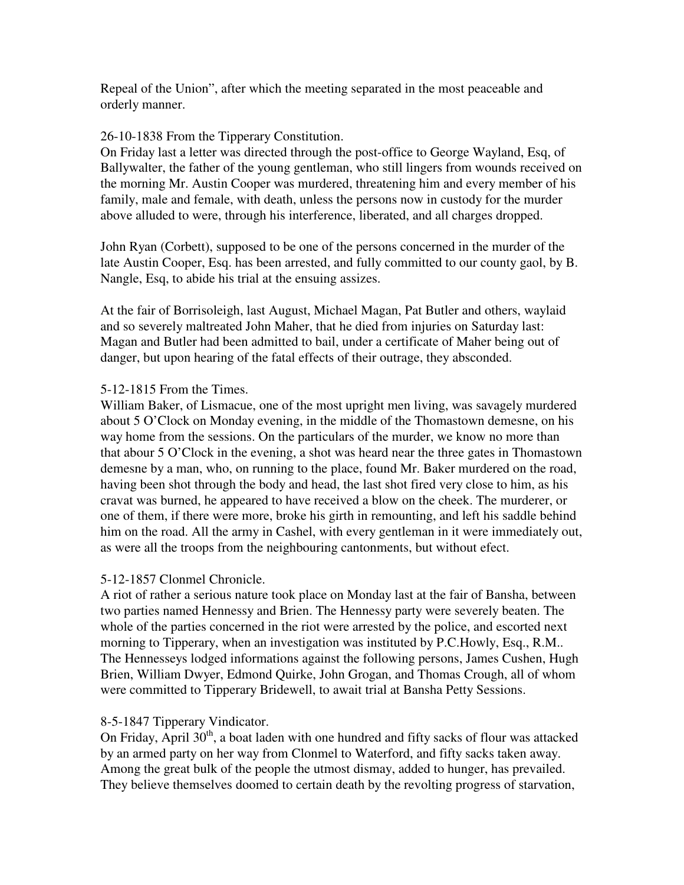Repeal of the Union", after which the meeting separated in the most peaceable and orderly manner.

26-10-1838 From the Tipperary Constitution.
On Friday last a letter was directed through the post-office to George Wayland, Esq, of Ballywalter, the father of the young gentleman, who still lingers from wounds received on the morning Mr. Austin Cooper was murdered, threatening him and every member of his family, male and female, with death, unless the persons now in custody for the murder above alluded to were, through his interference, liberated, and all charges dropped.

John Ryan (Corbett), supposed to be one of the persons concerned in the murder of the late Austin Cooper, Esq. has been arrested, and fully committed to our county gaol, by B. Nangle, Esq, to abide his trial at the ensuing assizes.

At the fair of Borrisoleigh, last August, Michael Magan, Pat Butler and others, waylaid and so severely maltreated John Maher, that he died from injuries on Saturday last: Magan and Butler had been admitted to bail, under a certificate of Maher being out of danger, but upon hearing of the fatal effects of their outrage, they absconded.

5-12-1815 From the Times.
William Baker, of Lismacue, one of the most upright men living, was savagely murdered about 5 O'Clock on Monday evening, in the middle of the Thomastown demesne, on his way home from the sessions. On the particulars of the murder, we know no more than that abour 5 O'Clock in the evening, a shot was heard near the three gates in Thomastown demesne by a man, who, on running to the place, found Mr. Baker murdered on the road, having been shot through the body and head, the last shot fired very close to him, as his cravat was burned, he appeared to have received a blow on the cheek. The murderer, or one of them, if there were more, broke his girth in remounting, and left his saddle behind him on the road. All the army in Cashel, with every gentleman in it were immediately out, as were all the troops from the neighbouring cantonments, but without efect.

5-12-1857 Clonmel Chronicle.
A riot of rather a serious nature took place on Monday last at the fair of Bansha, between two parties named Hennessy and Brien. The Hennessy party were severely beaten. The whole of the parties concerned in the riot were arrested by the police, and escorted next morning to Tipperary, when an investigation was instituted by P.C.Howly, Esq., R.M.. The Hennesseys lodged informations against the following persons, James Cushen, Hugh Brien, William Dwyer, Edmond Quirke, John Grogan, and Thomas Crough, all of whom were committed to Tipperary Bridewell, to await trial at Bansha Petty Sessions.

8-5-1847 Tipperary Vindicator.
On Friday, April 30th, a boat laden with one hundred and fifty sacks of flour was attacked by an armed party on her way from Clonmel to Waterford, and fifty sacks taken away. Among the great bulk of the people the utmost dismay, added to hunger, has prevailed. They believe themselves doomed to certain death by the revolting progress of starvation,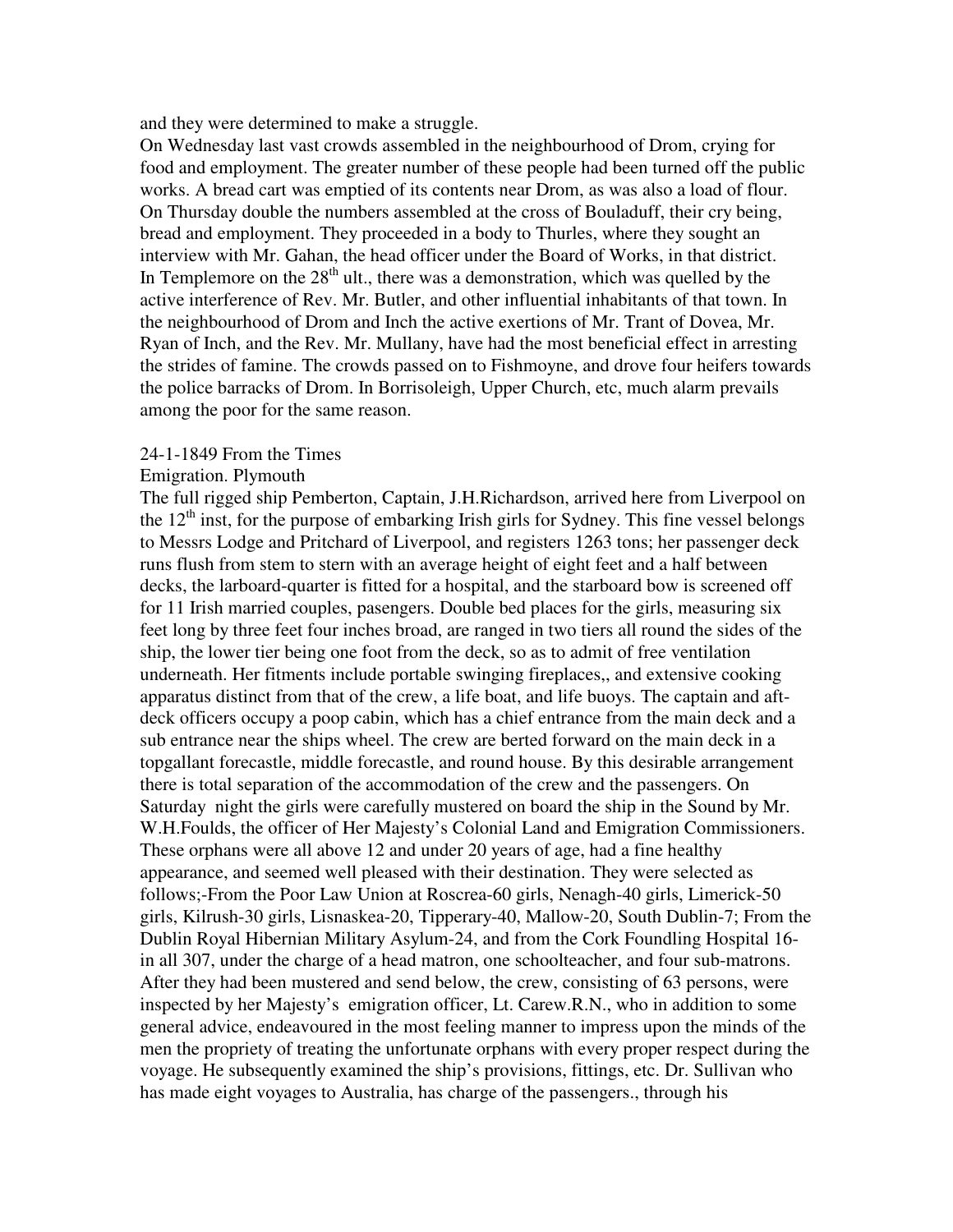and they were determined to make a struggle.

On Wednesday last vast crowds assembled in the neighbourhood of Drom, crying for food and employment. The greater number of these people had been turned off the public works. A bread cart was emptied of its contents near Drom, as was also a load of flour. On Thursday double the numbers assembled at the cross of Bouladuff, their cry being, bread and employment. They proceeded in a body to Thurles, where they sought an interview with Mr. Gahan, the head officer under the Board of Works, in that district. In Templemore on the 28th ult., there was a demonstration, which was quelled by the active interference of Rev. Mr. Butler, and other influential inhabitants of that town. In the neighbourhood of Drom and Inch the active exertions of Mr. Trant of Dovea, Mr. Ryan of Inch, and the Rev. Mr. Mullany, have had the most beneficial effect in arresting the strides of famine. The crowds passed on to Fishmoyne, and drove four heifers towards the police barracks of Drom. In Borrisoleigh, Upper Church, etc, much alarm prevails among the poor for the same reason.

24-1-1849 From the Times

Emigration. Plymouth

The full rigged ship Pemberton, Captain, J.H.Richardson, arrived here from Liverpool on the 12th inst, for the purpose of embarking Irish girls for Sydney. This fine vessel belongs to Messrs Lodge and Pritchard of Liverpool, and registers 1263 tons; her passenger deck runs flush from stem to stern with an average height of eight feet and a half between decks, the larboard-quarter is fitted for a hospital, and the starboard bow is screened off for 11 Irish married couples, pasengers. Double bed places for the girls, measuring six feet long by three feet four inches broad, are ranged in two tiers all round the sides of the ship, the lower tier being one foot from the deck, so as to admit of free ventilation underneath. Her fitments include portable swinging fireplaces,, and extensive cooking apparatus distinct from that of the crew, a life boat, and life buoys. The captain and aft-deck officers occupy a poop cabin, which has a chief entrance from the main deck and a sub entrance near the ships wheel. The crew are berted forward on the main deck in a topgallant forecastle, middle forecastle, and round house. By this desirable arrangement there is total separation of the accommodation of the crew and the passengers. On Saturday night the girls were carefully mustered on board the ship in the Sound by Mr. W.H.Foulds, the officer of Her Majesty's Colonial Land and Emigration Commissioners. These orphans were all above 12 and under 20 years of age, had a fine healthy appearance, and seemed well pleased with their destination. They were selected as follows;-From the Poor Law Union at Roscrea-60 girls, Nenagh-40 girls, Limerick-50 girls, Kilrush-30 girls, Lisnaskea-20, Tipperary-40, Mallow-20, South Dublin-7; From the Dublin Royal Hibernian Military Asylum-24, and from the Cork Foundling Hospital 16-in all 307, under the charge of a head matron, one schoolteacher, and four sub-matrons. After they had been mustered and send below, the crew, consisting of 63 persons, were inspected by her Majesty's emigration officer, Lt. Carew.R.N., who in addition to some general advice, endeavoured in the most feeling manner to impress upon the minds of the men the propriety of treating the unfortunate orphans with every proper respect during the voyage. He subsequently examined the ship's provisions, fittings, etc. Dr. Sullivan who has made eight voyages to Australia, has charge of the passengers., through his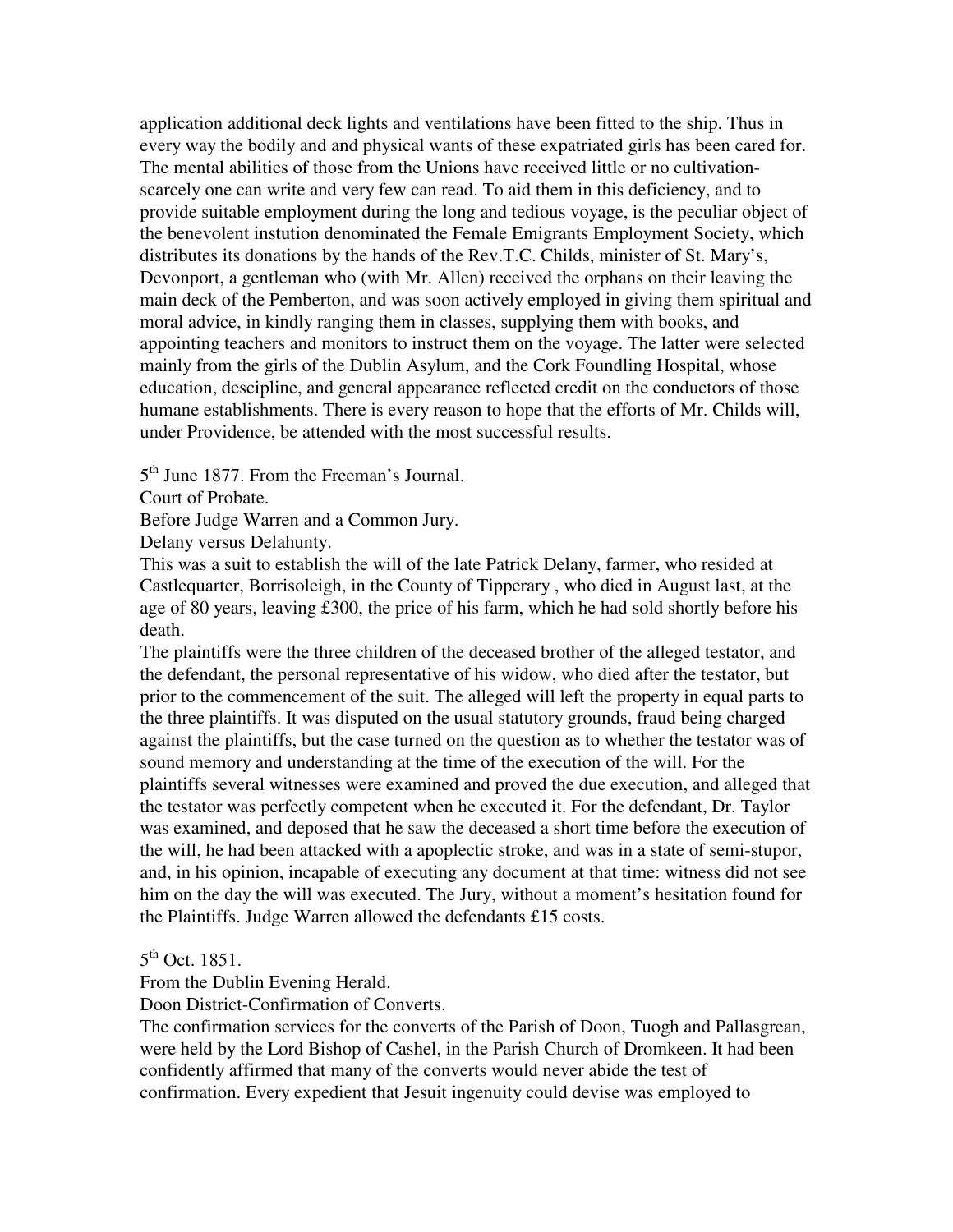application additional deck lights and ventilations have been fitted to the ship. Thus in every way the bodily and and physical wants of these expatriated girls has been cared for. The mental abilities of those from the Unions have received little or no cultivation-scarcely one can write and very few can read. To aid them in this deficiency, and to provide suitable employment during the long and tedious voyage, is the peculiar object of the benevolent instution denominated the Female Emigrants Employment Society, which distributes its donations by the hands of the Rev.T.C. Childs, minister of St. Mary's, Devonport, a gentleman who (with Mr. Allen) received the orphans on their leaving the main deck of the Pemberton, and was soon actively employed in giving them spiritual and moral advice, in kindly ranging them in classes, supplying them with books, and appointing teachers and monitors to instruct them on the voyage. The latter were selected mainly from the girls of the Dublin Asylum, and the Cork Foundling Hospital, whose education, descipline, and general appearance reflected credit on the conductors of those humane establishments. There is every reason to hope that the efforts of Mr. Childs will, under Providence, be attended with the most successful results.

5th June 1877. From the Freeman's Journal.
Court of Probate.
Before Judge Warren and a Common Jury.
Delany versus Delahunty.
This was a suit to establish the will of the late Patrick Delany, farmer, who resided at Castlequarter, Borrisoleigh, in the County of Tipperary , who died in August last, at the age of 80 years, leaving £300, the price of his farm, which he had sold shortly before his death.
The plaintiffs were the three children of the deceased brother of the alleged testator, and the defendant, the personal representative of his widow, who died after the testator, but prior to the commencement of the suit. The alleged will left the property in equal parts to the three plaintiffs. It was disputed on the usual statutory grounds, fraud being charged against the plaintiffs, but the case turned on the question as to whether the testator was of sound memory and understanding at the time of the execution of the will. For the plaintiffs several witnesses were examined and proved the due execution, and alleged that the testator was perfectly competent when he executed it. For the defendant, Dr. Taylor was examined, and deposed that he saw the deceased a short time before the execution of the will, he had been attacked with a apoplectic stroke, and was in a state of semi-stupor, and, in his opinion, incapable of executing any document at that time: witness did not see him on the day the will was executed. The Jury, without a moment's hesitation found for the Plaintiffs. Judge Warren allowed the defendants £15 costs.

5th Oct. 1851.
From the Dublin Evening Herald.
Doon District-Confirmation of Converts.
The confirmation services for the converts of the Parish of Doon, Tuogh and Pallasgrean, were held by the Lord Bishop of Cashel, in the Parish Church of Dromkeen. It had been confidently affirmed that many of the converts would never abide the test of confirmation. Every expedient that Jesuit ingenuity could devise was employed to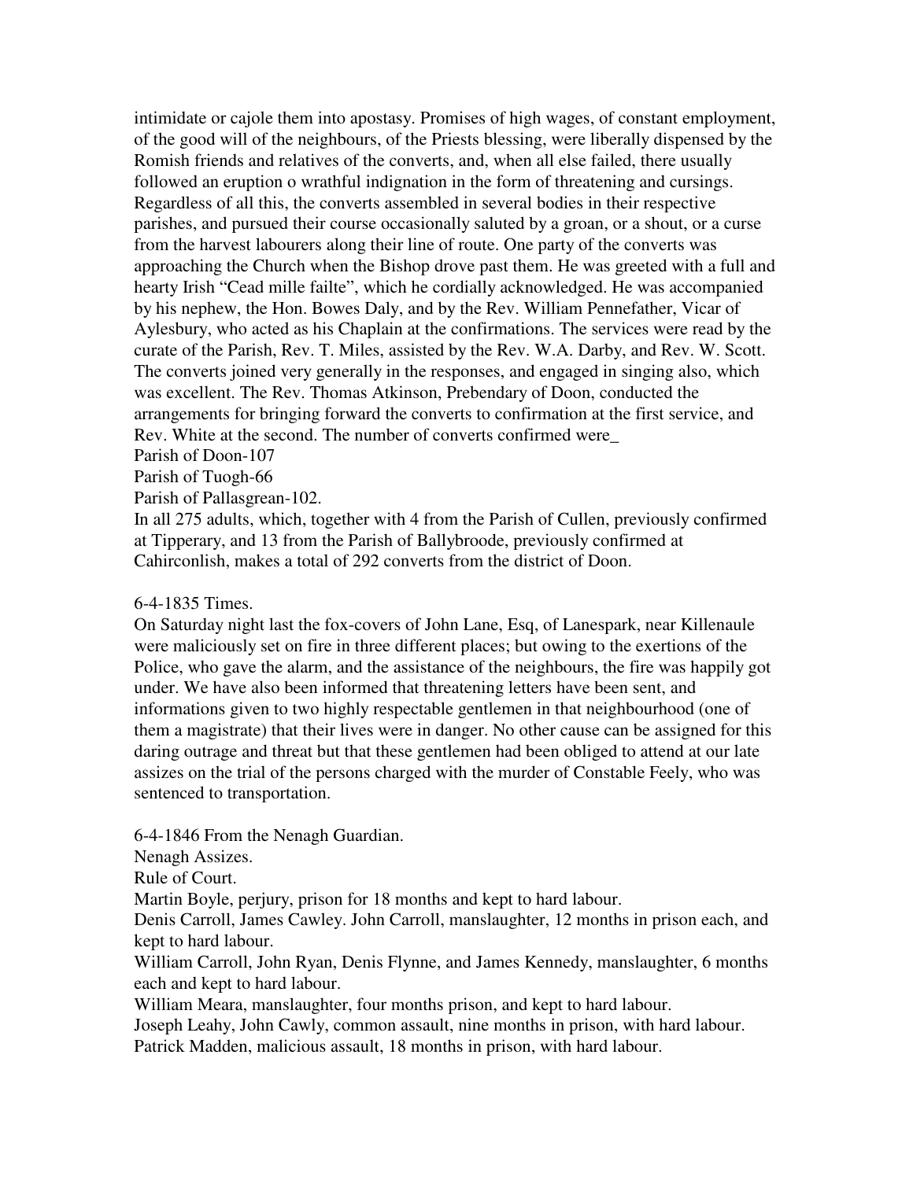intimidate or cajole them into apostasy. Promises of high wages, of constant employment, of the good will of the neighbours, of the Priests blessing, were liberally dispensed by the Romish friends and relatives of the converts, and, when all else failed, there usually followed an eruption o wrathful indignation in the form of threatening and cursings. Regardless of all this, the converts assembled in several bodies in their respective parishes, and pursued their course occasionally saluted by a groan, or a shout, or a curse from the harvest labourers along their line of route. One party of the converts was approaching the Church when the Bishop drove past them. He was greeted with a full and hearty Irish "Cead mille failte", which he cordially acknowledged. He was accompanied by his nephew, the Hon. Bowes Daly, and by the Rev. William Pennefather, Vicar of Aylesbury, who acted as his Chaplain at the confirmations. The services were read by the curate of the Parish, Rev. T. Miles, assisted by the Rev. W.A. Darby, and Rev. W. Scott. The converts joined very generally in the responses, and engaged in singing also, which was excellent. The Rev. Thomas Atkinson, Prebendary of Doon, conducted the arrangements for bringing forward the converts to confirmation at the first service, and Rev. White at the second. The number of converts confirmed were_

Parish of Doon-107

Parish of Tuogh-66

Parish of Pallasgrean-102.

In all 275 adults, which, together with 4 from the Parish of Cullen, previously confirmed at Tipperary, and 13 from the Parish of Ballybroode, previously confirmed at Cahirconlish, makes a total of 292 converts from the district of Doon.

6-4-1835 Times.

On Saturday night last the fox-covers of John Lane, Esq, of Lanespark, near Killenaule were maliciously set on fire in three different places; but owing to the exertions of the Police, who gave the alarm, and the assistance of the neighbours, the fire was happily got under. We have also been informed that threatening letters have been sent, and informations given to two highly respectable gentlemen in that neighbourhood (one of them a magistrate) that their lives were in danger. No other cause can be assigned for this daring outrage and threat but that these gentlemen had been obliged to attend at our late assizes on the trial of the persons charged with the murder of Constable Feely, who was sentenced to transportation.

6-4-1846 From the Nenagh Guardian.

Nenagh Assizes.

Rule of Court.

Martin Boyle, perjury, prison for 18 months and kept to hard labour.

Denis Carroll, James Cawley. John Carroll, manslaughter, 12 months in prison each, and kept to hard labour.

William Carroll, John Ryan, Denis Flynne, and James Kennedy, manslaughter, 6 months each and kept to hard labour.

William Meara, manslaughter, four months prison, and kept to hard labour.

Joseph Leahy, John Cawly, common assault, nine months in prison, with hard labour.

Patrick Madden, malicious assault, 18 months in prison, with hard labour.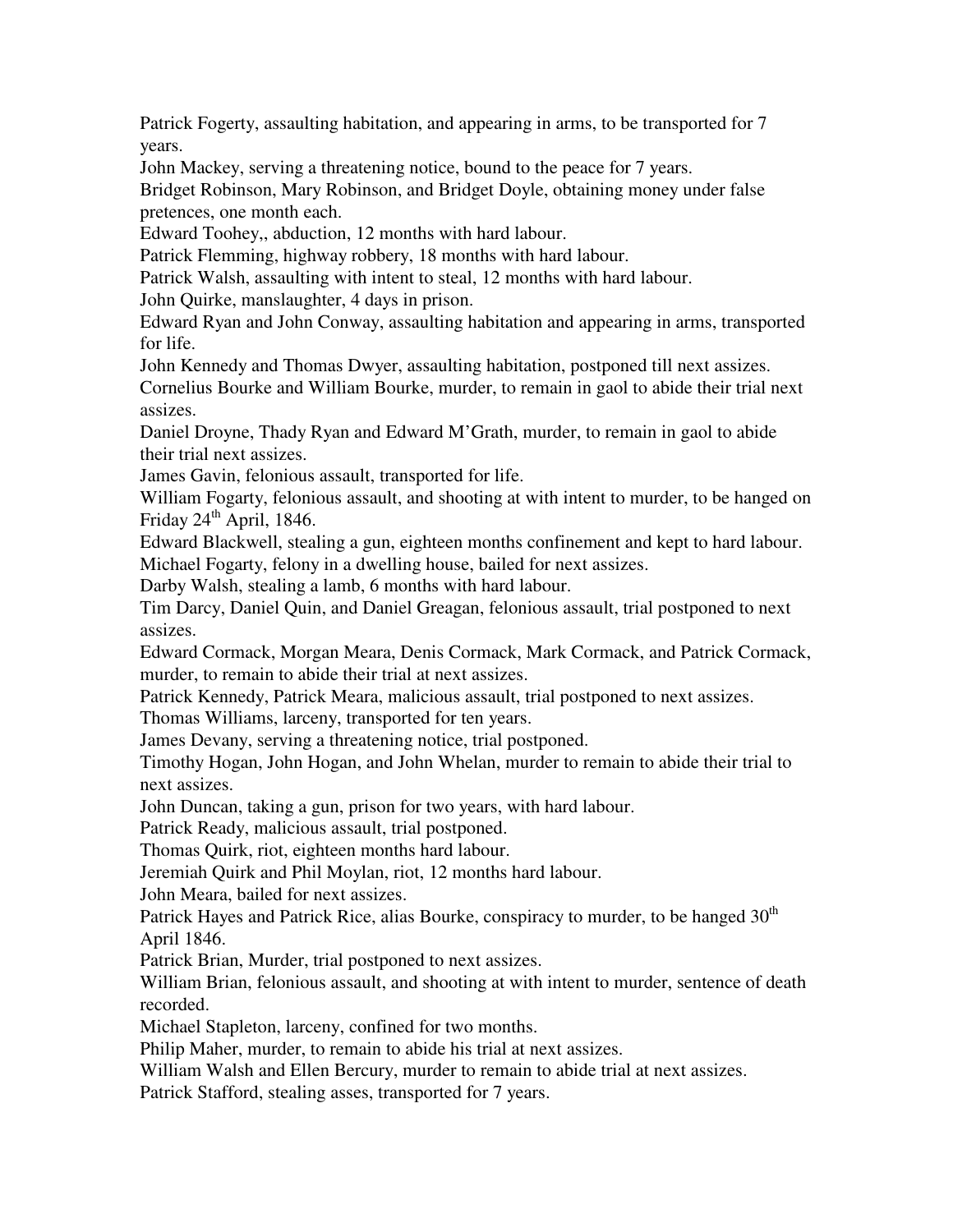Patrick Fogerty, assaulting habitation, and appearing in arms, to be transported for 7 years.

John Mackey, serving a threatening notice, bound to the peace for 7 years.

Bridget Robinson, Mary Robinson, and Bridget Doyle, obtaining money under false pretences, one month each.

Edward Toohey,, abduction, 12 months with hard labour.

Patrick Flemming, highway robbery, 18 months with hard labour.

Patrick Walsh, assaulting with intent to steal, 12 months with hard labour.

John Quirke, manslaughter, 4 days in prison.

Edward Ryan and John Conway, assaulting habitation and appearing in arms, transported for life.

John Kennedy and Thomas Dwyer, assaulting habitation, postponed till next assizes.

Cornelius Bourke and William Bourke, murder, to remain in gaol to abide their trial next assizes.

Daniel Droyne, Thady Ryan and Edward M'Grath, murder, to remain in gaol to abide their trial next assizes.

James Gavin, felonious assault, transported for life.

William Fogarty, felonious assault, and shooting at with intent to murder, to be hanged on Friday 24th April, 1846.

Edward Blackwell, stealing a gun, eighteen months confinement and kept to hard labour.

Michael Fogarty, felony in a dwelling house, bailed for next assizes.

Darby Walsh, stealing a lamb, 6 months with hard labour.

Tim Darcy, Daniel Quin, and Daniel Greagan, felonious assault, trial postponed to next assizes.

Edward Cormack, Morgan Meara, Denis Cormack, Mark Cormack, and Patrick Cormack, murder, to remain to abide their trial at next assizes.

Patrick Kennedy, Patrick Meara, malicious assault, trial postponed to next assizes.

Thomas Williams, larceny, transported for ten years.

James Devany, serving a threatening notice, trial postponed.

Timothy Hogan, John Hogan, and John Whelan, murder to remain to abide their trial to next assizes.

John Duncan, taking a gun, prison for two years, with hard labour.

Patrick Ready, malicious assault, trial postponed.

Thomas Quirk, riot, eighteen months hard labour.

Jeremiah Quirk and Phil Moylan, riot, 12 months hard labour.

John Meara, bailed for next assizes.

Patrick Hayes and Patrick Rice, alias Bourke, conspiracy to murder, to be hanged 30th April 1846.

Patrick Brian, Murder, trial postponed to next assizes.

William Brian, felonious assault, and shooting at with intent to murder, sentence of death recorded.

Michael Stapleton, larceny, confined for two months.

Philip Maher, murder, to remain to abide his trial at next assizes.

William Walsh and Ellen Bercury, murder to remain to abide trial at next assizes.

Patrick Stafford, stealing asses, transported for 7 years.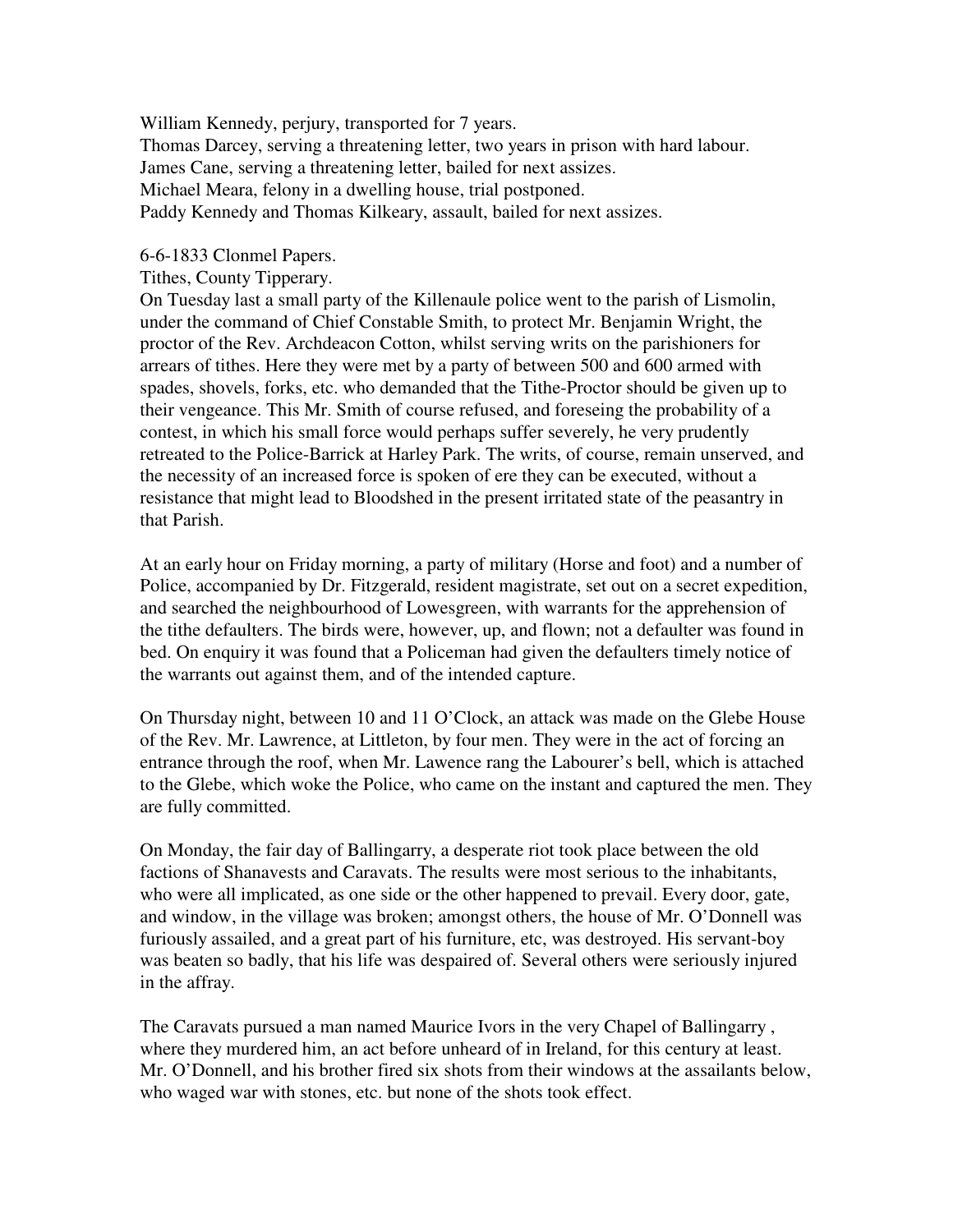William Kennedy, perjury, transported for 7 years.
Thomas Darcey, serving a threatening letter, two years in prison with hard labour.
James Cane, serving a threatening letter, bailed for next assizes.
Michael Meara, felony in a dwelling house, trial postponed.
Paddy Kennedy and Thomas Kilkeary, assault, bailed for next assizes.

6-6-1833 Clonmel Papers.
Tithes, County Tipperary.
On Tuesday last a small party of the Killenaule police went to the parish of Lismolin, under the command of Chief Constable Smith, to protect Mr. Benjamin Wright, the proctor of the Rev. Archdeacon Cotton, whilst serving writs on the parishioners for arrears of tithes. Here they were met by a party of between 500 and 600 armed with spades, shovels, forks, etc. who demanded that the Tithe-Proctor should be given up to their vengeance. This Mr. Smith of course refused, and foreseing the probability of a contest, in which his small force would perhaps suffer severely, he very prudently retreated to the Police-Barrick at Harley Park. The writs, of course, remain unserved, and the necessity of an increased force is spoken of ere they can be executed, without a resistance that might lead to Bloodshed in the present irritated state of the peasantry in that Parish.

At an early hour on Friday morning, a party of military (Horse and foot) and a number of Police, accompanied by Dr. Fitzgerald, resident magistrate, set out on a secret expedition, and searched the neighbourhood of Lowesgreen, with warrants for the apprehension of the tithe defaulters. The birds were, however, up, and flown; not a defaulter was found in bed. On enquiry it was found that a Policeman had given the defaulters timely notice of the warrants out against them, and of the intended capture.

On Thursday night, between 10 and 11 O'Clock, an attack was made on the Glebe House of the Rev. Mr. Lawrence, at Littleton, by four men. They were in the act of forcing an entrance through the roof, when Mr. Lawence rang the Labourer's bell, which is attached to the Glebe, which woke the Police, who came on the instant and captured the men. They are fully committed.

On Monday, the fair day of Ballingarry, a desperate riot took place between the old factions of Shanavests and Caravats. The results were most serious to the inhabitants, who were all implicated, as one side or the other happened to prevail. Every door, gate, and window, in the village was broken; amongst others, the house of Mr. O'Donnell was furiously assailed, and a great part of his furniture, etc, was destroyed. His servant-boy was beaten so badly, that his life was despaired of. Several others were seriously injured in the affray.

The Caravats pursued a man named Maurice Ivors in the very Chapel of Ballingarry , where they murdered him, an act before unheard of in Ireland, for this century at least. Mr. O'Donnell, and his brother fired six shots from their windows at the assailants below, who waged war with stones, etc. but none of the shots took effect.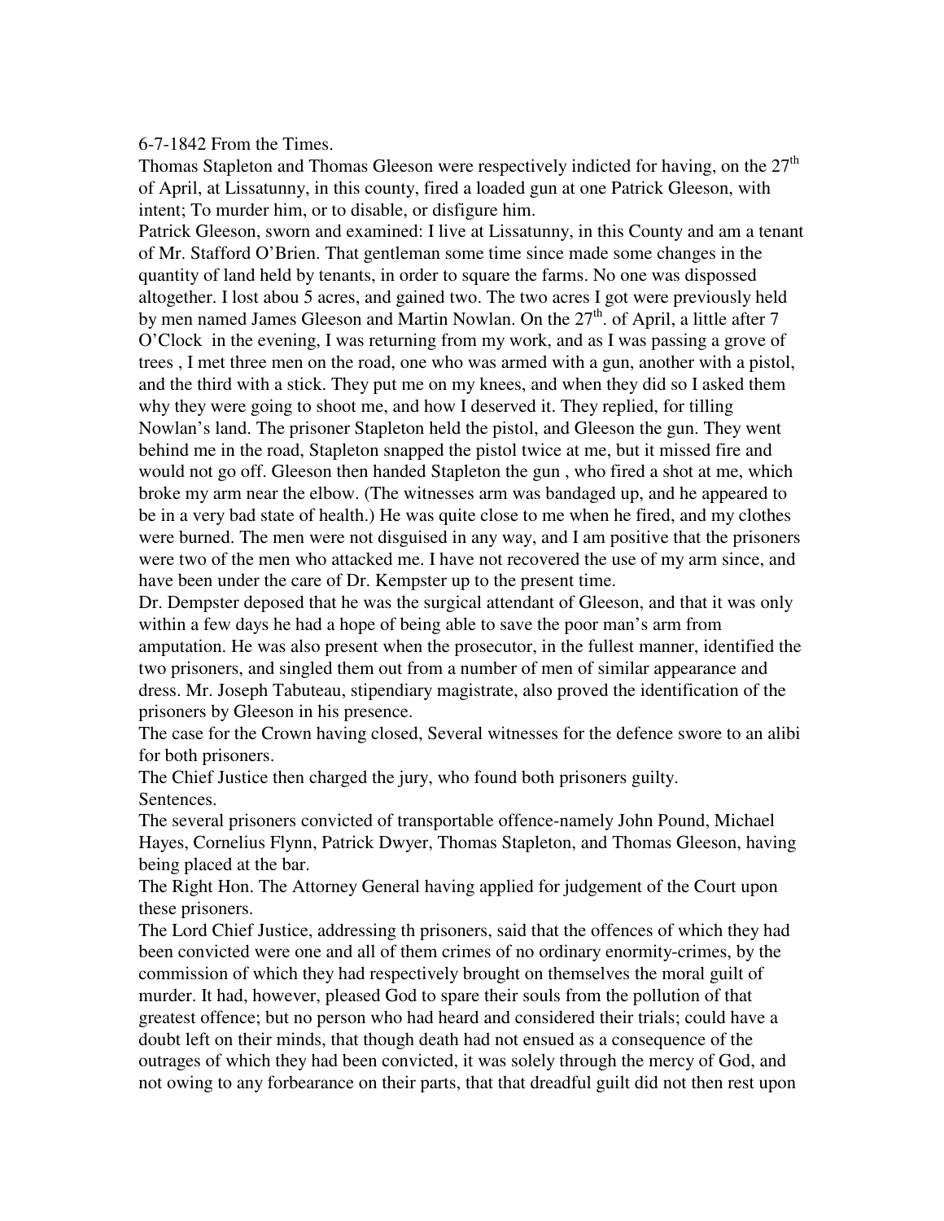6-7-1842 From the Times.

Thomas Stapleton and Thomas Gleeson were respectively indicted for having, on the 27th of April, at Lissatunny, in this county, fired a loaded gun at one Patrick Gleeson, with intent; To murder him, or to disable, or disfigure him.

Patrick Gleeson, sworn and examined: I live at Lissatunny, in this County and am a tenant of Mr. Stafford O'Brien. That gentleman some time since made some changes in the quantity of land held by tenants, in order to square the farms. No one was dispossed altogether. I lost abou 5 acres, and gained two. The two acres I got were previously held by men named James Gleeson and Martin Nowlan. On the 27th. of April, a little after 7 O'Clock in the evening, I was returning from my work, and as I was passing a grove of trees , I met three men on the road, one who was armed with a gun, another with a pistol, and the third with a stick. They put me on my knees, and when they did so I asked them why they were going to shoot me, and how I deserved it. They replied, for tilling Nowlan's land. The prisoner Stapleton held the pistol, and Gleeson the gun. They went behind me in the road, Stapleton snapped the pistol twice at me, but it missed fire and would not go off. Gleeson then handed Stapleton the gun , who fired a shot at me, which broke my arm near the elbow. (The witnesses arm was bandaged up, and he appeared to be in a very bad state of health.) He was quite close to me when he fired, and my clothes were burned. The men were not disguised in any way, and I am positive that the prisoners were two of the men who attacked me. I have not recovered the use of my arm since, and have been under the care of Dr. Kempster up to the present time.

Dr. Dempster deposed that he was the surgical attendant of Gleeson, and that it was only within a few days he had a hope of being able to save the poor man's arm from amputation. He was also present when the prosecutor, in the fullest manner, identified the two prisoners, and singled them out from a number of men of similar appearance and dress. Mr. Joseph Tabuteau, stipendiary magistrate, also proved the identification of the prisoners by Gleeson in his presence.

The case for the Crown having closed, Several witnesses for the defence swore to an alibi for both prisoners.

The Chief Justice then charged the jury, who found both prisoners guilty.

Sentences.

The several prisoners convicted of transportable offence-namely John Pound, Michael Hayes, Cornelius Flynn, Patrick Dwyer, Thomas Stapleton, and Thomas Gleeson, having being placed at the bar.

The Right Hon. The Attorney General having applied for judgement of the Court upon these prisoners.

The Lord Chief Justice, addressing th prisoners, said that the offences of which they had been convicted were one and all of them crimes of no ordinary enormity-crimes, by the commission of which they had respectively brought on themselves the moral guilt of murder. It had, however, pleased God to spare their souls from the pollution of that greatest offence; but no person who had heard and considered their trials; could have a doubt left on their minds, that though death had not ensued as a consequence of the outrages of which they had been convicted, it was solely through the mercy of God, and not owing to any forbearance on their parts, that that dreadful guilt did not then rest upon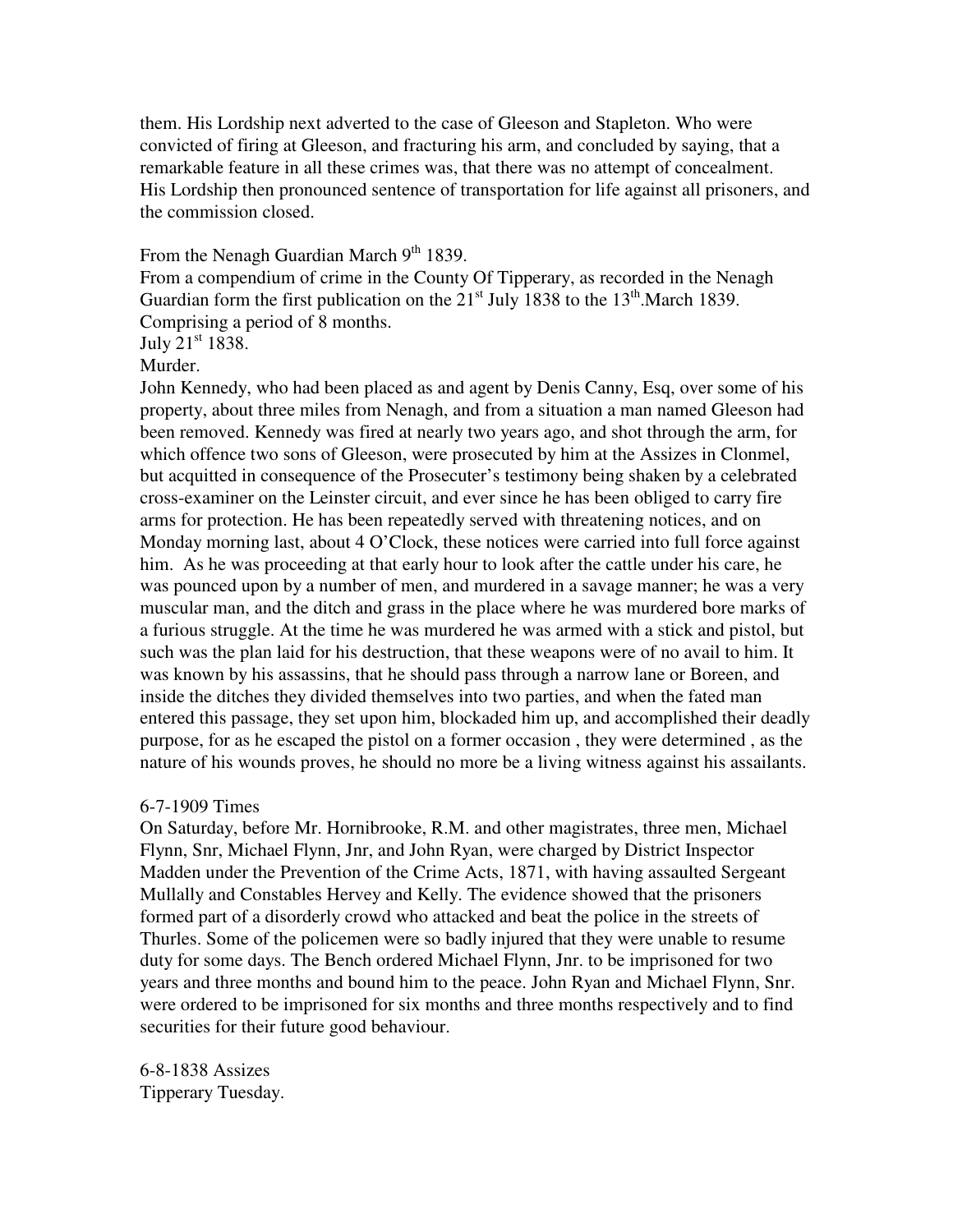them. His Lordship next adverted to the case of Gleeson and Stapleton. Who were convicted of firing at Gleeson, and fracturing his arm, and concluded by saying, that a remarkable feature in all these crimes was, that there was no attempt of concealment. His Lordship then pronounced sentence of transportation for life against all prisoners, and the commission closed.

From the Nenagh Guardian March 9th 1839.
From a compendium of crime in the County Of Tipperary, as recorded in the Nenagh Guardian form the first publication on the 21st July 1838 to the 13th.March 1839. Comprising a period of 8 months.
July 21st 1838.
Murder.
John Kennedy, who had been placed as and agent by Denis Canny, Esq, over some of his property, about three miles from Nenagh, and from a situation a man named Gleeson had been removed. Kennedy was fired at nearly two years ago, and shot through the arm, for which offence two sons of Gleeson, were prosecuted by him at the Assizes in Clonmel, but acquitted in consequence of the Prosecuter's testimony being shaken by a celebrated cross-examiner on the Leinster circuit, and ever since he has been obliged to carry fire arms for protection. He has been repeatedly served with threatening notices, and on Monday morning last, about 4 O'Clock, these notices were carried into full force against him. As he was proceeding at that early hour to look after the cattle under his care, he was pounced upon by a number of men, and murdered in a savage manner; he was a very muscular man, and the ditch and grass in the place where he was murdered bore marks of a furious struggle. At the time he was murdered he was armed with a stick and pistol, but such was the plan laid for his destruction, that these weapons were of no avail to him. It was known by his assassins, that he should pass through a narrow lane or Boreen, and inside the ditches they divided themselves into two parties, and when the fated man entered this passage, they set upon him, blockaded him up, and accomplished their deadly purpose, for as he escaped the pistol on a former occasion , they were determined , as the nature of his wounds proves, he should no more be a living witness against his assailants.

6-7-1909 Times
On Saturday, before Mr. Hornibrooke, R.M. and other magistrates, three men, Michael Flynn, Snr, Michael Flynn, Jnr, and John Ryan, were charged by District Inspector Madden under the Prevention of the Crime Acts, 1871, with having assaulted Sergeant Mullally and Constables Hervey and Kelly. The evidence showed that the prisoners formed part of a disorderly crowd who attacked and beat the police in the streets of Thurles. Some of the policemen were so badly injured that they were unable to resume duty for some days. The Bench ordered Michael Flynn, Jnr. to be imprisoned for two years and three months and bound him to the peace. John Ryan and Michael Flynn, Snr. were ordered to be imprisoned for six months and three months respectively and to find securities for their future good behaviour.

6-8-1838 Assizes
Tipperary Tuesday.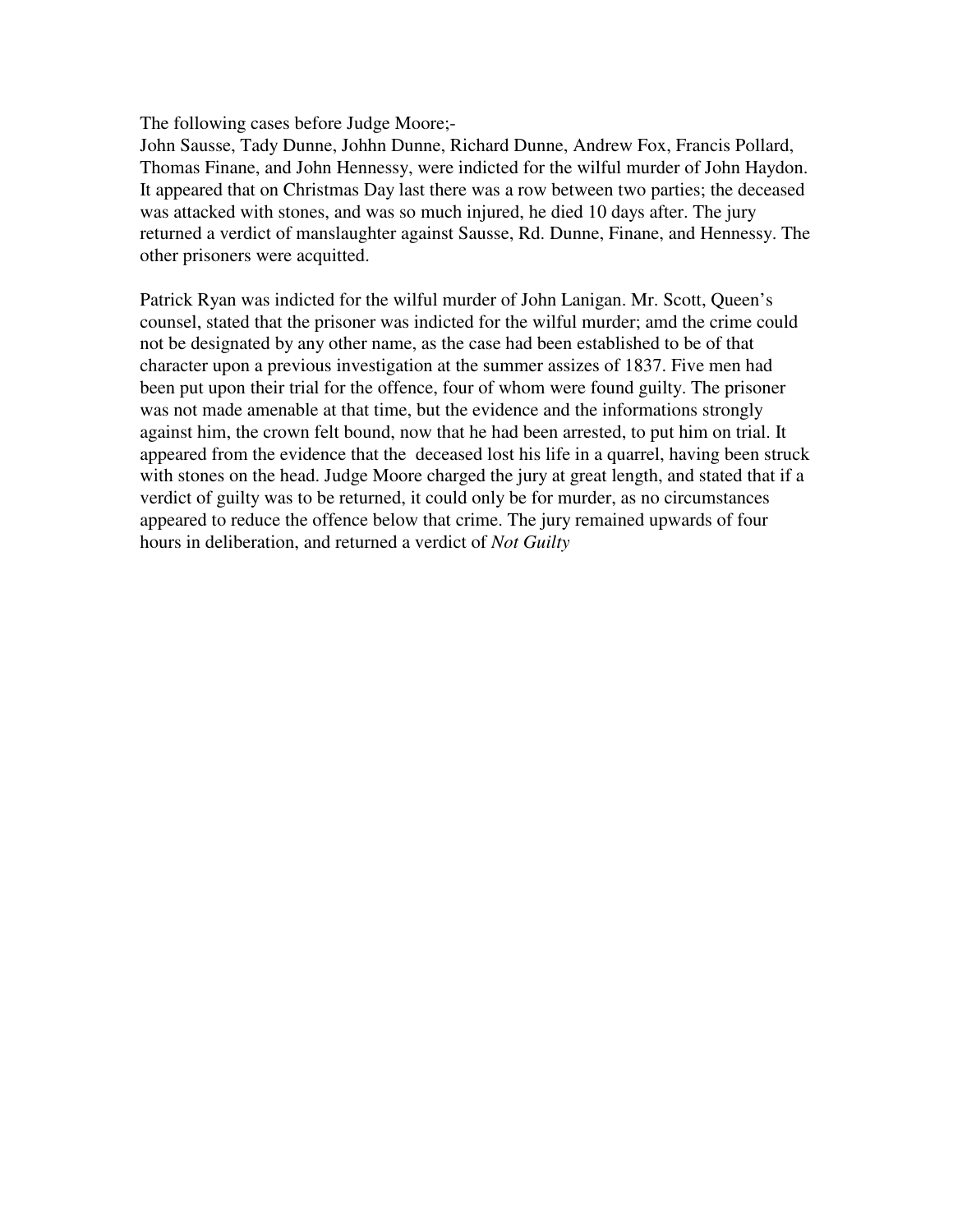The following cases before Judge Moore;-

John Sausse, Tady Dunne, Johhn Dunne, Richard Dunne, Andrew Fox, Francis Pollard, Thomas Finane, and John Hennessy, were indicted for the wilful murder of John Haydon. It appeared that on Christmas Day last there was a row between two parties; the deceased was attacked with stones, and was so much injured, he died 10 days after. The jury returned a verdict of manslaughter against Sausse, Rd. Dunne, Finane, and Hennessy. The other prisoners were acquitted.

Patrick Ryan was indicted for the wilful murder of John Lanigan. Mr. Scott, Queen's counsel, stated that the prisoner was indicted for the wilful murder; amd the crime could not be designated by any other name, as the case had been established to be of that character upon a previous investigation at the summer assizes of 1837. Five men had been put upon their trial for the offence, four of whom were found guilty. The prisoner was not made amenable at that time, but the evidence and the informations strongly against him, the crown felt bound, now that he had been arrested, to put him on trial. It appeared from the evidence that the deceased lost his life in a quarrel, having been struck with stones on the head. Judge Moore charged the jury at great length, and stated that if a verdict of guilty was to be returned, it could only be for murder, as no circumstances appeared to reduce the offence below that crime. The jury remained upwards of four hours in deliberation, and returned a verdict of *Not Guilty*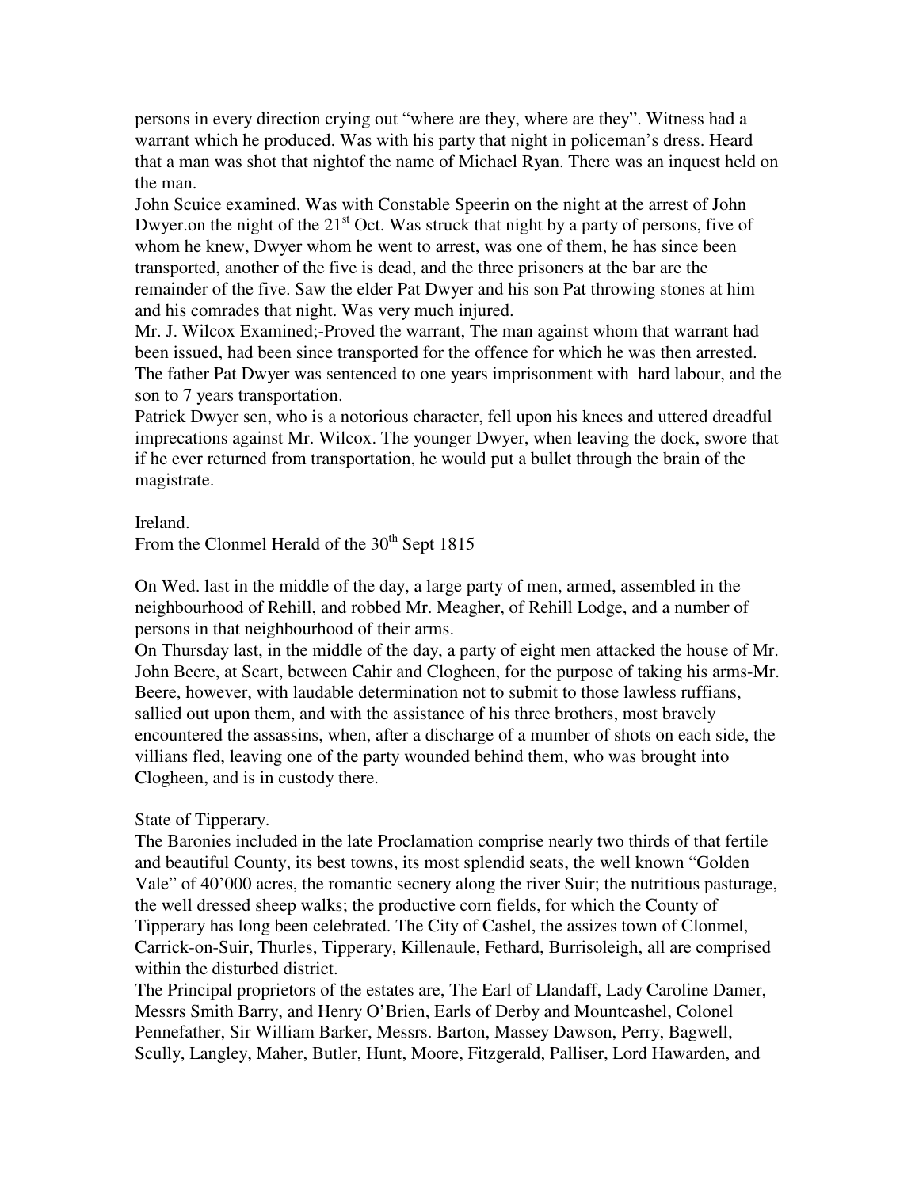persons in every direction crying out "where are they, where are they". Witness had a warrant which he produced. Was with his party that night in policeman's dress. Heard that a man was shot that nightof the name of Michael Ryan. There was an inquest held on the man.

John Scuice examined. Was with Constable Speerin on the night at the arrest of John Dwyer.on the night of the 21st Oct. Was struck that night by a party of persons, five of whom he knew, Dwyer whom he went to arrest, was one of them, he has since been transported, another of the five is dead, and the three prisoners at the bar are the remainder of the five. Saw the elder Pat Dwyer and his son Pat throwing stones at him and his comrades that night. Was very much injured.

Mr. J. Wilcox Examined;-Proved the warrant, The man against whom that warrant had been issued, had been since transported for the offence for which he was then arrested. The father Pat Dwyer was sentenced to one years imprisonment with hard labour, and the son to 7 years transportation.

Patrick Dwyer sen, who is a notorious character, fell upon his knees and uttered dreadful imprecations against Mr. Wilcox. The younger Dwyer, when leaving the dock, swore that if he ever returned from transportation, he would put a bullet through the brain of the magistrate.

Ireland.
From the Clonmel Herald of the 30th Sept 1815

On Wed. last in the middle of the day, a large party of men, armed, assembled in the neighbourhood of Rehill, and robbed Mr. Meagher, of Rehill Lodge, and a number of persons in that neighbourhood of their arms.

On Thursday last, in the middle of the day, a party of eight men attacked the house of Mr. John Beere, at Scart, between Cahir and Clogheen, for the purpose of taking his arms-Mr. Beere, however, with laudable determination not to submit to those lawless ruffians, sallied out upon them, and with the assistance of his three brothers, most bravely encountered the assassins, when, after a discharge of a mumber of shots on each side, the villians fled, leaving one of the party wounded behind them, who was brought into Clogheen, and is in custody there.

State of Tipperary.

The Baronies included in the late Proclamation comprise nearly two thirds of that fertile and beautiful County, its best towns, its most splendid seats, the well known "Golden Vale" of 40'000 acres, the romantic secnery along the river Suir; the nutritious pasturage, the well dressed sheep walks; the productive corn fields, for which the County of Tipperary has long been celebrated. The City of Cashel, the assizes town of Clonmel, Carrick-on-Suir, Thurles, Tipperary, Killenaule, Fethard, Burrisoleigh, all are comprised within the disturbed district.

The Principal proprietors of the estates are, The Earl of Llandaff, Lady Caroline Damer, Messrs Smith Barry, and Henry O'Brien, Earls of Derby and Mountcashel, Colonel Pennefather, Sir William Barker, Messrs. Barton, Massey Dawson, Perry, Bagwell, Scully, Langley, Maher, Butler, Hunt, Moore, Fitzgerald, Palliser, Lord Hawarden, and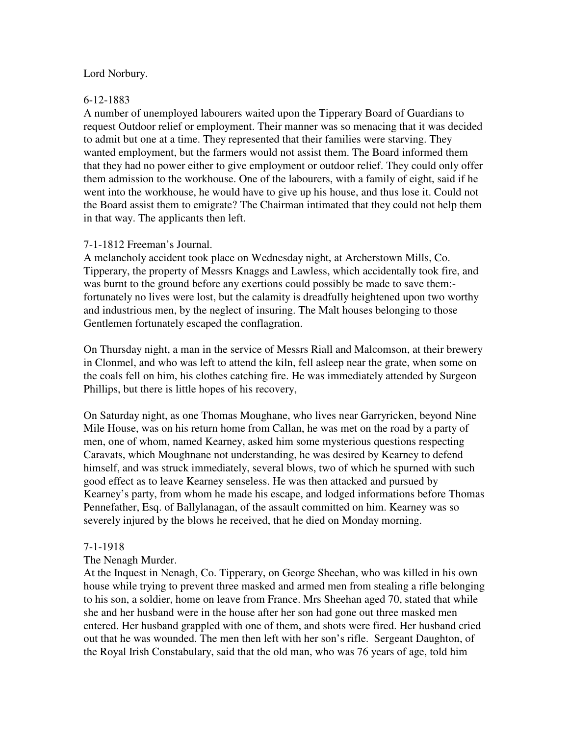Lord Norbury.

6-12-1883
A number of unemployed labourers waited upon the Tipperary Board of Guardians to request Outdoor relief or employment. Their manner was so menacing that it was decided to admit but one at a time. They represented that their families were starving. They wanted employment, but the farmers would not assist them. The Board informed them that they had no power either to give employment or outdoor relief. They could only offer them admission to the workhouse. One of the labourers, with a family of eight, said if he went into the workhouse, he would have to give up his house, and thus lose it. Could not the Board assist them to emigrate? The Chairman intimated that they could not help them in that way. The applicants then left.

7-1-1812 Freeman's Journal.
A melancholy accident took place on Wednesday night, at Archerstown Mills, Co. Tipperary, the property of Messrs Knaggs and Lawless, which accidentally took fire, and was burnt to the ground before any exertions could possibly be made to save them:- fortunately no lives were lost, but the calamity is dreadfully heightened upon two worthy and industrious men, by the neglect of insuring. The Malt houses belonging to those Gentlemen fortunately escaped the conflagration.

On Thursday night, a man in the service of Messrs Riall and Malcomson, at their brewery in Clonmel, and who was left to attend the kiln, fell asleep near the grate, when some on the coals fell on him, his clothes catching fire. He was immediately attended by Surgeon Phillips, but there is little hopes of his recovery,

On Saturday night, as one Thomas Moughane, who lives near Garryricken, beyond Nine Mile House, was on his return home from Callan, he was met on the road by a party of men, one of whom, named Kearney, asked him some mysterious questions respecting Caravats, which Moughnane not understanding, he was desired by Kearney to defend himself, and was struck immediately, several blows, two of which he spurned with such good effect as to leave Kearney senseless. He was then attacked and pursued by Kearney's party, from whom he made his escape, and lodged informations before Thomas Pennefather, Esq. of Ballylanagan, of the assault committed on him. Kearney was so severely injured by the blows he received, that he died on Monday morning.

7-1-1918
The Nenagh Murder.
At the Inquest in Nenagh, Co. Tipperary, on George Sheehan, who was killed in his own house while trying to prevent three masked and armed men from stealing a rifle belonging to his son, a soldier, home on leave from France. Mrs Sheehan aged 70, stated that while she and her husband were in the house after her son had gone out three masked men entered. Her husband grappled with one of them, and shots were fired. Her husband cried out that he was wounded. The men then left with her son's rifle. Sergeant Daughton, of the Royal Irish Constabulary, said that the old man, who was 76 years of age, told him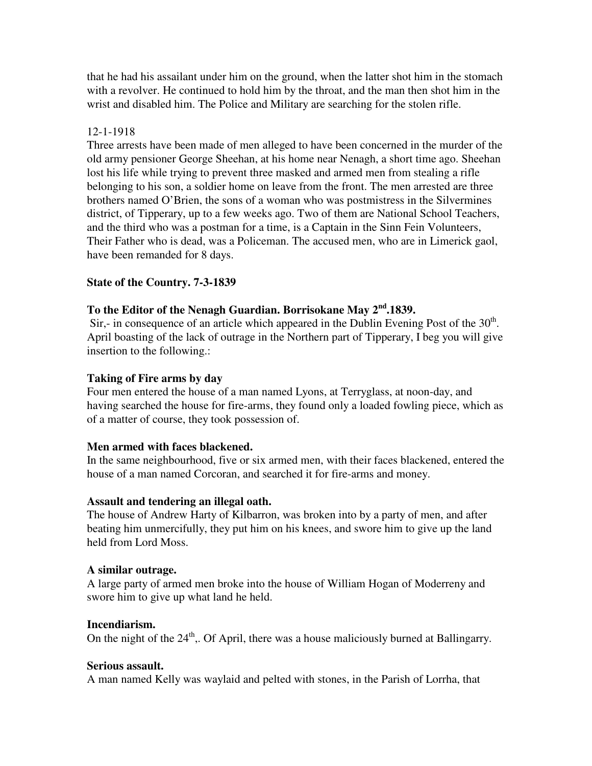that he had his assailant under him on the ground, when the latter shot him in the stomach with a revolver. He continued to hold him by the throat, and the man then shot him in the wrist and disabled him. The Police and Military are searching for the stolen rifle.

12-1-1918

Three arrests have been made of men alleged to have been concerned in the murder of the old army pensioner George Sheehan, at his home near Nenagh, a short time ago. Sheehan lost his life while trying to prevent three masked and armed men from stealing a rifle belonging to his son, a soldier home on leave from the front. The men arrested are three brothers named O'Brien, the sons of a woman who was postmistress in the Silvermines district, of Tipperary, up to a few weeks ago. Two of them are National School Teachers, and the third who was a postman for a time, is a Captain in the Sinn Fein Volunteers, Their Father who is dead, was a Policeman. The accused men, who are in Limerick gaol, have been remanded for 8 days.

**State of the Country. 7-3-1839**

**To the Editor of the Nenagh Guardian. Borrisokane May 2nd.1839.**

Sir,- in consequence of an article which appeared in the Dublin Evening Post of the 30th. April boasting of the lack of outrage in the Northern part of Tipperary, I beg you will give insertion to the following.:

**Taking of Fire arms by day**

Four men entered the house of a man named Lyons, at Terryglass, at noon-day, and having searched the house for fire-arms, they found only a loaded fowling piece, which as of a matter of course, they took possession of.

**Men armed with faces blackened.**

In the same neighbourhood, five or six armed men, with their faces blackened, entered the house of a man named Corcoran, and searched it for fire-arms and money.

**Assault and tendering an illegal oath.**

The house of Andrew Harty of Kilbarron, was broken into by a party of men, and after beating him unmercifully, they put him on his knees, and swore him to give up the land held from Lord Moss.

**A similar outrage.**

A large party of armed men broke into the house of William Hogan of Moderreny and swore him to give up what land he held.

**Incendiarism.**

On the night of the 24th,. Of April, there was a house maliciously burned at Ballingarry.

**Serious assault.**

A man named Kelly was waylaid and pelted with stones, in the Parish of Lorrha, that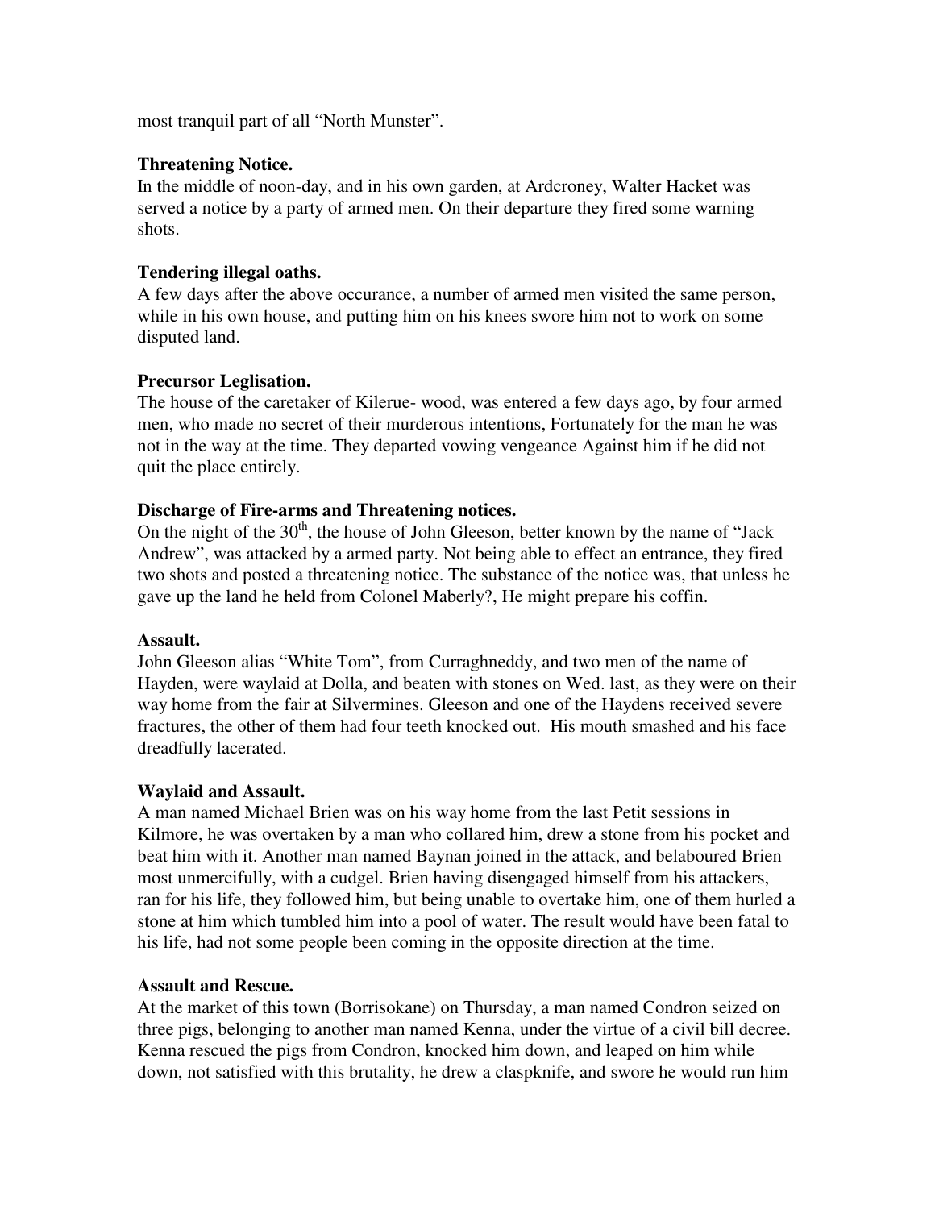most tranquil part of all “North Munster”.

**Threatening Notice.**
In the middle of noon-day, and in his own garden, at Ardcroney, Walter Hacket was served a notice by a party of armed men. On their departure they fired some warning shots.

**Tendering illegal oaths.**
A few days after the above occurance, a number of armed men visited the same person, while in his own house, and putting him on his knees swore him not to work on some disputed land.

**Precursor Leglisation.**
The house of the caretaker of Kilerue- wood, was entered a few days ago, by four armed men, who made no secret of their murderous intentions, Fortunately for the man he was not in the way at the time. They departed vowing vengeance Against him if he did not quit the place entirely.

**Discharge of Fire-arms and Threatening notices.**
On the night of the 30th, the house of John Gleeson, better known by the name of “Jack Andrew”, was attacked by a armed party. Not being able to effect an entrance, they fired two shots and posted a threatening notice. The substance of the notice was, that unless he gave up the land he held from Colonel Maberly?, He might prepare his coffin.

**Assault.**
John Gleeson alias “White Tom”, from Curraghneddy, and two men of the name of Hayden, were waylaid at Dolla, and beaten with stones on Wed. last, as they were on their way home from the fair at Silvermines. Gleeson and one of the Haydens received severe fractures, the other of them had four teeth knocked out. His mouth smashed and his face dreadfully lacerated.

**Waylaid and Assault.**
A man named Michael Brien was on his way home from the last Petit sessions in Kilmore, he was overtaken by a man who collared him, drew a stone from his pocket and beat him with it. Another man named Baynan joined in the attack, and belaboured Brien most unmercifully, with a cudgel. Brien having disengaged himself from his attackers, ran for his life, they followed him, but being unable to overtake him, one of them hurled a stone at him which tumbled him into a pool of water. The result would have been fatal to his life, had not some people been coming in the opposite direction at the time.

**Assault and Rescue.**
At the market of this town (Borrisokane) on Thursday, a man named Condron seized on three pigs, belonging to another man named Kenna, under the virtue of a civil bill decree. Kenna rescued the pigs from Condron, knocked him down, and leaped on him while down, not satisfied with this brutality, he drew a claspknife, and swore he would run him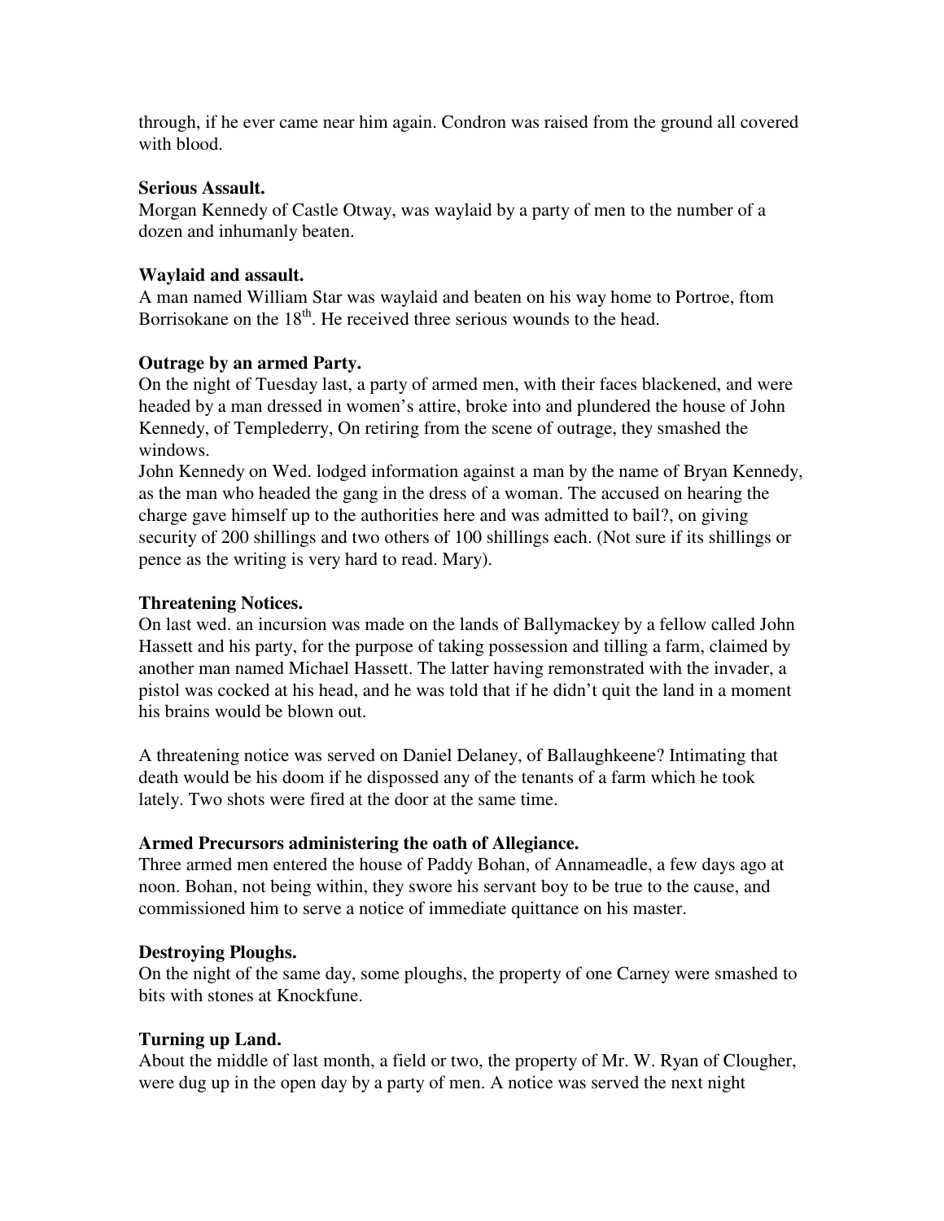through, if he ever came near him again. Condron was raised from the ground all covered with blood.

**Serious Assault.**
Morgan Kennedy of Castle Otway, was waylaid by a party of men to the number of a dozen and inhumanly beaten.

**Waylaid and assault.**
A man named William Star was waylaid and beaten on his way home to Portroe, ftom Borrisokane on the 18th. He received three serious wounds to the head.

**Outrage by an armed Party.**
On the night of Tuesday last, a party of armed men, with their faces blackened, and were headed by a man dressed in women's attire, broke into and plundered the house of John Kennedy, of Templederry, On retiring from the scene of outrage, they smashed the windows.
John Kennedy on Wed. lodged information against a man by the name of Bryan Kennedy, as the man who headed the gang in the dress of a woman. The accused on hearing the charge gave himself up to the authorities here and was admitted to bail?, on giving security of 200 shillings and two others of 100 shillings each. (Not sure if its shillings or pence as the writing is very hard to read. Mary).

**Threatening Notices.**
On last wed. an incursion was made on the lands of Ballymackey by a fellow called John Hassett and his party, for the purpose of taking possession and tilling a farm, claimed by another man named Michael Hassett. The latter having remonstrated with the invader, a pistol was cocked at his head, and he was told that if he didn't quit the land in a moment his brains would be blown out.

A threatening notice was served on Daniel Delaney, of Ballaughkeene? Intimating that death would be his doom if he dispossed any of the tenants of a farm which he took lately. Two shots were fired at the door at the same time.

**Armed Precursors administering the oath of Allegiance.**
Three armed men entered the house of Paddy Bohan, of Annameadle, a few days ago at noon. Bohan, not being within, they swore his servant boy to be true to the cause, and commissioned him to serve a notice of immediate quittance on his master.

**Destroying Ploughs.**
On the night of the same day, some ploughs, the property of one Carney were smashed to bits with stones at Knockfune.

**Turning up Land.**
About the middle of last month, a field or two, the property of Mr. W. Ryan of Clougher, were dug up in the open day by a party of men. A notice was served the next night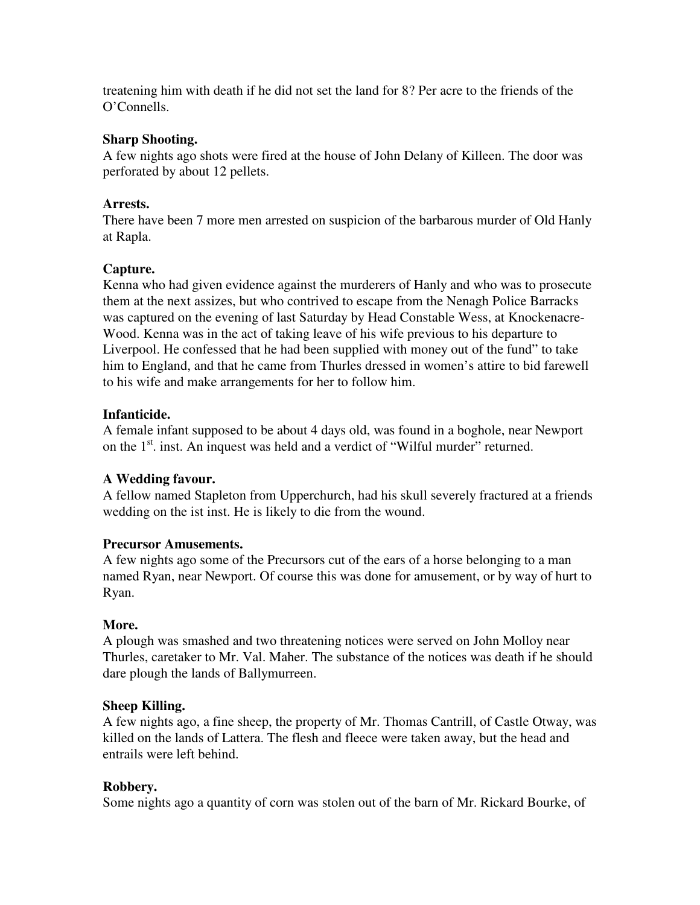treatening him with death if he did not set the land for 8? Per acre to the friends of the O'Connells.

**Sharp Shooting.**
A few nights ago shots were fired at the house of John Delany of Killeen. The door was perforated by about 12 pellets.

**Arrests.**
There have been 7 more men arrested on suspicion of the barbarous murder of Old Hanly at Rapla.

**Capture.**
Kenna who had given evidence against the murderers of Hanly and who was to prosecute them at the next assizes, but who contrived to escape from the Nenagh Police Barracks was captured on the evening of last Saturday by Head Constable Wess, at Knockenacre-Wood. Kenna was in the act of taking leave of his wife previous to his departure to Liverpool. He confessed that he had been supplied with money out of the fund" to take him to England, and that he came from Thurles dressed in women's attire to bid farewell to his wife and make arrangements for her to follow him.

**Infanticide.**
A female infant supposed to be about 4 days old, was found in a boghole, near Newport on the 1st. inst. An inquest was held and a verdict of "Wilful murder" returned.

**A Wedding favour.**
A fellow named Stapleton from Upperchurch, had his skull severely fractured at a friends wedding on the ist inst. He is likely to die from the wound.

**Precursor Amusements.**
A few nights ago some of the Precursors cut of the ears of a horse belonging to a man named Ryan, near Newport. Of course this was done for amusement, or by way of hurt to Ryan.

**More.**
A plough was smashed and two threatening notices were served on John Molloy near Thurles, caretaker to Mr. Val. Maher. The substance of the notices was death if he should dare plough the lands of Ballymurreen.

**Sheep Killing.**
A few nights ago, a fine sheep, the property of Mr. Thomas Cantrill, of Castle Otway, was killed on the lands of Lattera. The flesh and fleece were taken away, but the head and entrails were left behind.

**Robbery.**
Some nights ago a quantity of corn was stolen out of the barn of Mr. Rickard Bourke, of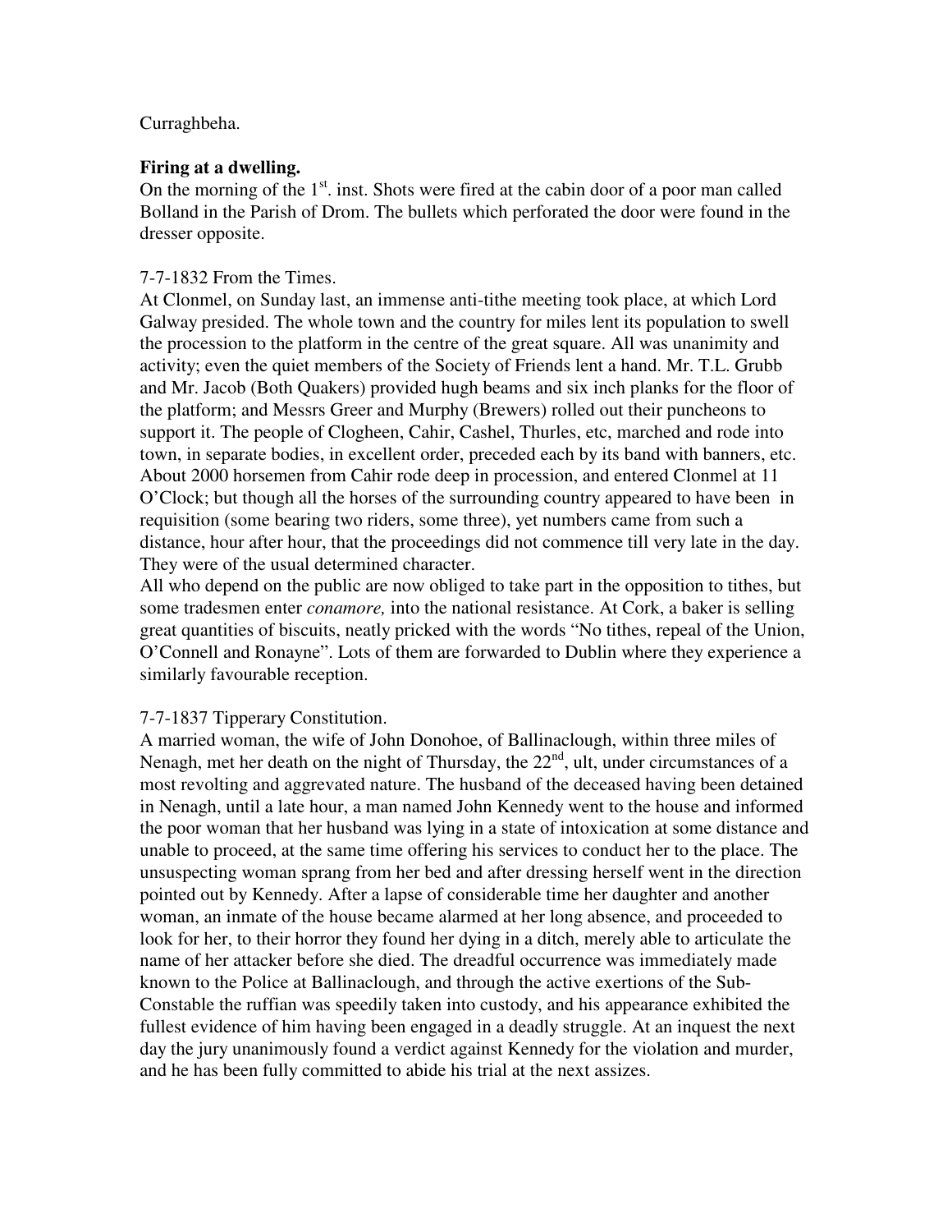Curraghbeha.

**Firing at a dwelling.**

On the morning of the 1st. inst. Shots were fired at the cabin door of a poor man called Bolland in the Parish of Drom. The bullets which perforated the door were found in the dresser opposite.

7-7-1832 From the Times.

At Clonmel, on Sunday last, an immense anti-tithe meeting took place, at which Lord Galway presided. The whole town and the country for miles lent its population to swell the procession to the platform in the centre of the great square. All was unanimity and activity; even the quiet members of the Society of Friends lent a hand. Mr. T.L. Grubb and Mr. Jacob (Both Quakers) provided hugh beams and six inch planks for the floor of the platform; and Messrs Greer and Murphy (Brewers) rolled out their puncheons to support it. The people of Clogheen, Cahir, Cashel, Thurles, etc, marched and rode into town, in separate bodies, in excellent order, preceded each by its band with banners, etc. About 2000 horsemen from Cahir rode deep in procession, and entered Clonmel at 11 O'Clock; but though all the horses of the surrounding country appeared to have been in requisition (some bearing two riders, some three), yet numbers came from such a distance, hour after hour, that the proceedings did not commence till very late in the day. They were of the usual determined character.

All who depend on the public are now obliged to take part in the opposition to tithes, but some tradesmen enter *conamore,* into the national resistance. At Cork, a baker is selling great quantities of biscuits, neatly pricked with the words "No tithes, repeal of the Union, O'Connell and Ronayne". Lots of them are forwarded to Dublin where they experience a similarly favourable reception.

7-7-1837 Tipperary Constitution.

A married woman, the wife of John Donohoe, of Ballinaclough, within three miles of Nenagh, met her death on the night of Thursday, the 22nd, ult, under circumstances of a most revolting and aggrevated nature. The husband of the deceased having been detained in Nenagh, until a late hour, a man named John Kennedy went to the house and informed the poor woman that her husband was lying in a state of intoxication at some distance and unable to proceed, at the same time offering his services to conduct her to the place. The unsuspecting woman sprang from her bed and after dressing herself went in the direction pointed out by Kennedy. After a lapse of considerable time her daughter and another woman, an inmate of the house became alarmed at her long absence, and proceeded to look for her, to their horror they found her dying in a ditch, merely able to articulate the name of her attacker before she died. The dreadful occurrence was immediately made known to the Police at Ballinaclough, and through the active exertions of the Sub-Constable the ruffian was speedily taken into custody, and his appearance exhibited the fullest evidence of him having been engaged in a deadly struggle. At an inquest the next day the jury unanimously found a verdict against Kennedy for the violation and murder, and he has been fully committed to abide his trial at the next assizes.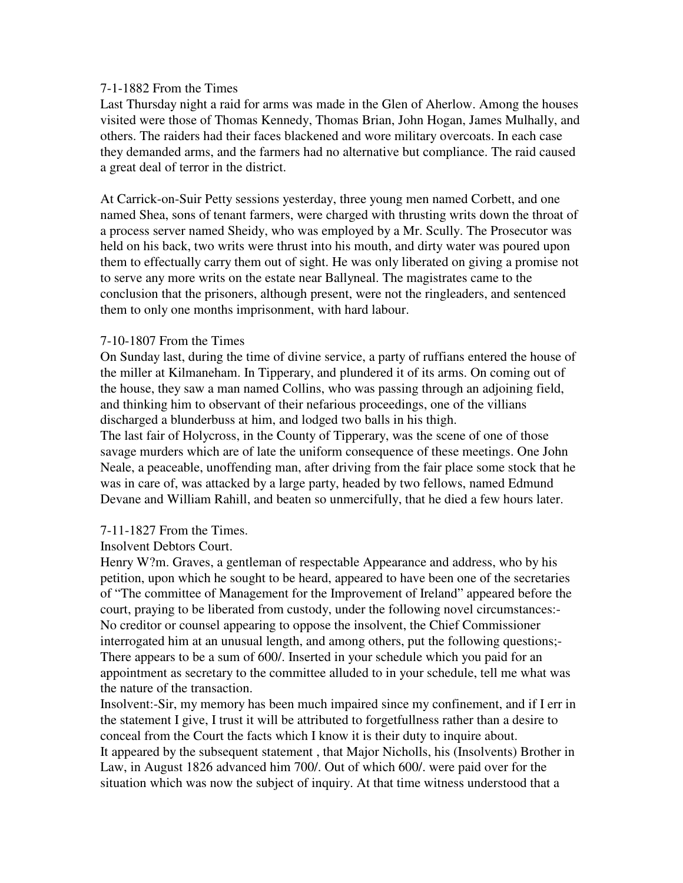7-1-1882 From the Times

Last Thursday night a raid for arms was made in the Glen of Aherlow. Among the houses visited were those of Thomas Kennedy, Thomas Brian, John Hogan, James Mulhally, and others. The raiders had their faces blackened and wore military overcoats. In each case they demanded arms, and the farmers had no alternative but compliance. The raid caused a great deal of terror in the district.

At Carrick-on-Suir Petty sessions yesterday, three young men named Corbett, and one named Shea, sons of tenant farmers, were charged with thrusting writs down the throat of a process server named Sheidy, who was employed by a Mr. Scully. The Prosecutor was held on his back, two writs were thrust into his mouth, and dirty water was poured upon them to effectually carry them out of sight. He was only liberated on giving a promise not to serve any more writs on the estate near Ballyneal. The magistrates came to the conclusion that the prisoners, although present, were not the ringleaders, and sentenced them to only one months imprisonment, with hard labour.

7-10-1807 From the Times

On Sunday last, during the time of divine service, a party of ruffians entered the house of the miller at Kilmaneham. In Tipperary, and plundered it of its arms. On coming out of the house, they saw a man named Collins, who was passing through an adjoining field, and thinking him to observant of their nefarious proceedings, one of the villians discharged a blunderbuss at him, and lodged two balls in his thigh.

The last fair of Holycross, in the County of Tipperary, was the scene of one of those savage murders which are of late the uniform consequence of these meetings. One John Neale, a peaceable, unoffending man, after driving from the fair place some stock that he was in care of, was attacked by a large party, headed by two fellows, named Edmund Devane and William Rahill, and beaten so unmercifully, that he died a few hours later.

7-11-1827 From the Times.

Insolvent Debtors Court.

Henry W?m. Graves, a gentleman of respectable Appearance and address, who by his petition, upon which he sought to be heard, appeared to have been one of the secretaries of "The committee of Management for the Improvement of Ireland" appeared before the court, praying to be liberated from custody, under the following novel circumstances:- No creditor or counsel appearing to oppose the insolvent, the Chief Commissioner interrogated him at an unusual length, and among others, put the following questions;- There appears to be a sum of 600/. Inserted in your schedule which you paid for an appointment as secretary to the committee alluded to in your schedule, tell me what was the nature of the transaction.

Insolvent:-Sir, my memory has been much impaired since my confinement, and if I err in the statement I give, I trust it will be attributed to forgetfullness rather than a desire to conceal from the Court the facts which I know it is their duty to inquire about.

It appeared by the subsequent statement , that Major Nicholls, his (Insolvents) Brother in Law, in August 1826 advanced him 700/. Out of which 600/. were paid over for the situation which was now the subject of inquiry. At that time witness understood that a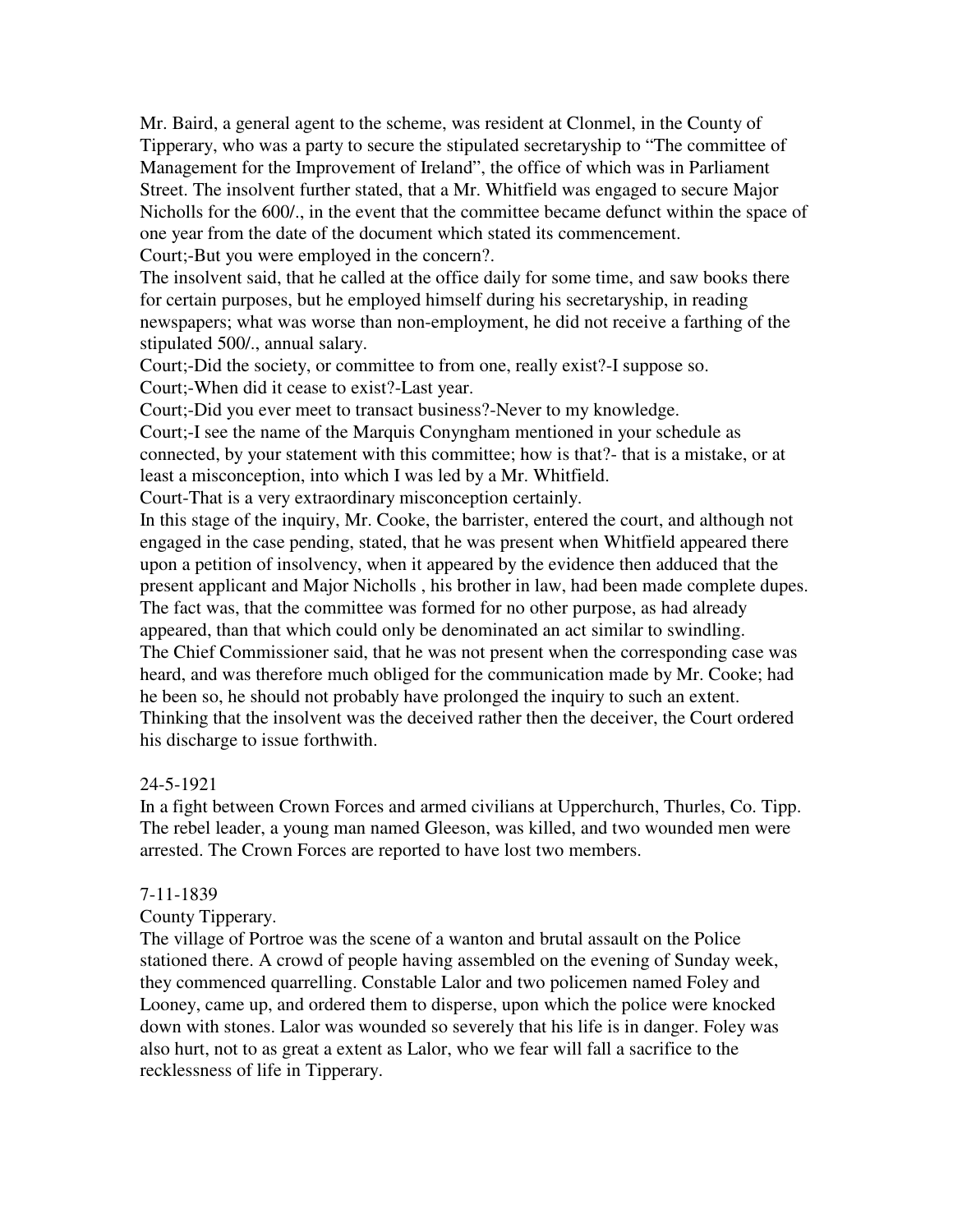Mr. Baird, a general agent to the scheme, was resident at Clonmel, in the County of Tipperary, who was a party to secure the stipulated secretaryship to "The committee of Management for the Improvement of Ireland", the office of which was in Parliament Street. The insolvent further stated, that a Mr. Whitfield was engaged to secure Major Nicholls for the 600/., in the event that the committee became defunct within the space of one year from the date of the document which stated its commencement.

Court;-But you were employed in the concern?.

The insolvent said, that he called at the office daily for some time, and saw books there for certain purposes, but he employed himself during his secretaryship, in reading newspapers; what was worse than non-employment, he did not receive a farthing of the stipulated 500/., annual salary.

Court;-Did the society, or committee to from one, really exist?-I suppose so.

Court;-When did it cease to exist?-Last year.

Court;-Did you ever meet to transact business?-Never to my knowledge.

Court;-I see the name of the Marquis Conyngham mentioned in your schedule as connected, by your statement with this committee; how is that?- that is a mistake, or at least a misconception, into which I was led by a Mr. Whitfield.

Court-That is a very extraordinary misconception certainly.

In this stage of the inquiry, Mr. Cooke, the barrister, entered the court, and although not engaged in the case pending, stated, that he was present when Whitfield appeared there upon a petition of insolvency, when it appeared by the evidence then adduced that the present applicant and Major Nicholls , his brother in law, had been made complete dupes. The fact was, that the committee was formed for no other purpose, as had already appeared, than that which could only be denominated an act similar to swindling.

The Chief Commissioner said, that he was not present when the corresponding case was heard, and was therefore much obliged for the communication made by Mr. Cooke; had he been so, he should not probably have prolonged the inquiry to such an extent. Thinking that the insolvent was the deceived rather then the deceiver, the Court ordered his discharge to issue forthwith.

24-5-1921

In a fight between Crown Forces and armed civilians at Upperchurch, Thurles, Co. Tipp. The rebel leader, a young man named Gleeson, was killed, and two wounded men were arrested. The Crown Forces are reported to have lost two members.

7-11-1839

County Tipperary.

The village of Portroe was the scene of a wanton and brutal assault on the Police stationed there. A crowd of people having assembled on the evening of Sunday week, they commenced quarrelling. Constable Lalor and two policemen named Foley and Looney, came up, and ordered them to disperse, upon which the police were knocked down with stones. Lalor was wounded so severely that his life is in danger. Foley was also hurt, not to as great a extent as Lalor, who we fear will fall a sacrifice to the recklessness of life in Tipperary.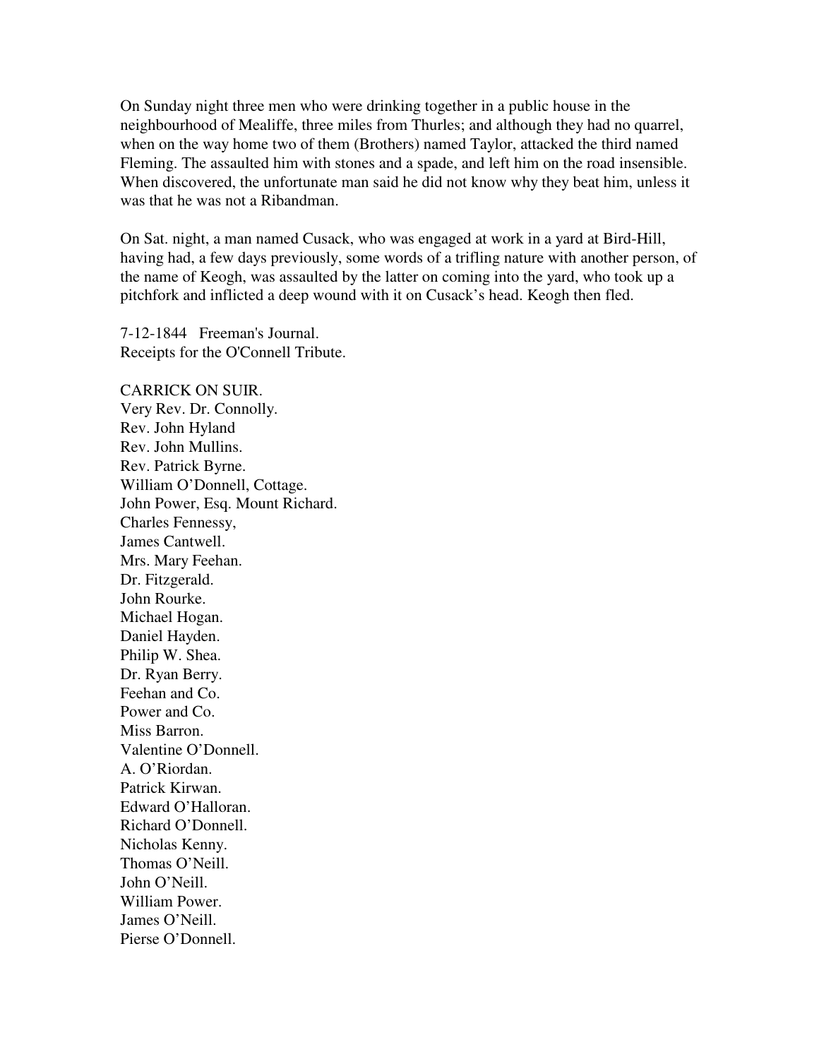On Sunday night three men who were drinking together in a public house in the neighbourhood of Mealiffe, three miles from Thurles; and although they had no quarrel, when on the way home two of them (Brothers) named Taylor, attacked the third named Fleming. The assaulted him with stones and a spade, and left him on the road insensible. When discovered, the unfortunate man said he did not know why they beat him, unless it was that he was not a Ribandman.

On Sat. night, a man named Cusack, who was engaged at work in a yard at Bird-Hill, having had, a few days previously, some words of a trifling nature with another person, of the name of Keogh, was assaulted by the latter on coming into the yard, who took up a pitchfork and inflicted a deep wound with it on Cusack's head. Keogh then fled.

7-12-1844 Freeman's Journal.
Receipts for the O'Connell Tribute.

CARRICK ON SUIR.
Very Rev. Dr. Connolly.
Rev. John Hyland
Rev. John Mullins.
Rev. Patrick Byrne.
William O'Donnell, Cottage.
John Power, Esq. Mount Richard.
Charles Fennessy,
James Cantwell.
Mrs. Mary Feehan.
Dr. Fitzgerald.
John Rourke.
Michael Hogan.
Daniel Hayden.
Philip W. Shea.
Dr. Ryan Berry.
Feehan and Co.
Power and Co.
Miss Barron.
Valentine O'Donnell.
A. O'Riordan.
Patrick Kirwan.
Edward O'Halloran.
Richard O'Donnell.
Nicholas Kenny.
Thomas O'Neill.
John O'Neill.
William Power.
James O'Neill.
Pierse O'Donnell.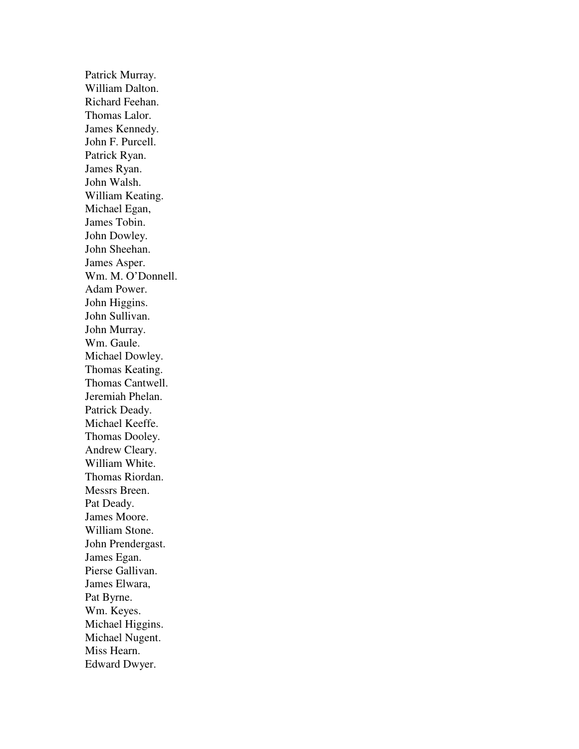Patrick Murray.
William Dalton.
Richard Feehan.
Thomas Lalor.
James Kennedy.
John F. Purcell.
Patrick Ryan.
James Ryan.
John Walsh.
William Keating.
Michael Egan,
James Tobin.
John Dowley.
John Sheehan.
James Asper.
Wm. M. O'Donnell.
Adam Power.
John Higgins.
John Sullivan.
John Murray.
Wm. Gaule.
Michael Dowley.
Thomas Keating.
Thomas Cantwell.
Jeremiah Phelan.
Patrick Deady.
Michael Keeffe.
Thomas Dooley.
Andrew Cleary.
William White.
Thomas Riordan.
Messrs Breen.
Pat Deady.
James Moore.
William Stone.
John Prendergast.
James Egan.
Pierse Gallivan.
James Elwara,
Pat Byrne.
Wm. Keyes.
Michael Higgins.
Michael Nugent.
Miss Hearn.
Edward Dwyer.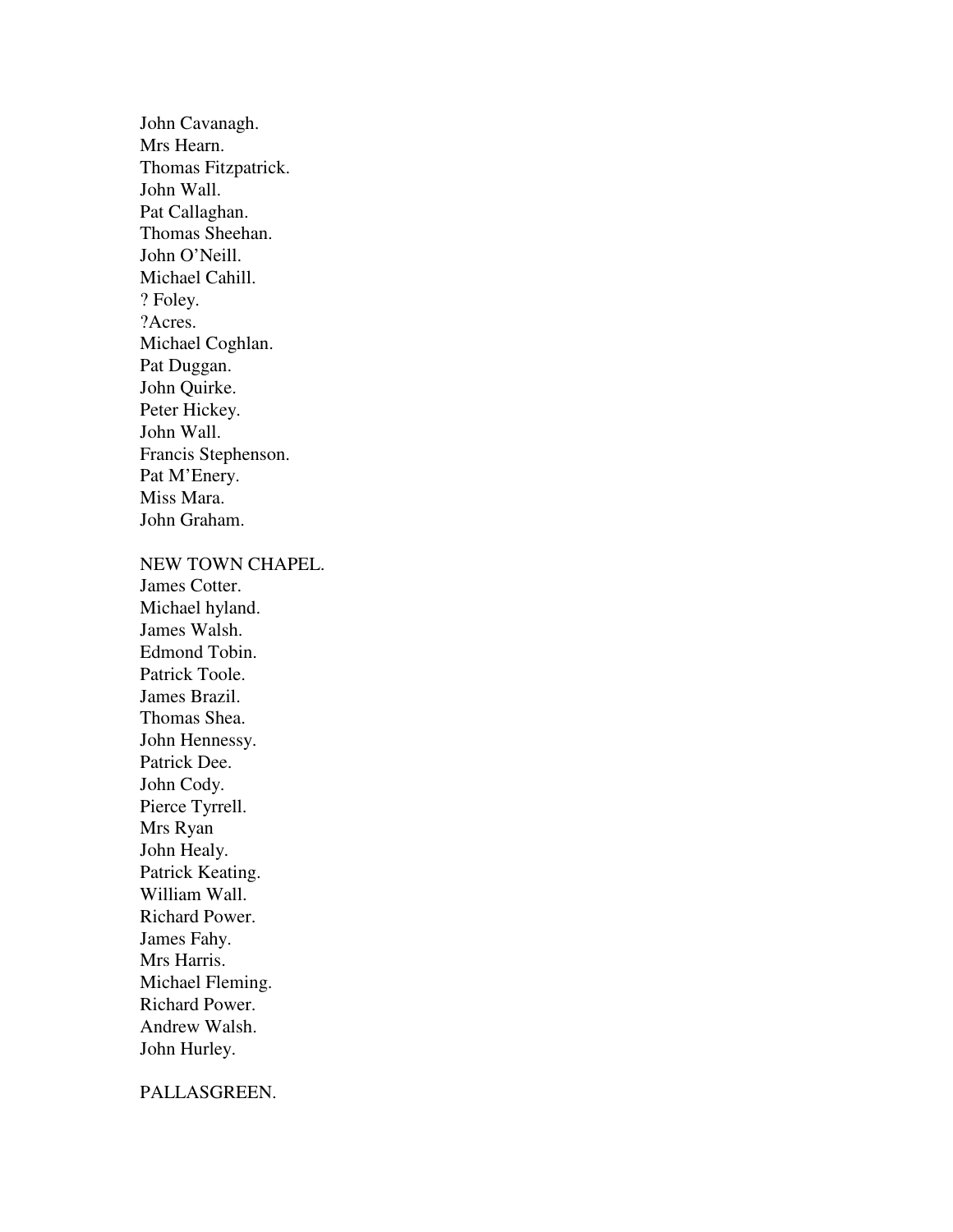John Cavanagh.
Mrs Hearn.
Thomas Fitzpatrick.
John Wall.
Pat Callaghan.
Thomas Sheehan.
John O'Neill.
Michael Cahill.
? Foley.
?Acres.
Michael Coghlan.
Pat Duggan.
John Quirke.
Peter Hickey.
John Wall.
Francis Stephenson.
Pat M'Enery.
Miss Mara.
John Graham.

NEW TOWN CHAPEL.
James Cotter.
Michael hyland.
James Walsh.
Edmond Tobin.
Patrick Toole.
James Brazil.
Thomas Shea.
John Hennessy.
Patrick Dee.
John Cody.
Pierce Tyrrell.
Mrs Ryan
John Healy.
Patrick Keating.
William Wall.
Richard Power.
James Fahy.
Mrs Harris.
Michael Fleming.
Richard Power.
Andrew Walsh.
John Hurley.

PALLASGREEN.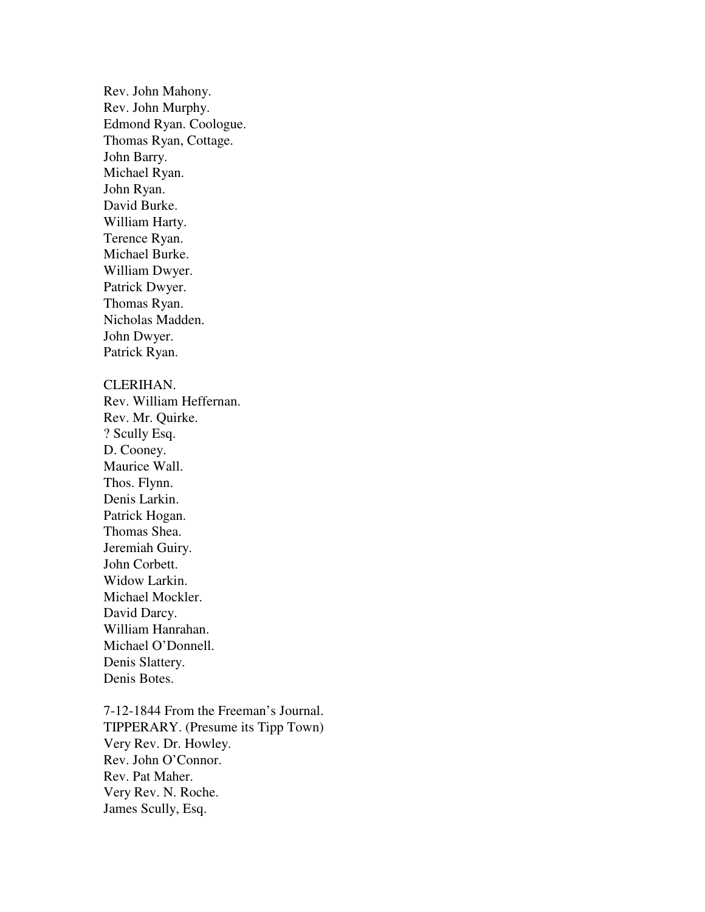Rev. John Mahony.
Rev. John Murphy.
Edmond Ryan. Coologue.
Thomas Ryan, Cottage.
John Barry.
Michael Ryan.
John Ryan.
David Burke.
William Harty.
Terence Ryan.
Michael Burke.
William Dwyer.
Patrick Dwyer.
Thomas Ryan.
Nicholas Madden.
John Dwyer.
Patrick Ryan.

CLERIHAN.
Rev. William Heffernan.
Rev. Mr. Quirke.
? Scully Esq.
D. Cooney.
Maurice Wall.
Thos. Flynn.
Denis Larkin.
Patrick Hogan.
Thomas Shea.
Jeremiah Guiry.
John Corbett.
Widow Larkin.
Michael Mockler.
David Darcy.
William Hanrahan.
Michael O'Donnell.
Denis Slattery.
Denis Botes.

7-12-1844 From the Freeman's Journal.
TIPPERARY. (Presume its Tipp Town)
Very Rev. Dr. Howley.
Rev. John O'Connor.
Rev. Pat Maher.
Very Rev. N. Roche.
James Scully, Esq.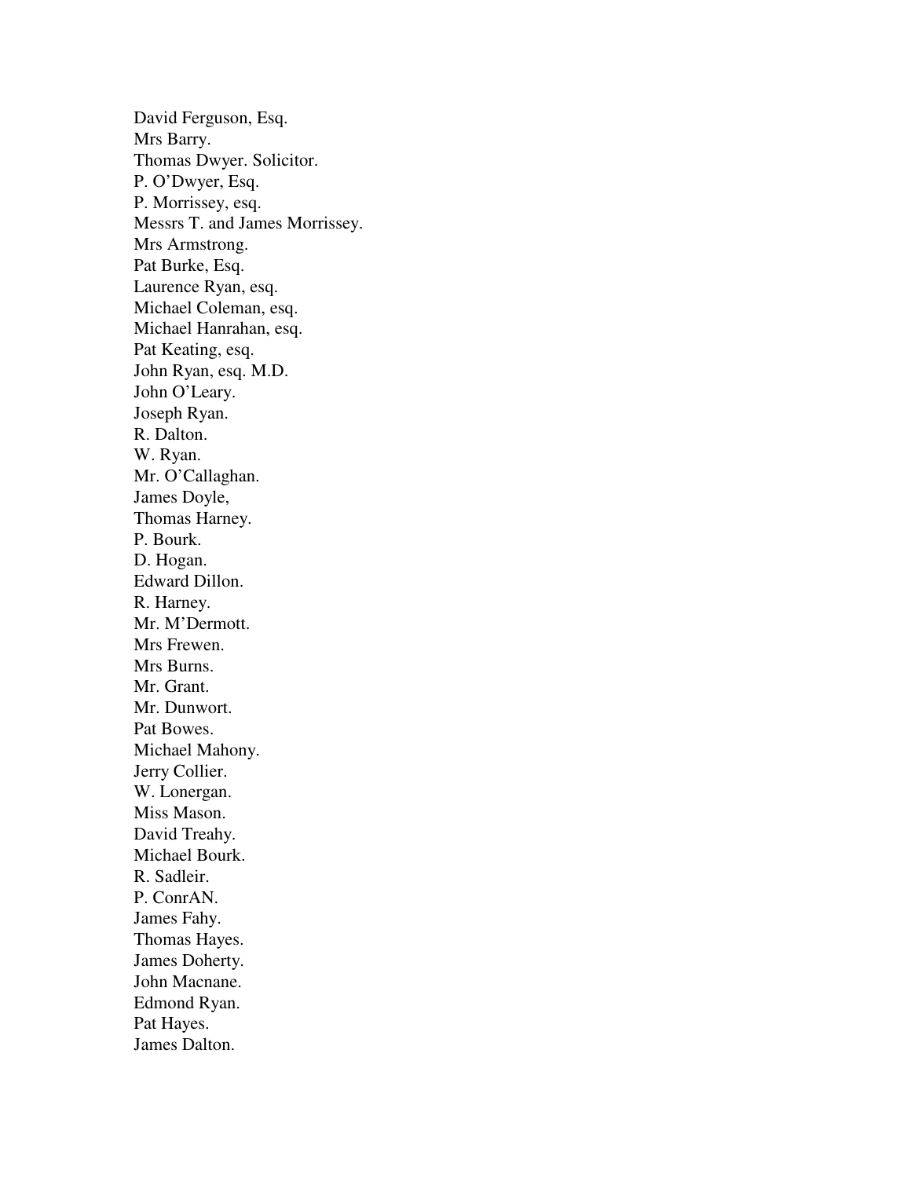David Ferguson, Esq.
Mrs Barry.
Thomas Dwyer. Solicitor.
P. O'Dwyer, Esq.
P. Morrissey, esq.
Messrs T. and James Morrissey.
Mrs Armstrong.
Pat Burke, Esq.
Laurence Ryan, esq.
Michael Coleman, esq.
Michael Hanrahan, esq.
Pat Keating, esq.
John Ryan, esq. M.D.
John O'Leary.
Joseph Ryan.
R. Dalton.
W. Ryan.
Mr. O'Callaghan.
James Doyle,
Thomas Harney.
P. Bourk.
D. Hogan.
Edward Dillon.
R. Harney.
Mr. M'Dermott.
Mrs Frewen.
Mrs Burns.
Mr. Grant.
Mr. Dunwort.
Pat Bowes.
Michael Mahony.
Jerry Collier.
W. Lonergan.
Miss Mason.
David Treahy.
Michael Bourk.
R. Sadleir.
P. ConrAN.
James Fahy.
Thomas Hayes.
James Doherty.
John Macnane.
Edmond Ryan.
Pat Hayes.
James Dalton.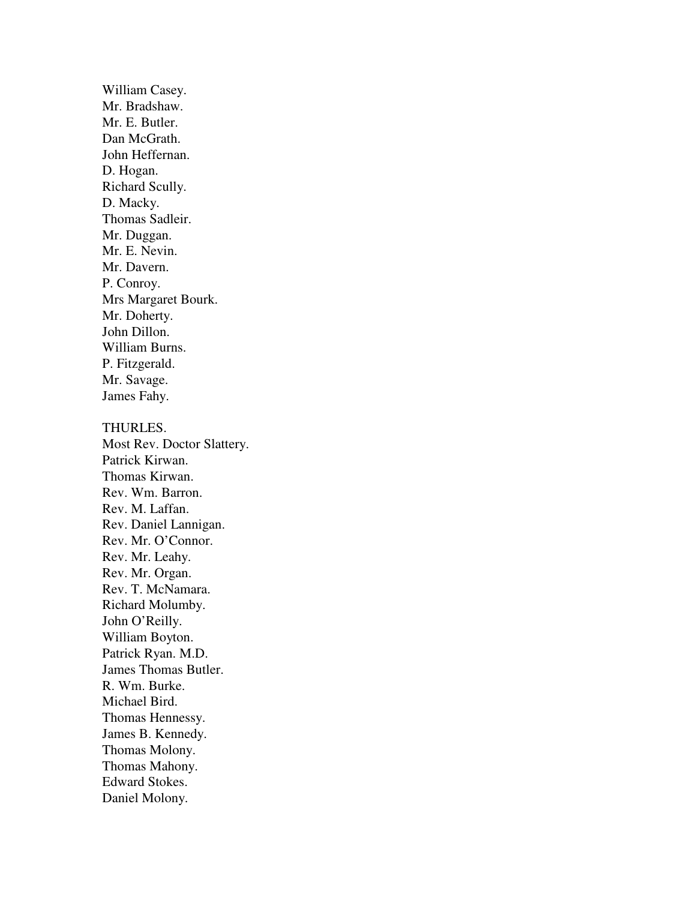William Casey.  
Mr. Bradshaw.  
Mr. E. Butler.  
Dan McGrath.  
John Heffernan.  
D. Hogan.  
Richard Scully.  
D. Macky.  
Thomas Sadleir.  
Mr. Duggan.  
Mr. E. Nevin.  
Mr. Davern.  
P. Conroy.  
Mrs Margaret Bourk.  
Mr. Doherty.  
John Dillon.  
William Burns.  
P. Fitzgerald.  
Mr. Savage.  
James Fahy.

THURLES.  
Most Rev. Doctor Slattery.  
Patrick Kirwan.  
Thomas Kirwan.  
Rev. Wm. Barron.  
Rev. M. Laffan.  
Rev. Daniel Lannigan.  
Rev. Mr. O'Connor.  
Rev. Mr. Leahy.  
Rev. Mr. Organ.  
Rev. T. McNamara.  
Richard Molumby.  
John O'Reilly.  
William Boyton.  
Patrick Ryan. M.D.  
James Thomas Butler.  
R. Wm. Burke.  
Michael Bird.  
Thomas Hennessy.  
James B. Kennedy.  
Thomas Molony.  
Thomas Mahony.  
Edward Stokes.  
Daniel Molony.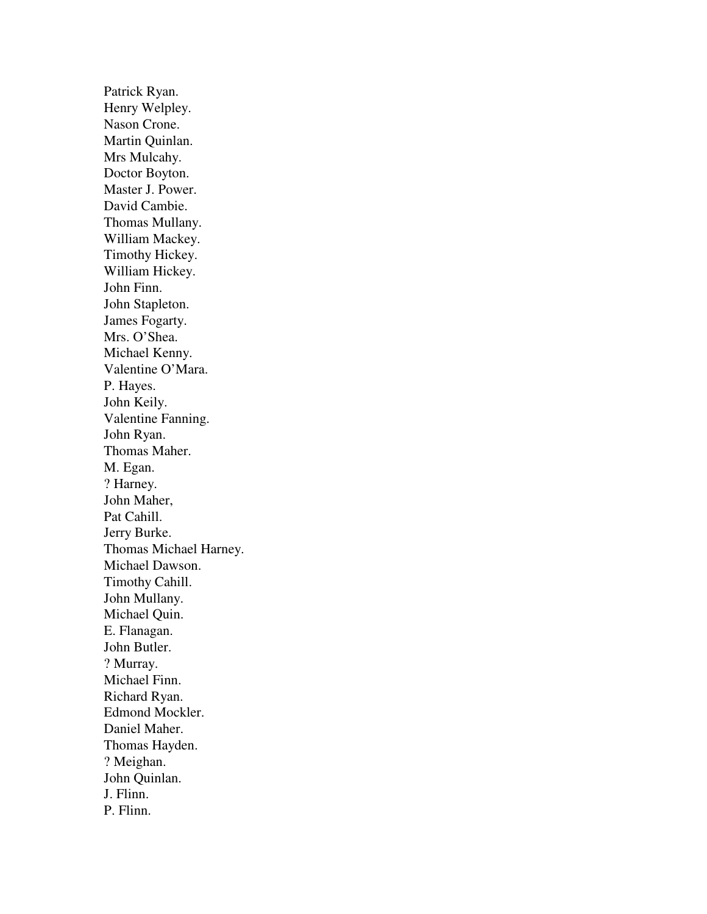Patrick Ryan.
Henry Welpley.
Nason Crone.
Martin Quinlan.
Mrs Mulcahy.
Doctor Boyton.
Master J. Power.
David Cambie.
Thomas Mullany.
William Mackey.
Timothy Hickey.
William Hickey.
John Finn.
John Stapleton.
James Fogarty.
Mrs. O'Shea.
Michael Kenny.
Valentine O'Mara.
P. Hayes.
John Keily.
Valentine Fanning.
John Ryan.
Thomas Maher.
M. Egan.
? Harney.
John Maher,
Pat Cahill.
Jerry Burke.
Thomas Michael Harney.
Michael Dawson.
Timothy Cahill.
John Mullany.
Michael Quin.
E. Flanagan.
John Butler.
? Murray.
Michael Finn.
Richard Ryan.
Edmond Mockler.
Daniel Maher.
Thomas Hayden.
? Meighan.
John Quinlan.
J. Flinn.
P. Flinn.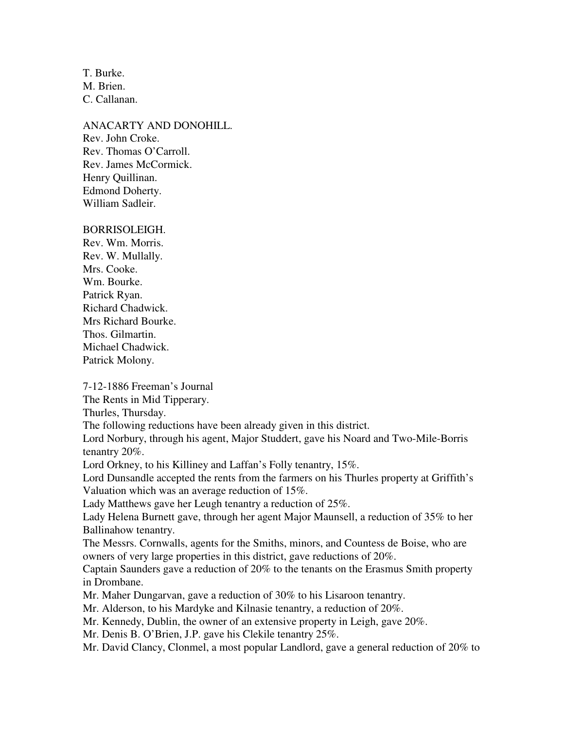T. Burke.
M. Brien.
C. Callanan.

ANACARTY AND DONOHILL.
Rev. John Croke.
Rev. Thomas O'Carroll.
Rev. James McCormick.
Henry Quillinan.
Edmond Doherty.
William Sadleir.

BORRISOLEIGH.
Rev. Wm. Morris.
Rev. W. Mullally.
Mrs. Cooke.
Wm. Bourke.
Patrick Ryan.
Richard Chadwick.
Mrs Richard Bourke.
Thos. Gilmartin.
Michael Chadwick.
Patrick Molony.

7-12-1886 Freeman's Journal
The Rents in Mid Tipperary.
Thurles, Thursday.
The following reductions have been already given in this district.
Lord Norbury, through his agent, Major Studdert, gave his Noard and Two-Mile-Borris tenantry 20%.
Lord Orkney, to his Killiney and Laffan's Folly tenantry, 15%.
Lord Dunsandle accepted the rents from the farmers on his Thurles property at Griffith's Valuation which was an average reduction of 15%.
Lady Matthews gave her Leugh tenantry a reduction of 25%.
Lady Helena Burnett gave, through her agent Major Maunsell, a reduction of 35% to her Ballinahow tenantry.
The Messrs. Cornwalls, agents for the Smiths, minors, and Countess de Boise, who are owners of very large properties in this district, gave reductions of 20%.
Captain Saunders gave a reduction of 20% to the tenants on the Erasmus Smith property in Drombane.
Mr. Maher Dungarvan, gave a reduction of 30% to his Lisaroon tenantry.
Mr. Alderson, to his Mardyke and Kilnasie tenantry, a reduction of 20%.
Mr. Kennedy, Dublin, the owner of an extensive property in Leigh, gave 20%.
Mr. Denis B. O'Brien, J.P. gave his Clekile tenantry 25%.
Mr. David Clancy, Clonmel, a most popular Landlord, gave a general reduction of 20% to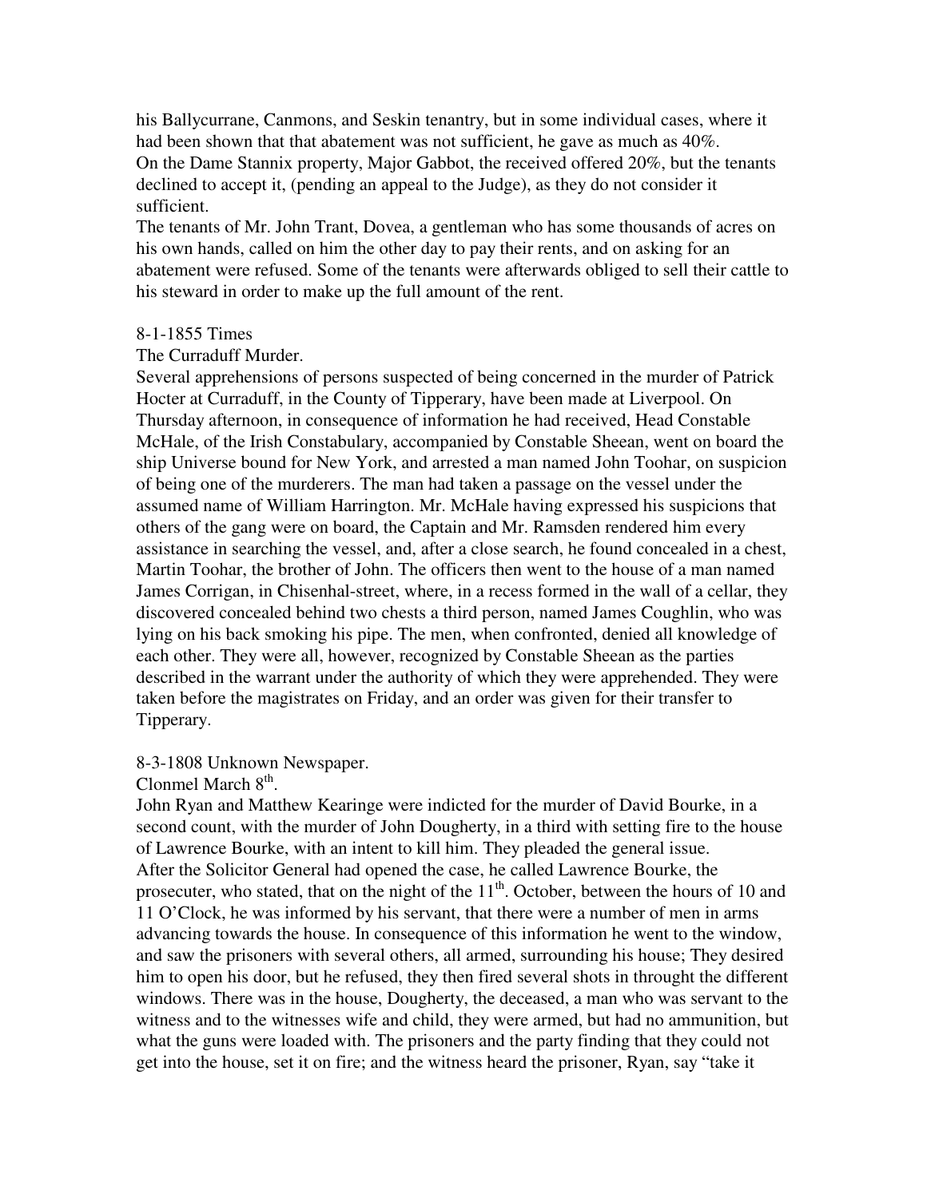his Ballycurrane, Canmons, and Seskin tenantry, but in some individual cases, where it had been shown that that abatement was not sufficient, he gave as much as 40%.
On the Dame Stannix property, Major Gabbot, the received offered 20%, but the tenants declined to accept it, (pending an appeal to the Judge), as they do not consider it sufficient.
The tenants of Mr. John Trant, Dovea, a gentleman who has some thousands of acres on his own hands, called on him the other day to pay their rents, and on asking for an abatement were refused. Some of the tenants were afterwards obliged to sell their cattle to his steward in order to make up the full amount of the rent.

8-1-1855 Times
The Curraduff Murder.
Several apprehensions of persons suspected of being concerned in the murder of Patrick Hocter at Curraduff, in the County of Tipperary, have been made at Liverpool. On Thursday afternoon, in consequence of information he had received, Head Constable McHale, of the Irish Constabulary, accompanied by Constable Sheean, went on board the ship Universe bound for New York, and arrested a man named John Toohar, on suspicion of being one of the murderers. The man had taken a passage on the vessel under the assumed name of William Harrington. Mr. McHale having expressed his suspicions that others of the gang were on board, the Captain and Mr. Ramsden rendered him every assistance in searching the vessel, and, after a close search, he found concealed in a chest, Martin Toohar, the brother of John. The officers then went to the house of a man named James Corrigan, in Chisenhal-street, where, in a recess formed in the wall of a cellar, they discovered concealed behind two chests a third person, named James Coughlin, who was lying on his back smoking his pipe. The men, when confronted, denied all knowledge of each other. They were all, however, recognized by Constable Sheean as the parties described in the warrant under the authority of which they were apprehended. They were taken before the magistrates on Friday, and an order was given for their transfer to Tipperary.

8-3-1808 Unknown Newspaper.
Clonmel March 8th.
John Ryan and Matthew Kearinge were indicted for the murder of David Bourke, in a second count, with the murder of John Dougherty, in a third with setting fire to the house of Lawrence Bourke, with an intent to kill him. They pleaded the general issue.
After the Solicitor General had opened the case, he called Lawrence Bourke, the prosecuter, who stated, that on the night of the 11th. October, between the hours of 10 and 11 O'Clock, he was informed by his servant, that there were a number of men in arms advancing towards the house. In consequence of this information he went to the window, and saw the prisoners with several others, all armed, surrounding his house; They desired him to open his door, but he refused, they then fired several shots in throught the different windows. There was in the house, Dougherty, the deceased, a man who was servant to the witness and to the witnesses wife and child, they were armed, but had no ammunition, but what the guns were loaded with. The prisoners and the party finding that they could not get into the house, set it on fire; and the witness heard the prisoner, Ryan, say "take it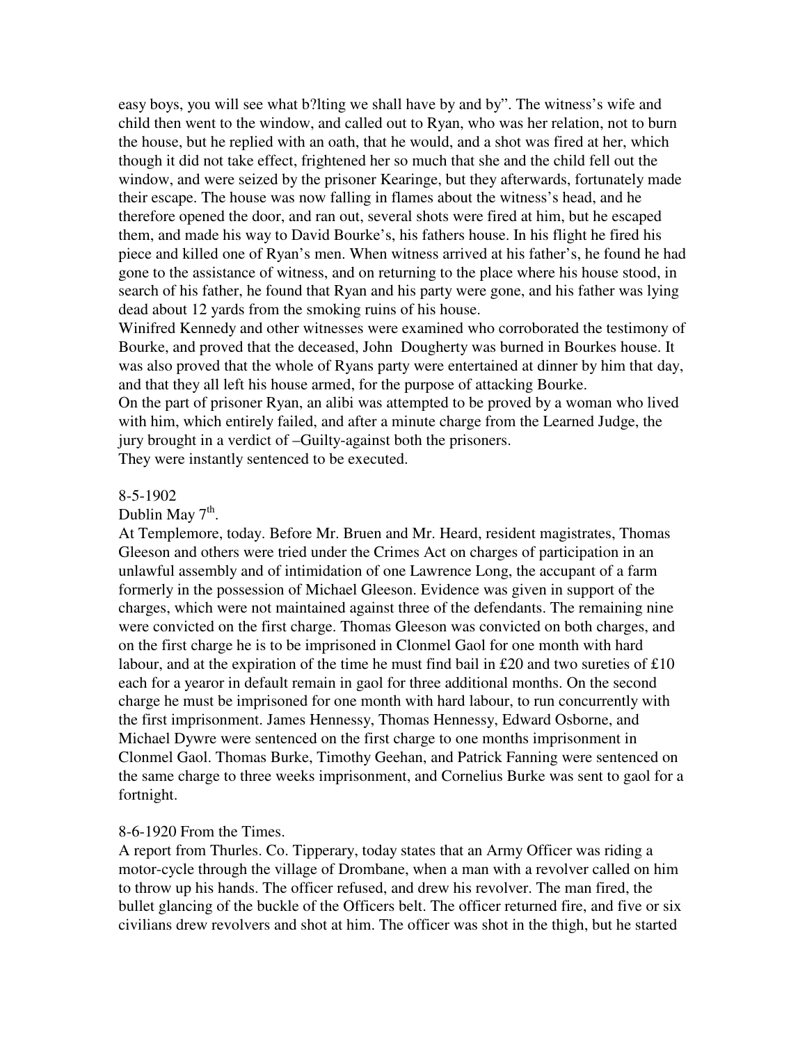easy boys, you will see what b?lting we shall have by and by". The witness's wife and child then went to the window, and called out to Ryan, who was her relation, not to burn the house, but he replied with an oath, that he would, and a shot was fired at her, which though it did not take effect, frightened her so much that she and the child fell out the window, and were seized by the prisoner Kearinge, but they afterwards, fortunately made their escape. The house was now falling in flames about the witness's head, and he therefore opened the door, and ran out, several shots were fired at him, but he escaped them, and made his way to David Bourke's, his fathers house. In his flight he fired his piece and killed one of Ryan's men. When witness arrived at his father's, he found he had gone to the assistance of witness, and on returning to the place where his house stood, in search of his father, he found that Ryan and his party were gone, and his father was lying dead about 12 yards from the smoking ruins of his house.

Winifred Kennedy and other witnesses were examined who corroborated the testimony of Bourke, and proved that the deceased, John Dougherty was burned in Bourkes house. It was also proved that the whole of Ryans party were entertained at dinner by him that day, and that they all left his house armed, for the purpose of attacking Bourke.

On the part of prisoner Ryan, an alibi was attempted to be proved by a woman who lived with him, which entirely failed, and after a minute charge from the Learned Judge, the jury brought in a verdict of –Guilty-against both the prisoners.

They were instantly sentenced to be executed.

8-5-1902

Dublin May 7th.

At Templemore, today. Before Mr. Bruen and Mr. Heard, resident magistrates, Thomas Gleeson and others were tried under the Crimes Act on charges of participation in an unlawful assembly and of intimidation of one Lawrence Long, the accupant of a farm formerly in the possession of Michael Gleeson. Evidence was given in support of the charges, which were not maintained against three of the defendants. The remaining nine were convicted on the first charge. Thomas Gleeson was convicted on both charges, and on the first charge he is to be imprisoned in Clonmel Gaol for one month with hard labour, and at the expiration of the time he must find bail in £20 and two sureties of £10 each for a yearor in default remain in gaol for three additional months. On the second charge he must be imprisoned for one month with hard labour, to run concurrently with the first imprisonment. James Hennessy, Thomas Hennessy, Edward Osborne, and Michael Dywre were sentenced on the first charge to one months imprisonment in Clonmel Gaol. Thomas Burke, Timothy Geehan, and Patrick Fanning were sentenced on the same charge to three weeks imprisonment, and Cornelius Burke was sent to gaol for a fortnight.

8-6-1920 From the Times.

A report from Thurles. Co. Tipperary, today states that an Army Officer was riding a motor-cycle through the village of Drombane, when a man with a revolver called on him to throw up his hands. The officer refused, and drew his revolver. The man fired, the bullet glancing of the buckle of the Officers belt. The officer returned fire, and five or six civilians drew revolvers and shot at him. The officer was shot in the thigh, but he started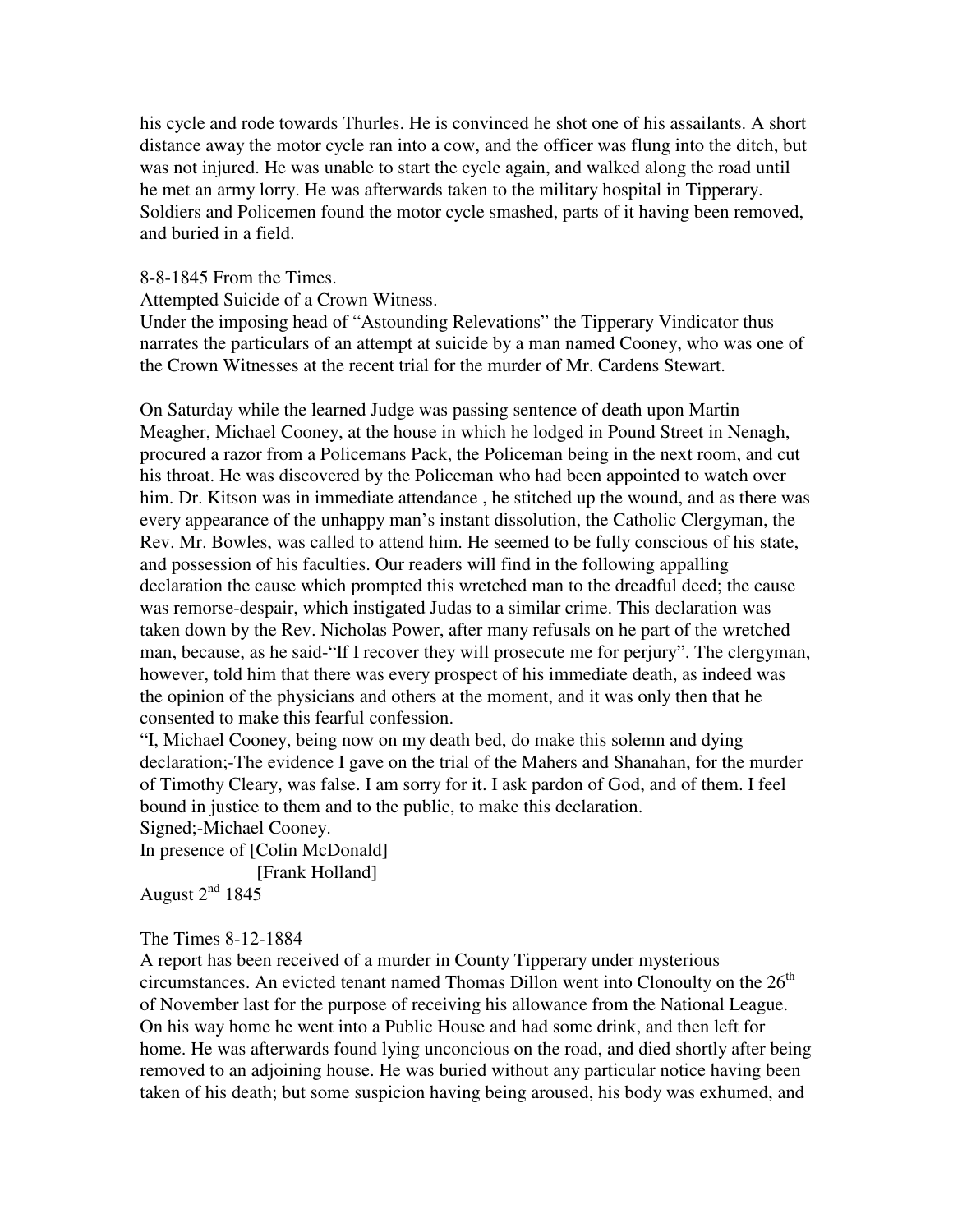his cycle and rode towards Thurles. He is convinced he shot one of his assailants. A short distance away the motor cycle ran into a cow, and the officer was flung into the ditch, but was not injured. He was unable to start the cycle again, and walked along the road until he met an army lorry. He was afterwards taken to the military hospital in Tipperary. Soldiers and Policemen found the motor cycle smashed, parts of it having been removed, and buried in a field.

8-8-1845 From the Times.

Attempted Suicide of a Crown Witness.

Under the imposing head of "Astounding Relevations" the Tipperary Vindicator thus narrates the particulars of an attempt at suicide by a man named Cooney, who was one of the Crown Witnesses at the recent trial for the murder of Mr. Cardens Stewart.

On Saturday while the learned Judge was passing sentence of death upon Martin Meagher, Michael Cooney, at the house in which he lodged in Pound Street in Nenagh, procured a razor from a Policemans Pack, the Policeman being in the next room, and cut his throat. He was discovered by the Policeman who had been appointed to watch over him. Dr. Kitson was in immediate attendance , he stitched up the wound, and as there was every appearance of the unhappy man's instant dissolution, the Catholic Clergyman, the Rev. Mr. Bowles, was called to attend him. He seemed to be fully conscious of his state, and possession of his faculties. Our readers will find in the following appalling declaration the cause which prompted this wretched man to the dreadful deed; the cause was remorse-despair, which instigated Judas to a similar crime. This declaration was taken down by the Rev. Nicholas Power, after many refusals on he part of the wretched man, because, as he said-"If I recover they will prosecute me for perjury". The clergyman, however, told him that there was every prospect of his immediate death, as indeed was the opinion of the physicians and others at the moment, and it was only then that he consented to make this fearful confession.

"I, Michael Cooney, being now on my death bed, do make this solemn and dying declaration;-The evidence I gave on the trial of the Mahers and Shanahan, for the murder of Timothy Cleary, was false. I am sorry for it. I ask pardon of God, and of them. I feel bound in justice to them and to the public, to make this declaration.

Signed;-Michael Cooney.

In presence of [Colin McDonald]

[Frank Holland]

August 2nd 1845

The Times 8-12-1884

A report has been received of a murder in County Tipperary under mysterious circumstances. An evicted tenant named Thomas Dillon went into Clonoulty on the 26th of November last for the purpose of receiving his allowance from the National League. On his way home he went into a Public House and had some drink, and then left for home. He was afterwards found lying unconcious on the road, and died shortly after being removed to an adjoining house. He was buried without any particular notice having been taken of his death; but some suspicion having being aroused, his body was exhumed, and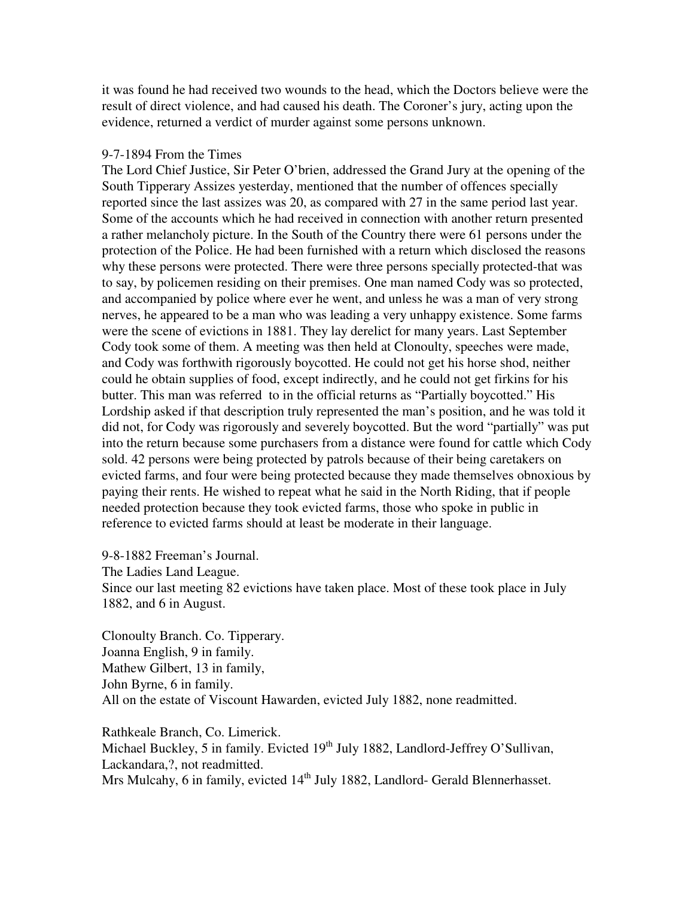it was found he had received two wounds to the head, which the Doctors believe were the result of direct violence, and had caused his death. The Coroner's jury, acting upon the evidence, returned a verdict of murder against some persons unknown.

9-7-1894 From the Times

The Lord Chief Justice, Sir Peter O'brien, addressed the Grand Jury at the opening of the South Tipperary Assizes yesterday, mentioned that the number of offences specially reported since the last assizes was 20, as compared with 27 in the same period last year. Some of the accounts which he had received in connection with another return presented a rather melancholy picture. In the South of the Country there were 61 persons under the protection of the Police. He had been furnished with a return which disclosed the reasons why these persons were protected. There were three persons specially protected-that was to say, by policemen residing on their premises. One man named Cody was so protected, and accompanied by police where ever he went, and unless he was a man of very strong nerves, he appeared to be a man who was leading a very unhappy existence. Some farms were the scene of evictions in 1881. They lay derelict for many years. Last September Cody took some of them. A meeting was then held at Clonoulty, speeches were made, and Cody was forthwith rigorously boycotted. He could not get his horse shod, neither could he obtain supplies of food, except indirectly, and he could not get firkins for his butter. This man was referred to in the official returns as "Partially boycotted." His Lordship asked if that description truly represented the man's position, and he was told it did not, for Cody was rigorously and severely boycotted. But the word "partially" was put into the return because some purchasers from a distance were found for cattle which Cody sold. 42 persons were being protected by patrols because of their being caretakers on evicted farms, and four were being protected because they made themselves obnoxious by paying their rents. He wished to repeat what he said in the North Riding, that if people needed protection because they took evicted farms, those who spoke in public in reference to evicted farms should at least be moderate in their language.

9-8-1882 Freeman's Journal.

The Ladies Land League.

Since our last meeting 82 evictions have taken place. Most of these took place in July 1882, and 6 in August.

Clonoulty Branch. Co. Tipperary.

Joanna English, 9 in family.

Mathew Gilbert, 13 in family,

John Byrne, 6 in family.

All on the estate of Viscount Hawarden, evicted July 1882, none readmitted.

Rathkeale Branch, Co. Limerick.

Michael Buckley, 5 in family. Evicted 19th July 1882, Landlord-Jeffrey O'Sullivan, Lackandara,?, not readmitted.

Mrs Mulcahy, 6 in family, evicted 14th July 1882, Landlord- Gerald Blennerhasset.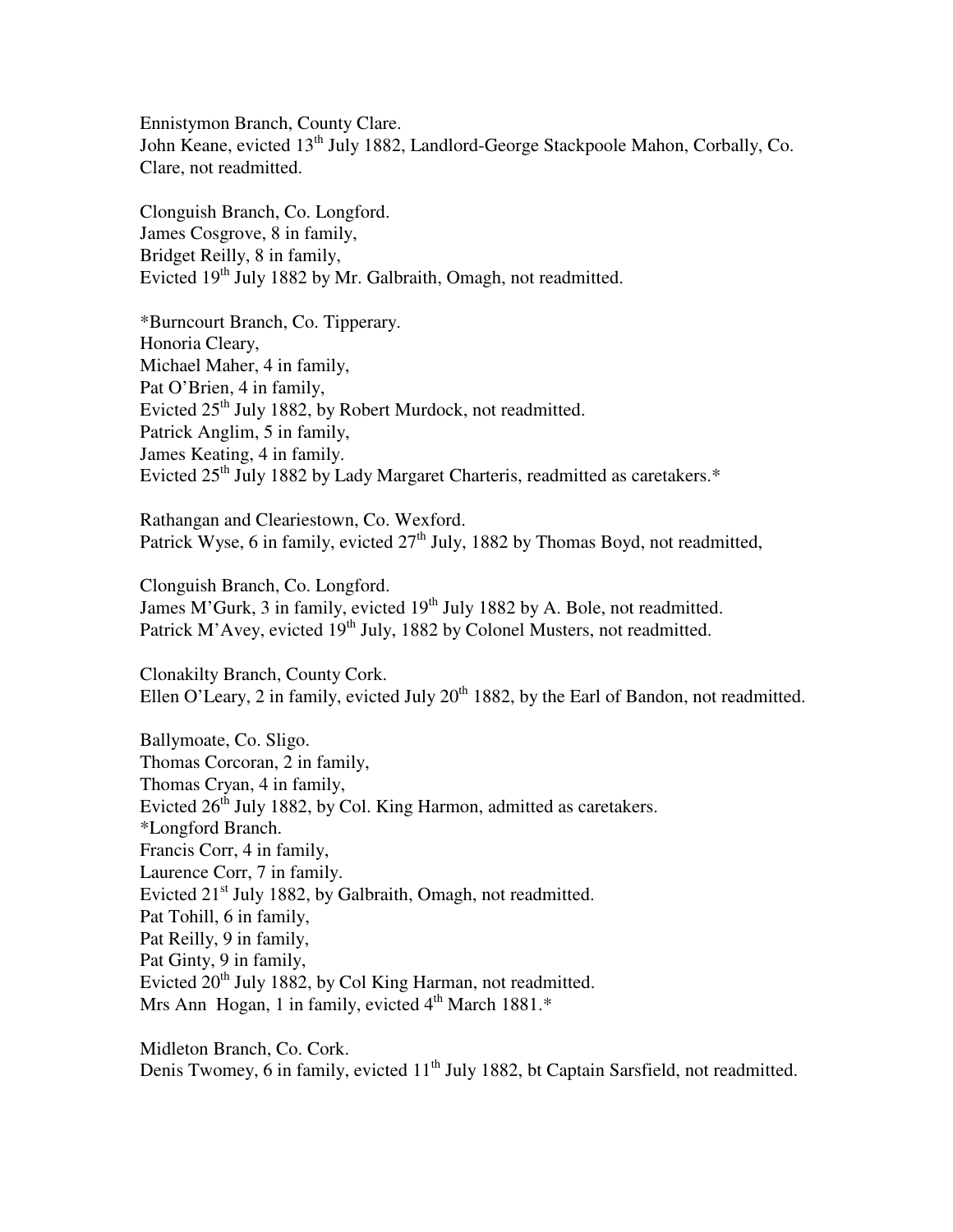Ennistymon Branch, County Clare.
John Keane, evicted 13th July 1882, Landlord-George Stackpoole Mahon, Corbally, Co. Clare, not readmitted.

Clonguish Branch, Co. Longford.
James Cosgrove, 8 in family,
Bridget Reilly, 8 in family,
Evicted 19th July 1882 by Mr. Galbraith, Omagh, not readmitted.

*Burncourt Branch, Co. Tipperary.
Honoria Cleary,
Michael Maher, 4 in family,
Pat O'Brien, 4 in family,
Evicted 25th July 1882, by Robert Murdock, not readmitted.
Patrick Anglim, 5 in family,
James Keating, 4 in family.
Evicted 25th July 1882 by Lady Margaret Charteris, readmitted as caretakers.*

Rathangan and Cleariestown, Co. Wexford.
Patrick Wyse, 6 in family, evicted 27th July, 1882 by Thomas Boyd, not readmitted,

Clonguish Branch, Co. Longford.
James M'Gurk, 3 in family, evicted 19th July 1882 by A. Bole, not readmitted.
Patrick M'Avey, evicted 19th July, 1882 by Colonel Musters, not readmitted.

Clonakilty Branch, County Cork.
Ellen O'Leary, 2 in family, evicted July 20th 1882, by the Earl of Bandon, not readmitted.

Ballymoate, Co. Sligo.
Thomas Corcoran, 2 in family,
Thomas Cryan, 4 in family,
Evicted 26th July 1882, by Col. King Harmon, admitted as caretakers.
*Longford Branch.
Francis Corr, 4 in family,
Laurence Corr, 7 in family.
Evicted 21st July 1882, by Galbraith, Omagh, not readmitted.
Pat Tohill, 6 in family,
Pat Reilly, 9 in family,
Pat Ginty, 9 in family,
Evicted 20th July 1882, by Col King Harman, not readmitted.
Mrs Ann Hogan, 1 in family, evicted 4th March 1881.*

Midleton Branch, Co. Cork.
Denis Twomey, 6 in family, evicted 11th July 1882, bt Captain Sarsfield, not readmitted.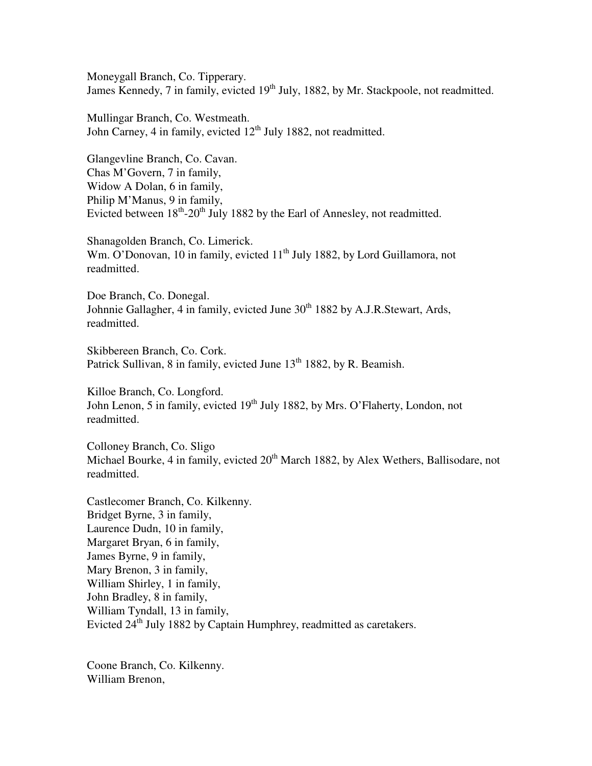Moneygall Branch, Co. Tipperary.
James Kennedy, 7 in family, evicted 19th July, 1882, by Mr. Stackpoole, not readmitted.

Mullingar Branch, Co. Westmeath.
John Carney, 4 in family, evicted 12th July 1882, not readmitted.

Glangevline Branch, Co. Cavan.
Chas M'Govern, 7 in family,
Widow A Dolan, 6 in family,
Philip M'Manus, 9 in family,
Evicted between 18th-20th July 1882 by the Earl of Annesley, not readmitted.

Shanagolden Branch, Co. Limerick.
Wm. O'Donovan, 10 in family, evicted 11th July 1882, by Lord Guillamora, not readmitted.

Doe Branch, Co. Donegal.
Johnnie Gallagher, 4 in family, evicted June 30th 1882 by A.J.R.Stewart, Ards, readmitted.

Skibbereen Branch, Co. Cork.
Patrick Sullivan, 8 in family, evicted June 13th 1882, by R. Beamish.

Killoe Branch, Co. Longford.
John Lenon, 5 in family, evicted 19th July 1882, by Mrs. O'Flaherty, London, not readmitted.

Colloney Branch, Co. Sligo
Michael Bourke, 4 in family, evicted 20th March 1882, by Alex Wethers, Ballisodare, not readmitted.

Castlecomer Branch, Co. Kilkenny.
Bridget Byrne, 3 in family,
Laurence Dudn, 10 in family,
Margaret Bryan, 6 in family,
James Byrne, 9 in family,
Mary Brenon, 3 in family,
William Shirley, 1 in family,
John Bradley, 8 in family,
William Tyndall, 13 in family,
Evicted 24th July 1882 by Captain Humphrey, readmitted as caretakers.

Coone Branch, Co. Kilkenny.
William Brenon,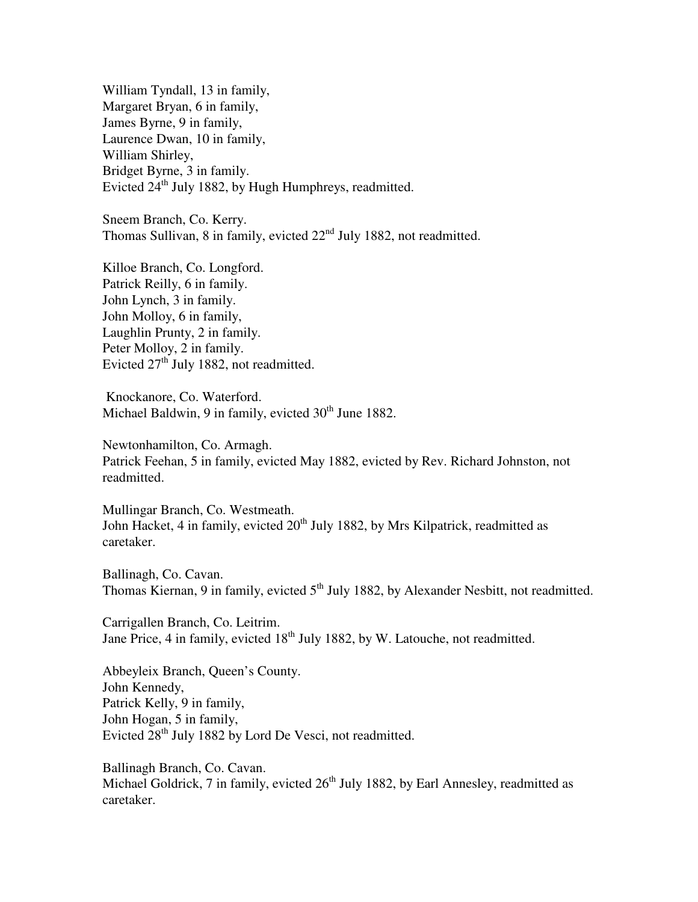William Tyndall, 13 in family,
Margaret Bryan, 6 in family,
James Byrne, 9 in family,
Laurence Dwan, 10 in family,
William Shirley,
Bridget Byrne, 3 in family.
Evicted 24th July 1882, by Hugh Humphreys, readmitted.

Sneem Branch, Co. Kerry.
Thomas Sullivan, 8 in family, evicted 22nd July 1882, not readmitted.

Killoe Branch, Co. Longford.
Patrick Reilly, 6 in family.
John Lynch, 3 in family.
John Molloy, 6 in family,
Laughlin Prunty, 2 in family.
Peter Molloy, 2 in family.
Evicted 27th July 1882, not readmitted.

Knockanore, Co. Waterford.
Michael Baldwin, 9 in family, evicted 30th June 1882.

Newtonhamilton, Co. Armagh.
Patrick Feehan, 5 in family, evicted May 1882, evicted by Rev. Richard Johnston, not readmitted.

Mullingar Branch, Co. Westmeath.
John Hacket, 4 in family, evicted 20th July 1882, by Mrs Kilpatrick, readmitted as caretaker.

Ballinagh, Co. Cavan.
Thomas Kiernan, 9 in family, evicted 5th July 1882, by Alexander Nesbitt, not readmitted.

Carrigallen Branch, Co. Leitrim.
Jane Price, 4 in family, evicted 18th July 1882, by W. Latouche, not readmitted.

Abbeyleix Branch, Queen's County.
John Kennedy,
Patrick Kelly, 9 in family,
John Hogan, 5 in family,
Evicted 28th July 1882 by Lord De Vesci, not readmitted.

Ballinagh Branch, Co. Cavan.
Michael Goldrick, 7 in family, evicted 26th July 1882, by Earl Annesley, readmitted as caretaker.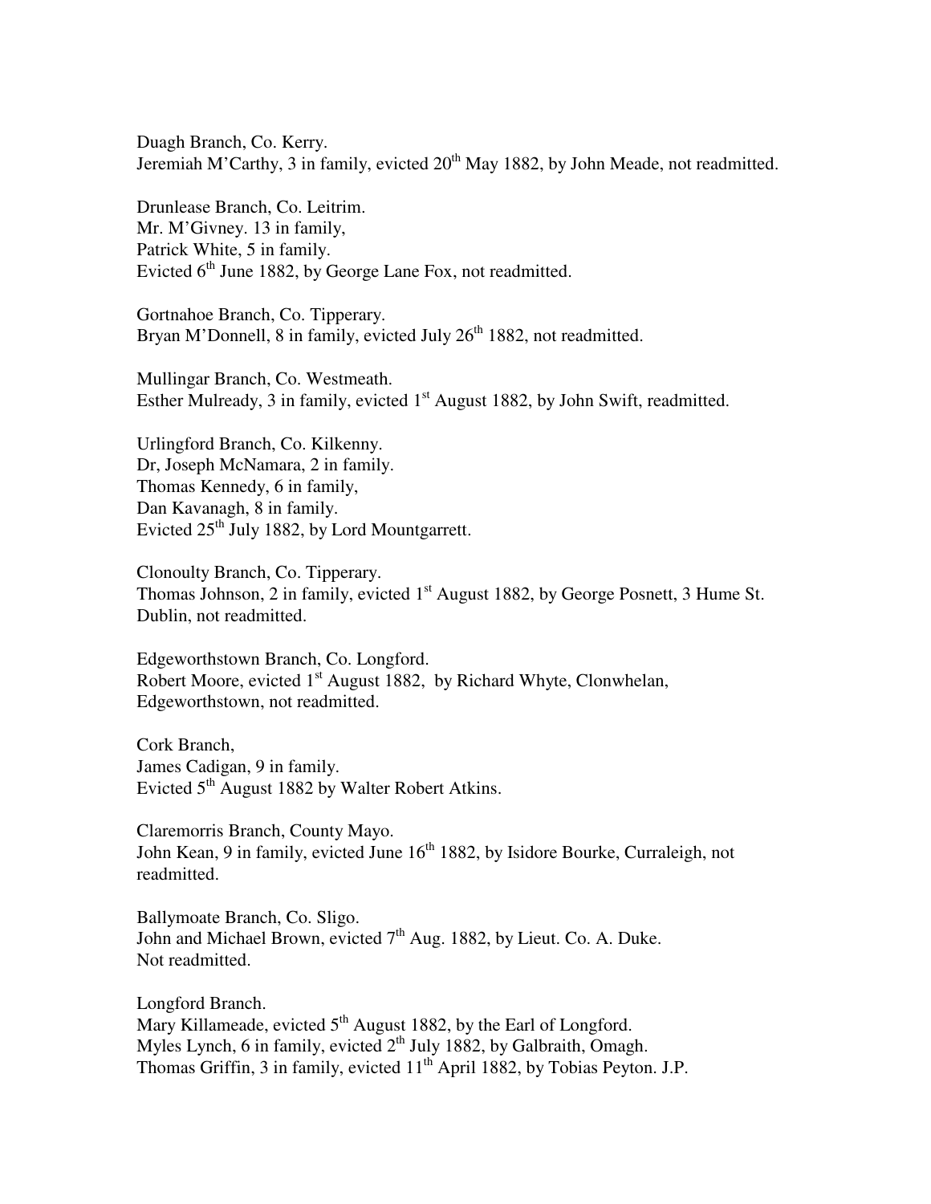Duagh Branch, Co. Kerry.
Jeremiah M'Carthy, 3 in family, evicted 20th May 1882, by John Meade, not readmitted.

Drunlease Branch, Co. Leitrim.
Mr. M'Givney. 13 in family,
Patrick White, 5 in family.
Evicted 6th June 1882, by George Lane Fox, not readmitted.

Gortnahoe Branch, Co. Tipperary.
Bryan M'Donnell, 8 in family, evicted July 26th 1882, not readmitted.

Mullingar Branch, Co. Westmeath.
Esther Mulready, 3 in family, evicted 1st August 1882, by John Swift, readmitted.

Urlingford Branch, Co. Kilkenny.
Dr, Joseph McNamara, 2 in family.
Thomas Kennedy, 6 in family,
Dan Kavanagh, 8 in family.
Evicted 25th July 1882, by Lord Mountgarrett.

Clonoulty Branch, Co. Tipperary.
Thomas Johnson, 2 in family, evicted 1st August 1882, by George Posnett, 3 Hume St. Dublin, not readmitted.

Edgeworthstown Branch, Co. Longford.
Robert Moore, evicted 1st August 1882, by Richard Whyte, Clonwhelan, Edgeworthstown, not readmitted.

Cork Branch,
James Cadigan, 9 in family.
Evicted 5th August 1882 by Walter Robert Atkins.

Claremorris Branch, County Mayo.
John Kean, 9 in family, evicted June 16th 1882, by Isidore Bourke, Curraleigh, not readmitted.

Ballymoate Branch, Co. Sligo.
John and Michael Brown, evicted 7th Aug. 1882, by Lieut. Co. A. Duke.
Not readmitted.

Longford Branch.
Mary Killameade, evicted 5th August 1882, by the Earl of Longford.
Myles Lynch, 6 in family, evicted 2th July 1882, by Galbraith, Omagh.
Thomas Griffin, 3 in family, evicted 11th April 1882, by Tobias Peyton. J.P.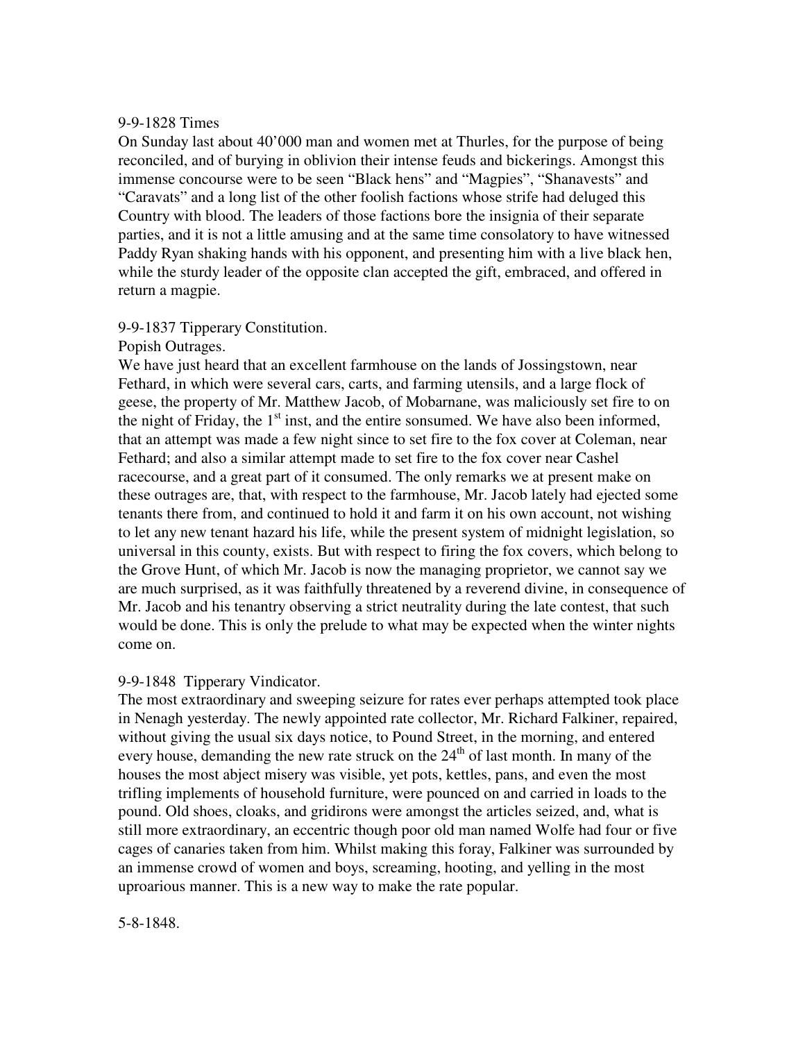9-9-1828 Times

On Sunday last about 40'000 man and women met at Thurles, for the purpose of being reconciled, and of burying in oblivion their intense feuds and bickerings. Amongst this immense concourse were to be seen "Black hens" and "Magpies", "Shanavests" and "Caravats" and a long list of the other foolish factions whose strife had deluged this Country with blood. The leaders of those factions bore the insignia of their separate parties, and it is not a little amusing and at the same time consolatory to have witnessed Paddy Ryan shaking hands with his opponent, and presenting him with a live black hen, while the sturdy leader of the opposite clan accepted the gift, embraced, and offered in return a magpie.

9-9-1837 Tipperary Constitution.

Popish Outrages.

We have just heard that an excellent farmhouse on the lands of Jossingstown, near Fethard, in which were several cars, carts, and farming utensils, and a large flock of geese, the property of Mr. Matthew Jacob, of Mobarnane, was maliciously set fire to on the night of Friday, the 1st inst, and the entire sonsumed. We have also been informed, that an attempt was made a few night since to set fire to the fox cover at Coleman, near Fethard; and also a similar attempt made to set fire to the fox cover near Cashel racecourse, and a great part of it consumed. The only remarks we at present make on these outrages are, that, with respect to the farmhouse, Mr. Jacob lately had ejected some tenants there from, and continued to hold it and farm it on his own account, not wishing to let any new tenant hazard his life, while the present system of midnight legislation, so universal in this county, exists. But with respect to firing the fox covers, which belong to the Grove Hunt, of which Mr. Jacob is now the managing proprietor, we cannot say we are much surprised, as it was faithfully threatened by a reverend divine, in consequence of Mr. Jacob and his tenantry observing a strict neutrality during the late contest, that such would be done. This is only the prelude to what may be expected when the winter nights come on.

9-9-1848 Tipperary Vindicator.

The most extraordinary and sweeping seizure for rates ever perhaps attempted took place in Nenagh yesterday. The newly appointed rate collector, Mr. Richard Falkiner, repaired, without giving the usual six days notice, to Pound Street, in the morning, and entered every house, demanding the new rate struck on the 24th of last month. In many of the houses the most abject misery was visible, yet pots, kettles, pans, and even the most trifling implements of household furniture, were pounced on and carried in loads to the pound. Old shoes, cloaks, and gridirons were amongst the articles seized, and, what is still more extraordinary, an eccentric though poor old man named Wolfe had four or five cages of canaries taken from him. Whilst making this foray, Falkiner was surrounded by an immense crowd of women and boys, screaming, hooting, and yelling in the most uproarious manner. This is a new way to make the rate popular.

5-8-1848.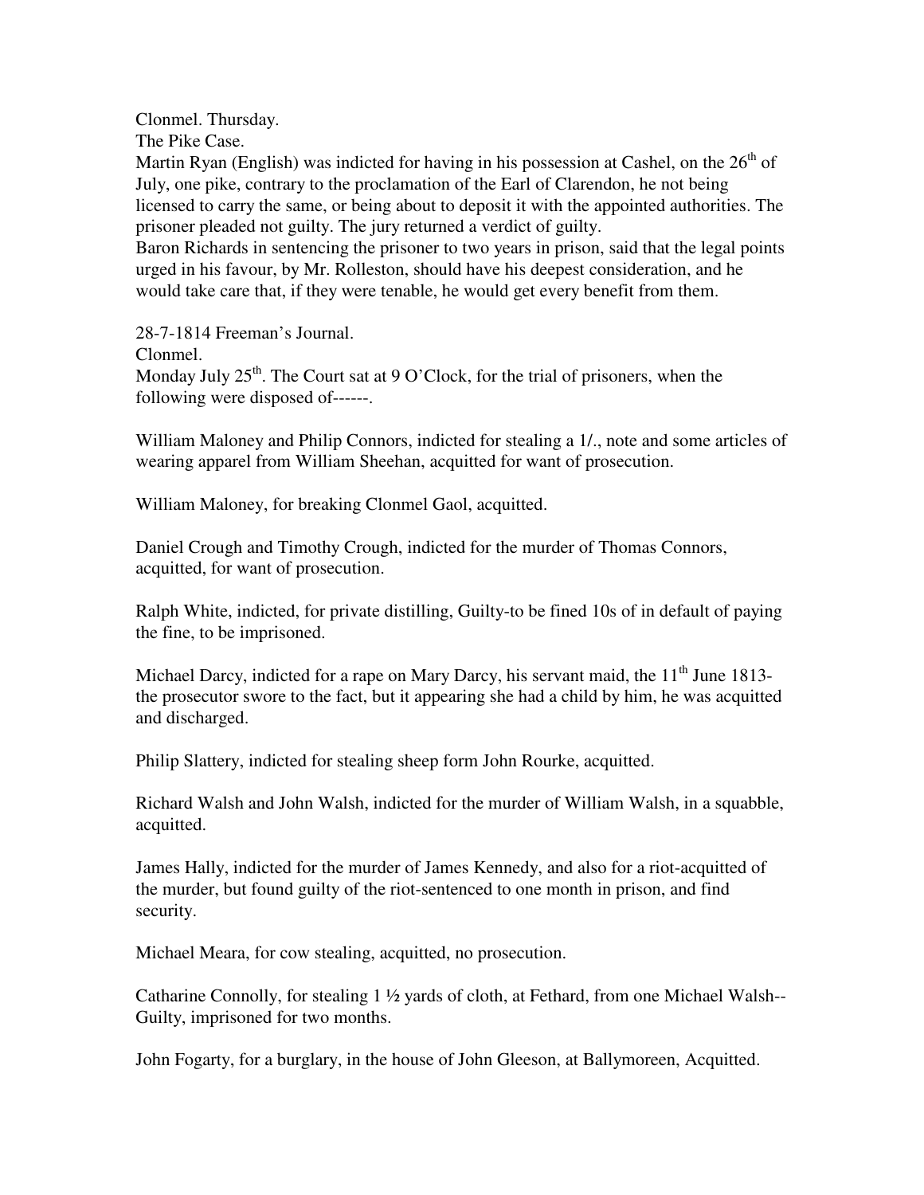Clonmel. Thursday.
The Pike Case.
Martin Ryan (English) was indicted for having in his possession at Cashel, on the 26th of July, one pike, contrary to the proclamation of the Earl of Clarendon, he not being licensed to carry the same, or being about to deposit it with the appointed authorities. The prisoner pleaded not guilty. The jury returned a verdict of guilty.
Baron Richards in sentencing the prisoner to two years in prison, said that the legal points urged in his favour, by Mr. Rolleston, should have his deepest consideration, and he would take care that, if they were tenable, he would get every benefit from them.

28-7-1814 Freeman's Journal.
Clonmel.
Monday July 25th. The Court sat at 9 O'Clock, for the trial of prisoners, when the following were disposed of------.

William Maloney and Philip Connors, indicted for stealing a 1/., note and some articles of wearing apparel from William Sheehan, acquitted for want of prosecution.

William Maloney, for breaking Clonmel Gaol, acquitted.

Daniel Crough and Timothy Crough, indicted for the murder of Thomas Connors, acquitted, for want of prosecution.

Ralph White, indicted, for private distilling, Guilty-to be fined 10s of in default of paying the fine, to be imprisoned.

Michael Darcy, indicted for a rape on Mary Darcy, his servant maid, the 11th June 1813- the prosecutor swore to the fact, but it appearing she had a child by him, he was acquitted and discharged.

Philip Slattery, indicted for stealing sheep form John Rourke, acquitted.

Richard Walsh and John Walsh, indicted for the murder of William Walsh, in a squabble, acquitted.

James Hally, indicted for the murder of James Kennedy, and also for a riot-acquitted of the murder, but found guilty of the riot-sentenced to one month in prison, and find security.

Michael Meara, for cow stealing, acquitted, no prosecution.

Catharine Connolly, for stealing 1 ½ yards of cloth, at Fethard, from one Michael Walsh--Guilty, imprisoned for two months.

John Fogarty, for a burglary, in the house of John Gleeson, at Ballymoreen, Acquitted.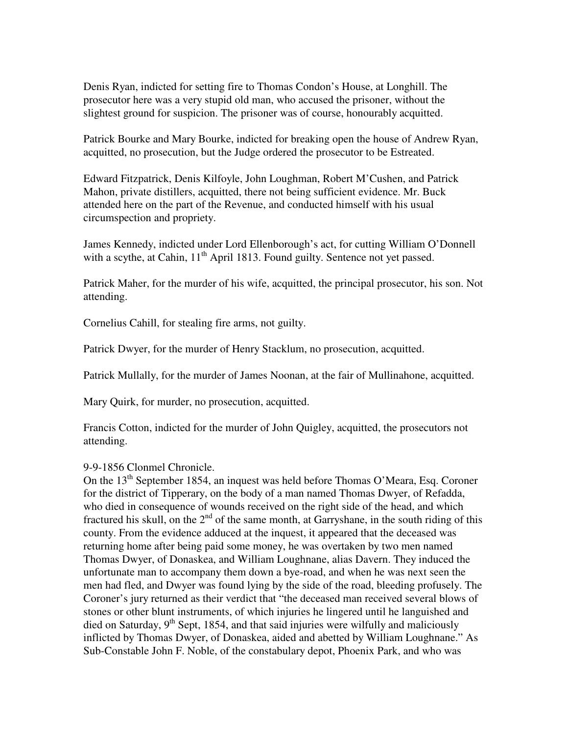Denis Ryan, indicted for setting fire to Thomas Condon's House, at Longhill. The prosecutor here was a very stupid old man, who accused the prisoner, without the slightest ground for suspicion. The prisoner was of course, honourably acquitted.

Patrick Bourke and Mary Bourke, indicted for breaking open the house of Andrew Ryan, acquitted, no prosecution, but the Judge ordered the prosecutor to be Estreated.

Edward Fitzpatrick, Denis Kilfoyle, John Loughman, Robert M'Cushen, and Patrick Mahon, private distillers, acquitted, there not being sufficient evidence. Mr. Buck attended here on the part of the Revenue, and conducted himself with his usual circumspection and propriety.

James Kennedy, indicted under Lord Ellenborough's act, for cutting William O'Donnell with a scythe, at Cahin, 11th April 1813. Found guilty. Sentence not yet passed.

Patrick Maher, for the murder of his wife, acquitted, the principal prosecutor, his son. Not attending.

Cornelius Cahill, for stealing fire arms, not guilty.

Patrick Dwyer, for the murder of Henry Stacklum, no prosecution, acquitted.

Patrick Mullally, for the murder of James Noonan, at the fair of Mullinahone, acquitted.

Mary Quirk, for murder, no prosecution, acquitted.

Francis Cotton, indicted for the murder of John Quigley, acquitted, the prosecutors not attending.

9-9-1856 Clonmel Chronicle.
On the 13th September 1854, an inquest was held before Thomas O'Meara, Esq. Coroner for the district of Tipperary, on the body of a man named Thomas Dwyer, of Refadda, who died in consequence of wounds received on the right side of the head, and which fractured his skull, on the 2nd of the same month, at Garryshane, in the south riding of this county. From the evidence adduced at the inquest, it appeared that the deceased was returning home after being paid some money, he was overtaken by two men named Thomas Dwyer, of Donaskea, and William Loughnane, alias Davern. They induced the unfortunate man to accompany them down a bye-road, and when he was next seen the men had fled, and Dwyer was found lying by the side of the road, bleeding profusely. The Coroner's jury returned as their verdict that "the deceased man received several blows of stones or other blunt instruments, of which injuries he lingered until he languished and died on Saturday, 9th Sept, 1854, and that said injuries were wilfully and maliciously inflicted by Thomas Dwyer, of Donaskea, aided and abetted by William Loughnane." As Sub-Constable John F. Noble, of the constabulary depot, Phoenix Park, and who was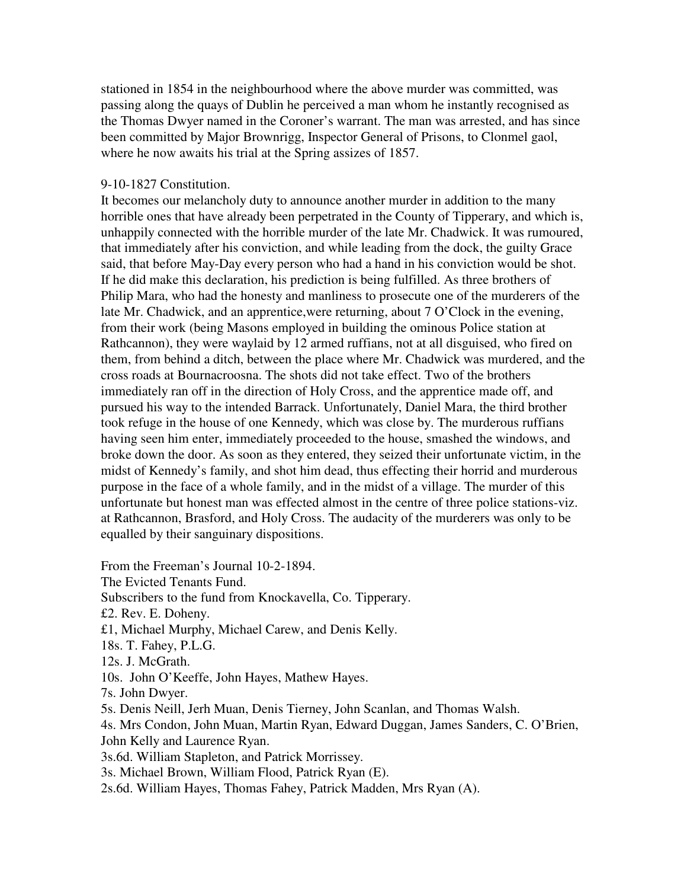stationed in 1854 in the neighbourhood where the above murder was committed, was passing along the quays of Dublin he perceived a man whom he instantly recognised as the Thomas Dwyer named in the Coroner's warrant. The man was arrested, and has since been committed by Major Brownrigg, Inspector General of Prisons, to Clonmel gaol, where he now awaits his trial at the Spring assizes of 1857.

9-10-1827 Constitution.

It becomes our melancholy duty to announce another murder in addition to the many horrible ones that have already been perpetrated in the County of Tipperary, and which is, unhappily connected with the horrible murder of the late Mr. Chadwick. It was rumoured, that immediately after his conviction, and while leading from the dock, the guilty Grace said, that before May-Day every person who had a hand in his conviction would be shot. If he did make this declaration, his prediction is being fulfilled. As three brothers of Philip Mara, who had the honesty and manliness to prosecute one of the murderers of the late Mr. Chadwick, and an apprentice,were returning, about 7 O'Clock in the evening, from their work (being Masons employed in building the ominous Police station at Rathcannon), they were waylaid by 12 armed ruffians, not at all disguised, who fired on them, from behind a ditch, between the place where Mr. Chadwick was murdered, and the cross roads at Bournacroosna. The shots did not take effect. Two of the brothers immediately ran off in the direction of Holy Cross, and the apprentice made off, and pursued his way to the intended Barrack. Unfortunately, Daniel Mara, the third brother took refuge in the house of one Kennedy, which was close by. The murderous ruffians having seen him enter, immediately proceeded to the house, smashed the windows, and broke down the door. As soon as they entered, they seized their unfortunate victim, in the midst of Kennedy's family, and shot him dead, thus effecting their horrid and murderous purpose in the face of a whole family, and in the midst of a village. The murder of this unfortunate but honest man was effected almost in the centre of three police stations-viz. at Rathcannon, Brasford, and Holy Cross. The audacity of the murderers was only to be equalled by their sanguinary dispositions.

From the Freeman's Journal 10-2-1894.

The Evicted Tenants Fund.

Subscribers to the fund from Knockavella, Co. Tipperary.

£2. Rev. E. Doheny.

£1, Michael Murphy, Michael Carew, and Denis Kelly.

18s. T. Fahey, P.L.G.

12s. J. McGrath.

10s. John O'Keeffe, John Hayes, Mathew Hayes.

7s. John Dwyer.

5s. Denis Neill, Jerh Muan, Denis Tierney, John Scanlan, and Thomas Walsh.

4s. Mrs Condon, John Muan, Martin Ryan, Edward Duggan, James Sanders, C. O'Brien, John Kelly and Laurence Ryan.

3s.6d. William Stapleton, and Patrick Morrissey.

3s. Michael Brown, William Flood, Patrick Ryan (E).

2s.6d. William Hayes, Thomas Fahey, Patrick Madden, Mrs Ryan (A).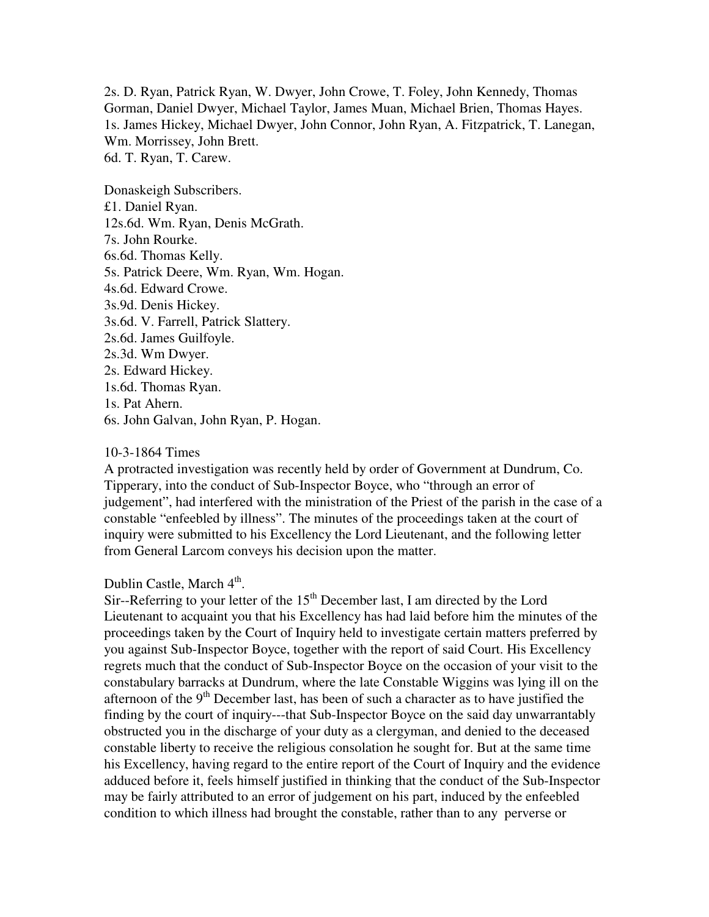2s. D. Ryan, Patrick Ryan, W. Dwyer, John Crowe, T. Foley, John Kennedy, Thomas Gorman, Daniel Dwyer, Michael Taylor, James Muan, Michael Brien, Thomas Hayes.
1s. James Hickey, Michael Dwyer, John Connor, John Ryan, A. Fitzpatrick, T. Lanegan, Wm. Morrissey, John Brett.
6d. T. Ryan, T. Carew.

Donaskeigh Subscribers.
£1. Daniel Ryan.
12s.6d. Wm. Ryan, Denis McGrath.
7s. John Rourke.
6s.6d. Thomas Kelly.
5s. Patrick Deere, Wm. Ryan, Wm. Hogan.
4s.6d. Edward Crowe.
3s.9d. Denis Hickey.
3s.6d. V. Farrell, Patrick Slattery.
2s.6d. James Guilfoyle.
2s.3d. Wm Dwyer.
2s. Edward Hickey.
1s.6d. Thomas Ryan.
1s. Pat Ahern.
6s. John Galvan, John Ryan, P. Hogan.

10-3-1864 Times
A protracted investigation was recently held by order of Government at Dundrum, Co. Tipperary, into the conduct of Sub-Inspector Boyce, who "through an error of judgement", had interfered with the ministration of the Priest of the parish in the case of a constable "enfeebled by illness". The minutes of the proceedings taken at the court of inquiry were submitted to his Excellency the Lord Lieutenant, and the following letter from General Larcom conveys his decision upon the matter.

Dublin Castle, March 4th.
Sir--Referring to your letter of the 15th December last, I am directed by the Lord Lieutenant to acquaint you that his Excellency has had laid before him the minutes of the proceedings taken by the Court of Inquiry held to investigate certain matters preferred by you against Sub-Inspector Boyce, together with the report of said Court. His Excellency regrets much that the conduct of Sub-Inspector Boyce on the occasion of your visit to the constabulary barracks at Dundrum, where the late Constable Wiggins was lying ill on the afternoon of the 9th December last, has been of such a character as to have justified the finding by the court of inquiry---that Sub-Inspector Boyce on the said day unwarrantably obstructed you in the discharge of your duty as a clergyman, and denied to the deceased constable liberty to receive the religious consolation he sought for. But at the same time his Excellency, having regard to the entire report of the Court of Inquiry and the evidence adduced before it, feels himself justified in thinking that the conduct of the Sub-Inspector may be fairly attributed to an error of judgement on his part, induced by the enfeebled condition to which illness had brought the constable, rather than to any perverse or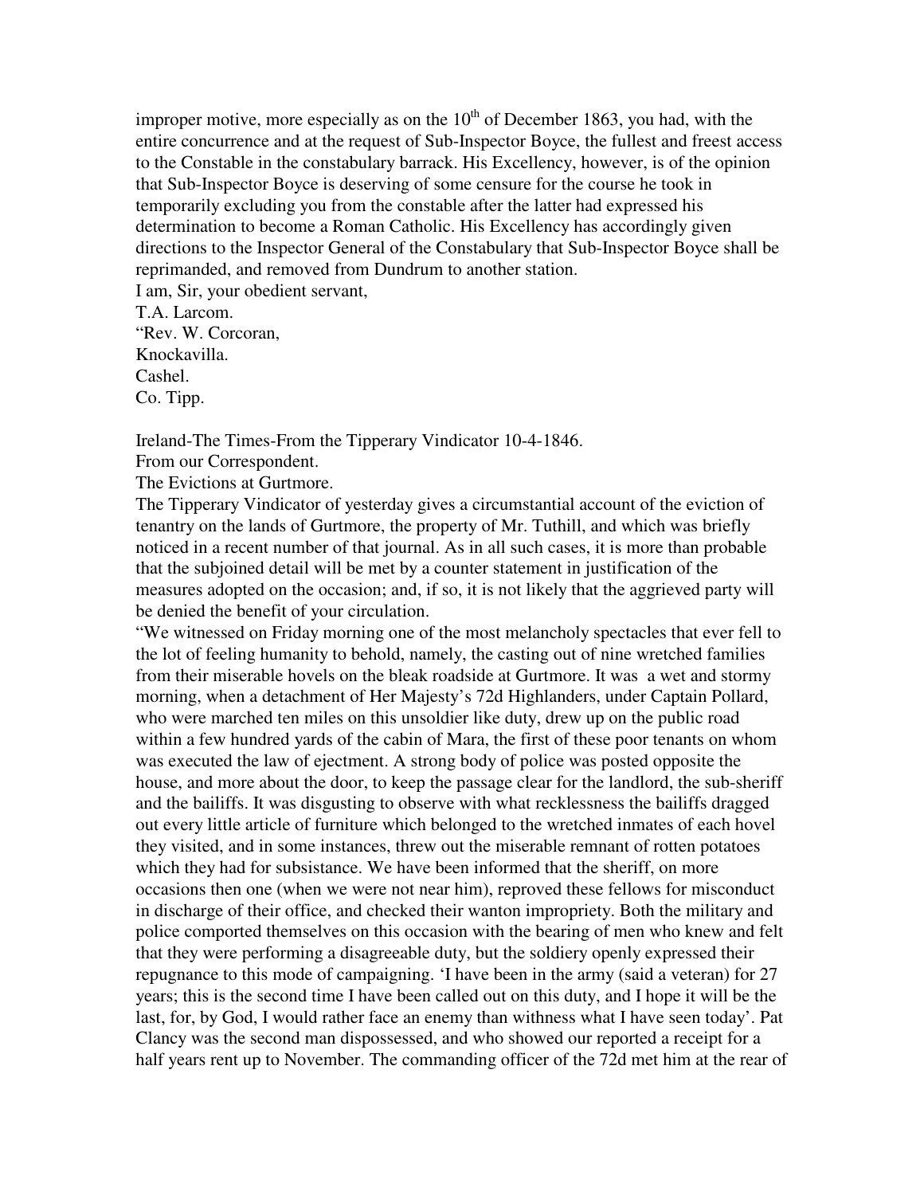improper motive, more especially as on the 10th of December 1863, you had, with the entire concurrence and at the request of Sub-Inspector Boyce, the fullest and freest access to the Constable in the constabulary barrack. His Excellency, however, is of the opinion that Sub-Inspector Boyce is deserving of some censure for the course he took in temporarily excluding you from the constable after the latter had expressed his determination to become a Roman Catholic. His Excellency has accordingly given directions to the Inspector General of the Constabulary that Sub-Inspector Boyce shall be reprimanded, and removed from Dundrum to another station.
I am, Sir, your obedient servant,
T.A. Larcom.
"Rev. W. Corcoran,
Knockavilla.
Cashel.
Co. Tipp.

Ireland-The Times-From the Tipperary Vindicator 10-4-1846.
From our Correspondent.
The Evictions at Gurtmore.
The Tipperary Vindicator of yesterday gives a circumstantial account of the eviction of tenantry on the lands of Gurtmore, the property of Mr. Tuthill, and which was briefly noticed in a recent number of that journal. As in all such cases, it is more than probable that the subjoined detail will be met by a counter statement in justification of the measures adopted on the occasion; and, if so, it is not likely that the aggrieved party will be denied the benefit of your circulation.
"We witnessed on Friday morning one of the most melancholy spectacles that ever fell to the lot of feeling humanity to behold, namely, the casting out of nine wretched families from their miserable hovels on the bleak roadside at Gurtmore. It was a wet and stormy morning, when a detachment of Her Majesty's 72d Highlanders, under Captain Pollard, who were marched ten miles on this unsoldier like duty, drew up on the public road within a few hundred yards of the cabin of Mara, the first of these poor tenants on whom was executed the law of ejectment. A strong body of police was posted opposite the house, and more about the door, to keep the passage clear for the landlord, the sub-sheriff and the bailiffs. It was disgusting to observe with what recklessness the bailiffs dragged out every little article of furniture which belonged to the wretched inmates of each hovel they visited, and in some instances, threw out the miserable remnant of rotten potatoes which they had for subsistance. We have been informed that the sheriff, on more occasions then one (when we were not near him), reproved these fellows for misconduct in discharge of their office, and checked their wanton impropriety. Both the military and police comported themselves on this occasion with the bearing of men who knew and felt that they were performing a disagreeable duty, but the soldiery openly expressed their repugnance to this mode of campaigning. 'I have been in the army (said a veteran) for 27 years; this is the second time I have been called out on this duty, and I hope it will be the last, for, by God, I would rather face an enemy than withness what I have seen today'. Pat Clancy was the second man dispossessed, and who showed our reported a receipt for a half years rent up to November. The commanding officer of the 72d met him at the rear of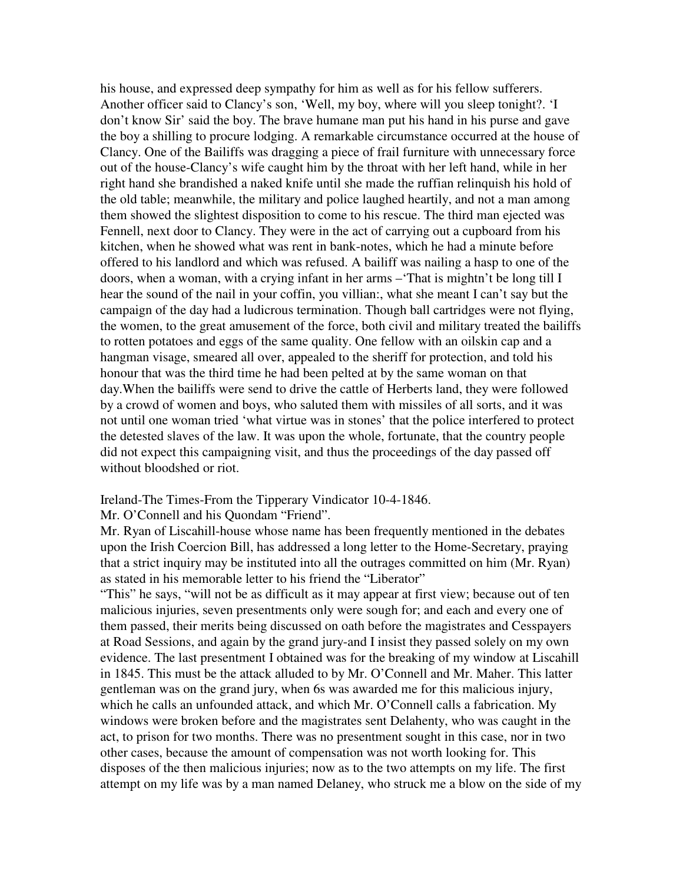his house, and expressed deep sympathy for him as well as for his fellow sufferers. Another officer said to Clancy's son, 'Well, my boy, where will you sleep tonight?. 'I don't know Sir' said the boy. The brave humane man put his hand in his purse and gave the boy a shilling to procure lodging. A remarkable circumstance occurred at the house of Clancy. One of the Bailiffs was dragging a piece of frail furniture with unnecessary force out of the house-Clancy's wife caught him by the throat with her left hand, while in her right hand she brandished a naked knife until she made the ruffian relinquish his hold of the old table; meanwhile, the military and police laughed heartily, and not a man among them showed the slightest disposition to come to his rescue. The third man ejected was Fennell, next door to Clancy. They were in the act of carrying out a cupboard from his kitchen, when he showed what was rent in bank-notes, which he had a minute before offered to his landlord and which was refused. A bailiff was nailing a hasp to one of the doors, when a woman, with a crying infant in her arms –'That is mightn't be long till I hear the sound of the nail in your coffin, you villian:, what she meant I can't say but the campaign of the day had a ludicrous termination. Though ball cartridges were not flying, the women, to the great amusement of the force, both civil and military treated the bailiffs to rotten potatoes and eggs of the same quality. One fellow with an oilskin cap and a hangman visage, smeared all over, appealed to the sheriff for protection, and told his honour that was the third time he had been pelted at by the same woman on that day.When the bailiffs were send to drive the cattle of Herberts land, they were followed by a crowd of women and boys, who saluted them with missiles of all sorts, and it was not until one woman tried 'what virtue was in stones' that the police interfered to protect the detested slaves of the law. It was upon the whole, fortunate, that the country people did not expect this campaigning visit, and thus the proceedings of the day passed off without bloodshed or riot.

Ireland-The Times-From the Tipperary Vindicator 10-4-1846.
Mr. O'Connell and his Quondam "Friend".
Mr. Ryan of Liscahill-house whose name has been frequently mentioned in the debates upon the Irish Coercion Bill, has addressed a long letter to the Home-Secretary, praying that a strict inquiry may be instituted into all the outrages committed on him (Mr. Ryan) as stated in his memorable letter to his friend the "Liberator"
"This" he says, "will not be as difficult as it may appear at first view; because out of ten malicious injuries, seven presentments only were sough for; and each and every one of them passed, their merits being discussed on oath before the magistrates and Cesspayers at Road Sessions, and again by the grand jury-and I insist they passed solely on my own evidence. The last presentment I obtained was for the breaking of my window at Liscahill in 1845. This must be the attack alluded to by Mr. O'Connell and Mr. Maher. This latter gentleman was on the grand jury, when 6s was awarded me for this malicious injury, which he calls an unfounded attack, and which Mr. O'Connell calls a fabrication. My windows were broken before and the magistrates sent Delahenty, who was caught in the act, to prison for two months. There was no presentment sought in this case, nor in two other cases, because the amount of compensation was not worth looking for. This disposes of the then malicious injuries; now as to the two attempts on my life. The first attempt on my life was by a man named Delaney, who struck me a blow on the side of my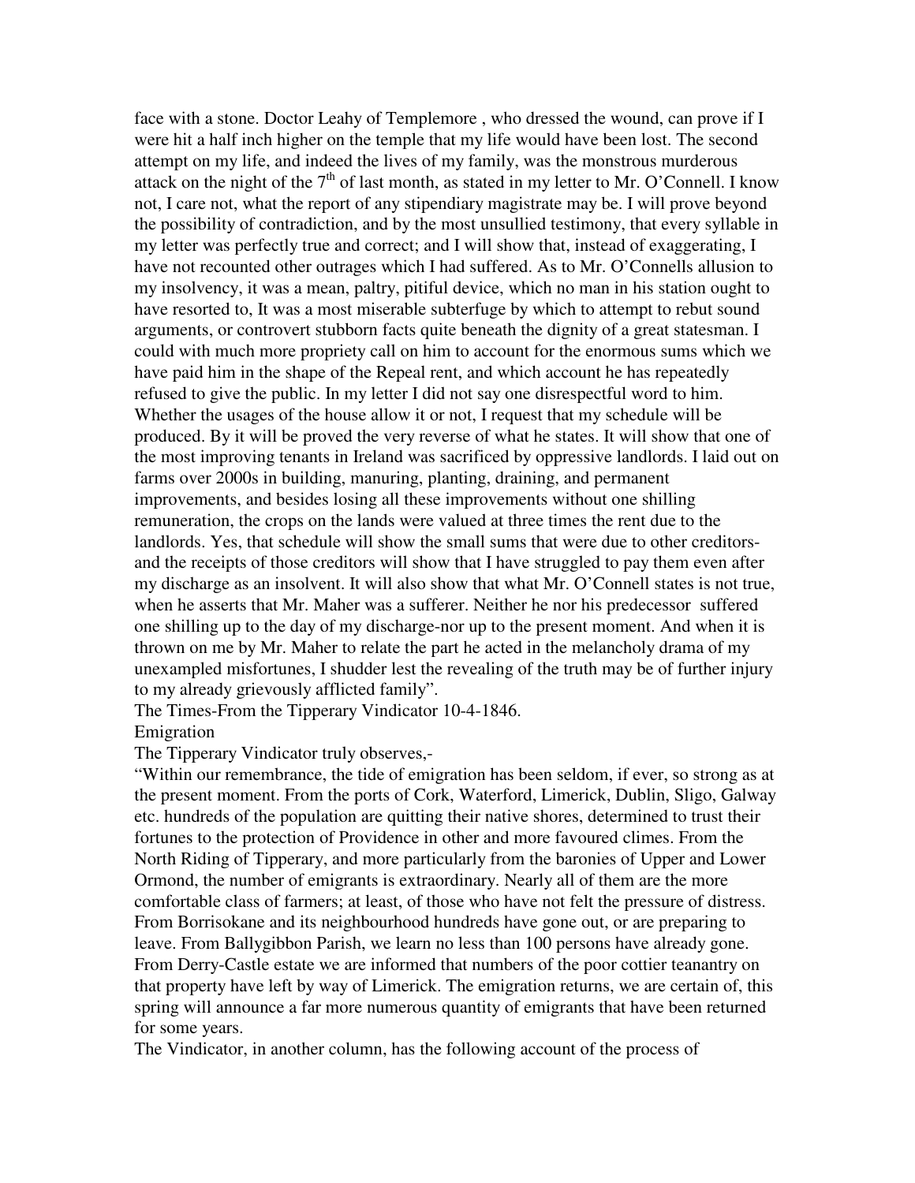face with a stone. Doctor Leahy of Templemore , who dressed the wound, can prove if I were hit a half inch higher on the temple that my life would have been lost. The second attempt on my life, and indeed the lives of my family, was the monstrous murderous attack on the night of the 7th of last month, as stated in my letter to Mr. O'Connell. I know not, I care not, what the report of any stipendiary magistrate may be. I will prove beyond the possibility of contradiction, and by the most unsullied testimony, that every syllable in my letter was perfectly true and correct; and I will show that, instead of exaggerating, I have not recounted other outrages which I had suffered. As to Mr. O'Connells allusion to my insolvency, it was a mean, paltry, pitiful device, which no man in his station ought to have resorted to, It was a most miserable subterfuge by which to attempt to rebut sound arguments, or controvert stubborn facts quite beneath the dignity of a great statesman. I could with much more propriety call on him to account for the enormous sums which we have paid him in the shape of the Repeal rent, and which account he has repeatedly refused to give the public. In my letter I did not say one disrespectful word to him. Whether the usages of the house allow it or not, I request that my schedule will be produced. By it will be proved the very reverse of what he states. It will show that one of the most improving tenants in Ireland was sacrificed by oppressive landlords. I laid out on farms over 2000s in building, manuring, planting, draining, and permanent improvements, and besides losing all these improvements without one shilling remuneration, the crops on the lands were valued at three times the rent due to the landlords. Yes, that schedule will show the small sums that were due to other creditors-and the receipts of those creditors will show that I have struggled to pay them even after my discharge as an insolvent. It will also show that what Mr. O'Connell states is not true, when he asserts that Mr. Maher was a sufferer. Neither he nor his predecessor suffered one shilling up to the day of my discharge-nor up to the present moment. And when it is thrown on me by Mr. Maher to relate the part he acted in the melancholy drama of my unexampled misfortunes, I shudder lest the revealing of the truth may be of further injury to my already grievously afflicted family".

The Times-From the Tipperary Vindicator 10-4-1846.

Emigration

The Tipperary Vindicator truly observes,-

"Within our remembrance, the tide of emigration has been seldom, if ever, so strong as at the present moment. From the ports of Cork, Waterford, Limerick, Dublin, Sligo, Galway etc. hundreds of the population are quitting their native shores, determined to trust their fortunes to the protection of Providence in other and more favoured climes. From the North Riding of Tipperary, and more particularly from the baronies of Upper and Lower Ormond, the number of emigrants is extraordinary. Nearly all of them are the more comfortable class of farmers; at least, of those who have not felt the pressure of distress. From Borrisokane and its neighbourhood hundreds have gone out, or are preparing to leave. From Ballygibbon Parish, we learn no less than 100 persons have already gone. From Derry-Castle estate we are informed that numbers of the poor cottier teanantry on that property have left by way of Limerick. The emigration returns, we are certain of, this spring will announce a far more numerous quantity of emigrants that have been returned for some years.

The Vindicator, in another column, has the following account of the process of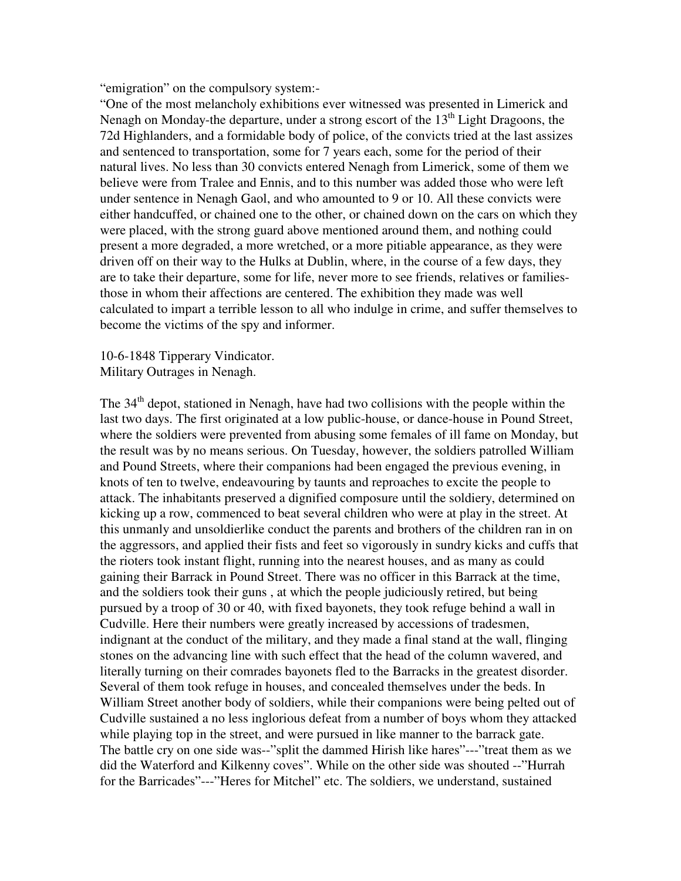"emigration" on the compulsory system:-

"One of the most melancholy exhibitions ever witnessed was presented in Limerick and Nenagh on Monday-the departure, under a strong escort of the 13th Light Dragoons, the 72d Highlanders, and a formidable body of police, of the convicts tried at the last assizes and sentenced to transportation, some for 7 years each, some for the period of their natural lives. No less than 30 convicts entered Nenagh from Limerick, some of them we believe were from Tralee and Ennis, and to this number was added those who were left under sentence in Nenagh Gaol, and who amounted to 9 or 10. All these convicts were either handcuffed, or chained one to the other, or chained down on the cars on which they were placed, with the strong guard above mentioned around them, and nothing could present a more degraded, a more wretched, or a more pitiable appearance, as they were driven off on their way to the Hulks at Dublin, where, in the course of a few days, they are to take their departure, some for life, never more to see friends, relatives or families-those in whom their affections are centered. The exhibition they made was well calculated to impart a terrible lesson to all who indulge in crime, and suffer themselves to become the victims of the spy and informer.

10-6-1848 Tipperary Vindicator.
Military Outrages in Nenagh.

The 34th depot, stationed in Nenagh, have had two collisions with the people within the last two days. The first originated at a low public-house, or dance-house in Pound Street, where the soldiers were prevented from abusing some females of ill fame on Monday, but the result was by no means serious. On Tuesday, however, the soldiers patrolled William and Pound Streets, where their companions had been engaged the previous evening, in knots of ten to twelve, endeavouring by taunts and reproaches to excite the people to attack. The inhabitants preserved a dignified composure until the soldiery, determined on kicking up a row, commenced to beat several children who were at play in the street. At this unmanly and unsoldierlike conduct the parents and brothers of the children ran in on the aggressors, and applied their fists and feet so vigorously in sundry kicks and cuffs that the rioters took instant flight, running into the nearest houses, and as many as could gaining their Barrack in Pound Street. There was no officer in this Barrack at the time, and the soldiers took their guns , at which the people judiciously retired, but being pursued by a troop of 30 or 40, with fixed bayonets, they took refuge behind a wall in Cudville. Here their numbers were greatly increased by accessions of tradesmen, indignant at the conduct of the military, and they made a final stand at the wall, flinging stones on the advancing line with such effect that the head of the column wavered, and literally turning on their comrades bayonets fled to the Barracks in the greatest disorder. Several of them took refuge in houses, and concealed themselves under the beds. In William Street another body of soldiers, while their companions were being pelted out of Cudville sustained a no less inglorious defeat from a number of boys whom they attacked while playing top in the street, and were pursued in like manner to the barrack gate. The battle cry on one side was--"split the dammed Hirish like hares"---"treat them as we did the Waterford and Kilkenny coves". While on the other side was shouted --"Hurrah for the Barricades"---"Heres for Mitchel" etc. The soldiers, we understand, sustained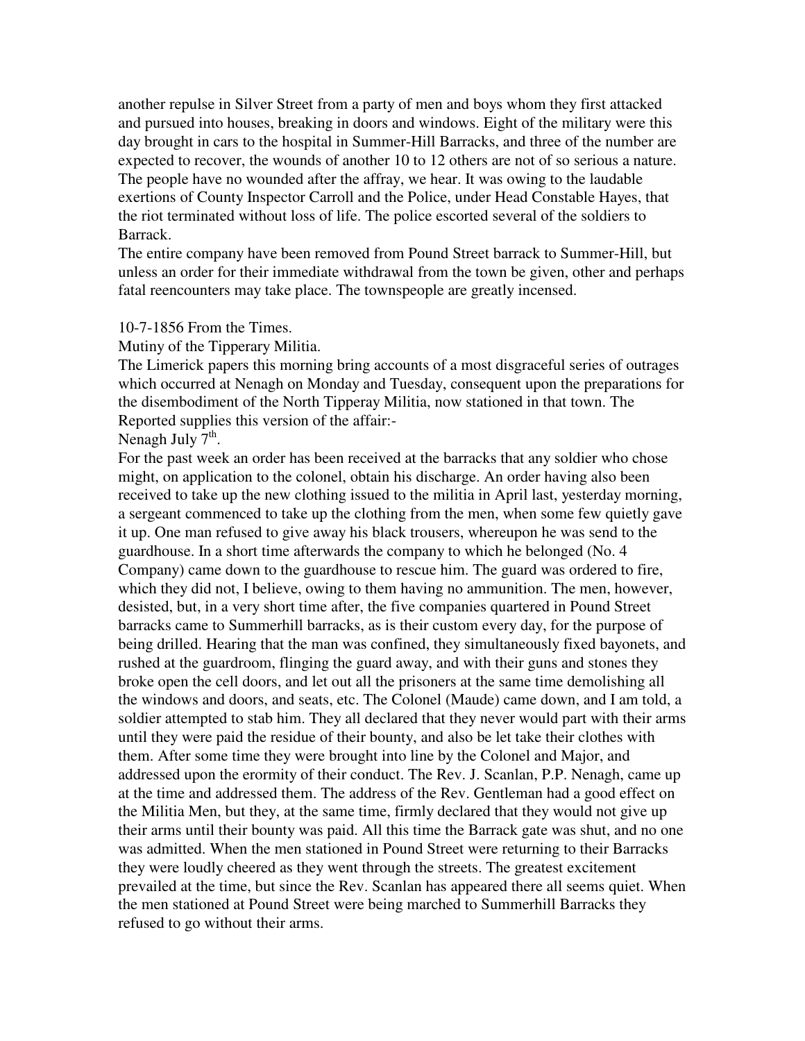another repulse in Silver Street from a party of men and boys whom they first attacked and pursued into houses, breaking in doors and windows. Eight of the military were this day brought in cars to the hospital in Summer-Hill Barracks, and three of the number are expected to recover, the wounds of another 10 to 12 others are not of so serious a nature. The people have no wounded after the affray, we hear. It was owing to the laudable exertions of County Inspector Carroll and the Police, under Head Constable Hayes, that the riot terminated without loss of life. The police escorted several of the soldiers to Barrack.

The entire company have been removed from Pound Street barrack to Summer-Hill, but unless an order for their immediate withdrawal from the town be given, other and perhaps fatal reencounters may take place. The townspeople are greatly incensed.

10-7-1856 From the Times.

Mutiny of the Tipperary Militia.

The Limerick papers this morning bring accounts of a most disgraceful series of outrages which occurred at Nenagh on Monday and Tuesday, consequent upon the preparations for the disembodiment of the North Tipperay Militia, now stationed in that town. The Reported supplies this version of the affair:-

Nenagh July 7th.

For the past week an order has been received at the barracks that any soldier who chose might, on application to the colonel, obtain his discharge. An order having also been received to take up the new clothing issued to the militia in April last, yesterday morning, a sergeant commenced to take up the clothing from the men, when some few quietly gave it up. One man refused to give away his black trousers, whereupon he was send to the guardhouse. In a short time afterwards the company to which he belonged (No. 4 Company) came down to the guardhouse to rescue him. The guard was ordered to fire, which they did not, I believe, owing to them having no ammunition. The men, however, desisted, but, in a very short time after, the five companies quartered in Pound Street barracks came to Summerhill barracks, as is their custom every day, for the purpose of being drilled. Hearing that the man was confined, they simultaneously fixed bayonets, and rushed at the guardroom, flinging the guard away, and with their guns and stones they broke open the cell doors, and let out all the prisoners at the same time demolishing all the windows and doors, and seats, etc. The Colonel (Maude) came down, and I am told, a soldier attempted to stab him. They all declared that they never would part with their arms until they were paid the residue of their bounty, and also be let take their clothes with them. After some time they were brought into line by the Colonel and Major, and addressed upon the erormity of their conduct. The Rev. J. Scanlan, P.P. Nenagh, came up at the time and addressed them. The address of the Rev. Gentleman had a good effect on the Militia Men, but they, at the same time, firmly declared that they would not give up their arms until their bounty was paid. All this time the Barrack gate was shut, and no one was admitted. When the men stationed in Pound Street were returning to their Barracks they were loudly cheered as they went through the streets. The greatest excitement prevailed at the time, but since the Rev. Scanlan has appeared there all seems quiet. When the men stationed at Pound Street were being marched to Summerhill Barracks they refused to go without their arms.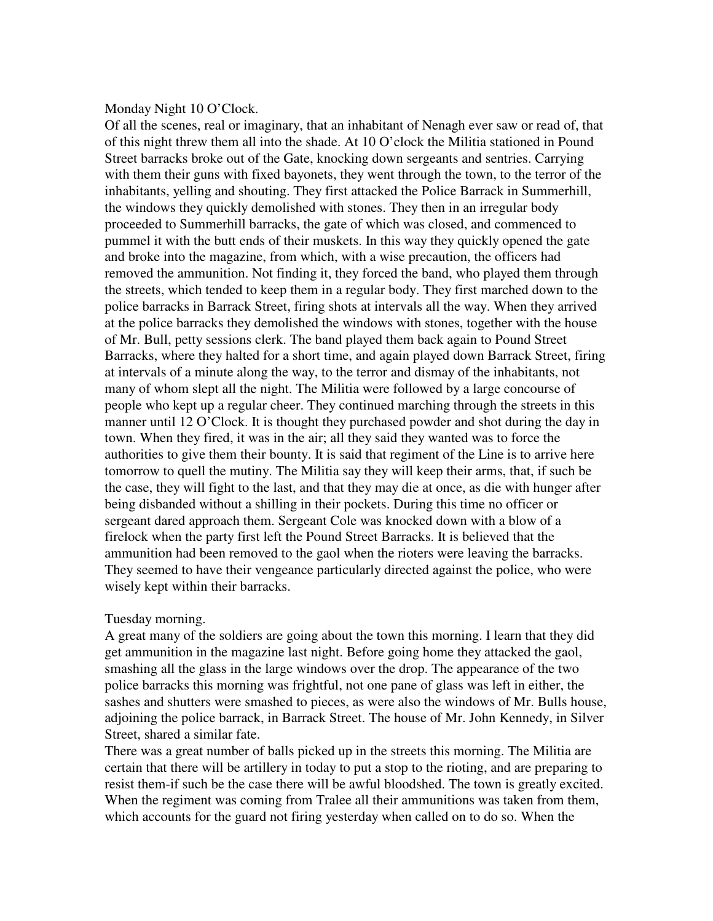Monday Night 10 O'Clock.

Of all the scenes, real or imaginary, that an inhabitant of Nenagh ever saw or read of, that of this night threw them all into the shade. At 10 O'clock the Militia stationed in Pound Street barracks broke out of the Gate, knocking down sergeants and sentries. Carrying with them their guns with fixed bayonets, they went through the town, to the terror of the inhabitants, yelling and shouting. They first attacked the Police Barrack in Summerhill, the windows they quickly demolished with stones. They then in an irregular body proceeded to Summerhill barracks, the gate of which was closed, and commenced to pummel it with the butt ends of their muskets. In this way they quickly opened the gate and broke into the magazine, from which, with a wise precaution, the officers had removed the ammunition. Not finding it, they forced the band, who played them through the streets, which tended to keep them in a regular body. They first marched down to the police barracks in Barrack Street, firing shots at intervals all the way. When they arrived at the police barracks they demolished the windows with stones, together with the house of Mr. Bull, petty sessions clerk. The band played them back again to Pound Street Barracks, where they halted for a short time, and again played down Barrack Street, firing at intervals of a minute along the way, to the terror and dismay of the inhabitants, not many of whom slept all the night. The Militia were followed by a large concourse of people who kept up a regular cheer. They continued marching through the streets in this manner until 12 O'Clock. It is thought they purchased powder and shot during the day in town. When they fired, it was in the air; all they said they wanted was to force the authorities to give them their bounty. It is said that regiment of the Line is to arrive here tomorrow to quell the mutiny. The Militia say they will keep their arms, that, if such be the case, they will fight to the last, and that they may die at once, as die with hunger after being disbanded without a shilling in their pockets. During this time no officer or sergeant dared approach them. Sergeant Cole was knocked down with a blow of a firelock when the party first left the Pound Street Barracks. It is believed that the ammunition had been removed to the gaol when the rioters were leaving the barracks. They seemed to have their vengeance particularly directed against the police, who were wisely kept within their barracks.

Tuesday morning.

A great many of the soldiers are going about the town this morning. I learn that they did get ammunition in the magazine last night. Before going home they attacked the gaol, smashing all the glass in the large windows over the drop. The appearance of the two police barracks this morning was frightful, not one pane of glass was left in either, the sashes and shutters were smashed to pieces, as were also the windows of Mr. Bulls house, adjoining the police barrack, in Barrack Street. The house of Mr. John Kennedy, in Silver Street, shared a similar fate.

There was a great number of balls picked up in the streets this morning. The Militia are certain that there will be artillery in today to put a stop to the rioting, and are preparing to resist them-if such be the case there will be awful bloodshed. The town is greatly excited. When the regiment was coming from Tralee all their ammunitions was taken from them, which accounts for the guard not firing yesterday when called on to do so. When the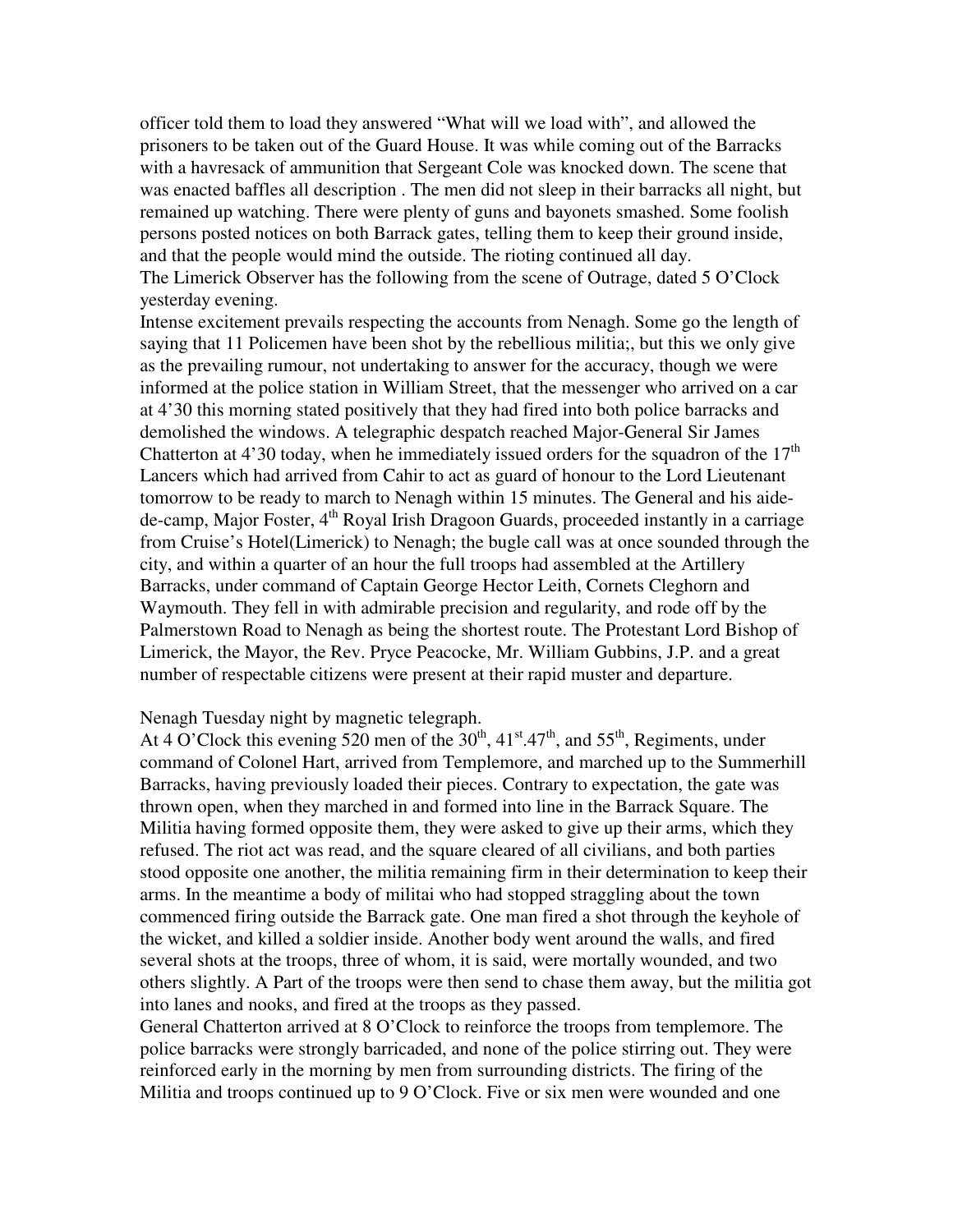officer told them to load they answered "What will we load with", and allowed the prisoners to be taken out of the Guard House. It was while coming out of the Barracks with a havresack of ammunition that Sergeant Cole was knocked down. The scene that was enacted baffles all description . The men did not sleep in their barracks all night, but remained up watching. There were plenty of guns and bayonets smashed. Some foolish persons posted notices on both Barrack gates, telling them to keep their ground inside, and that the people would mind the outside. The rioting continued all day.
The Limerick Observer has the following from the scene of Outrage, dated 5 O'Clock yesterday evening.
Intense excitement prevails respecting the accounts from Nenagh. Some go the length of saying that 11 Policemen have been shot by the rebellious militia;, but this we only give as the prevailing rumour, not undertaking to answer for the accuracy, though we were informed at the police station in William Street, that the messenger who arrived on a car at 4'30 this morning stated positively that they had fired into both police barracks and demolished the windows. A telegraphic despatch reached Major-General Sir James Chatterton at 4'30 today, when he immediately issued orders for the squadron of the 17th Lancers which had arrived from Cahir to act as guard of honour to the Lord Lieutenant tomorrow to be ready to march to Nenagh within 15 minutes. The General and his aide-de-camp, Major Foster, 4th Royal Irish Dragoon Guards, proceeded instantly in a carriage from Cruise's Hotel(Limerick) to Nenagh; the bugle call was at once sounded through the city, and within a quarter of an hour the full troops had assembled at the Artillery Barracks, under command of Captain George Hector Leith, Cornets Cleghorn and Waymouth. They fell in with admirable precision and regularity, and rode off by the Palmerstown Road to Nenagh as being the shortest route. The Protestant Lord Bishop of Limerick, the Mayor, the Rev. Pryce Peacocke, Mr. William Gubbins, J.P. and a great number of respectable citizens were present at their rapid muster and departure.

Nenagh Tuesday night by magnetic telegraph.
At 4 O'Clock this evening 520 men of the 30th, 41st.47th, and 55th, Regiments, under command of Colonel Hart, arrived from Templemore, and marched up to the Summerhill Barracks, having previously loaded their pieces. Contrary to expectation, the gate was thrown open, when they marched in and formed into line in the Barrack Square. The Militia having formed opposite them, they were asked to give up their arms, which they refused. The riot act was read, and the square cleared of all civilians, and both parties stood opposite one another, the militia remaining firm in their determination to keep their arms. In the meantime a body of militai who had stopped straggling about the town commenced firing outside the Barrack gate. One man fired a shot through the keyhole of the wicket, and killed a soldier inside. Another body went around the walls, and fired several shots at the troops, three of whom, it is said, were mortally wounded, and two others slightly. A Part of the troops were then send to chase them away, but the militia got into lanes and nooks, and fired at the troops as they passed.
General Chatterton arrived at 8 O'Clock to reinforce the troops from templemore. The police barracks were strongly barricaded, and none of the police stirring out. They were reinforced early in the morning by men from surrounding districts. The firing of the Militia and troops continued up to 9 O'Clock. Five or six men were wounded and one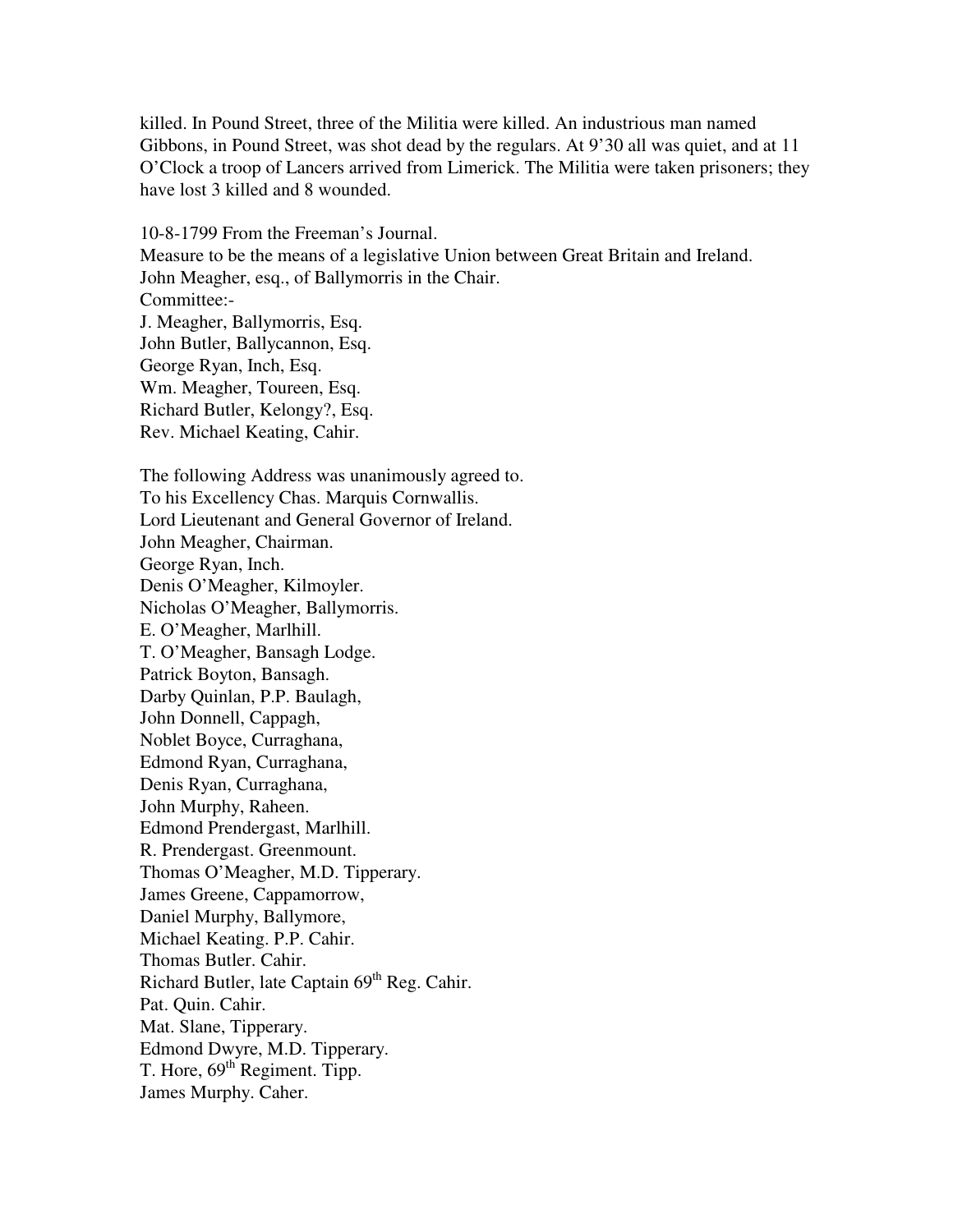killed. In Pound Street, three of the Militia were killed. An industrious man named Gibbons, in Pound Street, was shot dead by the regulars. At 9'30 all was quiet, and at 11 O'Clock a troop of Lancers arrived from Limerick. The Militia were taken prisoners; they have lost 3 killed and 8 wounded.

10-8-1799 From the Freeman's Journal.
Measure to be the means of a legislative Union between Great Britain and Ireland.
John Meagher, esq., of Ballymorris in the Chair.
Committee:-
J. Meagher, Ballymorris, Esq.
John Butler, Ballycannon, Esq.
George Ryan, Inch, Esq.
Wm. Meagher, Toureen, Esq.
Richard Butler, Kelongy?, Esq.
Rev. Michael Keating, Cahir.

The following Address was unanimously agreed to.
To his Excellency Chas. Marquis Cornwallis.
Lord Lieutenant and General Governor of Ireland.
John Meagher, Chairman.
George Ryan, Inch.
Denis O'Meagher, Kilmoyler.
Nicholas O'Meagher, Ballymorris.
E. O'Meagher, Marlhill.
T. O'Meagher, Bansagh Lodge.
Patrick Boyton, Bansagh.
Darby Quinlan, P.P. Baulagh,
John Donnell, Cappagh,
Noblet Boyce, Curraghana,
Edmond Ryan, Curraghana,
Denis Ryan, Curraghana,
John Murphy, Raheen.
Edmond Prendergast, Marlhill.
R. Prendergast. Greenmount.
Thomas O'Meagher, M.D. Tipperary.
James Greene, Cappamorrow,
Daniel Murphy, Ballymore,
Michael Keating. P.P. Cahir.
Thomas Butler. Cahir.
Richard Butler, late Captain 69th Reg. Cahir.
Pat. Quin. Cahir.
Mat. Slane, Tipperary.
Edmond Dwyre, M.D. Tipperary.
T. Hore, 69th Regiment. Tipp.
James Murphy. Caher.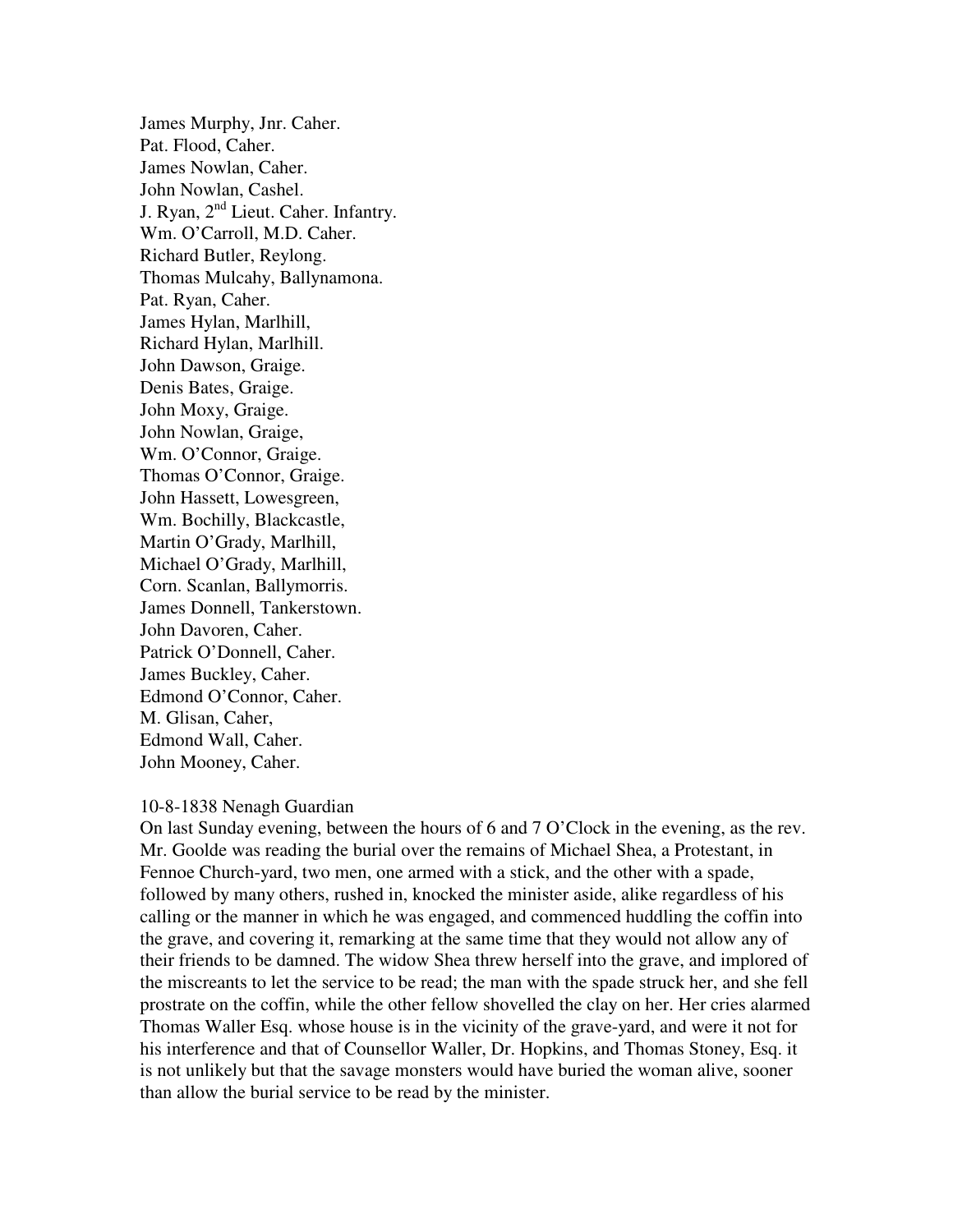James Murphy, Jnr. Caher.
Pat. Flood, Caher.
James Nowlan, Caher.
John Nowlan, Cashel.
J. Ryan, 2nd Lieut. Caher. Infantry.
Wm. O'Carroll, M.D. Caher.
Richard Butler, Reylong.
Thomas Mulcahy, Ballynamona.
Pat. Ryan, Caher.
James Hylan, Marlhill,
Richard Hylan, Marlhill.
John Dawson, Graige.
Denis Bates, Graige.
John Moxy, Graige.
John Nowlan, Graige,
Wm. O'Connor, Graige.
Thomas O'Connor, Graige.
John Hassett, Lowesgreen,
Wm. Bochilly, Blackcastle,
Martin O'Grady, Marlhill,
Michael O'Grady, Marlhill,
Corn. Scanlan, Ballymorris.
James Donnell, Tankerstown.
John Davoren, Caher.
Patrick O'Donnell, Caher.
James Buckley, Caher.
Edmond O'Connor, Caher.
M. Glisan, Caher,
Edmond Wall, Caher.
John Mooney, Caher.

10-8-1838 Nenagh Guardian
On last Sunday evening, between the hours of 6 and 7 O'Clock in the evening, as the rev. Mr. Goolde was reading the burial over the remains of Michael Shea, a Protestant, in Fennoe Church-yard, two men, one armed with a stick, and the other with a spade, followed by many others, rushed in, knocked the minister aside, alike regardless of his calling or the manner in which he was engaged, and commenced huddling the coffin into the grave, and covering it, remarking at the same time that they would not allow any of their friends to be damned. The widow Shea threw herself into the grave, and implored of the miscreants to let the service to be read; the man with the spade struck her, and she fell prostrate on the coffin, while the other fellow shovelled the clay on her. Her cries alarmed Thomas Waller Esq. whose house is in the vicinity of the grave-yard, and were it not for his interference and that of Counsellor Waller, Dr. Hopkins, and Thomas Stoney, Esq. it is not unlikely but that the savage monsters would have buried the woman alive, sooner than allow the burial service to be read by the minister.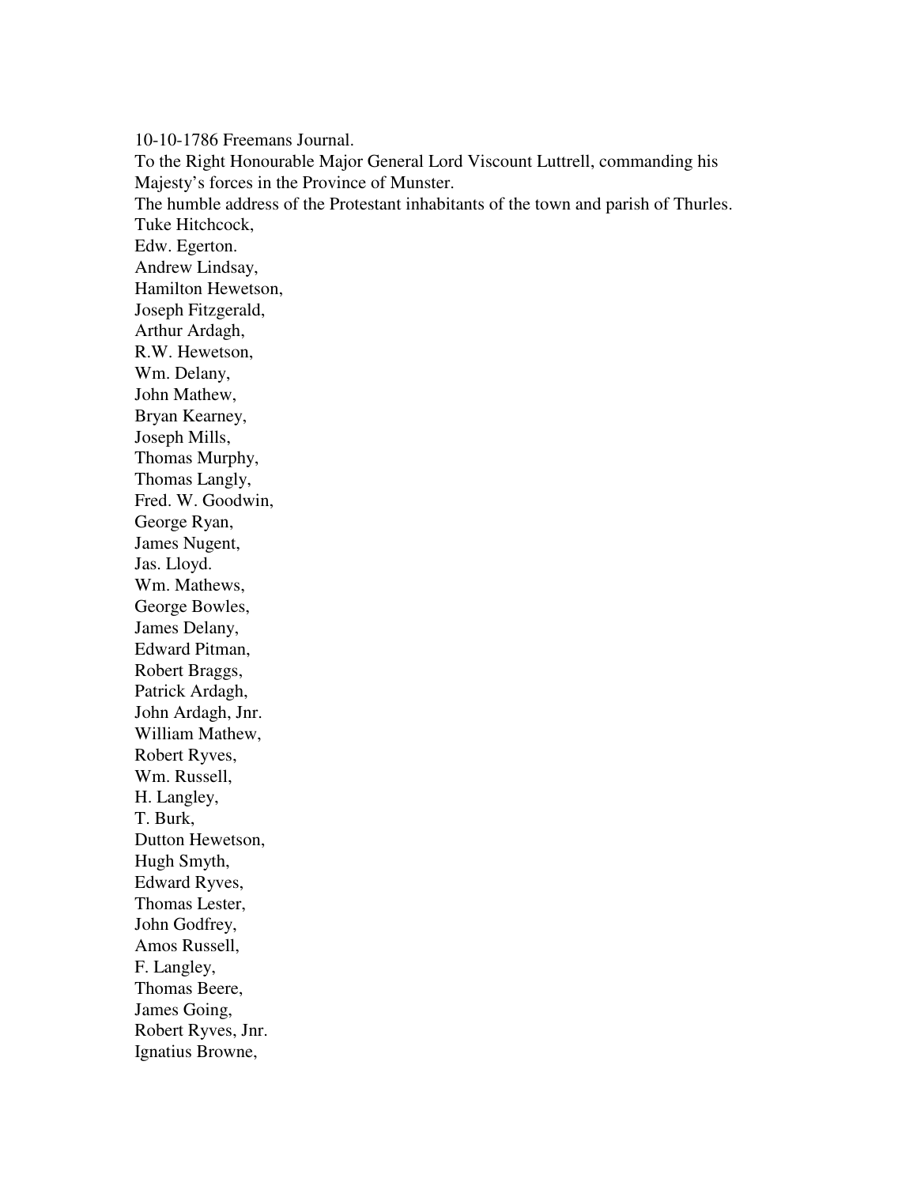10-10-1786 Freemans Journal.
To the Right Honourable Major General Lord Viscount Luttrell, commanding his Majesty's forces in the Province of Munster.
The humble address of the Protestant inhabitants of the town and parish of Thurles.
Tuke Hitchcock,
Edw. Egerton.
Andrew Lindsay,
Hamilton Hewetson,
Joseph Fitzgerald,
Arthur Ardagh,
R.W. Hewetson,
Wm. Delany,
John Mathew,
Bryan Kearney,
Joseph Mills,
Thomas Murphy,
Thomas Langly,
Fred. W. Goodwin,
George Ryan,
James Nugent,
Jas. Lloyd.
Wm. Mathews,
George Bowles,
James Delany,
Edward Pitman,
Robert Braggs,
Patrick Ardagh,
John Ardagh, Jnr.
William Mathew,
Robert Ryves,
Wm. Russell,
H. Langley,
T. Burk,
Dutton Hewetson,
Hugh Smyth,
Edward Ryves,
Thomas Lester,
John Godfrey,
Amos Russell,
F. Langley,
Thomas Beere,
James Going,
Robert Ryves, Jnr.
Ignatius Browne,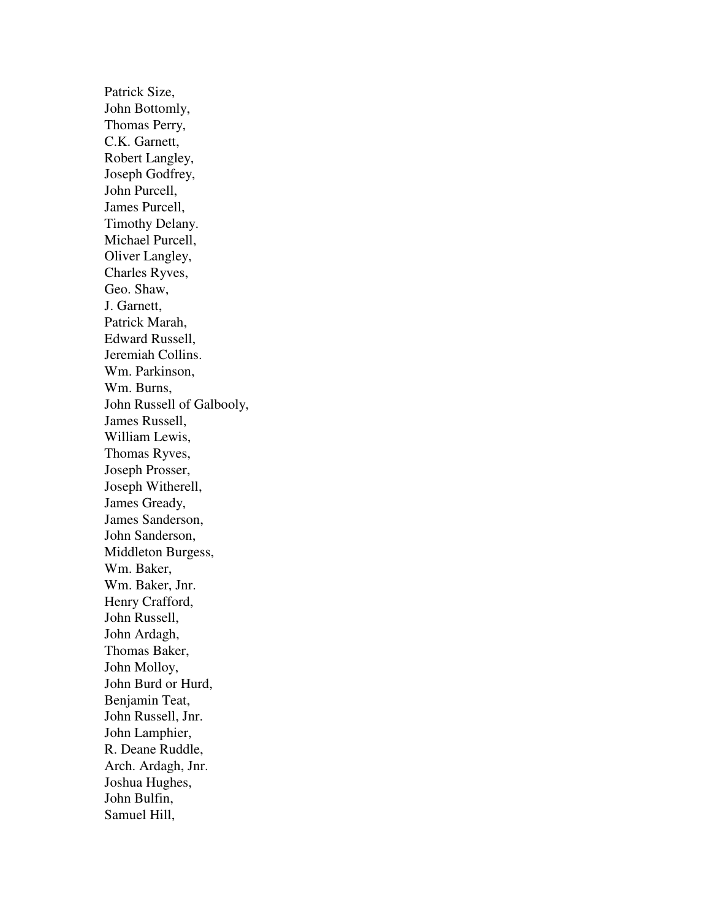Patrick Size,  
John Bottomly,  
Thomas Perry,  
C.K. Garnett,  
Robert Langley,  
Joseph Godfrey,  
John Purcell,  
James Purcell,  
Timothy Delany.  
Michael Purcell,  
Oliver Langley,  
Charles Ryves,  
Geo. Shaw,  
J. Garnett,  
Patrick Marah,  
Edward Russell,  
Jeremiah Collins.  
Wm. Parkinson,  
Wm. Burns,  
John Russell of Galbooly,  
James Russell,  
William Lewis,  
Thomas Ryves,  
Joseph Prosser,  
Joseph Witherell,  
James Gready,  
James Sanderson,  
John Sanderson,  
Middleton Burgess,  
Wm. Baker,  
Wm. Baker, Jnr.  
Henry Crafford,  
John Russell,  
John Ardagh,  
Thomas Baker,  
John Molloy,  
John Burd or Hurd,  
Benjamin Teat,  
John Russell, Jnr.  
John Lamphier,  
R. Deane Ruddle,  
Arch. Ardagh, Jnr.  
Joshua Hughes,  
John Bulfin,  
Samuel Hill,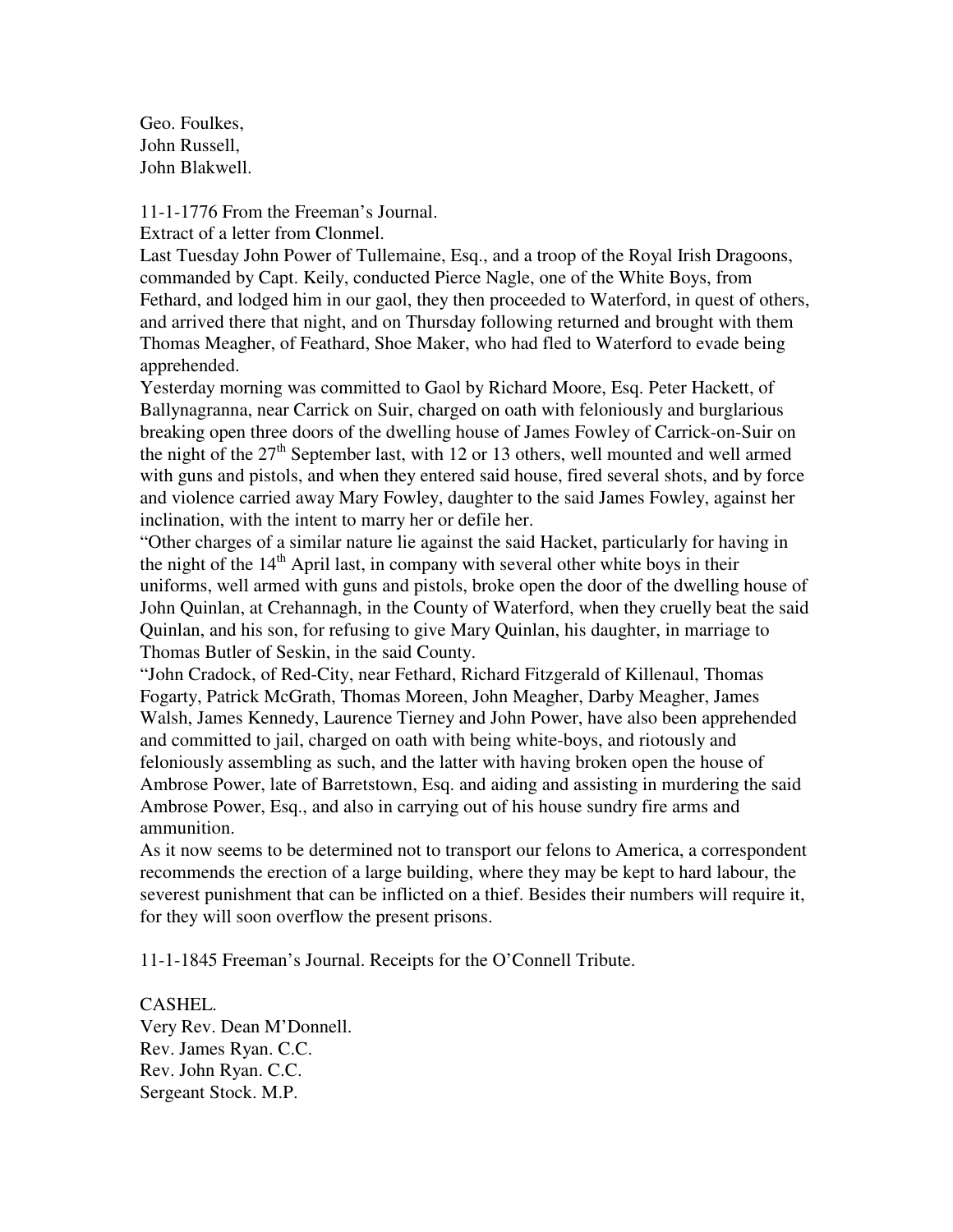Geo. Foulkes,
John Russell,
John Blakwell.

11-1-1776 From the Freeman's Journal.
Extract of a letter from Clonmel.
Last Tuesday John Power of Tullemaine, Esq., and a troop of the Royal Irish Dragoons, commanded by Capt. Keily, conducted Pierce Nagle, one of the White Boys, from Fethard, and lodged him in our gaol, they then proceeded to Waterford, in quest of others, and arrived there that night, and on Thursday following returned and brought with them Thomas Meagher, of Feathard, Shoe Maker, who had fled to Waterford to evade being apprehended.
Yesterday morning was committed to Gaol by Richard Moore, Esq. Peter Hackett, of Ballynagranna, near Carrick on Suir, charged on oath with feloniously and burglarious breaking open three doors of the dwelling house of James Fowley of Carrick-on-Suir on the night of the 27th September last, with 12 or 13 others, well mounted and well armed with guns and pistols, and when they entered said house, fired several shots, and by force and violence carried away Mary Fowley, daughter to the said James Fowley, against her inclination, with the intent to marry her or defile her.
"Other charges of a similar nature lie against the said Hacket, particularly for having in the night of the 14th April last, in company with several other white boys in their uniforms, well armed with guns and pistols, broke open the door of the dwelling house of John Quinlan, at Crehannagh, in the County of Waterford, when they cruelly beat the said Quinlan, and his son, for refusing to give Mary Quinlan, his daughter, in marriage to Thomas Butler of Seskin, in the said County.
"John Cradock, of Red-City, near Fethard, Richard Fitzgerald of Killenaul, Thomas Fogarty, Patrick McGrath, Thomas Moreen, John Meagher, Darby Meagher, James Walsh, James Kennedy, Laurence Tierney and John Power, have also been apprehended and committed to jail, charged on oath with being white-boys, and riotously and feloniously assembling as such, and the latter with having broken open the house of Ambrose Power, late of Barretstown, Esq. and aiding and assisting in murdering the said Ambrose Power, Esq., and also in carrying out of his house sundry fire arms and ammunition.
As it now seems to be determined not to transport our felons to America, a correspondent recommends the erection of a large building, where they may be kept to hard labour, the severest punishment that can be inflicted on a thief. Besides their numbers will require it, for they will soon overflow the present prisons.

11-1-1845 Freeman's Journal. Receipts for the O'Connell Tribute.

CASHEL.
Very Rev. Dean M'Donnell.
Rev. James Ryan. C.C.
Rev. John Ryan. C.C.
Sergeant Stock. M.P.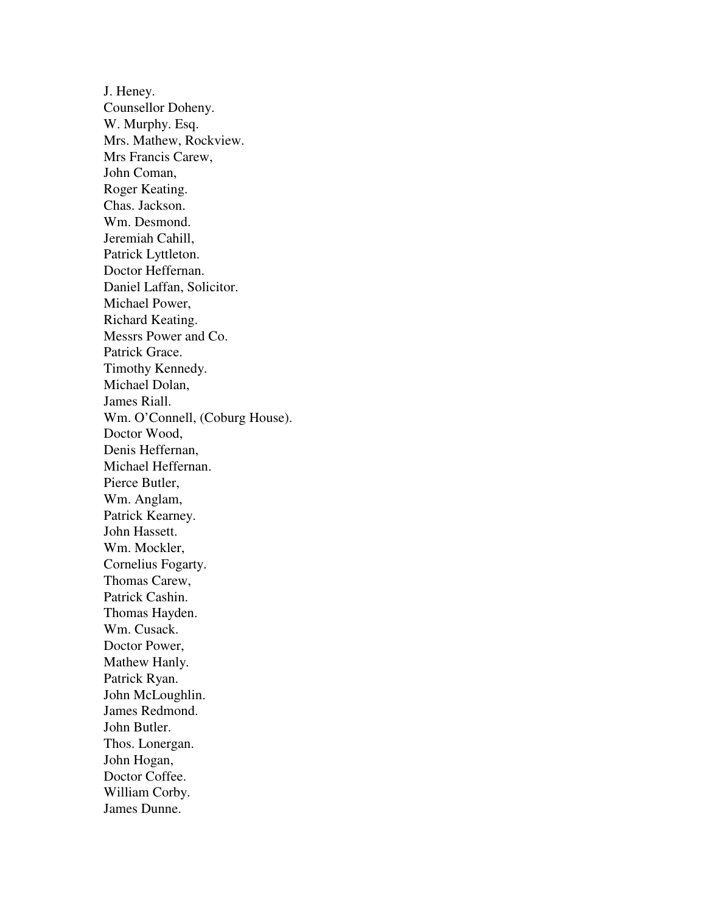J. Heney.  
Counsellor Doheny.  
W. Murphy. Esq.  
Mrs. Mathew, Rockview.  
Mrs Francis Carew,  
John Coman,  
Roger Keating.  
Chas. Jackson.  
Wm. Desmond.  
Jeremiah Cahill,  
Patrick Lyttleton.  
Doctor Heffernan.  
Daniel Laffan, Solicitor.  
Michael Power,  
Richard Keating.  
Messrs Power and Co.  
Patrick Grace.  
Timothy Kennedy.  
Michael Dolan,  
James Riall.  
Wm. O'Connell, (Coburg House).  
Doctor Wood,  
Denis Heffernan,  
Michael Heffernan.  
Pierce Butler,  
Wm. Anglam,  
Patrick Kearney.  
John Hassett.  
Wm. Mockler,  
Cornelius Fogarty.  
Thomas Carew,  
Patrick Cashin.  
Thomas Hayden.  
Wm. Cusack.  
Doctor Power,  
Mathew Hanly.  
Patrick Ryan.  
John McLoughlin.  
James Redmond.  
John Butler.  
Thos. Lonergan.  
John Hogan,  
Doctor Coffee.  
William Corby.  
James Dunne.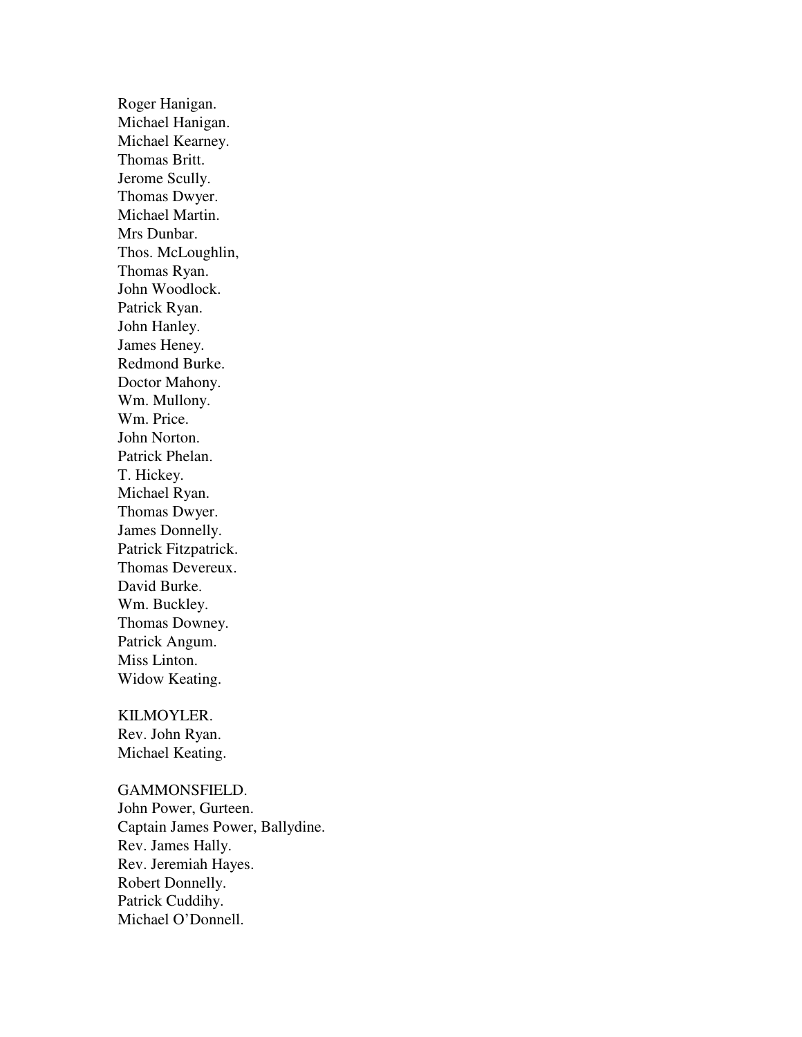Roger Hanigan.
Michael Hanigan.
Michael Kearney.
Thomas Britt.
Jerome Scully.
Thomas Dwyer.
Michael Martin.
Mrs Dunbar.
Thos. McLoughlin,
Thomas Ryan.
John Woodlock.
Patrick Ryan.
John Hanley.
James Heney.
Redmond Burke.
Doctor Mahony.
Wm. Mullony.
Wm. Price.
John Norton.
Patrick Phelan.
T. Hickey.
Michael Ryan.
Thomas Dwyer.
James Donnelly.
Patrick Fitzpatrick.
Thomas Devereux.
David Burke.
Wm. Buckley.
Thomas Downey.
Patrick Angum.
Miss Linton.
Widow Keating.

KILMOYLER.
Rev. John Ryan.
Michael Keating.

GAMMONSFIELD.
John Power, Gurteen.
Captain James Power, Ballydine.
Rev. James Hally.
Rev. Jeremiah Hayes.
Robert Donnelly.
Patrick Cuddihy.
Michael O'Donnell.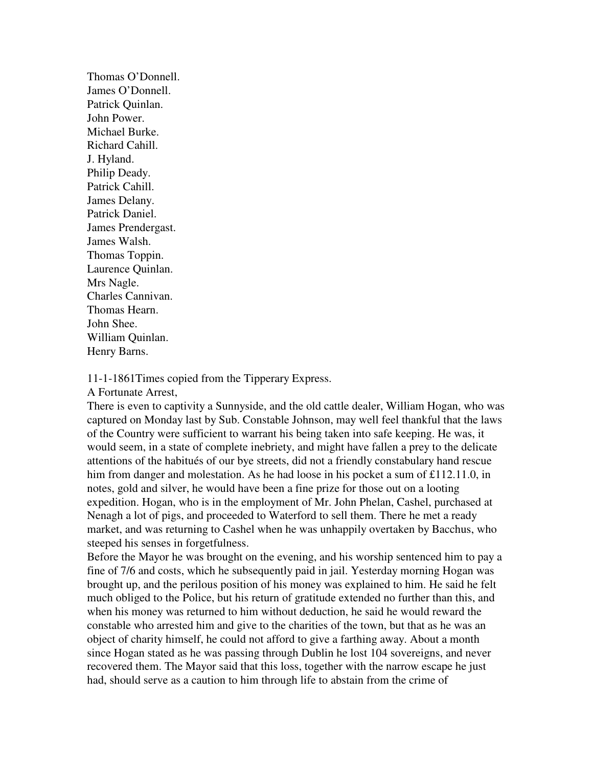Thomas O'Donnell.
James O'Donnell.
Patrick Quinlan.
John Power.
Michael Burke.
Richard Cahill.
J. Hyland.
Philip Deady.
Patrick Cahill.
James Delany.
Patrick Daniel.
James Prendergast.
James Walsh.
Thomas Toppin.
Laurence Quinlan.
Mrs Nagle.
Charles Cannivan.
Thomas Hearn.
John Shee.
William Quinlan.
Henry Barns.

11-1-1861Times copied from the Tipperary Express.

A Fortunate Arrest,

There is even to captivity a Sunnyside, and the old cattle dealer, William Hogan, who was captured on Monday last by Sub. Constable Johnson, may well feel thankful that the laws of the Country were sufficient to warrant his being taken into safe keeping. He was, it would seem, in a state of complete inebriety, and might have fallen a prey to the delicate attentions of the habitués of our bye streets, did not a friendly constabulary hand rescue him from danger and molestation. As he had loose in his pocket a sum of £112.11.0, in notes, gold and silver, he would have been a fine prize for those out on a looting expedition. Hogan, who is in the employment of Mr. John Phelan, Cashel, purchased at Nenagh a lot of pigs, and proceeded to Waterford to sell them. There he met a ready market, and was returning to Cashel when he was unhappily overtaken by Bacchus, who steeped his senses in forgetfulness.

Before the Mayor he was brought on the evening, and his worship sentenced him to pay a fine of 7/6 and costs, which he subsequently paid in jail. Yesterday morning Hogan was brought up, and the perilous position of his money was explained to him. He said he felt much obliged to the Police, but his return of gratitude extended no further than this, and when his money was returned to him without deduction, he said he would reward the constable who arrested him and give to the charities of the town, but that as he was an object of charity himself, he could not afford to give a farthing away. About a month since Hogan stated as he was passing through Dublin he lost 104 sovereigns, and never recovered them. The Mayor said that this loss, together with the narrow escape he just had, should serve as a caution to him through life to abstain from the crime of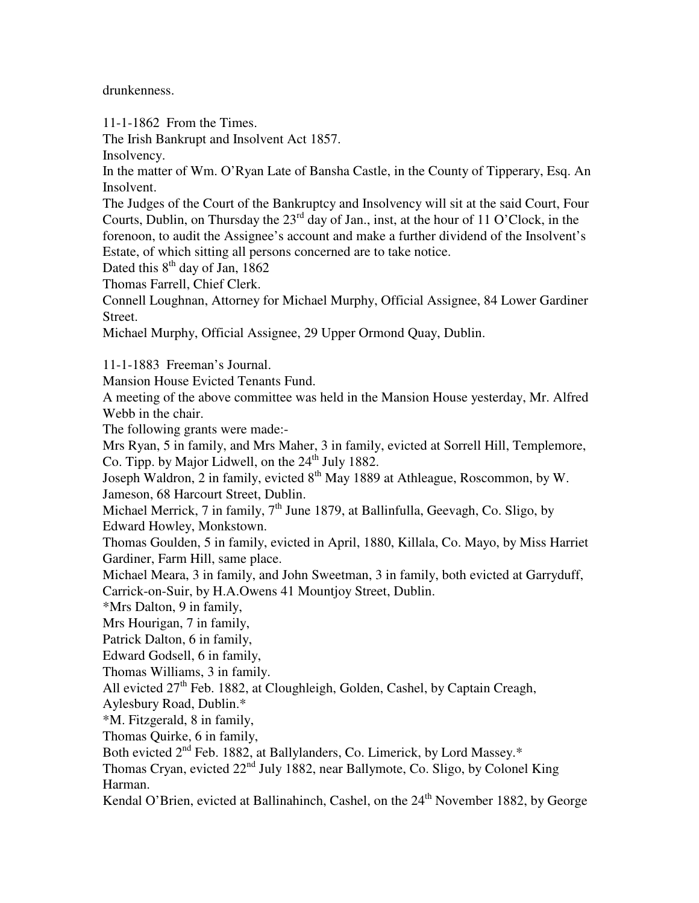drunkenness.

11-1-1862 From the Times.

The Irish Bankrupt and Insolvent Act 1857.

Insolvency.

In the matter of Wm. O'Ryan Late of Bansha Castle, in the County of Tipperary, Esq. An Insolvent.

The Judges of the Court of the Bankruptcy and Insolvency will sit at the said Court, Four Courts, Dublin, on Thursday the 23rd day of Jan., inst, at the hour of 11 O'Clock, in the forenoon, to audit the Assignee's account and make a further dividend of the Insolvent's Estate, of which sitting all persons concerned are to take notice.

Dated this 8th day of Jan, 1862

Thomas Farrell, Chief Clerk.

Connell Loughnan, Attorney for Michael Murphy, Official Assignee, 84 Lower Gardiner Street.

Michael Murphy, Official Assignee, 29 Upper Ormond Quay, Dublin.

11-1-1883 Freeman's Journal.

Mansion House Evicted Tenants Fund.

A meeting of the above committee was held in the Mansion House yesterday, Mr. Alfred Webb in the chair.

The following grants were made:-

Mrs Ryan, 5 in family, and Mrs Maher, 3 in family, evicted at Sorrell Hill, Templemore, Co. Tipp. by Major Lidwell, on the 24th July 1882.

Joseph Waldron, 2 in family, evicted 8th May 1889 at Athleague, Roscommon, by W. Jameson, 68 Harcourt Street, Dublin.

Michael Merrick, 7 in family, 7th June 1879, at Ballinfulla, Geevagh, Co. Sligo, by Edward Howley, Monkstown.

Thomas Goulden, 5 in family, evicted in April, 1880, Killala, Co. Mayo, by Miss Harriet Gardiner, Farm Hill, same place.

Michael Meara, 3 in family, and John Sweetman, 3 in family, both evicted at Garryduff, Carrick-on-Suir, by H.A.Owens 41 Mountjoy Street, Dublin.

*Mrs Dalton, 9 in family,

Mrs Hourigan, 7 in family,

Patrick Dalton, 6 in family,

Edward Godsell, 6 in family,

Thomas Williams, 3 in family.

All evicted 27th Feb. 1882, at Cloughleigh, Golden, Cashel, by Captain Creagh, Aylesbury Road, Dublin.*

*M. Fitzgerald, 8 in family,

Thomas Quirke, 6 in family,

Both evicted 2nd Feb. 1882, at Ballylanders, Co. Limerick, by Lord Massey.*

Thomas Cryan, evicted 22nd July 1882, near Ballymote, Co. Sligo, by Colonel King Harman.

Kendal O'Brien, evicted at Ballinahinch, Cashel, on the 24th November 1882, by George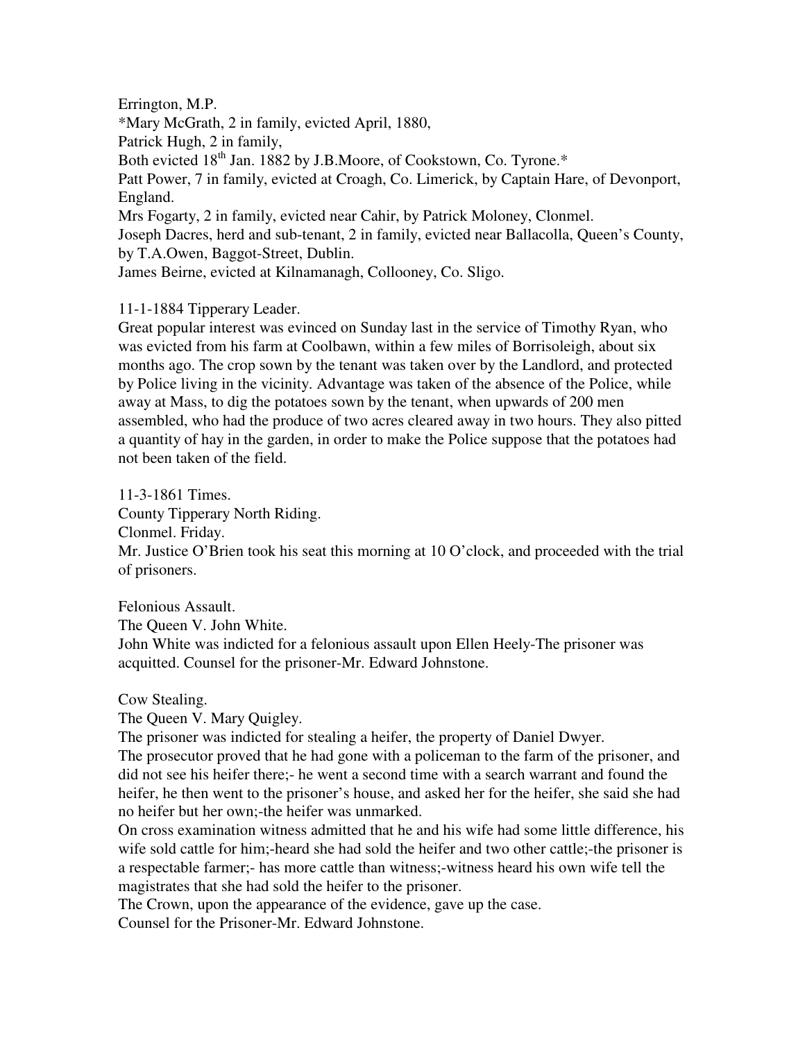Errington, M.P.
*Mary McGrath, 2 in family, evicted April, 1880,
Patrick Hugh, 2 in family,
Both evicted 18th Jan. 1882 by J.B.Moore, of Cookstown, Co. Tyrone.*
Patt Power, 7 in family, evicted at Croagh, Co. Limerick, by Captain Hare, of Devonport, England.
Mrs Fogarty, 2 in family, evicted near Cahir, by Patrick Moloney, Clonmel.
Joseph Dacres, herd and sub-tenant, 2 in family, evicted near Ballacolla, Queen's County, by T.A.Owen, Baggot-Street, Dublin.
James Beirne, evicted at Kilnamanagh, Collooney, Co. Sligo.

11-1-1884 Tipperary Leader.
Great popular interest was evinced on Sunday last in the service of Timothy Ryan, who was evicted from his farm at Coolbawn, within a few miles of Borrisoleigh, about six months ago. The crop sown by the tenant was taken over by the Landlord, and protected by Police living in the vicinity. Advantage was taken of the absence of the Police, while away at Mass, to dig the potatoes sown by the tenant, when upwards of 200 men assembled, who had the produce of two acres cleared away in two hours. They also pitted a quantity of hay in the garden, in order to make the Police suppose that the potatoes had not been taken of the field.

11-3-1861 Times.
County Tipperary North Riding.
Clonmel. Friday.
Mr. Justice O'Brien took his seat this morning at 10 O'clock, and proceeded with the trial of prisoners.

Felonious Assault.
The Queen V. John White.
John White was indicted for a felonious assault upon Ellen Heely-The prisoner was acquitted. Counsel for the prisoner-Mr. Edward Johnstone.

Cow Stealing.
The Queen V. Mary Quigley.
The prisoner was indicted for stealing a heifer, the property of Daniel Dwyer.
The prosecutor proved that he had gone with a policeman to the farm of the prisoner, and did not see his heifer there;- he went a second time with a search warrant and found the heifer, he then went to the prisoner's house, and asked her for the heifer, she said she had no heifer but her own;-the heifer was unmarked.
On cross examination witness admitted that he and his wife had some little difference, his wife sold cattle for him;-heard she had sold the heifer and two other cattle;-the prisoner is a respectable farmer;- has more cattle than witness;-witness heard his own wife tell the magistrates that she had sold the heifer to the prisoner.
The Crown, upon the appearance of the evidence, gave up the case.
Counsel for the Prisoner-Mr. Edward Johnstone.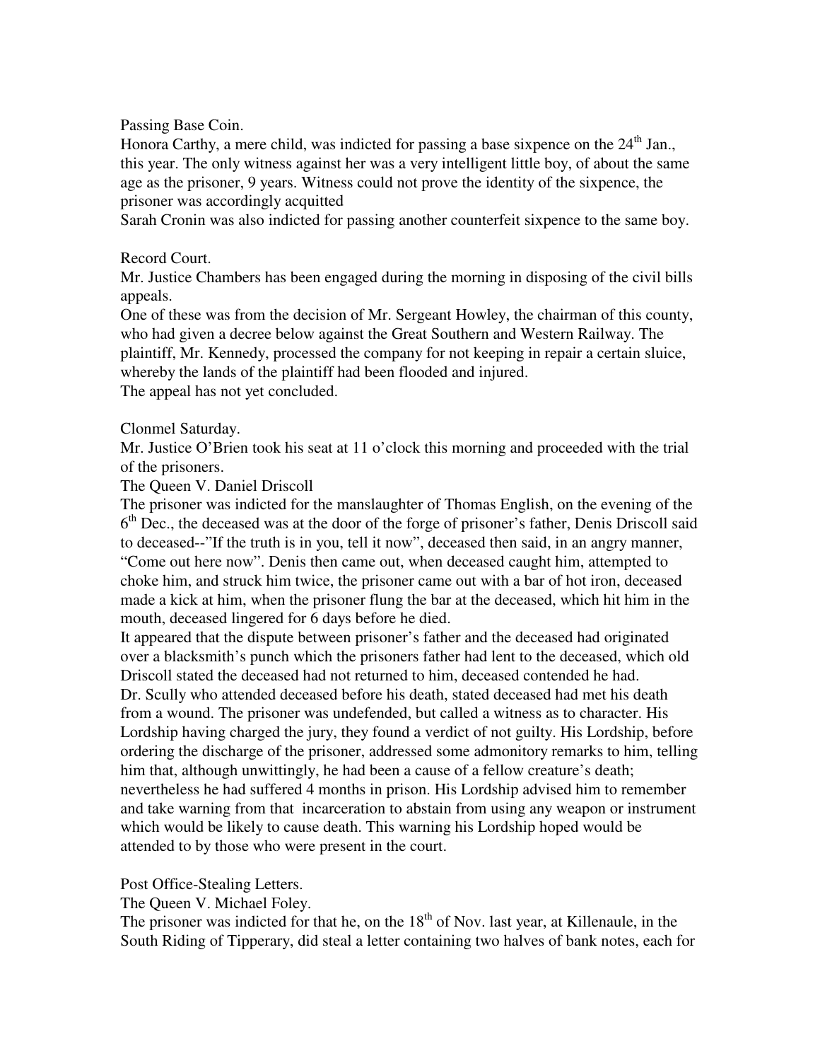Passing Base Coin.

Honora Carthy, a mere child, was indicted for passing a base sixpence on the 24th Jan., this year. The only witness against her was a very intelligent little boy, of about the same age as the prisoner, 9 years. Witness could not prove the identity of the sixpence, the prisoner was accordingly acquitted

Sarah Cronin was also indicted for passing another counterfeit sixpence to the same boy.

Record Court.

Mr. Justice Chambers has been engaged during the morning in disposing of the civil bills appeals.

One of these was from the decision of Mr. Sergeant Howley, the chairman of this county, who had given a decree below against the Great Southern and Western Railway. The plaintiff, Mr. Kennedy, processed the company for not keeping in repair a certain sluice, whereby the lands of the plaintiff had been flooded and injured.

The appeal has not yet concluded.

Clonmel Saturday.

Mr. Justice O'Brien took his seat at 11 o'clock this morning and proceeded with the trial of the prisoners.

The Queen V. Daniel Driscoll

The prisoner was indicted for the manslaughter of Thomas English, on the evening of the 6th Dec., the deceased was at the door of the forge of prisoner's father, Denis Driscoll said to deceased--"If the truth is in you, tell it now", deceased then said, in an angry manner, "Come out here now". Denis then came out, when deceased caught him, attempted to choke him, and struck him twice, the prisoner came out with a bar of hot iron, deceased made a kick at him, when the prisoner flung the bar at the deceased, which hit him in the mouth, deceased lingered for 6 days before he died.

It appeared that the dispute between prisoner's father and the deceased had originated over a blacksmith's punch which the prisoners father had lent to the deceased, which old Driscoll stated the deceased had not returned to him, deceased contended he had.

Dr. Scully who attended deceased before his death, stated deceased had met his death from a wound. The prisoner was undefended, but called a witness as to character. His Lordship having charged the jury, they found a verdict of not guilty. His Lordship, before ordering the discharge of the prisoner, addressed some admonitory remarks to him, telling him that, although unwittingly, he had been a cause of a fellow creature's death; nevertheless he had suffered 4 months in prison. His Lordship advised him to remember and take warning from that incarceration to abstain from using any weapon or instrument which would be likely to cause death. This warning his Lordship hoped would be attended to by those who were present in the court.

Post Office-Stealing Letters.

The Queen V. Michael Foley.

The prisoner was indicted for that he, on the 18th of Nov. last year, at Killenaule, in the South Riding of Tipperary, did steal a letter containing two halves of bank notes, each for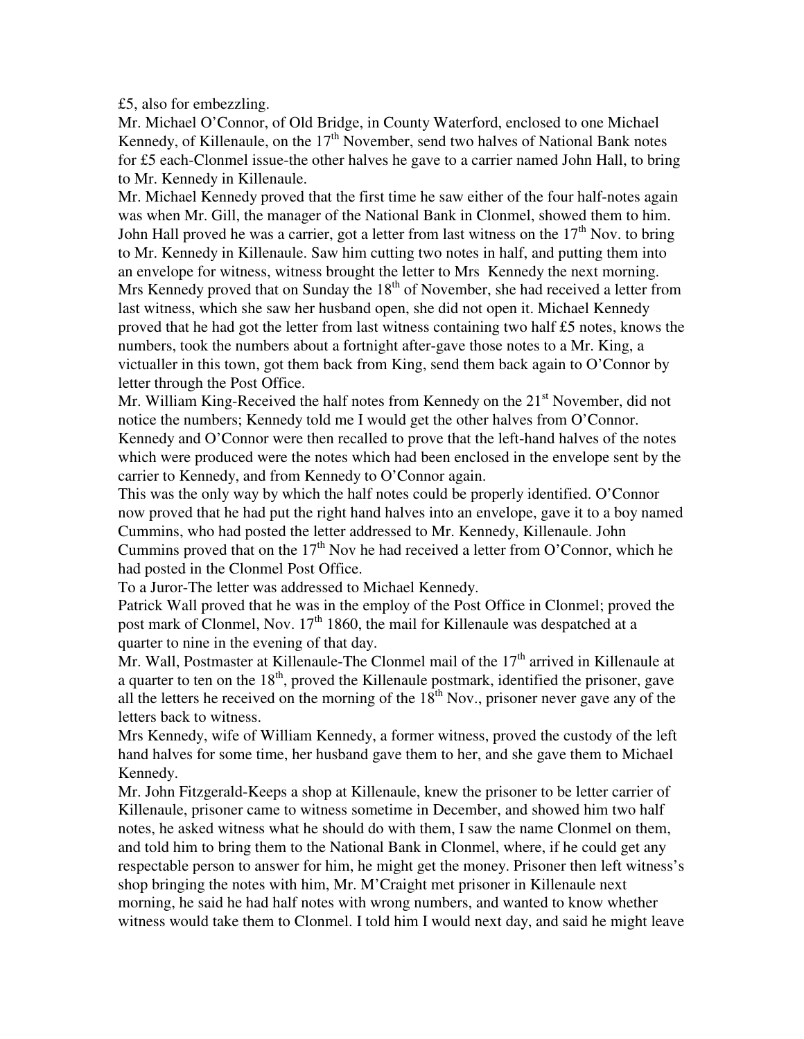£5, also for embezzling.

Mr. Michael O'Connor, of Old Bridge, in County Waterford, enclosed to one Michael Kennedy, of Killenaule, on the 17th November, send two halves of National Bank notes for £5 each-Clonmel issue-the other halves he gave to a carrier named John Hall, to bring to Mr. Kennedy in Killenaule.

Mr. Michael Kennedy proved that the first time he saw either of the four half-notes again was when Mr. Gill, the manager of the National Bank in Clonmel, showed them to him. John Hall proved he was a carrier, got a letter from last witness on the 17th Nov. to bring to Mr. Kennedy in Killenaule. Saw him cutting two notes in half, and putting them into an envelope for witness, witness brought the letter to Mrs Kennedy the next morning. Mrs Kennedy proved that on Sunday the 18th of November, she had received a letter from last witness, which she saw her husband open, she did not open it. Michael Kennedy proved that he had got the letter from last witness containing two half £5 notes, knows the numbers, took the numbers about a fortnight after-gave those notes to a Mr. King, a victualler in this town, got them back from King, send them back again to O'Connor by letter through the Post Office.

Mr. William King-Received the half notes from Kennedy on the 21st November, did not notice the numbers; Kennedy told me I would get the other halves from O'Connor. Kennedy and O'Connor were then recalled to prove that the left-hand halves of the notes which were produced were the notes which had been enclosed in the envelope sent by the carrier to Kennedy, and from Kennedy to O'Connor again.

This was the only way by which the half notes could be properly identified. O'Connor now proved that he had put the right hand halves into an envelope, gave it to a boy named Cummins, who had posted the letter addressed to Mr. Kennedy, Killenaule. John Cummins proved that on the 17th Nov he had received a letter from O'Connor, which he had posted in the Clonmel Post Office.

To a Juror-The letter was addressed to Michael Kennedy.

Patrick Wall proved that he was in the employ of the Post Office in Clonmel; proved the post mark of Clonmel, Nov. 17th 1860, the mail for Killenaule was despatched at a quarter to nine in the evening of that day.

Mr. Wall, Postmaster at Killenaule-The Clonmel mail of the 17th arrived in Killenaule at a quarter to ten on the 18th, proved the Killenaule postmark, identified the prisoner, gave all the letters he received on the morning of the 18th Nov., prisoner never gave any of the letters back to witness.

Mrs Kennedy, wife of William Kennedy, a former witness, proved the custody of the left hand halves for some time, her husband gave them to her, and she gave them to Michael Kennedy.

Mr. John Fitzgerald-Keeps a shop at Killenaule, knew the prisoner to be letter carrier of Killenaule, prisoner came to witness sometime in December, and showed him two half notes, he asked witness what he should do with them, I saw the name Clonmel on them, and told him to bring them to the National Bank in Clonmel, where, if he could get any respectable person to answer for him, he might get the money. Prisoner then left witness's shop bringing the notes with him, Mr. M'Craight met prisoner in Killenaule next morning, he said he had half notes with wrong numbers, and wanted to know whether witness would take them to Clonmel. I told him I would next day, and said he might leave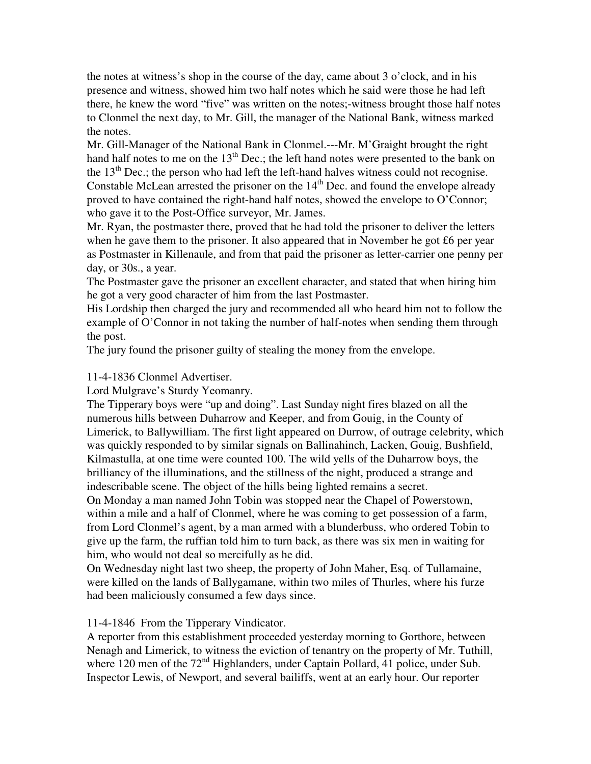the notes at witness's shop in the course of the day, came about 3 o'clock, and in his presence and witness, showed him two half notes which he said were those he had left there, he knew the word "five" was written on the notes;-witness brought those half notes to Clonmel the next day, to Mr. Gill, the manager of the National Bank, witness marked the notes.

Mr. Gill-Manager of the National Bank in Clonmel.---Mr. M'Graight brought the right hand half notes to me on the 13th Dec.; the left hand notes were presented to the bank on the 13th Dec.; the person who had left the left-hand halves witness could not recognise. Constable McLean arrested the prisoner on the 14th Dec. and found the envelope already proved to have contained the right-hand half notes, showed the envelope to O'Connor; who gave it to the Post-Office surveyor, Mr. James.

Mr. Ryan, the postmaster there, proved that he had told the prisoner to deliver the letters when he gave them to the prisoner. It also appeared that in November he got £6 per year as Postmaster in Killenaule, and from that paid the prisoner as letter-carrier one penny per day, or 30s., a year.

The Postmaster gave the prisoner an excellent character, and stated that when hiring him he got a very good character of him from the last Postmaster.

His Lordship then charged the jury and recommended all who heard him not to follow the example of O'Connor in not taking the number of half-notes when sending them through the post.

The jury found the prisoner guilty of stealing the money from the envelope.

11-4-1836 Clonmel Advertiser.

Lord Mulgrave's Sturdy Yeomanry.

The Tipperary boys were "up and doing". Last Sunday night fires blazed on all the numerous hills between Duharrow and Keeper, and from Gouig, in the County of Limerick, to Ballywilliam. The first light appeared on Durrow, of outrage celebrity, which was quickly responded to by similar signals on Ballinahinch, Lacken, Gouig, Bushfield, Kilmastulla, at one time were counted 100. The wild yells of the Duharrow boys, the brilliancy of the illuminations, and the stillness of the night, produced a strange and indescribable scene. The object of the hills being lighted remains a secret.

On Monday a man named John Tobin was stopped near the Chapel of Powerstown, within a mile and a half of Clonmel, where he was coming to get possession of a farm, from Lord Clonmel's agent, by a man armed with a blunderbuss, who ordered Tobin to give up the farm, the ruffian told him to turn back, as there was six men in waiting for him, who would not deal so mercifully as he did.

On Wednesday night last two sheep, the property of John Maher, Esq. of Tullamaine, were killed on the lands of Ballygamane, within two miles of Thurles, where his furze had been maliciously consumed a few days since.

11-4-1846 From the Tipperary Vindicator.

A reporter from this establishment proceeded yesterday morning to Gorthore, between Nenagh and Limerick, to witness the eviction of tenantry on the property of Mr. Tuthill, where 120 men of the 72nd Highlanders, under Captain Pollard, 41 police, under Sub. Inspector Lewis, of Newport, and several bailiffs, went at an early hour. Our reporter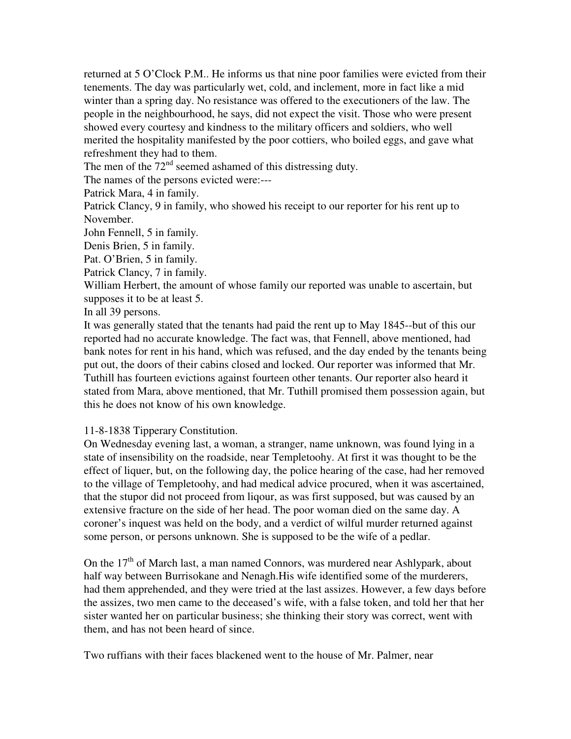returned at 5 O'Clock P.M.. He informs us that nine poor families were evicted from their tenements. The day was particularly wet, cold, and inclement, more in fact like a mid winter than a spring day. No resistance was offered to the executioners of the law. The people in the neighbourhood, he says, did not expect the visit. Those who were present showed every courtesy and kindness to the military officers and soldiers, who well merited the hospitality manifested by the poor cottiers, who boiled eggs, and gave what refreshment they had to them.

The men of the 72nd seemed ashamed of this distressing duty.

The names of the persons evicted were:---

Patrick Mara, 4 in family.

Patrick Clancy, 9 in family, who showed his receipt to our reporter for his rent up to November.

John Fennell, 5 in family.

Denis Brien, 5 in family.

Pat. O'Brien, 5 in family.

Patrick Clancy, 7 in family.

William Herbert, the amount of whose family our reported was unable to ascertain, but supposes it to be at least 5.

In all 39 persons.

It was generally stated that the tenants had paid the rent up to May 1845--but of this our reported had no accurate knowledge. The fact was, that Fennell, above mentioned, had bank notes for rent in his hand, which was refused, and the day ended by the tenants being put out, the doors of their cabins closed and locked. Our reporter was informed that Mr. Tuthill has fourteen evictions against fourteen other tenants. Our reporter also heard it stated from Mara, above mentioned, that Mr. Tuthill promised them possession again, but this he does not know of his own knowledge.

11-8-1838 Tipperary Constitution.

On Wednesday evening last, a woman, a stranger, name unknown, was found lying in a state of insensibility on the roadside, near Templetoohy. At first it was thought to be the effect of liquer, but, on the following day, the police hearing of the case, had her removed to the village of Templetoohy, and had medical advice procured, when it was ascertained, that the stupor did not proceed from liqour, as was first supposed, but was caused by an extensive fracture on the side of her head. The poor woman died on the same day. A coroner's inquest was held on the body, and a verdict of wilful murder returned against some person, or persons unknown. She is supposed to be the wife of a pedlar.

On the 17th of March last, a man named Connors, was murdered near Ashlypark, about half way between Burrisokane and Nenagh.His wife identified some of the murderers, had them apprehended, and they were tried at the last assizes. However, a few days before the assizes, two men came to the deceased's wife, with a false token, and told her that her sister wanted her on particular business; she thinking their story was correct, went with them, and has not been heard of since.

Two ruffians with their faces blackened went to the house of Mr. Palmer, near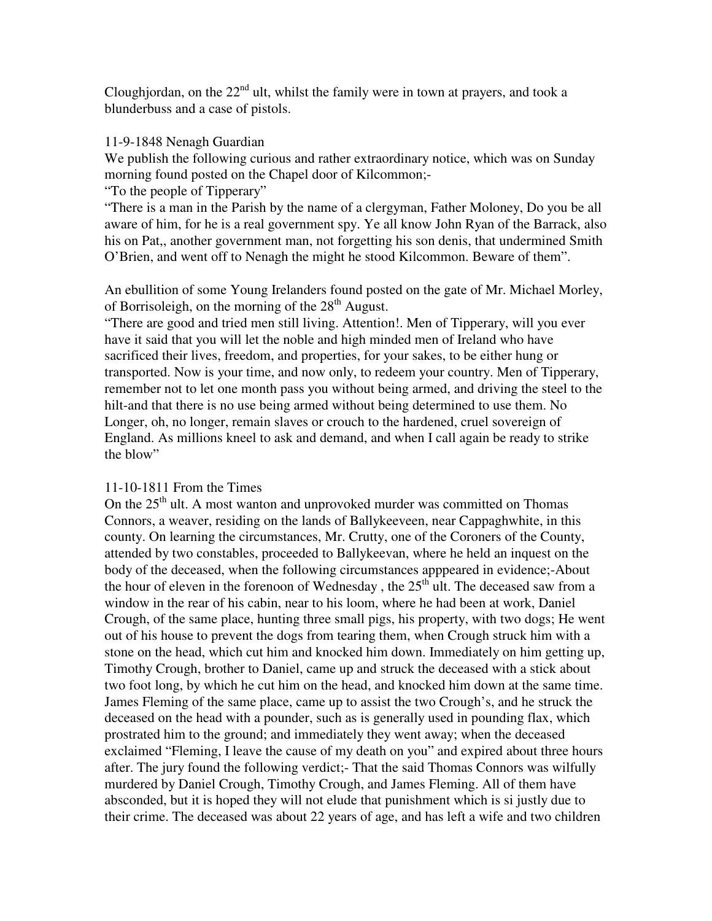Cloughjordan, on the 22nd ult, whilst the family were in town at prayers, and took a blunderbuss and a case of pistols.

11-9-1848 Nenagh Guardian

We publish the following curious and rather extraordinary notice, which was on Sunday morning found posted on the Chapel door of Kilcommon;-

"To the people of Tipperary"

"There is a man in the Parish by the name of a clergyman, Father Moloney, Do you be all aware of him, for he is a real government spy. Ye all know John Ryan of the Barrack, also his on Pat,, another government man, not forgetting his son denis, that undermined Smith O'Brien, and went off to Nenagh the might he stood Kilcommon. Beware of them".

An ebullition of some Young Irelanders found posted on the gate of Mr. Michael Morley, of Borrisoleigh, on the morning of the 28th August.

"There are good and tried men still living. Attention!. Men of Tipperary, will you ever have it said that you will let the noble and high minded men of Ireland who have sacrificed their lives, freedom, and properties, for your sakes, to be either hung or transported. Now is your time, and now only, to redeem your country. Men of Tipperary, remember not to let one month pass you without being armed, and driving the steel to the hilt-and that there is no use being armed without being determined to use them. No Longer, oh, no longer, remain slaves or crouch to the hardened, cruel sovereign of England. As millions kneel to ask and demand, and when I call again be ready to strike the blow"

11-10-1811 From the Times

On the 25th ult. A most wanton and unprovoked murder was committed on Thomas Connors, a weaver, residing on the lands of Ballykeeveen, near Cappaghwhite, in this county. On learning the circumstances, Mr. Crutty, one of the Coroners of the County, attended by two constables, proceeded to Ballykeevan, where he held an inquest on the body of the deceased, when the following circumstances apppeared in evidence;-About the hour of eleven in the forenoon of Wednesday , the 25th ult. The deceased saw from a window in the rear of his cabin, near to his loom, where he had been at work, Daniel Crough, of the same place, hunting three small pigs, his property, with two dogs; He went out of his house to prevent the dogs from tearing them, when Crough struck him with a stone on the head, which cut him and knocked him down. Immediately on him getting up, Timothy Crough, brother to Daniel, came up and struck the deceased with a stick about two foot long, by which he cut him on the head, and knocked him down at the same time. James Fleming of the same place, came up to assist the two Crough's, and he struck the deceased on the head with a pounder, such as is generally used in pounding flax, which prostrated him to the ground; and immediately they went away; when the deceased exclaimed "Fleming, I leave the cause of my death on you" and expired about three hours after. The jury found the following verdict;- That the said Thomas Connors was wilfully murdered by Daniel Crough, Timothy Crough, and James Fleming. All of them have absconded, but it is hoped they will not elude that punishment which is si justly due to their crime. The deceased was about 22 years of age, and has left a wife and two children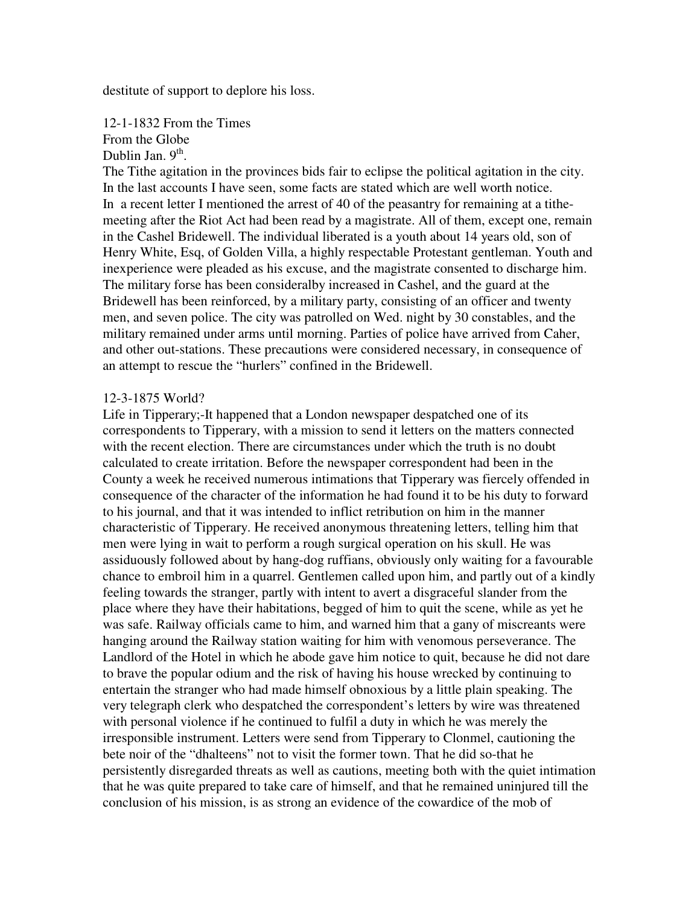destitute of support to deplore his loss.

12-1-1832 From the Times
From the Globe
Dublin Jan. 9th.
The Tithe agitation in the provinces bids fair to eclipse the political agitation in the city. In the last accounts I have seen, some facts are stated which are well worth notice. In a recent letter I mentioned the arrest of 40 of the peasantry for remaining at a tithe-meeting after the Riot Act had been read by a magistrate. All of them, except one, remain in the Cashel Bridewell. The individual liberated is a youth about 14 years old, son of Henry White, Esq, of Golden Villa, a highly respectable Protestant gentleman. Youth and inexperience were pleaded as his excuse, and the magistrate consented to discharge him. The military forse has been consideralby increased in Cashel, and the guard at the Bridewell has been reinforced, by a military party, consisting of an officer and twenty men, and seven police. The city was patrolled on Wed. night by 30 constables, and the military remained under arms until morning. Parties of police have arrived from Caher, and other out-stations. These precautions were considered necessary, in consequence of an attempt to rescue the "hurlers" confined in the Bridewell.

12-3-1875 World?
Life in Tipperary;-It happened that a London newspaper despatched one of its correspondents to Tipperary, with a mission to send it letters on the matters connected with the recent election. There are circumstances under which the truth is no doubt calculated to create irritation. Before the newspaper correspondent had been in the County a week he received numerous intimations that Tipperary was fiercely offended in consequence of the character of the information he had found it to be his duty to forward to his journal, and that it was intended to inflict retribution on him in the manner characteristic of Tipperary. He received anonymous threatening letters, telling him that men were lying in wait to perform a rough surgical operation on his skull. He was assiduously followed about by hang-dog ruffians, obviously only waiting for a favourable chance to embroil him in a quarrel. Gentlemen called upon him, and partly out of a kindly feeling towards the stranger, partly with intent to avert a disgraceful slander from the place where they have their habitations, begged of him to quit the scene, while as yet he was safe. Railway officials came to him, and warned him that a gany of miscreants were hanging around the Railway station waiting for him with venomous perseverance. The Landlord of the Hotel in which he abode gave him notice to quit, because he did not dare to brave the popular odium and the risk of having his house wrecked by continuing to entertain the stranger who had made himself obnoxious by a little plain speaking. The very telegraph clerk who despatched the correspondent's letters by wire was threatened with personal violence if he continued to fulfil a duty in which he was merely the irresponsible instrument. Letters were send from Tipperary to Clonmel, cautioning the bete noir of the "dhalteens" not to visit the former town. That he did so-that he persistently disregarded threats as well as cautions, meeting both with the quiet intimation that he was quite prepared to take care of himself, and that he remained uninjured till the conclusion of his mission, is as strong an evidence of the cowardice of the mob of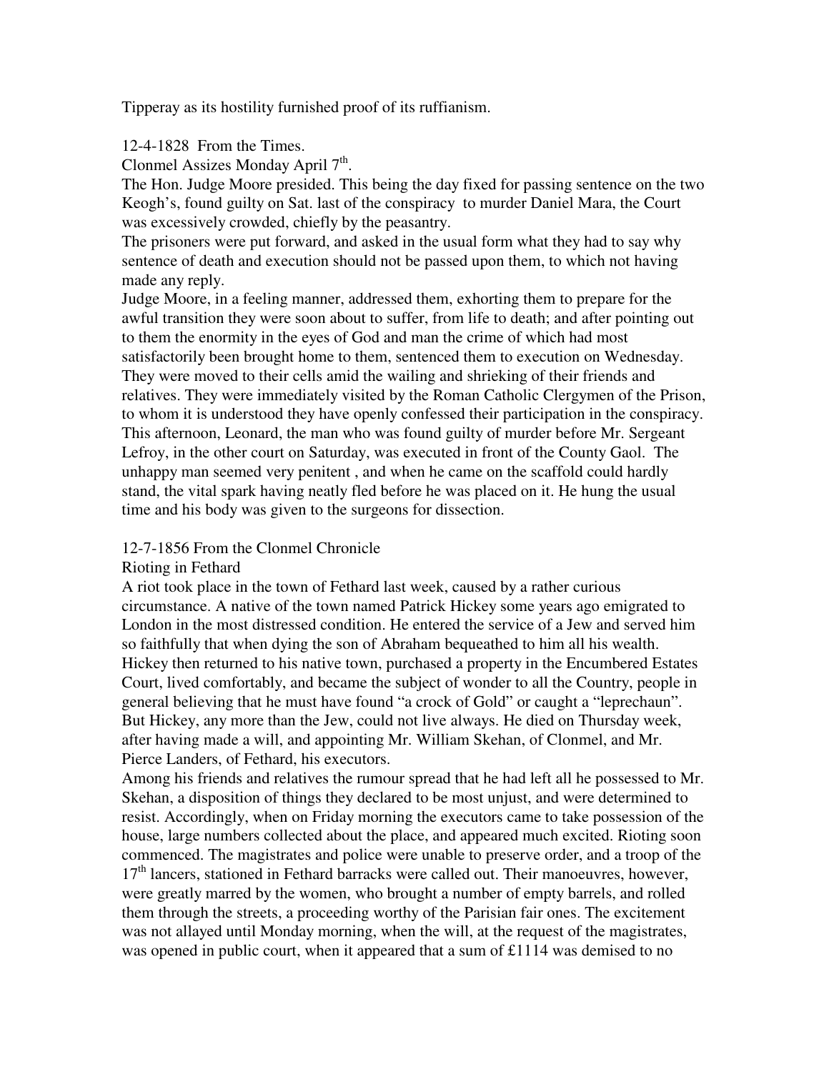Tipperay as its hostility furnished proof of its ruffianism.

12-4-1828 From the Times.

Clonmel Assizes Monday April 7th.

The Hon. Judge Moore presided. This being the day fixed for passing sentence on the two Keogh's, found guilty on Sat. last of the conspiracy to murder Daniel Mara, the Court was excessively crowded, chiefly by the peasantry.

The prisoners were put forward, and asked in the usual form what they had to say why sentence of death and execution should not be passed upon them, to which not having made any reply.

Judge Moore, in a feeling manner, addressed them, exhorting them to prepare for the awful transition they were soon about to suffer, from life to death; and after pointing out to them the enormity in the eyes of God and man the crime of which had most satisfactorily been brought home to them, sentenced them to execution on Wednesday. They were moved to their cells amid the wailing and shrieking of their friends and relatives. They were immediately visited by the Roman Catholic Clergymen of the Prison, to whom it is understood they have openly confessed their participation in the conspiracy. This afternoon, Leonard, the man who was found guilty of murder before Mr. Sergeant Lefroy, in the other court on Saturday, was executed in front of the County Gaol. The unhappy man seemed very penitent , and when he came on the scaffold could hardly stand, the vital spark having neatly fled before he was placed on it. He hung the usual time and his body was given to the surgeons for dissection.

12-7-1856 From the Clonmel Chronicle

Rioting in Fethard

A riot took place in the town of Fethard last week, caused by a rather curious circumstance. A native of the town named Patrick Hickey some years ago emigrated to London in the most distressed condition. He entered the service of a Jew and served him so faithfully that when dying the son of Abraham bequeathed to him all his wealth. Hickey then returned to his native town, purchased a property in the Encumbered Estates Court, lived comfortably, and became the subject of wonder to all the Country, people in general believing that he must have found "a crock of Gold" or caught a "leprechaun". But Hickey, any more than the Jew, could not live always. He died on Thursday week, after having made a will, and appointing Mr. William Skehan, of Clonmel, and Mr. Pierce Landers, of Fethard, his executors.

Among his friends and relatives the rumour spread that he had left all he possessed to Mr. Skehan, a disposition of things they declared to be most unjust, and were determined to resist. Accordingly, when on Friday morning the executors came to take possession of the house, large numbers collected about the place, and appeared much excited. Rioting soon commenced. The magistrates and police were unable to preserve order, and a troop of the 17th lancers, stationed in Fethard barracks were called out. Their manoeuvres, however, were greatly marred by the women, who brought a number of empty barrels, and rolled them through the streets, a proceeding worthy of the Parisian fair ones. The excitement was not allayed until Monday morning, when the will, at the request of the magistrates, was opened in public court, when it appeared that a sum of £1114 was demised to no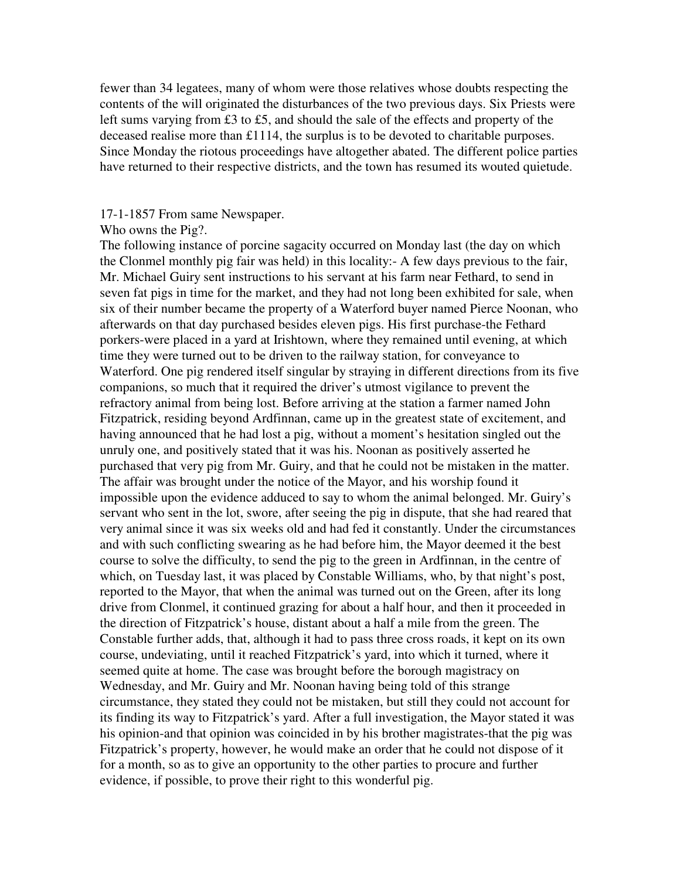fewer than 34 legatees, many of whom were those relatives whose doubts respecting the contents of the will originated the disturbances of the two previous days. Six Priests were left sums varying from £3 to £5, and should the sale of the effects and property of the deceased realise more than £1114, the surplus is to be devoted to charitable purposes. Since Monday the riotous proceedings have altogether abated. The different police parties have returned to their respective districts, and the town has resumed its wouted quietude.

17-1-1857 From same Newspaper.

Who owns the Pig?.

The following instance of porcine sagacity occurred on Monday last (the day on which the Clonmel monthly pig fair was held) in this locality:- A few days previous to the fair, Mr. Michael Guiry sent instructions to his servant at his farm near Fethard, to send in seven fat pigs in time for the market, and they had not long been exhibited for sale, when six of their number became the property of a Waterford buyer named Pierce Noonan, who afterwards on that day purchased besides eleven pigs. His first purchase-the Fethard porkers-were placed in a yard at Irishtown, where they remained until evening, at which time they were turned out to be driven to the railway station, for conveyance to Waterford. One pig rendered itself singular by straying in different directions from its five companions, so much that it required the driver's utmost vigilance to prevent the refractory animal from being lost. Before arriving at the station a farmer named John Fitzpatrick, residing beyond Ardfinnan, came up in the greatest state of excitement, and having announced that he had lost a pig, without a moment's hesitation singled out the unruly one, and positively stated that it was his. Noonan as positively asserted he purchased that very pig from Mr. Guiry, and that he could not be mistaken in the matter. The affair was brought under the notice of the Mayor, and his worship found it impossible upon the evidence adduced to say to whom the animal belonged. Mr. Guiry's servant who sent in the lot, swore, after seeing the pig in dispute, that she had reared that very animal since it was six weeks old and had fed it constantly. Under the circumstances and with such conflicting swearing as he had before him, the Mayor deemed it the best course to solve the difficulty, to send the pig to the green in Ardfinnan, in the centre of which, on Tuesday last, it was placed by Constable Williams, who, by that night's post, reported to the Mayor, that when the animal was turned out on the Green, after its long drive from Clonmel, it continued grazing for about a half hour, and then it proceeded in the direction of Fitzpatrick's house, distant about a half a mile from the green. The Constable further adds, that, although it had to pass three cross roads, it kept on its own course, undeviating, until it reached Fitzpatrick's yard, into which it turned, where it seemed quite at home. The case was brought before the borough magistracy on Wednesday, and Mr. Guiry and Mr. Noonan having being told of this strange circumstance, they stated they could not be mistaken, but still they could not account for its finding its way to Fitzpatrick's yard. After a full investigation, the Mayor stated it was his opinion-and that opinion was coincided in by his brother magistrates-that the pig was Fitzpatrick's property, however, he would make an order that he could not dispose of it for a month, so as to give an opportunity to the other parties to procure and further evidence, if possible, to prove their right to this wonderful pig.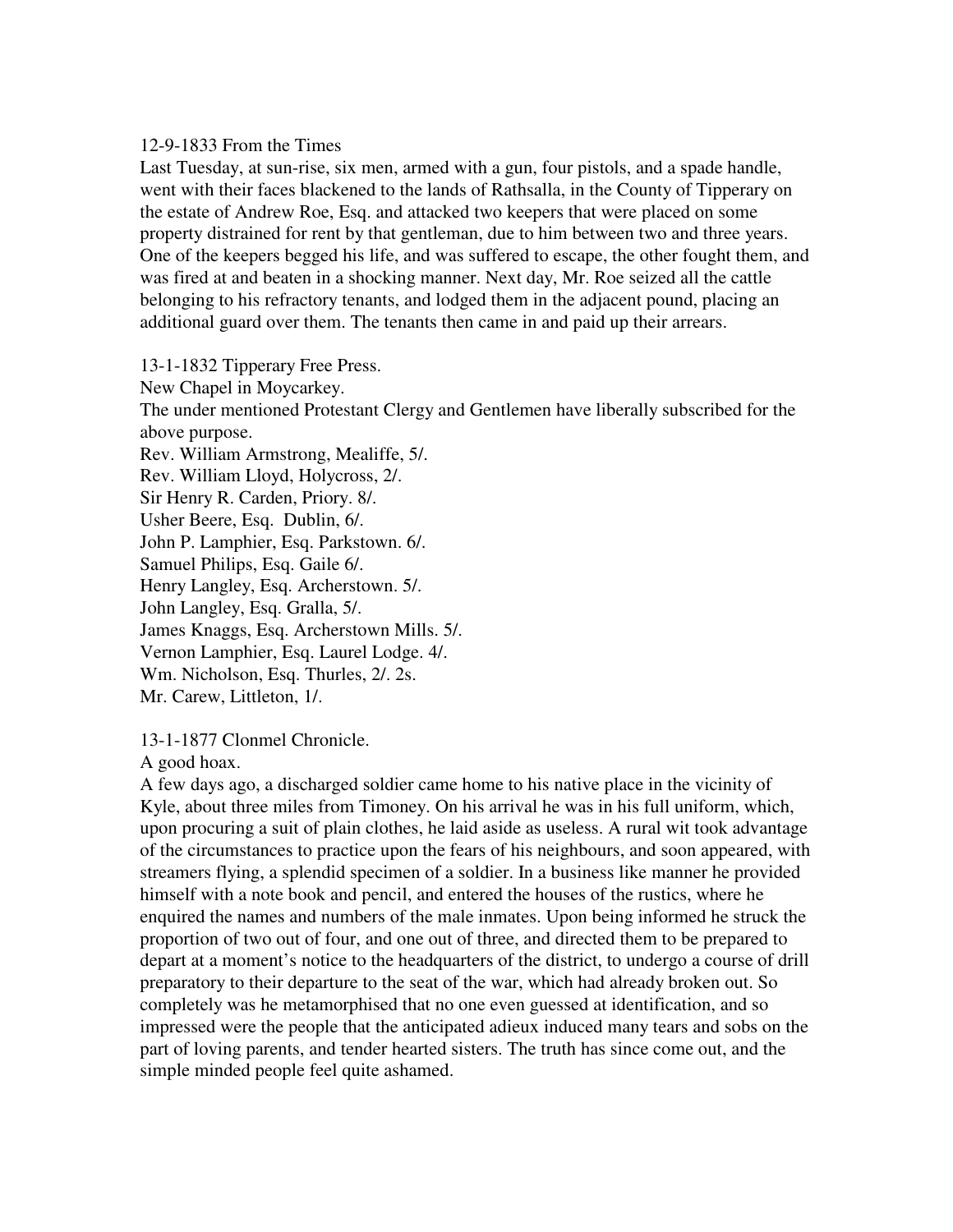12-9-1833 From the Times
Last Tuesday, at sun-rise, six men, armed with a gun, four pistols, and a spade handle, went with their faces blackened to the lands of Rathsalla, in the County of Tipperary on the estate of Andrew Roe, Esq. and attacked two keepers that were placed on some property distrained for rent by that gentleman, due to him between two and three years. One of the keepers begged his life, and was suffered to escape, the other fought them, and was fired at and beaten in a shocking manner. Next day, Mr. Roe seized all the cattle belonging to his refractory tenants, and lodged them in the adjacent pound, placing an additional guard over them. The tenants then came in and paid up their arrears.

13-1-1832 Tipperary Free Press.
New Chapel in Moycarkey.
The under mentioned Protestant Clergy and Gentlemen have liberally subscribed for the above purpose.
Rev. William Armstrong, Mealiffe, 5/.
Rev. William Lloyd, Holycross, 2/.
Sir Henry R. Carden, Priory. 8/.
Usher Beere, Esq. Dublin, 6/.
John P. Lamphier, Esq. Parkstown. 6/.
Samuel Philips, Esq. Gaile 6/.
Henry Langley, Esq. Archerstown. 5/.
John Langley, Esq. Gralla, 5/.
James Knaggs, Esq. Archerstown Mills. 5/.
Vernon Lamphier, Esq. Laurel Lodge. 4/.
Wm. Nicholson, Esq. Thurles, 2/. 2s.
Mr. Carew, Littleton, 1/.

13-1-1877 Clonmel Chronicle.
A good hoax.
A few days ago, a discharged soldier came home to his native place in the vicinity of Kyle, about three miles from Timoney. On his arrival he was in his full uniform, which, upon procuring a suit of plain clothes, he laid aside as useless. A rural wit took advantage of the circumstances to practice upon the fears of his neighbours, and soon appeared, with streamers flying, a splendid specimen of a soldier. In a business like manner he provided himself with a note book and pencil, and entered the houses of the rustics, where he enquired the names and numbers of the male inmates. Upon being informed he struck the proportion of two out of four, and one out of three, and directed them to be prepared to depart at a moment's notice to the headquarters of the district, to undergo a course of drill preparatory to their departure to the seat of the war, which had already broken out. So completely was he metamorphised that no one even guessed at identification, and so impressed were the people that the anticipated adieux induced many tears and sobs on the part of loving parents, and tender hearted sisters. The truth has since come out, and the simple minded people feel quite ashamed.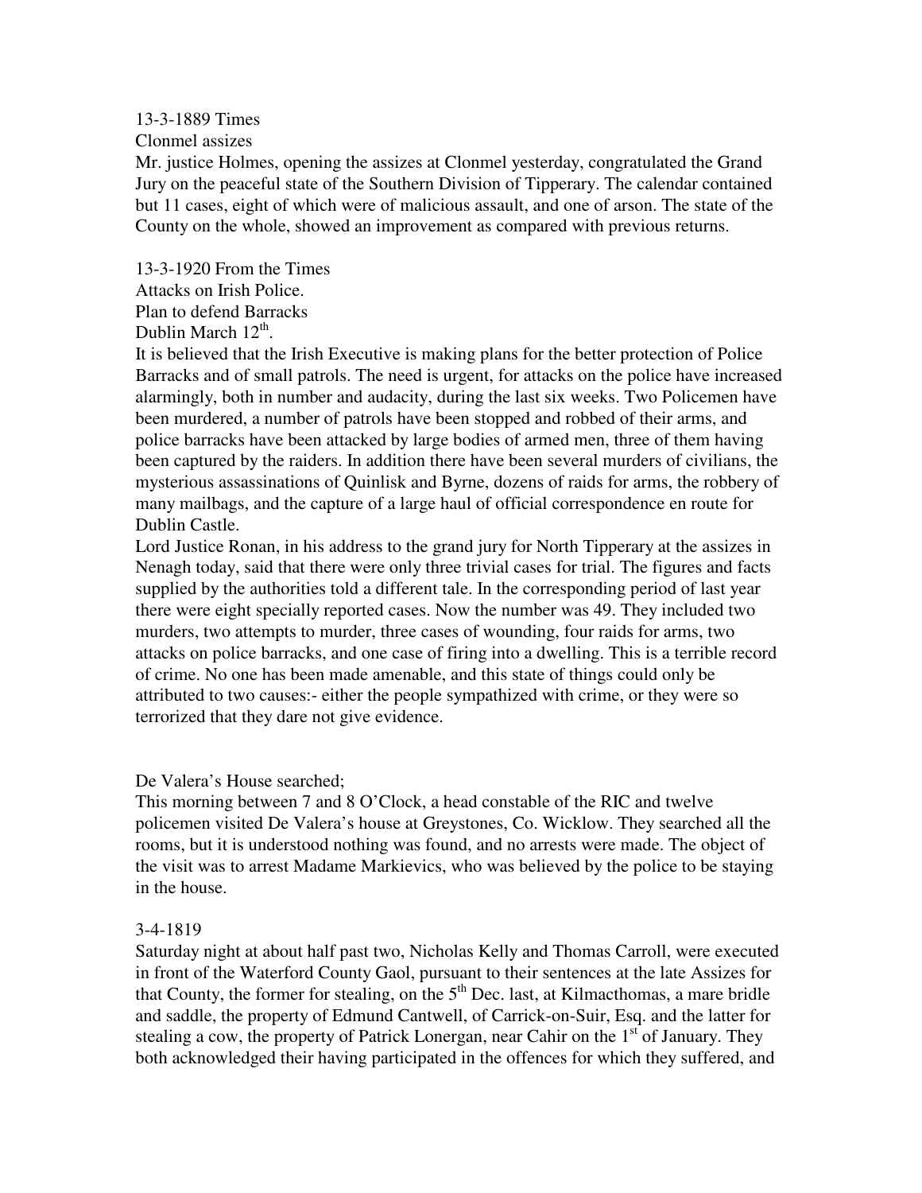13-3-1889 Times

Clonmel assizes

Mr. justice Holmes, opening the assizes at Clonmel yesterday, congratulated the Grand Jury on the peaceful state of the Southern Division of Tipperary. The calendar contained but 11 cases, eight of which were of malicious assault, and one of arson. The state of the County on the whole, showed an improvement as compared with previous returns.

13-3-1920 From the Times

Attacks on Irish Police.

Plan to defend Barracks

Dublin March 12th.

It is believed that the Irish Executive is making plans for the better protection of Police Barracks and of small patrols. The need is urgent, for attacks on the police have increased alarmingly, both in number and audacity, during the last six weeks. Two Policemen have been murdered, a number of patrols have been stopped and robbed of their arms, and police barracks have been attacked by large bodies of armed men, three of them having been captured by the raiders. In addition there have been several murders of civilians, the mysterious assassinations of Quinlisk and Byrne, dozens of raids for arms, the robbery of many mailbags, and the capture of a large haul of official correspondence en route for Dublin Castle.

Lord Justice Ronan, in his address to the grand jury for North Tipperary at the assizes in Nenagh today, said that there were only three trivial cases for trial. The figures and facts supplied by the authorities told a different tale. In the corresponding period of last year there were eight specially reported cases. Now the number was 49. They included two murders, two attempts to murder, three cases of wounding, four raids for arms, two attacks on police barracks, and one case of firing into a dwelling. This is a terrible record of crime. No one has been made amenable, and this state of things could only be attributed to two causes:- either the people sympathized with crime, or they were so terrorized that they dare not give evidence.

De Valera's House searched;

This morning between 7 and 8 O'Clock, a head constable of the RIC and twelve policemen visited De Valera's house at Greystones, Co. Wicklow. They searched all the rooms, but it is understood nothing was found, and no arrests were made. The object of the visit was to arrest Madame Markievics, who was believed by the police to be staying in the house.

3-4-1819

Saturday night at about half past two, Nicholas Kelly and Thomas Carroll, were executed in front of the Waterford County Gaol, pursuant to their sentences at the late Assizes for that County, the former for stealing, on the 5th Dec. last, at Kilmacthomas, a mare bridle and saddle, the property of Edmund Cantwell, of Carrick-on-Suir, Esq. and the latter for stealing a cow, the property of Patrick Lonergan, near Cahir on the 1st of January. They both acknowledged their having participated in the offences for which they suffered, and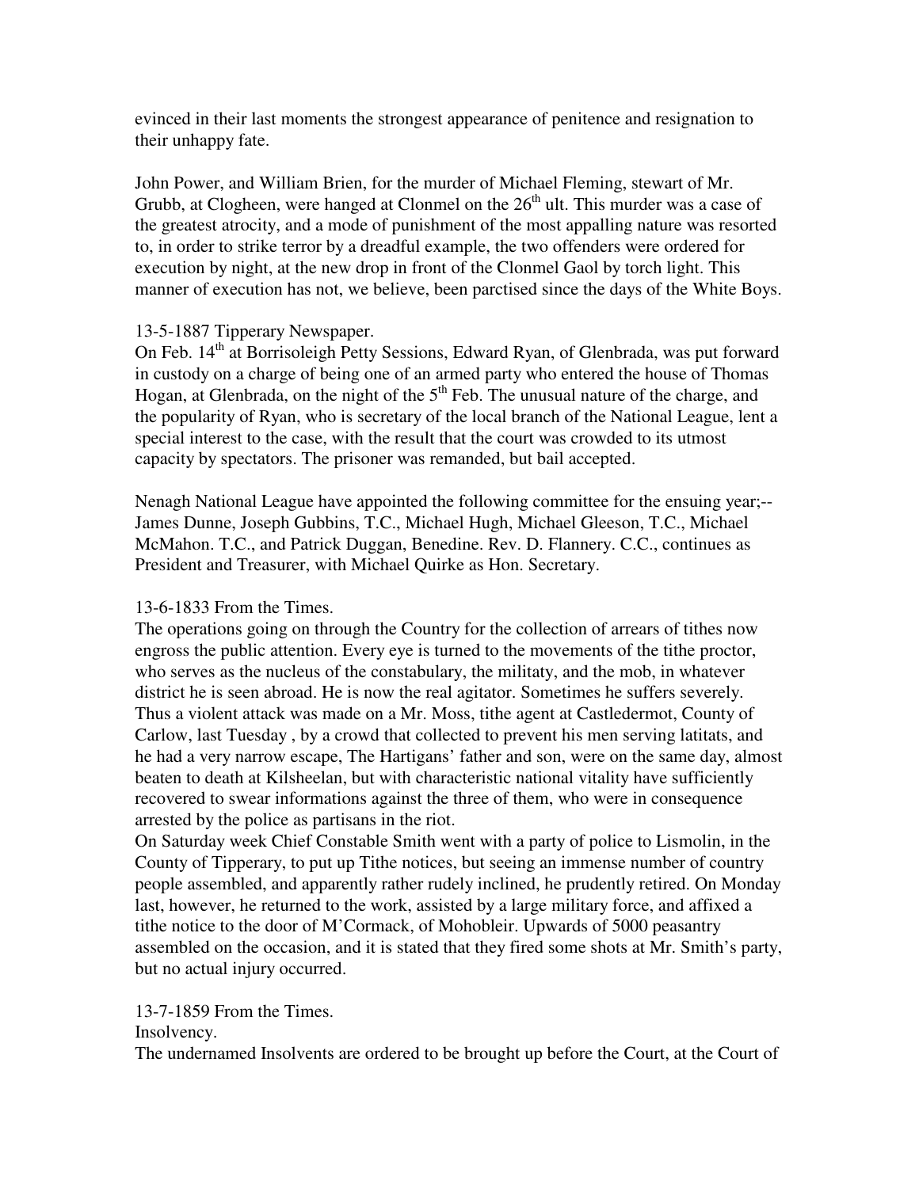evinced in their last moments the strongest appearance of penitence and resignation to their unhappy fate.

John Power, and William Brien, for the murder of Michael Fleming, stewart of Mr. Grubb, at Clogheen, were hanged at Clonmel on the 26th ult. This murder was a case of the greatest atrocity, and a mode of punishment of the most appalling nature was resorted to, in order to strike terror by a dreadful example, the two offenders were ordered for execution by night, at the new drop in front of the Clonmel Gaol by torch light. This manner of execution has not, we believe, been parctised since the days of the White Boys.

13-5-1887 Tipperary Newspaper.
On Feb. 14th at Borrisoleigh Petty Sessions, Edward Ryan, of Glenbrada, was put forward in custody on a charge of being one of an armed party who entered the house of Thomas Hogan, at Glenbrada, on the night of the 5th Feb. The unusual nature of the charge, and the popularity of Ryan, who is secretary of the local branch of the National League, lent a special interest to the case, with the result that the court was crowded to its utmost capacity by spectators. The prisoner was remanded, but bail accepted.

Nenagh National League have appointed the following committee for the ensuing year;--James Dunne, Joseph Gubbins, T.C., Michael Hugh, Michael Gleeson, T.C., Michael McMahon. T.C., and Patrick Duggan, Benedine. Rev. D. Flannery. C.C., continues as President and Treasurer, with Michael Quirke as Hon. Secretary.

13-6-1833 From the Times.
The operations going on through the Country for the collection of arrears of tithes now engross the public attention. Every eye is turned to the movements of the tithe proctor, who serves as the nucleus of the constabulary, the militaty, and the mob, in whatever district he is seen abroad. He is now the real agitator. Sometimes he suffers severely. Thus a violent attack was made on a Mr. Moss, tithe agent at Castledermot, County of Carlow, last Tuesday , by a crowd that collected to prevent his men serving latitats, and he had a very narrow escape, The Hartigans' father and son, were on the same day, almost beaten to death at Kilsheelan, but with characteristic national vitality have sufficiently recovered to swear informations against the three of them, who were in consequence arrested by the police as partisans in the riot.
On Saturday week Chief Constable Smith went with a party of police to Lismolin, in the County of Tipperary, to put up Tithe notices, but seeing an immense number of country people assembled, and apparently rather rudely inclined, he prudently retired. On Monday last, however, he returned to the work, assisted by a large military force, and affixed a tithe notice to the door of M'Cormack, of Mohobleir. Upwards of 5000 peasantry assembled on the occasion, and it is stated that they fired some shots at Mr. Smith's party, but no actual injury occurred.

13-7-1859 From the Times.
Insolvency.
The undernamed Insolvents are ordered to be brought up before the Court, at the Court of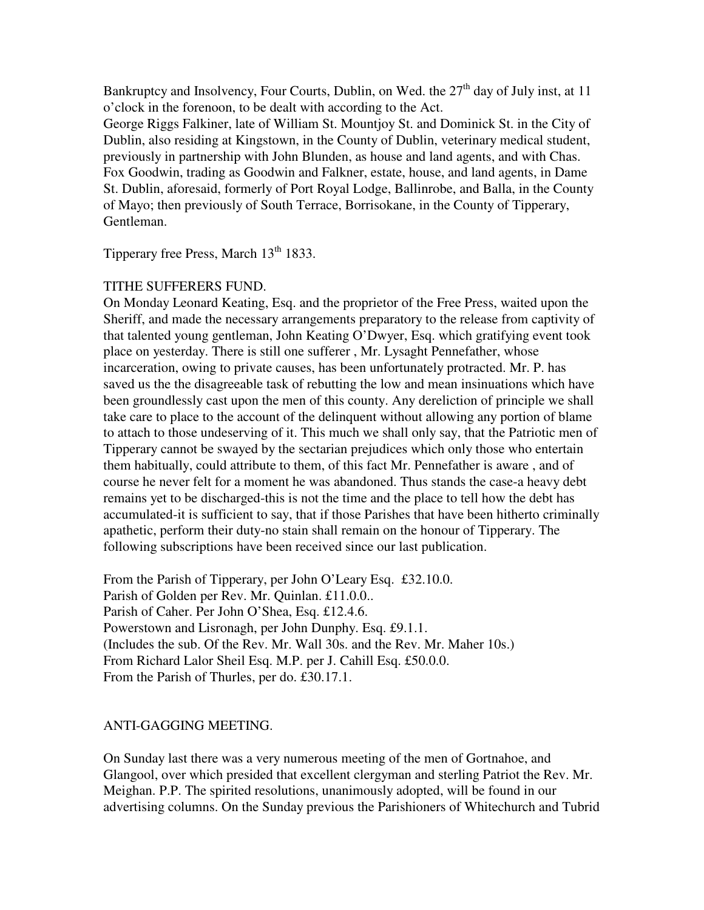Bankruptcy and Insolvency, Four Courts, Dublin, on Wed. the 27th day of July inst, at 11 o'clock in the forenoon, to be dealt with according to the Act.
George Riggs Falkiner, late of William St. Mountjoy St. and Dominick St. in the City of Dublin, also residing at Kingstown, in the County of Dublin, veterinary medical student, previously in partnership with John Blunden, as house and land agents, and with Chas. Fox Goodwin, trading as Goodwin and Falkner, estate, house, and land agents, in Dame St. Dublin, aforesaid, formerly of Port Royal Lodge, Ballinrobe, and Balla, in the County of Mayo; then previously of South Terrace, Borrisokane, in the County of Tipperary, Gentleman.

Tipperary free Press, March 13th 1833.

TITHE SUFFERERS FUND.
On Monday Leonard Keating, Esq. and the proprietor of the Free Press, waited upon the Sheriff, and made the necessary arrangements preparatory to the release from captivity of that talented young gentleman, John Keating O'Dwyer, Esq. which gratifying event took place on yesterday. There is still one sufferer , Mr. Lysaght Pennefather, whose incarceration, owing to private causes, has been unfortunately protracted. Mr. P. has saved us the the disagreeable task of rebutting the low and mean insinuations which have been groundlessly cast upon the men of this county. Any dereliction of principle we shall take care to place to the account of the delinquent without allowing any portion of blame to attach to those undeserving of it. This much we shall only say, that the Patriotic men of Tipperary cannot be swayed by the sectarian prejudices which only those who entertain them habitually, could attribute to them, of this fact Mr. Pennefather is aware , and of course he never felt for a moment he was abandoned. Thus stands the case-a heavy debt remains yet to be discharged-this is not the time and the place to tell how the debt has accumulated-it is sufficient to say, that if those Parishes that have been hitherto criminally apathetic, perform their duty-no stain shall remain on the honour of Tipperary. The following subscriptions have been received since our last publication.

From the Parish of Tipperary, per John O'Leary Esq. £32.10.0.
Parish of Golden per Rev. Mr. Quinlan. £11.0.0..
Parish of Caher. Per John O'Shea, Esq. £12.4.6.
Powerstown and Lisronagh, per John Dunphy. Esq. £9.1.1.
(Includes the sub. Of the Rev. Mr. Wall 30s. and the Rev. Mr. Maher 10s.)
From Richard Lalor Sheil Esq. M.P. per J. Cahill Esq. £50.0.0.
From the Parish of Thurles, per do. £30.17.1.

ANTI-GAGGING MEETING.

On Sunday last there was a very numerous meeting of the men of Gortnahoe, and Glangool, over which presided that excellent clergyman and sterling Patriot the Rev. Mr. Meighan. P.P. The spirited resolutions, unanimously adopted, will be found in our advertising columns. On the Sunday previous the Parishioners of Whitechurch and Tubrid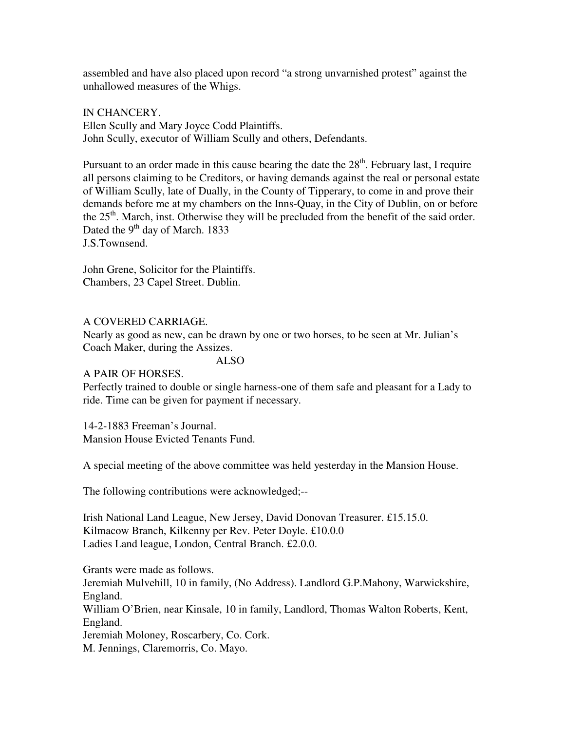assembled and have also placed upon record "a strong unvarnished protest" against the unhallowed measures of the Whigs.

IN CHANCERY.
Ellen Scully and Mary Joyce Codd Plaintiffs.
John Scully, executor of William Scully and others, Defendants.

Pursuant to an order made in this cause bearing the date the 28th. February last, I require all persons claiming to be Creditors, or having demands against the real or personal estate of William Scully, late of Dually, in the County of Tipperary, to come in and prove their demands before me at my chambers on the Inns-Quay, in the City of Dublin, on or before the 25th. March, inst. Otherwise they will be precluded from the benefit of the said order.
Dated the 9th day of March. 1833
J.S.Townsend.

John Grene, Solicitor for the Plaintiffs.
Chambers, 23 Capel Street. Dublin.

A COVERED CARRIAGE.
Nearly as good as new, can be drawn by one or two horses, to be seen at Mr. Julian's Coach Maker, during the Assizes.

ALSO

A PAIR OF HORSES.
Perfectly trained to double or single harness-one of them safe and pleasant for a Lady to ride. Time can be given for payment if necessary.

14-2-1883 Freeman's Journal.
Mansion House Evicted Tenants Fund.

A special meeting of the above committee was held yesterday in the Mansion House.

The following contributions were acknowledged;--

Irish National Land League, New Jersey, David Donovan Treasurer. £15.15.0.
Kilmacow Branch, Kilkenny per Rev. Peter Doyle. £10.0.0
Ladies Land league, London, Central Branch. £2.0.0.

Grants were made as follows.
Jeremiah Mulvehill, 10 in family, (No Address). Landlord G.P.Mahony, Warwickshire, England.
William O'Brien, near Kinsale, 10 in family, Landlord, Thomas Walton Roberts, Kent, England.
Jeremiah Moloney, Roscarbery, Co. Cork.
M. Jennings, Claremorris, Co. Mayo.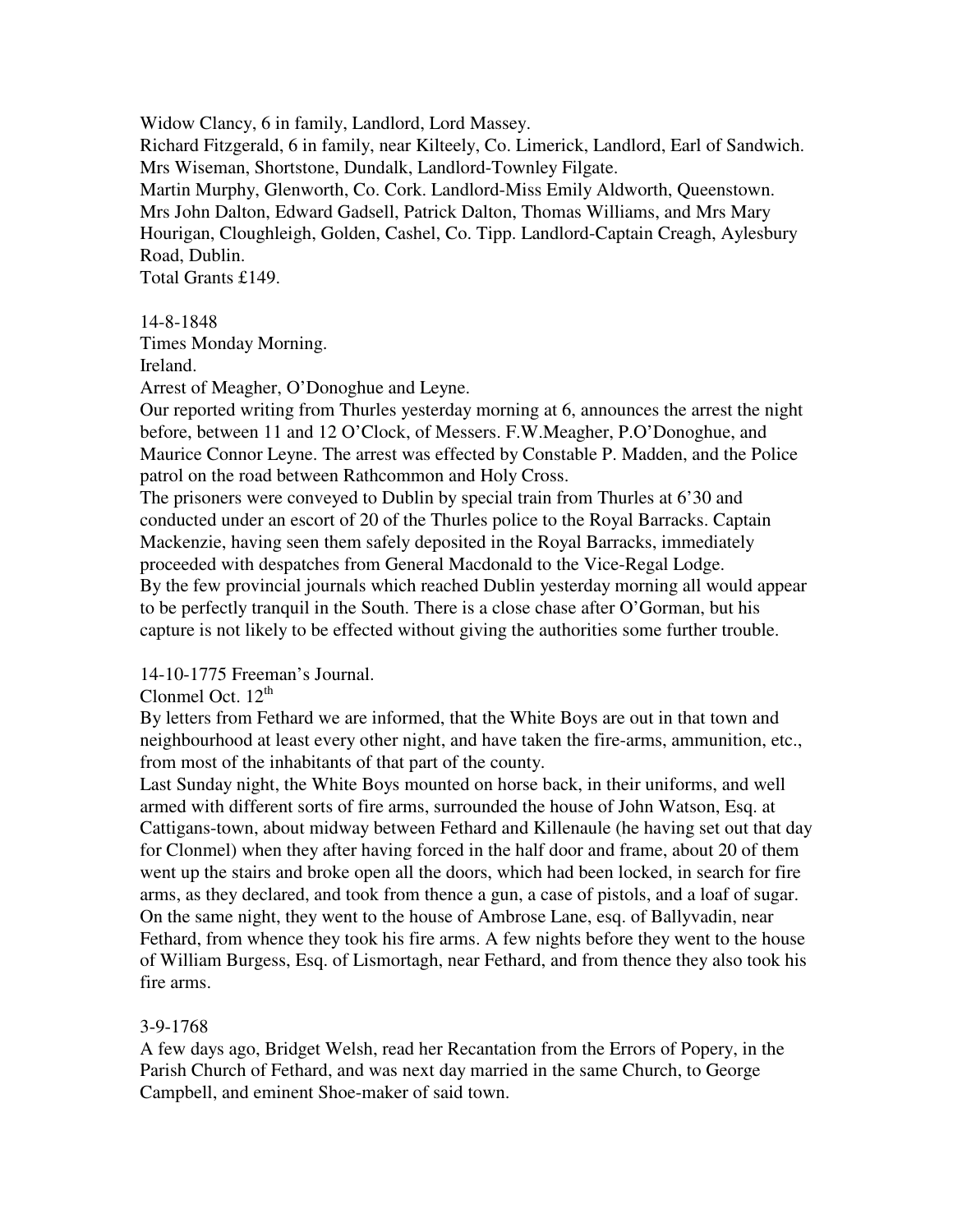Widow Clancy, 6 in family, Landlord, Lord Massey.
Richard Fitzgerald, 6 in family, near Kilteely, Co. Limerick, Landlord, Earl of Sandwich.
Mrs Wiseman, Shortstone, Dundalk, Landlord-Townley Filgate.
Martin Murphy, Glenworth, Co. Cork. Landlord-Miss Emily Aldworth, Queenstown.
Mrs John Dalton, Edward Gadsell, Patrick Dalton, Thomas Williams, and Mrs Mary Hourigan, Cloughleigh, Golden, Cashel, Co. Tipp. Landlord-Captain Creagh, Aylesbury Road, Dublin.
Total Grants £149.

14-8-1848
Times Monday Morning.
Ireland.
Arrest of Meagher, O'Donoghue and Leyne.
Our reported writing from Thurles yesterday morning at 6, announces the arrest the night before, between 11 and 12 O'Clock, of Messers. F.W.Meagher, P.O'Donoghue, and Maurice Connor Leyne. The arrest was effected by Constable P. Madden, and the Police patrol on the road between Rathcommon and Holy Cross.
The prisoners were conveyed to Dublin by special train from Thurles at 6'30 and conducted under an escort of 20 of the Thurles police to the Royal Barracks. Captain Mackenzie, having seen them safely deposited in the Royal Barracks, immediately proceeded with despatches from General Macdonald to the Vice-Regal Lodge.
By the few provincial journals which reached Dublin yesterday morning all would appear to be perfectly tranquil in the South. There is a close chase after O'Gorman, but his capture is not likely to be effected without giving the authorities some further trouble.

14-10-1775 Freeman's Journal.
Clonmel Oct. 12th
By letters from Fethard we are informed, that the White Boys are out in that town and neighbourhood at least every other night, and have taken the fire-arms, ammunition, etc., from most of the inhabitants of that part of the county.
Last Sunday night, the White Boys mounted on horse back, in their uniforms, and well armed with different sorts of fire arms, surrounded the house of John Watson, Esq. at Cattigans-town, about midway between Fethard and Killenaule (he having set out that day for Clonmel) when they after having forced in the half door and frame, about 20 of them went up the stairs and broke open all the doors, which had been locked, in search for fire arms, as they declared, and took from thence a gun, a case of pistols, and a loaf of sugar. On the same night, they went to the house of Ambrose Lane, esq. of Ballyvadin, near Fethard, from whence they took his fire arms. A few nights before they went to the house of William Burgess, Esq. of Lismortagh, near Fethard, and from thence they also took his fire arms.

3-9-1768
A few days ago, Bridget Welsh, read her Recantation from the Errors of Popery, in the Parish Church of Fethard, and was next day married in the same Church, to George Campbell, and eminent Shoe-maker of said town.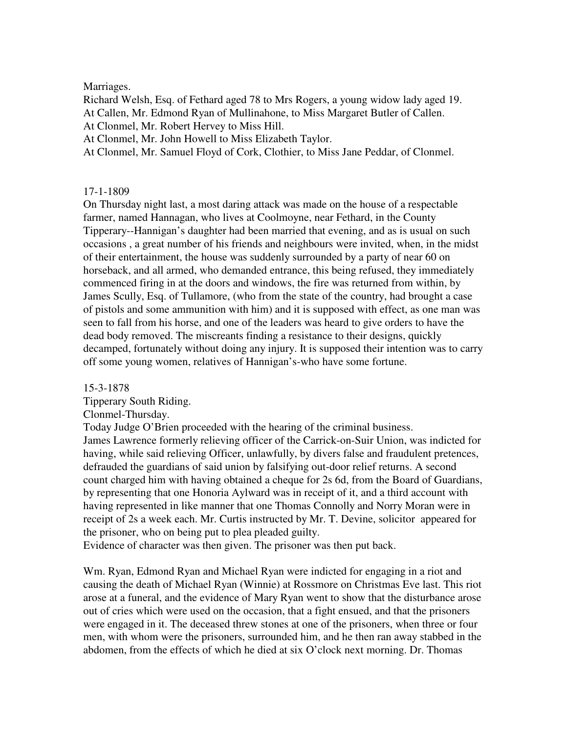Marriages.

Richard Welsh, Esq. of Fethard aged 78 to Mrs Rogers, a young widow lady aged 19.
At Callen, Mr. Edmond Ryan of Mullinahone, to Miss Margaret Butler of Callen.
At Clonmel, Mr. Robert Hervey to Miss Hill.
At Clonmel, Mr. John Howell to Miss Elizabeth Taylor.
At Clonmel, Mr. Samuel Floyd of Cork, Clothier, to Miss Jane Peddar, of Clonmel.

17-1-1809

On Thursday night last, a most daring attack was made on the house of a respectable farmer, named Hannagan, who lives at Coolmoyne, near Fethard, in the County Tipperary--Hannigan's daughter had been married that evening, and as is usual on such occasions , a great number of his friends and neighbours were invited, when, in the midst of their entertainment, the house was suddenly surrounded by a party of near 60 on horseback, and all armed, who demanded entrance, this being refused, they immediately commenced firing in at the doors and windows, the fire was returned from within, by James Scully, Esq. of Tullamore, (who from the state of the country, had brought a case of pistols and some ammunition with him) and it is supposed with effect, as one man was seen to fall from his horse, and one of the leaders was heard to give orders to have the dead body removed. The miscreants finding a resistance to their designs, quickly decamped, fortunately without doing any injury. It is supposed their intention was to carry off some young women, relatives of Hannigan's-who have some fortune.

15-3-1878

Tipperary South Riding.

Clonmel-Thursday.

Today Judge O'Brien proceeded with the hearing of the criminal business.

James Lawrence formerly relieving officer of the Carrick-on-Suir Union, was indicted for having, while said relieving Officer, unlawfully, by divers false and fraudulent pretences, defrauded the guardians of said union by falsifying out-door relief returns. A second count charged him with having obtained a cheque for 2s 6d, from the Board of Guardians, by representing that one Honoria Aylward was in receipt of it, and a third account with having represented in like manner that one Thomas Connolly and Norry Moran were in receipt of 2s a week each. Mr. Curtis instructed by Mr. T. Devine, solicitor appeared for the prisoner, who on being put to plea pleaded guilty.

Evidence of character was then given. The prisoner was then put back.

Wm. Ryan, Edmond Ryan and Michael Ryan were indicted for engaging in a riot and causing the death of Michael Ryan (Winnie) at Rossmore on Christmas Eve last. This riot arose at a funeral, and the evidence of Mary Ryan went to show that the disturbance arose out of cries which were used on the occasion, that a fight ensued, and that the prisoners were engaged in it. The deceased threw stones at one of the prisoners, when three or four men, with whom were the prisoners, surrounded him, and he then ran away stabbed in the abdomen, from the effects of which he died at six O'clock next morning. Dr. Thomas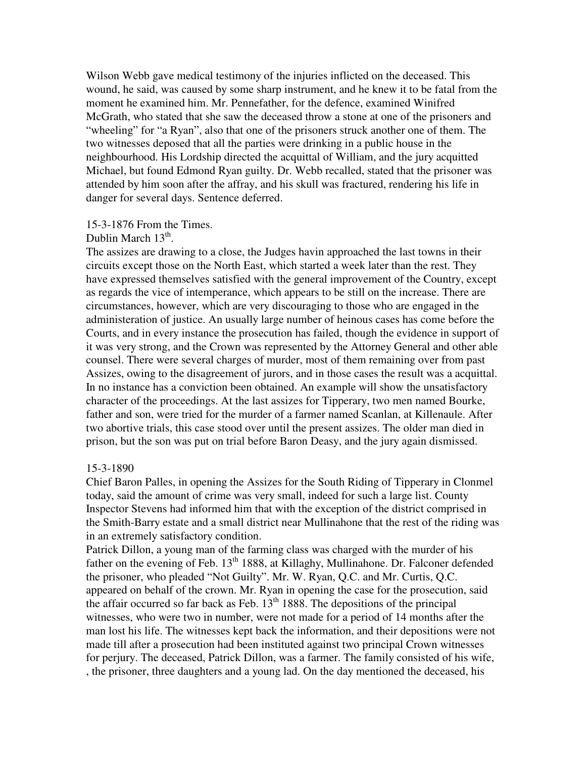Wilson Webb gave medical testimony of the injuries inflicted on the deceased. This wound, he said, was caused by some sharp instrument, and he knew it to be fatal from the moment he examined him. Mr. Pennefather, for the defence, examined Winifred McGrath, who stated that she saw the deceased throw a stone at one of the prisoners and "wheeling" for "a Ryan", also that one of the prisoners struck another one of them. The two witnesses deposed that all the parties were drinking in a public house in the neighbourhood. His Lordship directed the acquittal of William, and the jury acquitted Michael, but found Edmond Ryan guilty. Dr. Webb recalled, stated that the prisoner was attended by him soon after the affray, and his skull was fractured, rendering his life in danger for several days. Sentence deferred.

15-3-1876 From the Times.
Dublin March 13th.
The assizes are drawing to a close, the Judges havin approached the last towns in their circuits except those on the North East, which started a week later than the rest. They have expressed themselves satisfied with the general improvement of the Country, except as regards the vice of intemperance, which appears to be still on the increase. There are circumstances, however, which are very discouraging to those who are engaged in the administeration of justice. An usually large number of heinous cases has come before the Courts, and in every instance the prosecution has failed, though the evidence in support of it was very strong, and the Crown was represented by the Attorney General and other able counsel. There were several charges of murder, most of them remaining over from past Assizes, owing to the disagreement of jurors, and in those cases the result was a acquittal. In no instance has a conviction been obtained. An example will show the unsatisfactory character of the proceedings. At the last assizes for Tipperary, two men named Bourke, father and son, were tried for the murder of a farmer named Scanlan, at Killenaule. After two abortive trials, this case stood over until the present assizes. The older man died in prison, but the son was put on trial before Baron Deasy, and the jury again dismissed.

15-3-1890
Chief Baron Palles, in opening the Assizes for the South Riding of Tipperary in Clonmel today, said the amount of crime was very small, indeed for such a large list. County Inspector Stevens had informed him that with the exception of the district comprised in the Smith-Barry estate and a small district near Mullinahone that the rest of the riding was in an extremely satisfactory condition.
Patrick Dillon, a young man of the farming class was charged with the murder of his father on the evening of Feb. 13th 1888, at Killaghy, Mullinahone. Dr. Falconer defended the prisoner, who pleaded "Not Guilty". Mr. W. Ryan, Q.C. and Mr. Curtis, Q.C. appeared on behalf of the crown. Mr. Ryan in opening the case for the prosecution, said the affair occurred so far back as Feb. 13th 1888. The depositions of the principal witnesses, who were two in number, were not made for a period of 14 months after the man lost his life. The witnesses kept back the information, and their depositions were not made till after a prosecution had been instituted against two principal Crown witnesses for perjury. The deceased, Patrick Dillon, was a farmer. The family consisted of his wife, , the prisoner, three daughters and a young lad. On the day mentioned the deceased, his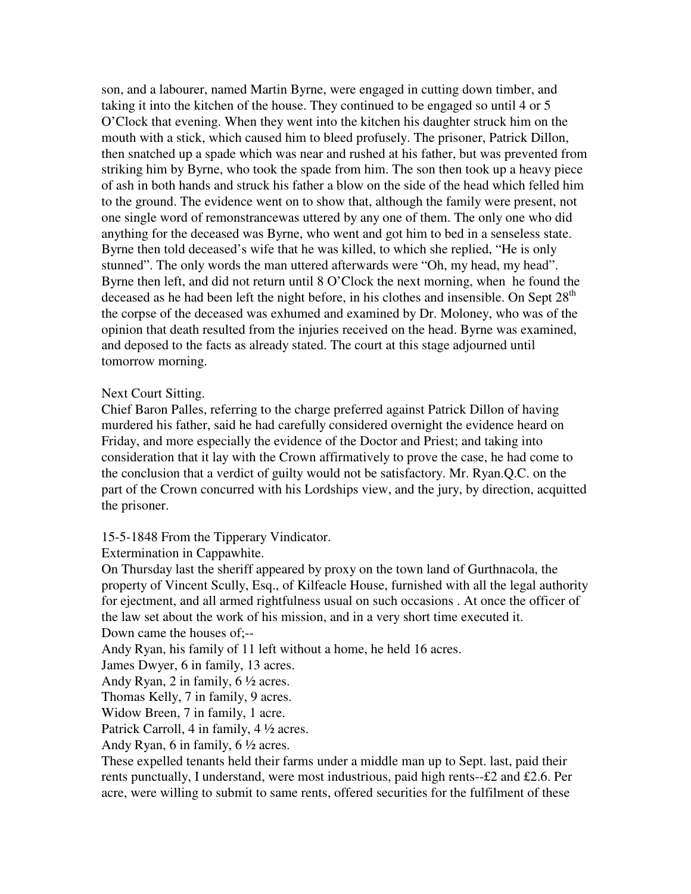son, and a labourer, named Martin Byrne, were engaged in cutting down timber, and taking it into the kitchen of the house. They continued to be engaged so until 4 or 5 O'Clock that evening. When they went into the kitchen his daughter struck him on the mouth with a stick, which caused him to bleed profusely. The prisoner, Patrick Dillon, then snatched up a spade which was near and rushed at his father, but was prevented from striking him by Byrne, who took the spade from him. The son then took up a heavy piece of ash in both hands and struck his father a blow on the side of the head which felled him to the ground. The evidence went on to show that, although the family were present, not one single word of remonstrancewas uttered by any one of them. The only one who did anything for the deceased was Byrne, who went and got him to bed in a senseless state. Byrne then told deceased's wife that he was killed, to which she replied, "He is only stunned". The only words the man uttered afterwards were "Oh, my head, my head". Byrne then left, and did not return until 8 O'Clock the next morning, when he found the deceased as he had been left the night before, in his clothes and insensible. On Sept 28th the corpse of the deceased was exhumed and examined by Dr. Moloney, who was of the opinion that death resulted from the injuries received on the head. Byrne was examined, and deposed to the facts as already stated. The court at this stage adjourned until tomorrow morning.

Next Court Sitting.
Chief Baron Palles, referring to the charge preferred against Patrick Dillon of having murdered his father, said he had carefully considered overnight the evidence heard on Friday, and more especially the evidence of the Doctor and Priest; and taking into consideration that it lay with the Crown affirmatively to prove the case, he had come to the conclusion that a verdict of guilty would not be satisfactory. Mr. Ryan.Q.C. on the part of the Crown concurred with his Lordships view, and the jury, by direction, acquitted the prisoner.

15-5-1848 From the Tipperary Vindicator.
Extermination in Cappawhite.
On Thursday last the sheriff appeared by proxy on the town land of Gurthnacola, the property of Vincent Scully, Esq., of Kilfeacle House, furnished with all the legal authority for ejectment, and all armed rightfulness usual on such occasions . At once the officer of the law set about the work of his mission, and in a very short time executed it.
Down came the houses of;--
Andy Ryan, his family of 11 left without a home, he held 16 acres.
James Dwyer, 6 in family, 13 acres.
Andy Ryan, 2 in family, 6 ½ acres.
Thomas Kelly, 7 in family, 9 acres.
Widow Breen, 7 in family, 1 acre.
Patrick Carroll, 4 in family, 4 ½ acres.
Andy Ryan, 6 in family, 6 ½ acres.
These expelled tenants held their farms under a middle man up to Sept. last, paid their rents punctually, I understand, were most industrious, paid high rents--£2 and £2.6. Per acre, were willing to submit to same rents, offered securities for the fulfilment of these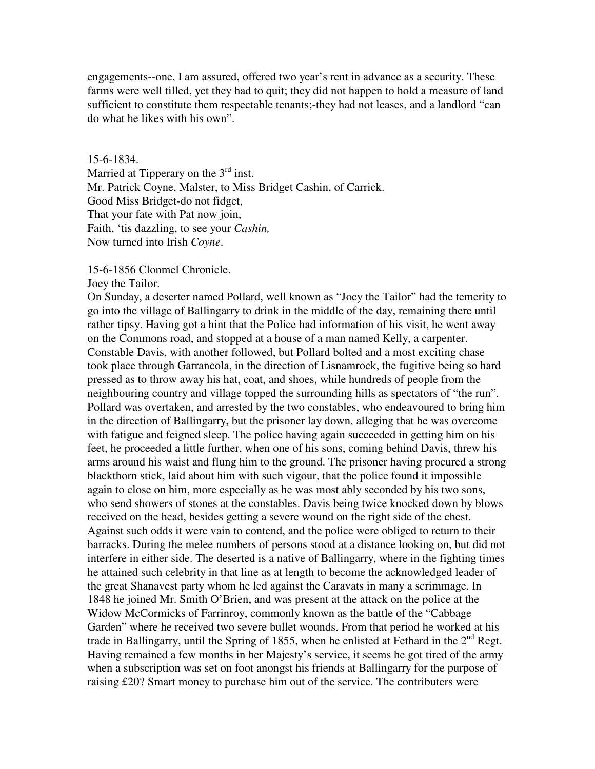engagements--one, I am assured, offered two year's rent in advance as a security. These farms were well tilled, yet they had to quit; they did not happen to hold a measure of land sufficient to constitute them respectable tenants;-they had not leases, and a landlord "can do what he likes with his own".

15-6-1834.
Married at Tipperary on the 3rd inst.
Mr. Patrick Coyne, Malster, to Miss Bridget Cashin, of Carrick.
Good Miss Bridget-do not fidget,
That your fate with Pat now join,
Faith, 'tis dazzling, to see your *Cashin,*
Now turned into Irish *Coyne*.

15-6-1856 Clonmel Chronicle.
Joey the Tailor.
On Sunday, a deserter named Pollard, well known as "Joey the Tailor" had the temerity to go into the village of Ballingarry to drink in the middle of the day, remaining there until rather tipsy. Having got a hint that the Police had information of his visit, he went away on the Commons road, and stopped at a house of a man named Kelly, a carpenter. Constable Davis, with another followed, but Pollard bolted and a most exciting chase took place through Garrancola, in the direction of Lisnamrock, the fugitive being so hard pressed as to throw away his hat, coat, and shoes, while hundreds of people from the neighbouring country and village topped the surrounding hills as spectators of "the run". Pollard was overtaken, and arrested by the two constables, who endeavoured to bring him in the direction of Ballingarry, but the prisoner lay down, alleging that he was overcome with fatigue and feigned sleep. The police having again succeeded in getting him on his feet, he proceeded a little further, when one of his sons, coming behind Davis, threw his arms around his waist and flung him to the ground. The prisoner having procured a strong blackthorn stick, laid about him with such vigour, that the police found it impossible again to close on him, more especially as he was most ably seconded by his two sons, who send showers of stones at the constables. Davis being twice knocked down by blows received on the head, besides getting a severe wound on the right side of the chest. Against such odds it were vain to contend, and the police were obliged to return to their barracks. During the melee numbers of persons stood at a distance looking on, but did not interfere in either side. The deserted is a native of Ballingarry, where in the fighting times he attained such celebrity in that line as at length to become the acknowledged leader of the great Shanavest party whom he led against the Caravats in many a scrimmage. In 1848 he joined Mr. Smith O'Brien, and was present at the attack on the police at the Widow McCormicks of Farrinroy, commonly known as the battle of the "Cabbage Garden" where he received two severe bullet wounds. From that period he worked at his trade in Ballingarry, until the Spring of 1855, when he enlisted at Fethard in the 2nd Regt. Having remained a few months in her Majesty's service, it seems he got tired of the army when a subscription was set on foot anongst his friends at Ballingarry for the purpose of raising £20? Smart money to purchase him out of the service. The contributers were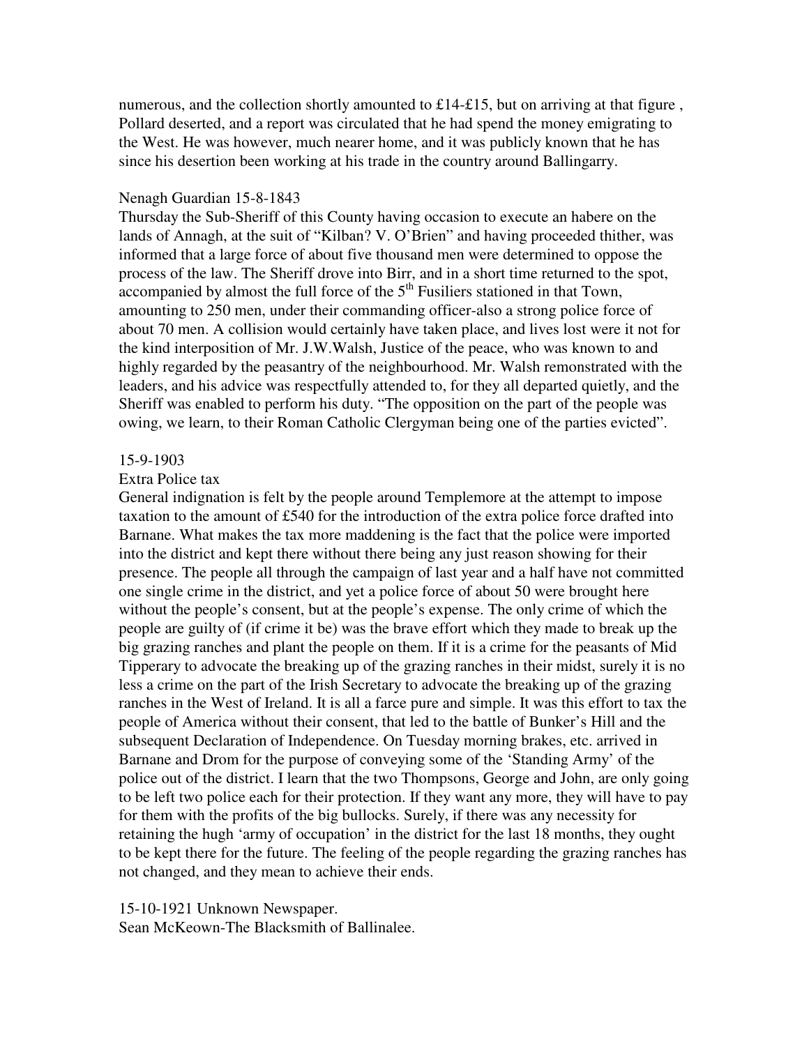numerous, and the collection shortly amounted to £14-£15, but on arriving at that figure , Pollard deserted, and a report was circulated that he had spend the money emigrating to the West. He was however, much nearer home, and it was publicly known that he has since his desertion been working at his trade in the country around Ballingarry.

Nenagh Guardian 15-8-1843

Thursday the Sub-Sheriff of this County having occasion to execute an habere on the lands of Annagh, at the suit of "Kilban? V. O'Brien" and having proceeded thither, was informed that a large force of about five thousand men were determined to oppose the process of the law. The Sheriff drove into Birr, and in a short time returned to the spot, accompanied by almost the full force of the 5th Fusiliers stationed in that Town, amounting to 250 men, under their commanding officer-also a strong police force of about 70 men. A collision would certainly have taken place, and lives lost were it not for the kind interposition of Mr. J.W.Walsh, Justice of the peace, who was known to and highly regarded by the peasantry of the neighbourhood. Mr. Walsh remonstrated with the leaders, and his advice was respectfully attended to, for they all departed quietly, and the Sheriff was enabled to perform his duty. "The opposition on the part of the people was owing, we learn, to their Roman Catholic Clergyman being one of the parties evicted".

15-9-1903

Extra Police tax

General indignation is felt by the people around Templemore at the attempt to impose taxation to the amount of £540 for the introduction of the extra police force drafted into Barnane. What makes the tax more maddening is the fact that the police were imported into the district and kept there without there being any just reason showing for their presence. The people all through the campaign of last year and a half have not committed one single crime in the district, and yet a police force of about 50 were brought here without the people's consent, but at the people's expense. The only crime of which the people are guilty of (if crime it be) was the brave effort which they made to break up the big grazing ranches and plant the people on them. If it is a crime for the peasants of Mid Tipperary to advocate the breaking up of the grazing ranches in their midst, surely it is no less a crime on the part of the Irish Secretary to advocate the breaking up of the grazing ranches in the West of Ireland. It is all a farce pure and simple. It was this effort to tax the people of America without their consent, that led to the battle of Bunker's Hill and the subsequent Declaration of Independence. On Tuesday morning brakes, etc. arrived in Barnane and Drom for the purpose of conveying some of the 'Standing Army' of the police out of the district. I learn that the two Thompsons, George and John, are only going to be left two police each for their protection. If they want any more, they will have to pay for them with the profits of the big bullocks. Surely, if there was any necessity for retaining the hugh 'army of occupation' in the district for the last 18 months, they ought to be kept there for the future. The feeling of the people regarding the grazing ranches has not changed, and they mean to achieve their ends.

15-10-1921 Unknown Newspaper.

Sean McKeown-The Blacksmith of Ballinalee.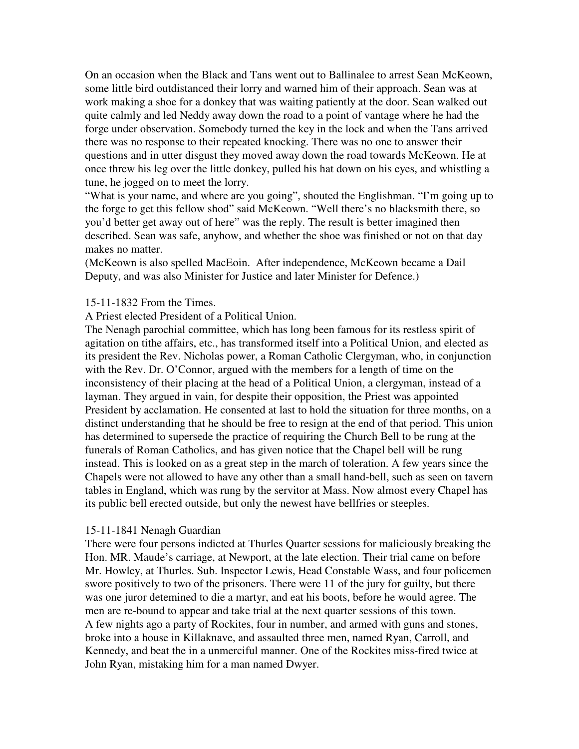On an occasion when the Black and Tans went out to Ballinalee to arrest Sean McKeown, some little bird outdistanced their lorry and warned him of their approach. Sean was at work making a shoe for a donkey that was waiting patiently at the door. Sean walked out quite calmly and led Neddy away down the road to a point of vantage where he had the forge under observation. Somebody turned the key in the lock and when the Tans arrived there was no response to their repeated knocking. There was no one to answer their questions and in utter disgust they moved away down the road towards McKeown. He at once threw his leg over the little donkey, pulled his hat down on his eyes, and whistling a tune, he jogged on to meet the lorry.

"What is your name, and where are you going", shouted the Englishman. "I'm going up to the forge to get this fellow shod" said McKeown. "Well there's no blacksmith there, so you'd better get away out of here" was the reply. The result is better imagined then described. Sean was safe, anyhow, and whether the shoe was finished or not on that day makes no matter.

(McKeown is also spelled MacEoin. After independence, McKeown became a Dail Deputy, and was also Minister for Justice and later Minister for Defence.)

15-11-1832 From the Times.

A Priest elected President of a Political Union.

The Nenagh parochial committee, which has long been famous for its restless spirit of agitation on tithe affairs, etc., has transformed itself into a Political Union, and elected as its president the Rev. Nicholas power, a Roman Catholic Clergyman, who, in conjunction with the Rev. Dr. O'Connor, argued with the members for a length of time on the inconsistency of their placing at the head of a Political Union, a clergyman, instead of a layman. They argued in vain, for despite their opposition, the Priest was appointed President by acclamation. He consented at last to hold the situation for three months, on a distinct understanding that he should be free to resign at the end of that period. This union has determined to supersede the practice of requiring the Church Bell to be rung at the funerals of Roman Catholics, and has given notice that the Chapel bell will be rung instead. This is looked on as a great step in the march of toleration. A few years since the Chapels were not allowed to have any other than a small hand-bell, such as seen on tavern tables in England, which was rung by the servitor at Mass. Now almost every Chapel has its public bell erected outside, but only the newest have bellfries or steeples.

15-11-1841 Nenagh Guardian

There were four persons indicted at Thurles Quarter sessions for maliciously breaking the Hon. MR. Maude's carriage, at Newport, at the late election. Their trial came on before Mr. Howley, at Thurles. Sub. Inspector Lewis, Head Constable Wass, and four policemen swore positively to two of the prisoners. There were 11 of the jury for guilty, but there was one juror detemined to die a martyr, and eat his boots, before he would agree. The men are re-bound to appear and take trial at the next quarter sessions of this town.

A few nights ago a party of Rockites, four in number, and armed with guns and stones, broke into a house in Killaknave, and assaulted three men, named Ryan, Carroll, and Kennedy, and beat the in a unmerciful manner. One of the Rockites miss-fired twice at John Ryan, mistaking him for a man named Dwyer.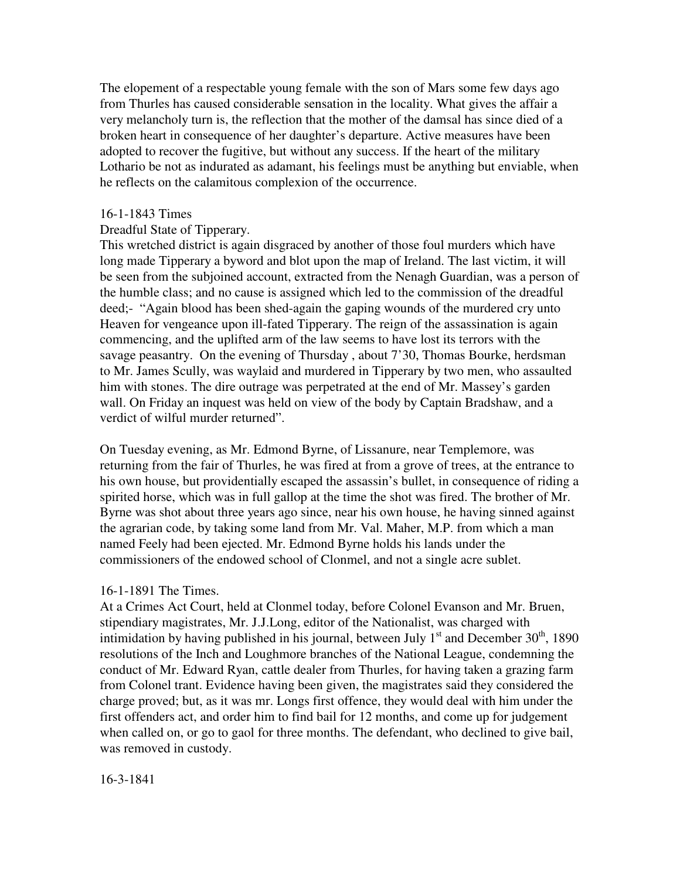The elopement of a respectable young female with the son of Mars some few days ago from Thurles has caused considerable sensation in the locality. What gives the affair a very melancholy turn is, the reflection that the mother of the damsal has since died of a broken heart in consequence of her daughter's departure. Active measures have been adopted to recover the fugitive, but without any success. If the heart of the military Lothario be not as indurated as adamant, his feelings must be anything but enviable, when he reflects on the calamitous complexion of the occurrence.

16-1-1843 Times

Dreadful State of Tipperary.

This wretched district is again disgraced by another of those foul murders which have long made Tipperary a byword and blot upon the map of Ireland. The last victim, it will be seen from the subjoined account, extracted from the Nenagh Guardian, was a person of the humble class; and no cause is assigned which led to the commission of the dreadful deed;- "Again blood has been shed-again the gaping wounds of the murdered cry unto Heaven for vengeance upon ill-fated Tipperary. The reign of the assassination is again commencing, and the uplifted arm of the law seems to have lost its terrors with the savage peasantry. On the evening of Thursday , about 7'30, Thomas Bourke, herdsman to Mr. James Scully, was waylaid and murdered in Tipperary by two men, who assaulted him with stones. The dire outrage was perpetrated at the end of Mr. Massey's garden wall. On Friday an inquest was held on view of the body by Captain Bradshaw, and a verdict of wilful murder returned".

On Tuesday evening, as Mr. Edmond Byrne, of Lissanure, near Templemore, was returning from the fair of Thurles, he was fired at from a grove of trees, at the entrance to his own house, but providentially escaped the assassin's bullet, in consequence of riding a spirited horse, which was in full gallop at the time the shot was fired. The brother of Mr. Byrne was shot about three years ago since, near his own house, he having sinned against the agrarian code, by taking some land from Mr. Val. Maher, M.P. from which a man named Feely had been ejected. Mr. Edmond Byrne holds his lands under the commissioners of the endowed school of Clonmel, and not a single acre sublet.

16-1-1891 The Times.

At a Crimes Act Court, held at Clonmel today, before Colonel Evanson and Mr. Bruen, stipendiary magistrates, Mr. J.J.Long, editor of the Nationalist, was charged with intimidation by having published in his journal, between July 1st and December 30th, 1890 resolutions of the Inch and Loughmore branches of the National League, condemning the conduct of Mr. Edward Ryan, cattle dealer from Thurles, for having taken a grazing farm from Colonel trant. Evidence having been given, the magistrates said they considered the charge proved; but, as it was mr. Longs first offence, they would deal with him under the first offenders act, and order him to find bail for 12 months, and come up for judgement when called on, or go to gaol for three months. The defendant, who declined to give bail, was removed in custody.

16-3-1841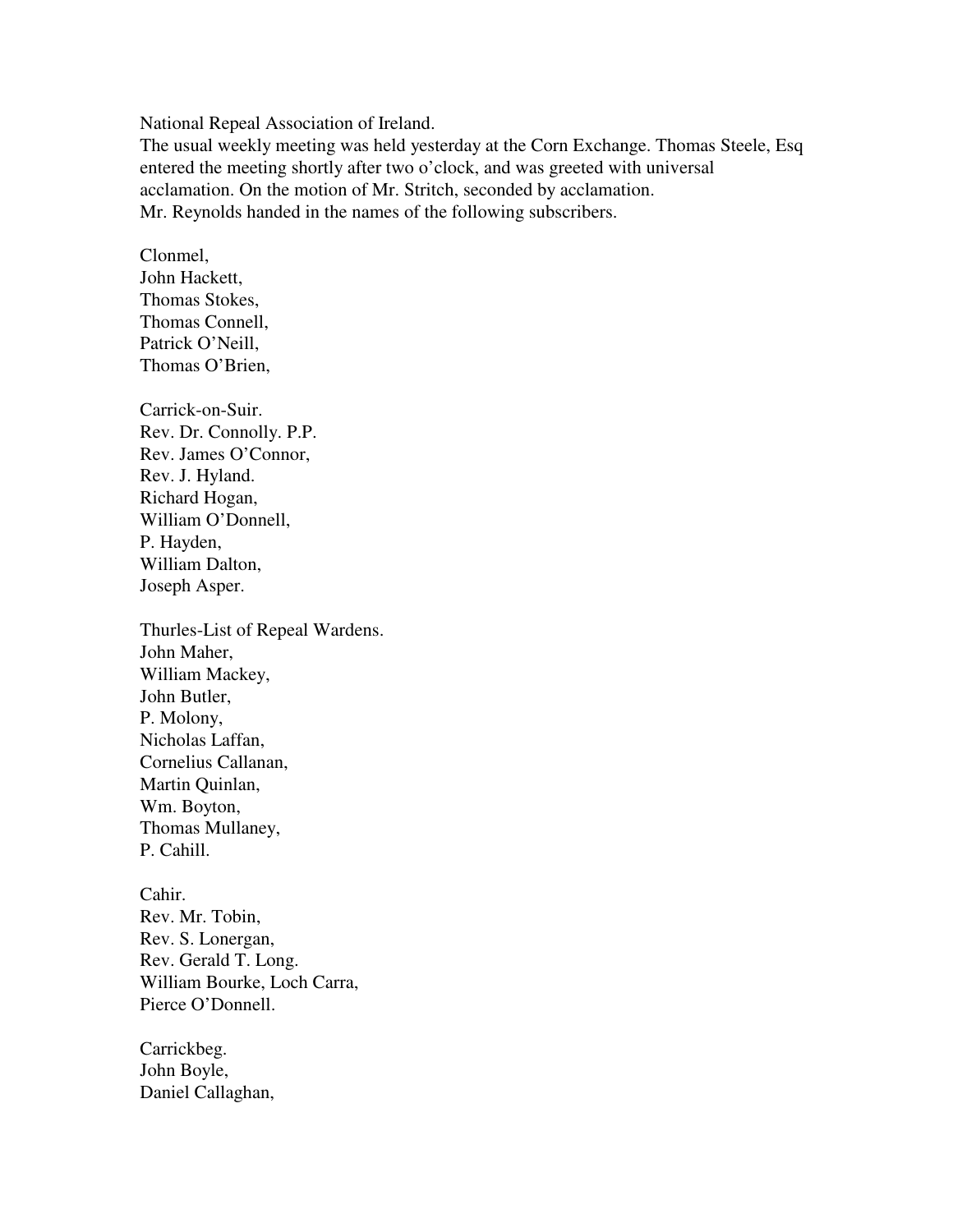National Repeal Association of Ireland.
The usual weekly meeting was held yesterday at the Corn Exchange. Thomas Steele, Esq entered the meeting shortly after two o'clock, and was greeted with universal acclamation. On the motion of Mr. Stritch, seconded by acclamation.
Mr. Reynolds handed in the names of the following subscribers.

Clonmel,
John Hackett,
Thomas Stokes,
Thomas Connell,
Patrick O'Neill,
Thomas O'Brien,

Carrick-on-Suir.
Rev. Dr. Connolly. P.P.
Rev. James O'Connor,
Rev. J. Hyland.
Richard Hogan,
William O'Donnell,
P. Hayden,
William Dalton,
Joseph Asper.

Thurles-List of Repeal Wardens.
John Maher,
William Mackey,
John Butler,
P. Molony,
Nicholas Laffan,
Cornelius Callanan,
Martin Quinlan,
Wm. Boyton,
Thomas Mullaney,
P. Cahill.

Cahir.
Rev. Mr. Tobin,
Rev. S. Lonergan,
Rev. Gerald T. Long.
William Bourke, Loch Carra,
Pierce O'Donnell.

Carrickbeg.
John Boyle,
Daniel Callaghan,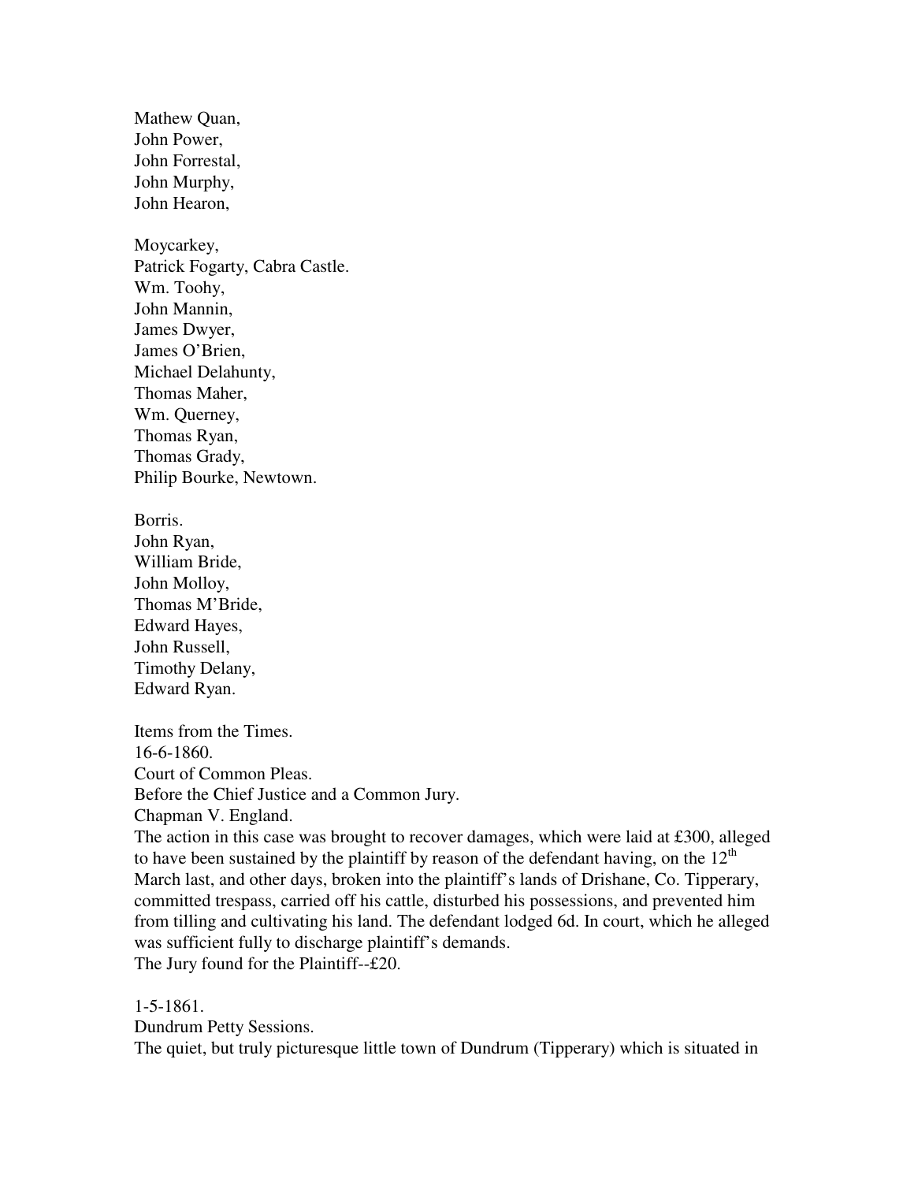Mathew Quan,
John Power,
John Forrestal,
John Murphy,
John Hearon,

Moycarkey,
Patrick Fogarty, Cabra Castle.
Wm. Toohy,
John Mannin,
James Dwyer,
James O'Brien,
Michael Delahunty,
Thomas Maher,
Wm. Querney,
Thomas Ryan,
Thomas Grady,
Philip Bourke, Newtown.

Borris.
John Ryan,
William Bride,
John Molloy,
Thomas M'Bride,
Edward Hayes,
John Russell,
Timothy Delany,
Edward Ryan.

Items from the Times.
16-6-1860.
Court of Common Pleas.
Before the Chief Justice and a Common Jury.
Chapman V. England.
The action in this case was brought to recover damages, which were laid at £300, alleged to have been sustained by the plaintiff by reason of the defendant having, on the 12th March last, and other days, broken into the plaintiff's lands of Drishane, Co. Tipperary, committed trespass, carried off his cattle, disturbed his possessions, and prevented him from tilling and cultivating his land. The defendant lodged 6d. In court, which he alleged was sufficient fully to discharge plaintiff's demands.
The Jury found for the Plaintiff--£20.

1-5-1861.
Dundrum Petty Sessions.
The quiet, but truly picturesque little town of Dundrum (Tipperary) which is situated in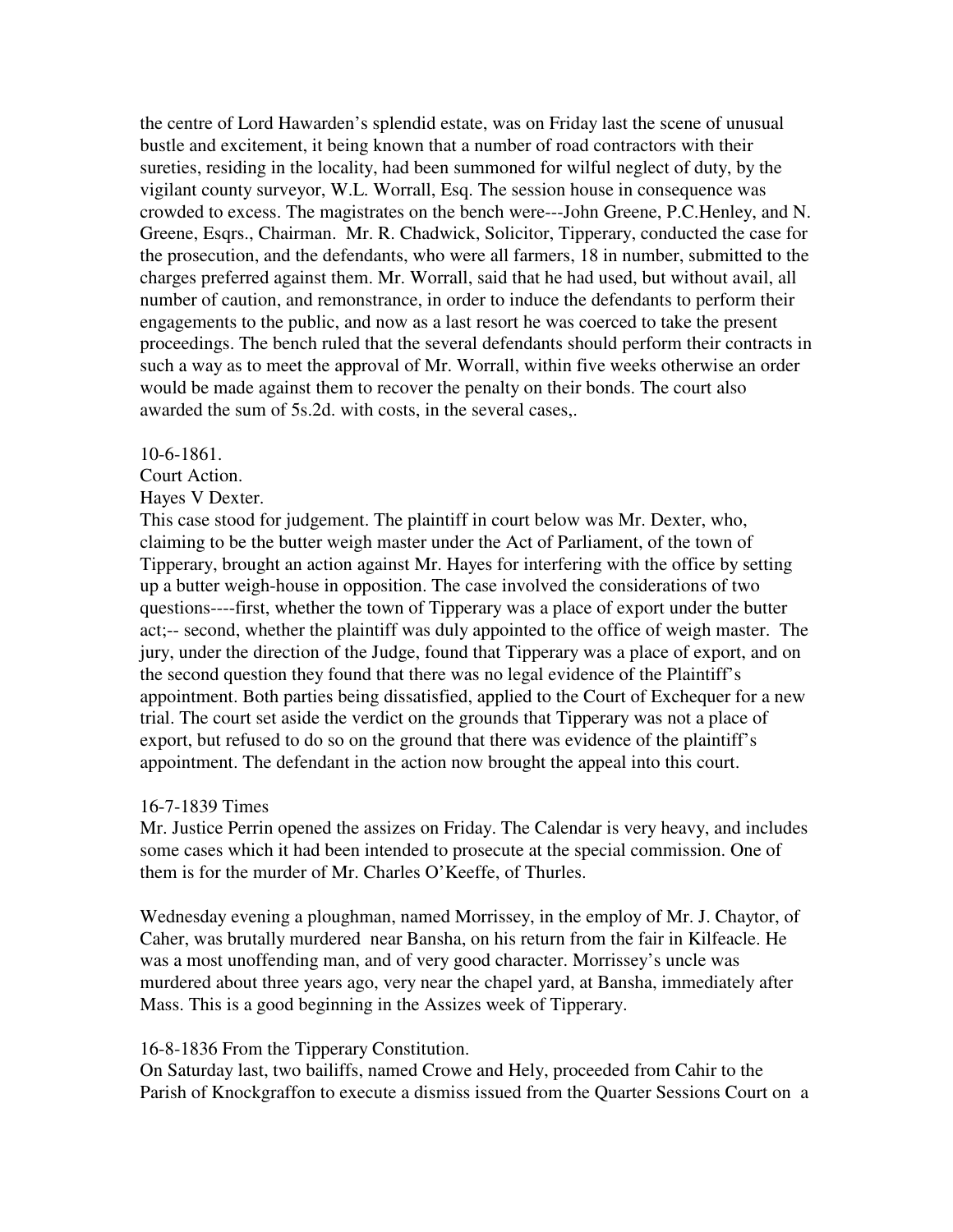the centre of Lord Hawarden's splendid estate, was on Friday last the scene of unusual bustle and excitement, it being known that a number of road contractors with their sureties, residing in the locality, had been summoned for wilful neglect of duty, by the vigilant county surveyor, W.L. Worrall, Esq. The session house in consequence was crowded to excess. The magistrates on the bench were---John Greene, P.C.Henley, and N. Greene, Esqrs., Chairman. Mr. R. Chadwick, Solicitor, Tipperary, conducted the case for the prosecution, and the defendants, who were all farmers, 18 in number, submitted to the charges preferred against them. Mr. Worrall, said that he had used, but without avail, all number of caution, and remonstrance, in order to induce the defendants to perform their engagements to the public, and now as a last resort he was coerced to take the present proceedings. The bench ruled that the several defendants should perform their contracts in such a way as to meet the approval of Mr. Worrall, within five weeks otherwise an order would be made against them to recover the penalty on their bonds. The court also awarded the sum of 5s.2d. with costs, in the several cases,.

10-6-1861.
Court Action.
Hayes V Dexter.
This case stood for judgement. The plaintiff in court below was Mr. Dexter, who, claiming to be the butter weigh master under the Act of Parliament, of the town of Tipperary, brought an action against Mr. Hayes for interfering with the office by setting up a butter weigh-house in opposition. The case involved the considerations of two questions----first, whether the town of Tipperary was a place of export under the butter act;-- second, whether the plaintiff was duly appointed to the office of weigh master. The jury, under the direction of the Judge, found that Tipperary was a place of export, and on the second question they found that there was no legal evidence of the Plaintiff's appointment. Both parties being dissatisfied, applied to the Court of Exchequer for a new trial. The court set aside the verdict on the grounds that Tipperary was not a place of export, but refused to do so on the ground that there was evidence of the plaintiff's appointment. The defendant in the action now brought the appeal into this court.

16-7-1839 Times
Mr. Justice Perrin opened the assizes on Friday. The Calendar is very heavy, and includes some cases which it had been intended to prosecute at the special commission. One of them is for the murder of Mr. Charles O'Keeffe, of Thurles.

Wednesday evening a ploughman, named Morrissey, in the employ of Mr. J. Chaytor, of Caher, was brutally murdered near Bansha, on his return from the fair in Kilfeacle. He was a most unoffending man, and of very good character. Morrissey's uncle was murdered about three years ago, very near the chapel yard, at Bansha, immediately after Mass. This is a good beginning in the Assizes week of Tipperary.

16-8-1836 From the Tipperary Constitution.
On Saturday last, two bailiffs, named Crowe and Hely, proceeded from Cahir to the Parish of Knockgraffon to execute a dismiss issued from the Quarter Sessions Court on a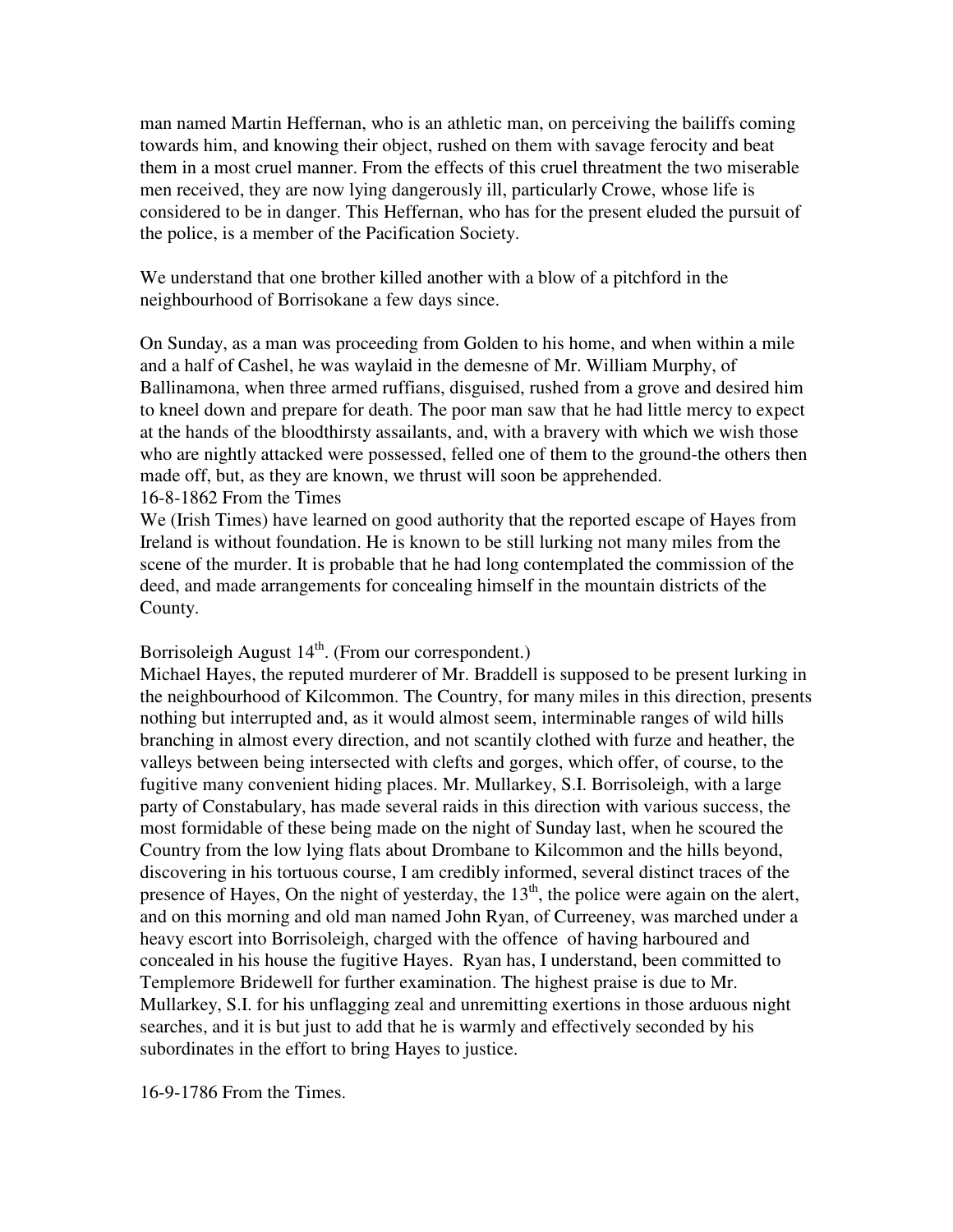man named Martin Heffernan, who is an athletic man, on perceiving the bailiffs coming towards him, and knowing their object, rushed on them with savage ferocity and beat them in a most cruel manner. From the effects of this cruel threatment the two miserable men received, they are now lying dangerously ill, particularly Crowe, whose life is considered to be in danger. This Heffernan, who has for the present eluded the pursuit of the police, is a member of the Pacification Society.

We understand that one brother killed another with a blow of a pitchford in the neighbourhood of Borrisokane a few days since.

On Sunday, as a man was proceeding from Golden to his home, and when within a mile and a half of Cashel, he was waylaid in the demesne of Mr. William Murphy, of Ballinamona, when three armed ruffians, disguised, rushed from a grove and desired him to kneel down and prepare for death. The poor man saw that he had little mercy to expect at the hands of the bloodthirsty assailants, and, with a bravery with which we wish those who are nightly attacked were possessed, felled one of them to the ground-the others then made off, but, as they are known, we thrust will soon be apprehended.
16-8-1862 From the Times
We (Irish Times) have learned on good authority that the reported escape of Hayes from Ireland is without foundation. He is known to be still lurking not many miles from the scene of the murder. It is probable that he had long contemplated the commission of the deed, and made arrangements for concealing himself in the mountain districts of the County.

Borrisoleigh August 14th. (From our correspondent.)
Michael Hayes, the reputed murderer of Mr. Braddell is supposed to be present lurking in the neighbourhood of Kilcommon. The Country, for many miles in this direction, presents nothing but interrupted and, as it would almost seem, interminable ranges of wild hills branching in almost every direction, and not scantily clothed with furze and heather, the valleys between being intersected with clefts and gorges, which offer, of course, to the fugitive many convenient hiding places. Mr. Mullarkey, S.I. Borrisoleigh, with a large party of Constabulary, has made several raids in this direction with various success, the most formidable of these being made on the night of Sunday last, when he scoured the Country from the low lying flats about Drombane to Kilcommon and the hills beyond, discovering in his tortuous course, I am credibly informed, several distinct traces of the presence of Hayes, On the night of yesterday, the 13th, the police were again on the alert, and on this morning and old man named John Ryan, of Curreeney, was marched under a heavy escort into Borrisoleigh, charged with the offence of having harboured and concealed in his house the fugitive Hayes. Ryan has, I understand, been committed to Templemore Bridewell for further examination. The highest praise is due to Mr. Mullarkey, S.I. for his unflagging zeal and unremitting exertions in those arduous night searches, and it is but just to add that he is warmly and effectively seconded by his subordinates in the effort to bring Hayes to justice.

16-9-1786 From the Times.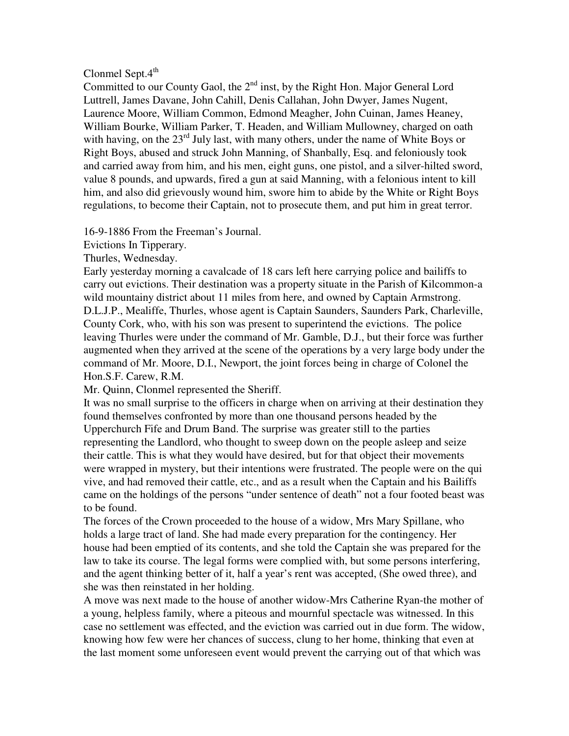Clonmel Sept.4th

Committed to our County Gaol, the 2nd inst, by the Right Hon. Major General Lord Luttrell, James Davane, John Cahill, Denis Callahan, John Dwyer, James Nugent, Laurence Moore, William Common, Edmond Meagher, John Cuinan, James Heaney, William Bourke, William Parker, T. Headen, and William Mullowney, charged on oath with having, on the 23rd July last, with many others, under the name of White Boys or Right Boys, abused and struck John Manning, of Shanbally, Esq. and feloniously took and carried away from him, and his men, eight guns, one pistol, and a silver-hilted sword, value 8 pounds, and upwards, fired a gun at said Manning, with a felonious intent to kill him, and also did grievously wound him, swore him to abide by the White or Right Boys regulations, to become their Captain, not to prosecute them, and put him in great terror.

16-9-1886 From the Freeman's Journal.

Evictions In Tipperary.

Thurles, Wednesday.

Early yesterday morning a cavalcade of 18 cars left here carrying police and bailiffs to carry out evictions. Their destination was a property situate in the Parish of Kilcommon-a wild mountainy district about 11 miles from here, and owned by Captain Armstrong. D.L.J.P., Mealiffe, Thurles, whose agent is Captain Saunders, Saunders Park, Charleville, County Cork, who, with his son was present to superintend the evictions. The police leaving Thurles were under the command of Mr. Gamble, D.J., but their force was further augmented when they arrived at the scene of the operations by a very large body under the command of Mr. Moore, D.I., Newport, the joint forces being in charge of Colonel the Hon.S.F. Carew, R.M.

Mr. Quinn, Clonmel represented the Sheriff.

It was no small surprise to the officers in charge when on arriving at their destination they found themselves confronted by more than one thousand persons headed by the Upperchurch Fife and Drum Band. The surprise was greater still to the parties representing the Landlord, who thought to sweep down on the people asleep and seize their cattle. This is what they would have desired, but for that object their movements were wrapped in mystery, but their intentions were frustrated. The people were on the qui vive, and had removed their cattle, etc., and as a result when the Captain and his Bailiffs came on the holdings of the persons "under sentence of death" not a four footed beast was to be found.

The forces of the Crown proceeded to the house of a widow, Mrs Mary Spillane, who holds a large tract of land. She had made every preparation for the contingency. Her house had been emptied of its contents, and she told the Captain she was prepared for the law to take its course. The legal forms were complied with, but some persons interfering, and the agent thinking better of it, half a year's rent was accepted, (She owed three), and she was then reinstated in her holding.

A move was next made to the house of another widow-Mrs Catherine Ryan-the mother of a young, helpless family, where a piteous and mournful spectacle was witnessed. In this case no settlement was effected, and the eviction was carried out in due form. The widow, knowing how few were her chances of success, clung to her home, thinking that even at the last moment some unforeseen event would prevent the carrying out of that which was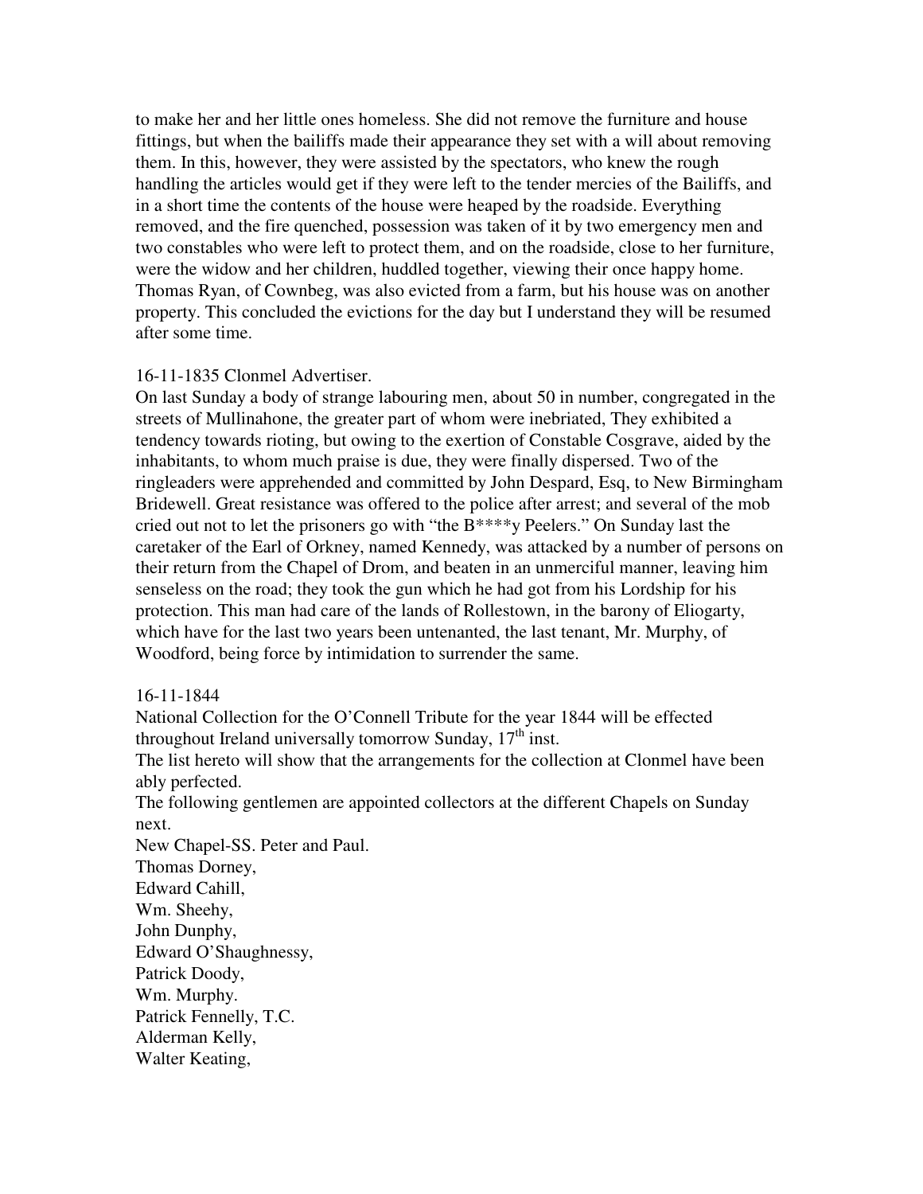to make her and her little ones homeless. She did not remove the furniture and house fittings, but when the bailiffs made their appearance they set with a will about removing them. In this, however, they were assisted by the spectators, who knew the rough handling the articles would get if they were left to the tender mercies of the Bailiffs, and in a short time the contents of the house were heaped by the roadside. Everything removed, and the fire quenched, possession was taken of it by two emergency men and two constables who were left to protect them, and on the roadside, close to her furniture, were the widow and her children, huddled together, viewing their once happy home. Thomas Ryan, of Cownbeg, was also evicted from a farm, but his house was on another property. This concluded the evictions for the day but I understand they will be resumed after some time.

16-11-1835 Clonmel Advertiser.

On last Sunday a body of strange labouring men, about 50 in number, congregated in the streets of Mullinahone, the greater part of whom were inebriated, They exhibited a tendency towards rioting, but owing to the exertion of Constable Cosgrave, aided by the inhabitants, to whom much praise is due, they were finally dispersed. Two of the ringleaders were apprehended and committed by John Despard, Esq, to New Birmingham Bridewell. Great resistance was offered to the police after arrest; and several of the mob cried out not to let the prisoners go with "the B****y Peelers." On Sunday last the caretaker of the Earl of Orkney, named Kennedy, was attacked by a number of persons on their return from the Chapel of Drom, and beaten in an unmerciful manner, leaving him senseless on the road; they took the gun which he had got from his Lordship for his protection. This man had care of the lands of Rollestown, in the barony of Eliogarty, which have for the last two years been untenanted, the last tenant, Mr. Murphy, of Woodford, being force by intimidation to surrender the same.

16-11-1844

National Collection for the O'Connell Tribute for the year 1844 will be effected throughout Ireland universally tomorrow Sunday, 17th inst.

The list hereto will show that the arrangements for the collection at Clonmel have been ably perfected.

The following gentlemen are appointed collectors at the different Chapels on Sunday next.

New Chapel-SS. Peter and Paul.
Thomas Dorney,
Edward Cahill,
Wm. Sheehy,
John Dunphy,
Edward O'Shaughnessy,
Patrick Doody,
Wm. Murphy.
Patrick Fennelly, T.C.
Alderman Kelly,
Walter Keating,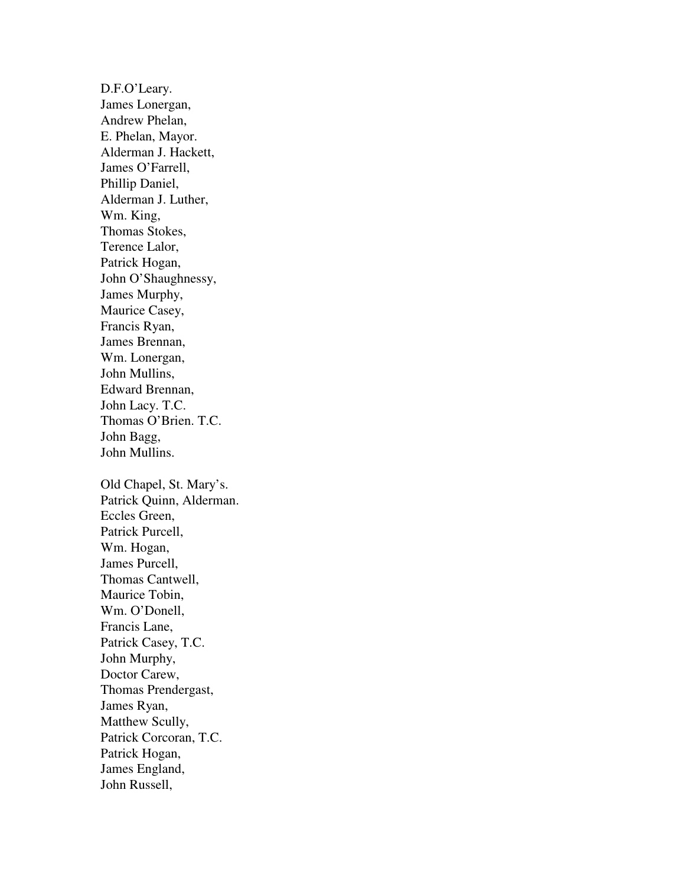D.F.O'Leary.  
James Lonergan,  
Andrew Phelan,  
E. Phelan, Mayor.  
Alderman J. Hackett,  
James O'Farrell,  
Phillip Daniel,  
Alderman J. Luther,  
Wm. King,  
Thomas Stokes,  
Terence Lalor,  
Patrick Hogan,  
John O'Shaughnessy,  
James Murphy,  
Maurice Casey,  
Francis Ryan,  
James Brennan,  
Wm. Lonergan,  
John Mullins,  
Edward Brennan,  
John Lacy. T.C.  
Thomas O'Brien. T.C.  
John Bagg,  
John Mullins.

Old Chapel, St. Mary's.  
Patrick Quinn, Alderman.  
Eccles Green,  
Patrick Purcell,  
Wm. Hogan,  
James Purcell,  
Thomas Cantwell,  
Maurice Tobin,  
Wm. O'Donell,  
Francis Lane,  
Patrick Casey, T.C.  
John Murphy,  
Doctor Carew,  
Thomas Prendergast,  
James Ryan,  
Matthew Scully,  
Patrick Corcoran, T.C.  
Patrick Hogan,  
James England,  
John Russell,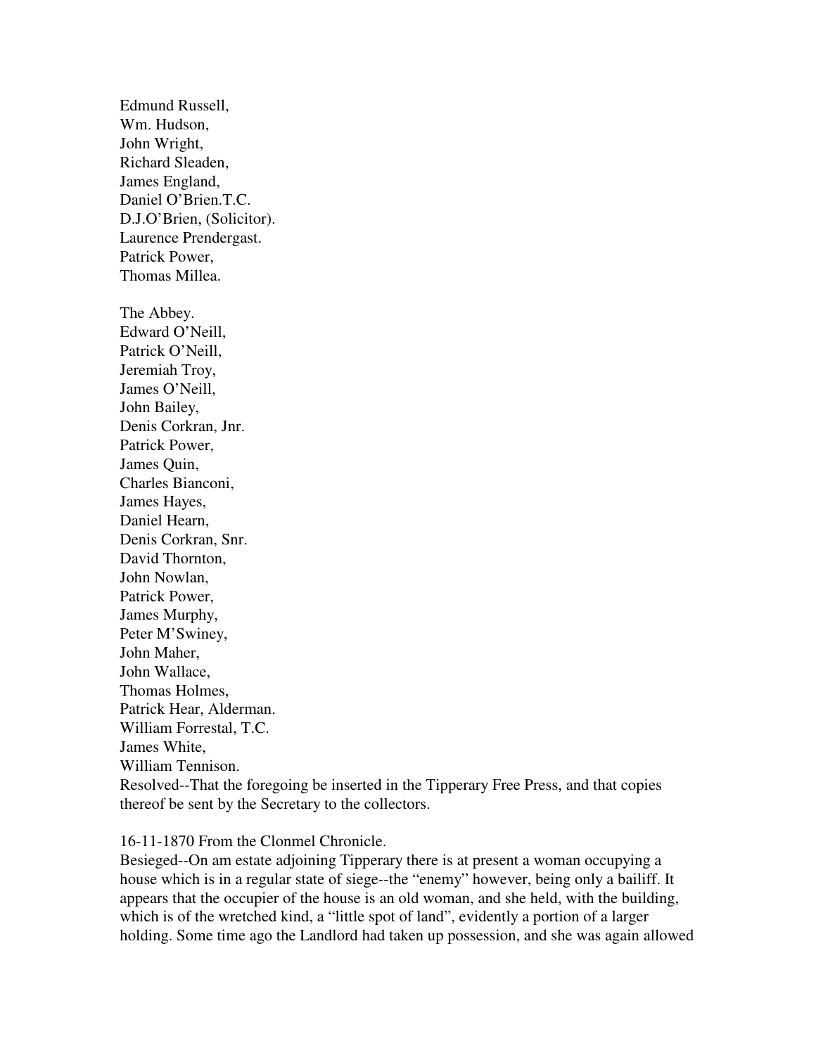Edmund Russell,
Wm. Hudson,
John Wright,
Richard Sleaden,
James England,
Daniel O'Brien.T.C.
D.J.O'Brien, (Solicitor).
Laurence Prendergast.
Patrick Power,
Thomas Millea.

The Abbey.
Edward O'Neill,
Patrick O'Neill,
Jeremiah Troy,
James O'Neill,
John Bailey,
Denis Corkran, Jnr.
Patrick Power,
James Quin,
Charles Bianconi,
James Hayes,
Daniel Hearn,
Denis Corkran, Snr.
David Thornton,
John Nowlan,
Patrick Power,
James Murphy,
Peter M'Swiney,
John Maher,
John Wallace,
Thomas Holmes,
Patrick Hear, Alderman.
William Forrestal, T.C.
James White,
William Tennison.
Resolved--That the foregoing be inserted in the Tipperary Free Press, and that copies thereof be sent by the Secretary to the collectors.

16-11-1870 From the Clonmel Chronicle.
Besieged--On am estate adjoining Tipperary there is at present a woman occupying a house which is in a regular state of siege--the "enemy" however, being only a bailiff. It appears that the occupier of the house is an old woman, and she held, with the building, which is of the wretched kind, a "little spot of land", evidently a portion of a larger holding. Some time ago the Landlord had taken up possession, and she was again allowed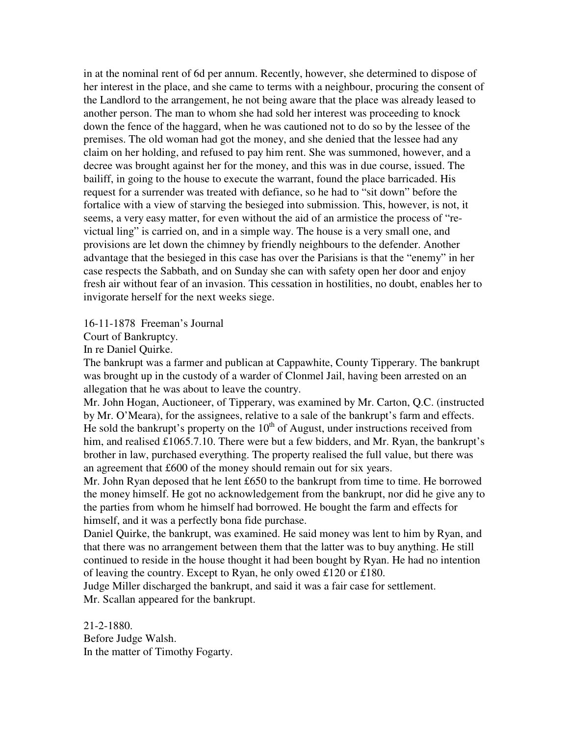in at the nominal rent of 6d per annum. Recently, however, she determined to dispose of her interest in the place, and she came to terms with a neighbour, procuring the consent of the Landlord to the arrangement, he not being aware that the place was already leased to another person. The man to whom she had sold her interest was proceeding to knock down the fence of the haggard, when he was cautioned not to do so by the lessee of the premises. The old woman had got the money, and she denied that the lessee had any claim on her holding, and refused to pay him rent. She was summoned, however, and a decree was brought against her for the money, and this was in due course, issued. The bailiff, in going to the house to execute the warrant, found the place barricaded. His request for a surrender was treated with defiance, so he had to "sit down" before the fortalice with a view of starving the besieged into submission. This, however, is not, it seems, a very easy matter, for even without the aid of an armistice the process of "re-victual ling" is carried on, and in a simple way. The house is a very small one, and provisions are let down the chimney by friendly neighbours to the defender. Another advantage that the besieged in this case has over the Parisians is that the "enemy" in her case respects the Sabbath, and on Sunday she can with safety open her door and enjoy fresh air without fear of an invasion. This cessation in hostilities, no doubt, enables her to invigorate herself for the next weeks siege.

16-11-1878 Freeman's Journal
Court of Bankruptcy.
In re Daniel Quirke.
The bankrupt was a farmer and publican at Cappawhite, County Tipperary. The bankrupt was brought up in the custody of a warder of Clonmel Jail, having been arrested on an allegation that he was about to leave the country.
Mr. John Hogan, Auctioneer, of Tipperary, was examined by Mr. Carton, Q.C. (instructed by Mr. O'Meara), for the assignees, relative to a sale of the bankrupt's farm and effects. He sold the bankrupt's property on the 10th of August, under instructions received from him, and realised £1065.7.10. There were but a few bidders, and Mr. Ryan, the bankrupt's brother in law, purchased everything. The property realised the full value, but there was an agreement that £600 of the money should remain out for six years.
Mr. John Ryan deposed that he lent £650 to the bankrupt from time to time. He borrowed the money himself. He got no acknowledgement from the bankrupt, nor did he give any to the parties from whom he himself had borrowed. He bought the farm and effects for himself, and it was a perfectly bona fide purchase.
Daniel Quirke, the bankrupt, was examined. He said money was lent to him by Ryan, and that there was no arrangement between them that the latter was to buy anything. He still continued to reside in the house thought it had been bought by Ryan. He had no intention of leaving the country. Except to Ryan, he only owed £120 or £180.
Judge Miller discharged the bankrupt, and said it was a fair case for settlement.
Mr. Scallan appeared for the bankrupt.

21-2-1880.
Before Judge Walsh.
In the matter of Timothy Fogarty.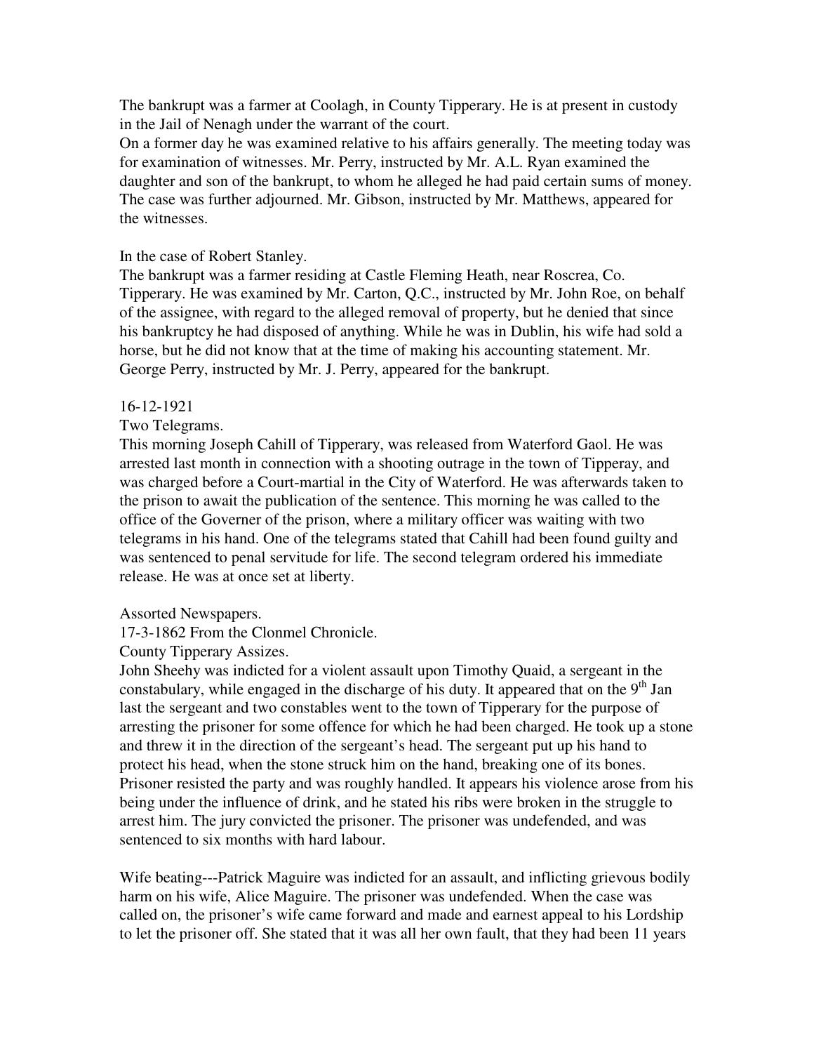The bankrupt was a farmer at Coolagh, in County Tipperary. He is at present in custody in the Jail of Nenagh under the warrant of the court.
On a former day he was examined relative to his affairs generally. The meeting today was for examination of witnesses. Mr. Perry, instructed by Mr. A.L. Ryan examined the daughter and son of the bankrupt, to whom he alleged he had paid certain sums of money. The case was further adjourned. Mr. Gibson, instructed by Mr. Matthews, appeared for the witnesses.

In the case of Robert Stanley.
The bankrupt was a farmer residing at Castle Fleming Heath, near Roscrea, Co. Tipperary. He was examined by Mr. Carton, Q.C., instructed by Mr. John Roe, on behalf of the assignee, with regard to the alleged removal of property, but he denied that since his bankruptcy he had disposed of anything. While he was in Dublin, his wife had sold a horse, but he did not know that at the time of making his accounting statement. Mr. George Perry, instructed by Mr. J. Perry, appeared for the bankrupt.

16-12-1921
Two Telegrams.
This morning Joseph Cahill of Tipperary, was released from Waterford Gaol. He was arrested last month in connection with a shooting outrage in the town of Tipperay, and was charged before a Court-martial in the City of Waterford. He was afterwards taken to the prison to await the publication of the sentence. This morning he was called to the office of the Governer of the prison, where a military officer was waiting with two telegrams in his hand. One of the telegrams stated that Cahill had been found guilty and was sentenced to penal servitude for life. The second telegram ordered his immediate release. He was at once set at liberty.

Assorted Newspapers.
17-3-1862 From the Clonmel Chronicle.
County Tipperary Assizes.
John Sheehy was indicted for a violent assault upon Timothy Quaid, a sergeant in the constabulary, while engaged in the discharge of his duty. It appeared that on the 9th Jan last the sergeant and two constables went to the town of Tipperary for the purpose of arresting the prisoner for some offence for which he had been charged. He took up a stone and threw it in the direction of the sergeant's head. The sergeant put up his hand to protect his head, when the stone struck him on the hand, breaking one of its bones. Prisoner resisted the party and was roughly handled. It appears his violence arose from his being under the influence of drink, and he stated his ribs were broken in the struggle to arrest him. The jury convicted the prisoner. The prisoner was undefended, and was sentenced to six months with hard labour.

Wife beating---Patrick Maguire was indicted for an assault, and inflicting grievous bodily harm on his wife, Alice Maguire. The prisoner was undefended. When the case was called on, the prisoner's wife came forward and made and earnest appeal to his Lordship to let the prisoner off. She stated that it was all her own fault, that they had been 11 years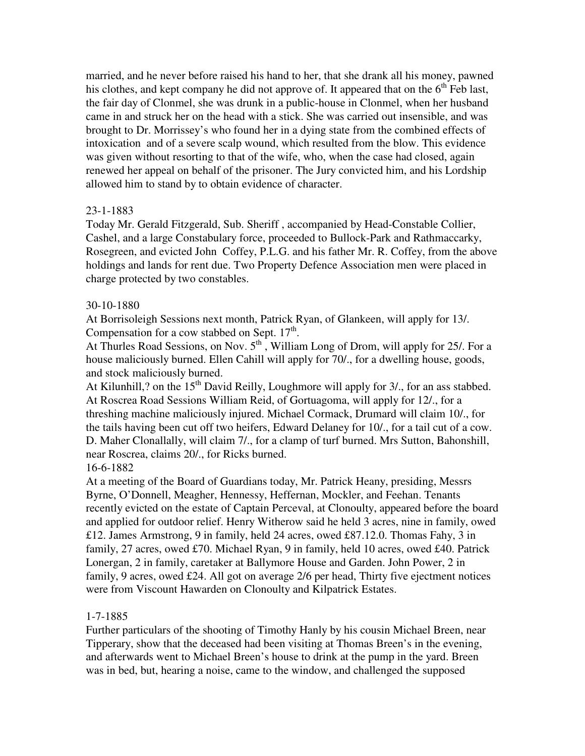married, and he never before raised his hand to her, that she drank all his money, pawned his clothes, and kept company he did not approve of. It appeared that on the 6th Feb last, the fair day of Clonmel, she was drunk in a public-house in Clonmel, when her husband came in and struck her on the head with a stick. She was carried out insensible, and was brought to Dr. Morrissey's who found her in a dying state from the combined effects of intoxication and of a severe scalp wound, which resulted from the blow. This evidence was given without resorting to that of the wife, who, when the case had closed, again renewed her appeal on behalf of the prisoner. The Jury convicted him, and his Lordship allowed him to stand by to obtain evidence of character.

23-1-1883

Today Mr. Gerald Fitzgerald, Sub. Sheriff , accompanied by Head-Constable Collier, Cashel, and a large Constabulary force, proceeded to Bullock-Park and Rathmaccarky, Rosegreen, and evicted John Coffey, P.L.G. and his father Mr. R. Coffey, from the above holdings and lands for rent due. Two Property Defence Association men were placed in charge protected by two constables.

30-10-1880

At Borrisoleigh Sessions next month, Patrick Ryan, of Glankeen, will apply for 13/. Compensation for a cow stabbed on Sept. 17th.

At Thurles Road Sessions, on Nov. 5th , William Long of Drom, will apply for 25/. For a house maliciously burned. Ellen Cahill will apply for 70/., for a dwelling house, goods, and stock maliciously burned.

At Kilunhill,? on the 15th David Reilly, Loughmore will apply for 3/., for an ass stabbed. At Roscrea Road Sessions William Reid, of Gortuagoma, will apply for 12/., for a threshing machine maliciously injured. Michael Cormack, Drumard will claim 10/., for the tails having been cut off two heifers, Edward Delaney for 10/., for a tail cut of a cow. D. Maher Clonallally, will claim 7/., for a clamp of turf burned. Mrs Sutton, Bahonshill, near Roscrea, claims 20/., for Ricks burned.

16-6-1882

At a meeting of the Board of Guardians today, Mr. Patrick Heany, presiding, Messrs Byrne, O'Donnell, Meagher, Hennessy, Heffernan, Mockler, and Feehan. Tenants recently evicted on the estate of Captain Perceval, at Clonoulty, appeared before the board and applied for outdoor relief. Henry Witherow said he held 3 acres, nine in family, owed £12. James Armstrong, 9 in family, held 24 acres, owed £87.12.0. Thomas Fahy, 3 in family, 27 acres, owed £70. Michael Ryan, 9 in family, held 10 acres, owed £40. Patrick Lonergan, 2 in family, caretaker at Ballymore House and Garden. John Power, 2 in family, 9 acres, owed £24. All got on average 2/6 per head, Thirty five ejectment notices were from Viscount Hawarden on Clonoulty and Kilpatrick Estates.

1-7-1885

Further particulars of the shooting of Timothy Hanly by his cousin Michael Breen, near Tipperary, show that the deceased had been visiting at Thomas Breen's in the evening, and afterwards went to Michael Breen's house to drink at the pump in the yard. Breen was in bed, but, hearing a noise, came to the window, and challenged the supposed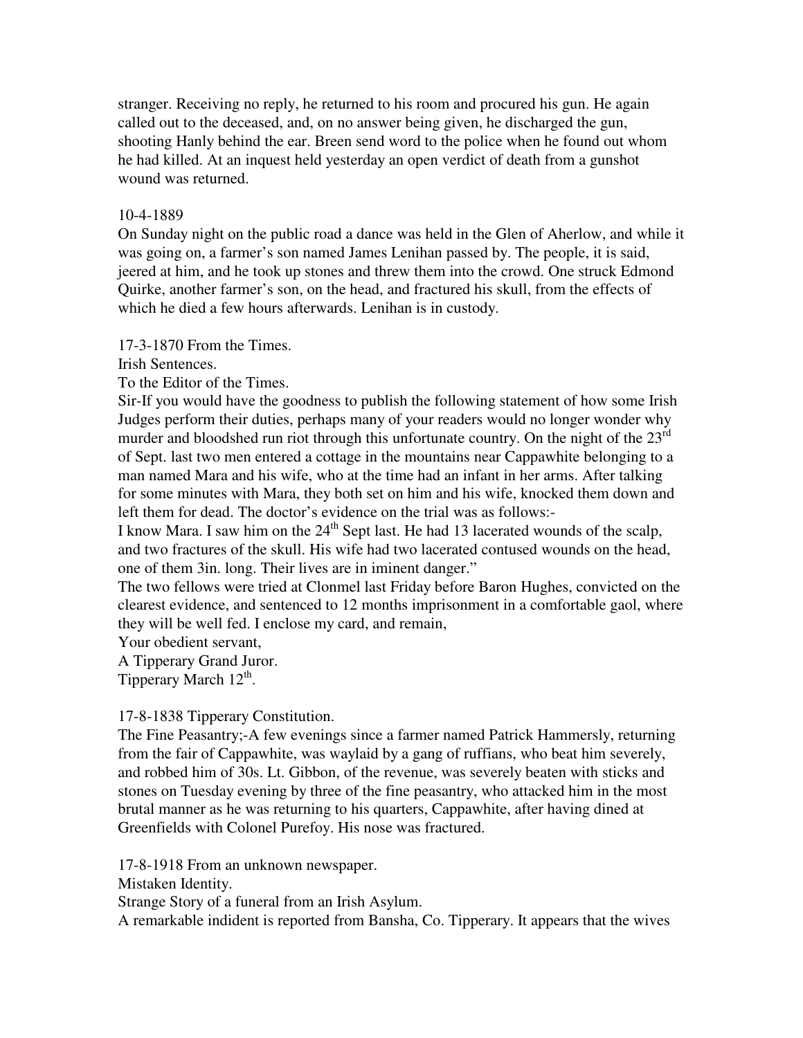stranger. Receiving no reply, he returned to his room and procured his gun. He again called out to the deceased, and, on no answer being given, he discharged the gun, shooting Hanly behind the ear. Breen send word to the police when he found out whom he had killed. At an inquest held yesterday an open verdict of death from a gunshot wound was returned.

10-4-1889
On Sunday night on the public road a dance was held in the Glen of Aherlow, and while it was going on, a farmer's son named James Lenihan passed by. The people, it is said, jeered at him, and he took up stones and threw them into the crowd. One struck Edmond Quirke, another farmer's son, on the head, and fractured his skull, from the effects of which he died a few hours afterwards. Lenihan is in custody.

17-3-1870 From the Times.
Irish Sentences.
To the Editor of the Times.
Sir-If you would have the goodness to publish the following statement of how some Irish Judges perform their duties, perhaps many of your readers would no longer wonder why murder and bloodshed run riot through this unfortunate country. On the night of the 23rd of Sept. last two men entered a cottage in the mountains near Cappawhite belonging to a man named Mara and his wife, who at the time had an infant in her arms. After talking for some minutes with Mara, they both set on him and his wife, knocked them down and left them for dead. The doctor's evidence on the trial was as follows:-
I know Mara. I saw him on the 24th Sept last. He had 13 lacerated wounds of the scalp, and two fractures of the skull. His wife had two lacerated contused wounds on the head, one of them 3in. long. Their lives are in iminent danger."
The two fellows were tried at Clonmel last Friday before Baron Hughes, convicted on the clearest evidence, and sentenced to 12 months imprisonment in a comfortable gaol, where they will be well fed. I enclose my card, and remain,
Your obedient servant,
A Tipperary Grand Juror.
Tipperary March 12th.

17-8-1838 Tipperary Constitution.
The Fine Peasantry;-A few evenings since a farmer named Patrick Hammersly, returning from the fair of Cappawhite, was waylaid by a gang of ruffians, who beat him severely, and robbed him of 30s. Lt. Gibbon, of the revenue, was severely beaten with sticks and stones on Tuesday evening by three of the fine peasantry, who attacked him in the most brutal manner as he was returning to his quarters, Cappawhite, after having dined at Greenfields with Colonel Purefoy. His nose was fractured.

17-8-1918 From an unknown newspaper.
Mistaken Identity.
Strange Story of a funeral from an Irish Asylum.
A remarkable indident is reported from Bansha, Co. Tipperary. It appears that the wives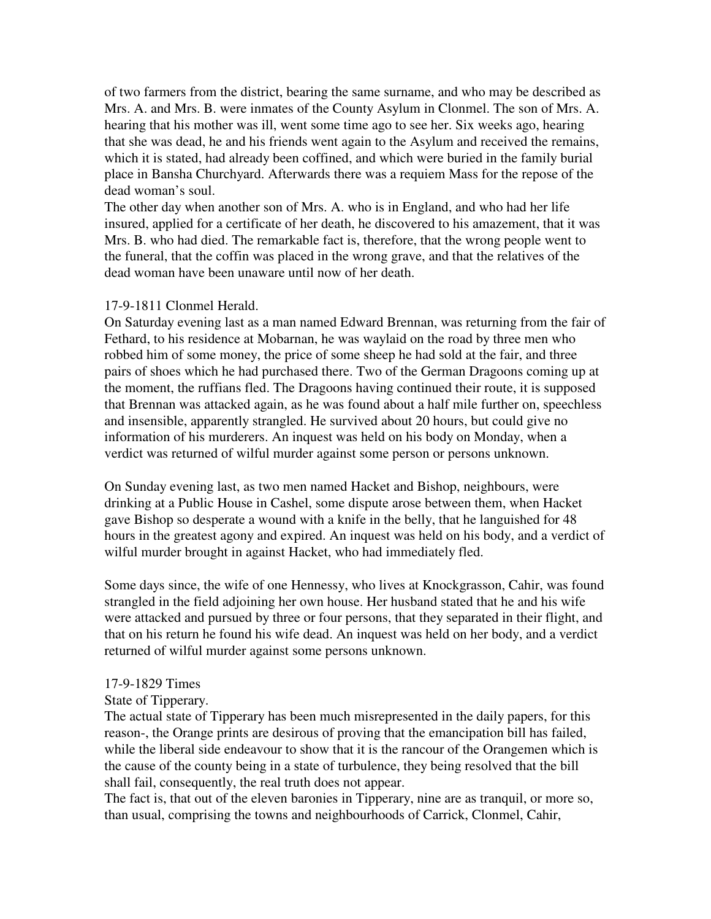of two farmers from the district, bearing the same surname, and who may be described as Mrs. A. and Mrs. B. were inmates of the County Asylum in Clonmel. The son of Mrs. A. hearing that his mother was ill, went some time ago to see her. Six weeks ago, hearing that she was dead, he and his friends went again to the Asylum and received the remains, which it is stated, had already been coffined, and which were buried in the family burial place in Bansha Churchyard. Afterwards there was a requiem Mass for the repose of the dead woman's soul.
The other day when another son of Mrs. A. who is in England, and who had her life insured, applied for a certificate of her death, he discovered to his amazement, that it was Mrs. B. who had died. The remarkable fact is, therefore, that the wrong people went to the funeral, that the coffin was placed in the wrong grave, and that the relatives of the dead woman have been unaware until now of her death.

17-9-1811 Clonmel Herald.
On Saturday evening last as a man named Edward Brennan, was returning from the fair of Fethard, to his residence at Mobarnan, he was waylaid on the road by three men who robbed him of some money, the price of some sheep he had sold at the fair, and three pairs of shoes which he had purchased there. Two of the German Dragoons coming up at the moment, the ruffians fled. The Dragoons having continued their route, it is supposed that Brennan was attacked again, as he was found about a half mile further on, speechless and insensible, apparently strangled. He survived about 20 hours, but could give no information of his murderers. An inquest was held on his body on Monday, when a verdict was returned of wilful murder against some person or persons unknown.

On Sunday evening last, as two men named Hacket and Bishop, neighbours, were drinking at a Public House in Cashel, some dispute arose between them, when Hacket gave Bishop so desperate a wound with a knife in the belly, that he languished for 48 hours in the greatest agony and expired. An inquest was held on his body, and a verdict of wilful murder brought in against Hacket, who had immediately fled.

Some days since, the wife of one Hennessy, who lives at Knockgrasson, Cahir, was found strangled in the field adjoining her own house. Her husband stated that he and his wife were attacked and pursued by three or four persons, that they separated in their flight, and that on his return he found his wife dead. An inquest was held on her body, and a verdict returned of wilful murder against some persons unknown.

17-9-1829 Times
State of Tipperary.
The actual state of Tipperary has been much misrepresented in the daily papers, for this reason-, the Orange prints are desirous of proving that the emancipation bill has failed, while the liberal side endeavour to show that it is the rancour of the Orangemen which is the cause of the county being in a state of turbulence, they being resolved that the bill shall fail, consequently, the real truth does not appear.
The fact is, that out of the eleven baronies in Tipperary, nine are as tranquil, or more so, than usual, comprising the towns and neighbourhoods of Carrick, Clonmel, Cahir,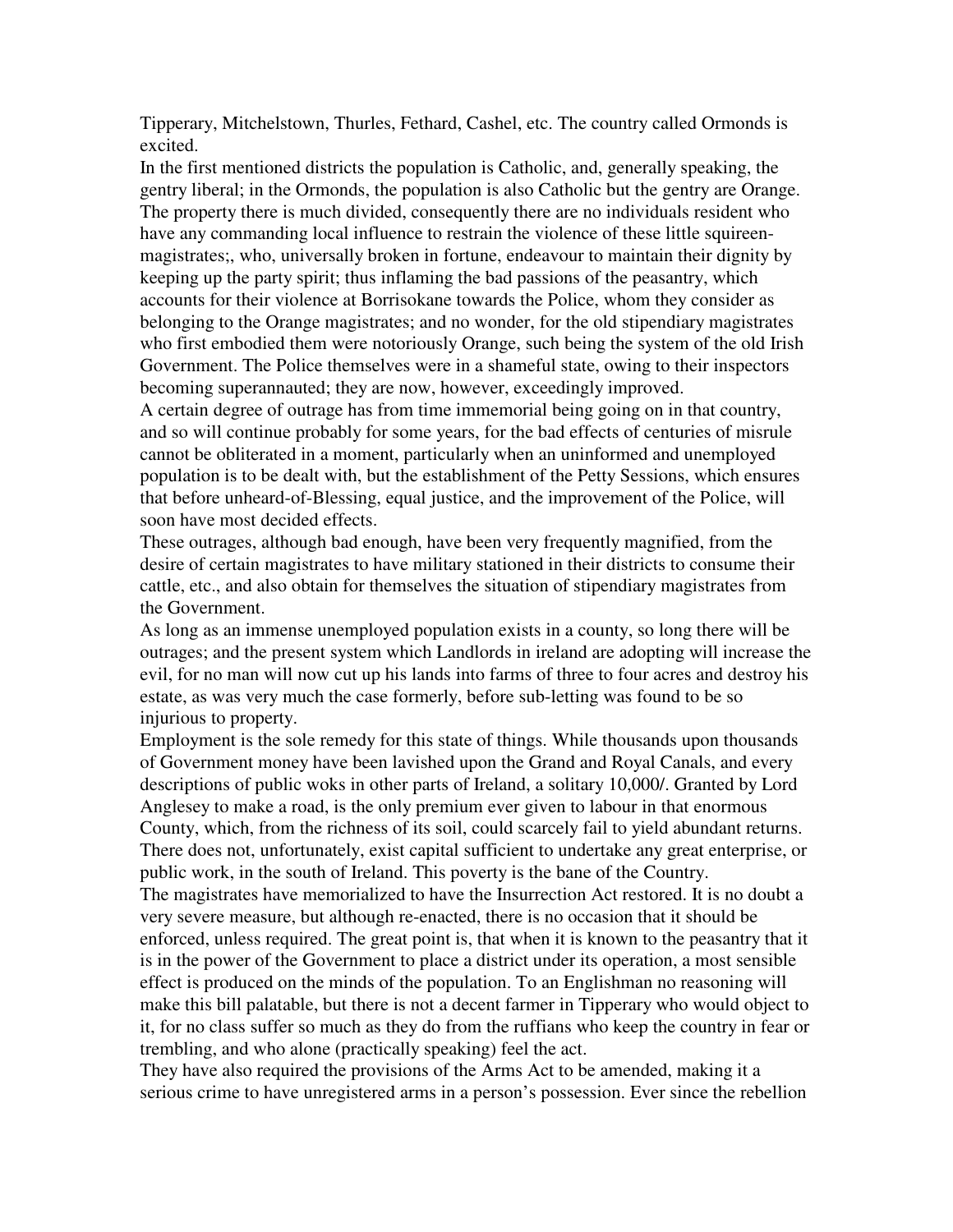Tipperary, Mitchelstown, Thurles, Fethard, Cashel, etc. The country called Ormonds is excited.

In the first mentioned districts the population is Catholic, and, generally speaking, the gentry liberal; in the Ormonds, the population is also Catholic but the gentry are Orange. The property there is much divided, consequently there are no individuals resident who have any commanding local influence to restrain the violence of these little squireen-magistrates;, who, universally broken in fortune, endeavour to maintain their dignity by keeping up the party spirit; thus inflaming the bad passions of the peasantry, which accounts for their violence at Borrisokane towards the Police, whom they consider as belonging to the Orange magistrates; and no wonder, for the old stipendiary magistrates who first embodied them were notoriously Orange, such being the system of the old Irish Government. The Police themselves were in a shameful state, owing to their inspectors becoming superannauted; they are now, however, exceedingly improved.

A certain degree of outrage has from time immemorial being going on in that country, and so will continue probably for some years, for the bad effects of centuries of misrule cannot be obliterated in a moment, particularly when an uninformed and unemployed population is to be dealt with, but the establishment of the Petty Sessions, which ensures that before unheard-of-Blessing, equal justice, and the improvement of the Police, will soon have most decided effects.

These outrages, although bad enough, have been very frequently magnified, from the desire of certain magistrates to have military stationed in their districts to consume their cattle, etc., and also obtain for themselves the situation of stipendiary magistrates from the Government.

As long as an immense unemployed population exists in a county, so long there will be outrages; and the present system which Landlords in ireland are adopting will increase the evil, for no man will now cut up his lands into farms of three to four acres and destroy his estate, as was very much the case formerly, before sub-letting was found to be so injurious to property.

Employment is the sole remedy for this state of things. While thousands upon thousands of Government money have been lavished upon the Grand and Royal Canals, and every descriptions of public woks in other parts of Ireland, a solitary 10,000/. Granted by Lord Anglesey to make a road, is the only premium ever given to labour in that enormous County, which, from the richness of its soil, could scarcely fail to yield abundant returns. There does not, unfortunately, exist capital sufficient to undertake any great enterprise, or public work, in the south of Ireland. This poverty is the bane of the Country.

The magistrates have memorialized to have the Insurrection Act restored. It is no doubt a very severe measure, but although re-enacted, there is no occasion that it should be enforced, unless required. The great point is, that when it is known to the peasantry that it is in the power of the Government to place a district under its operation, a most sensible effect is produced on the minds of the population. To an Englishman no reasoning will make this bill palatable, but there is not a decent farmer in Tipperary who would object to it, for no class suffer so much as they do from the ruffians who keep the country in fear or trembling, and who alone (practically speaking) feel the act.

They have also required the provisions of the Arms Act to be amended, making it a serious crime to have unregistered arms in a person's possession. Ever since the rebellion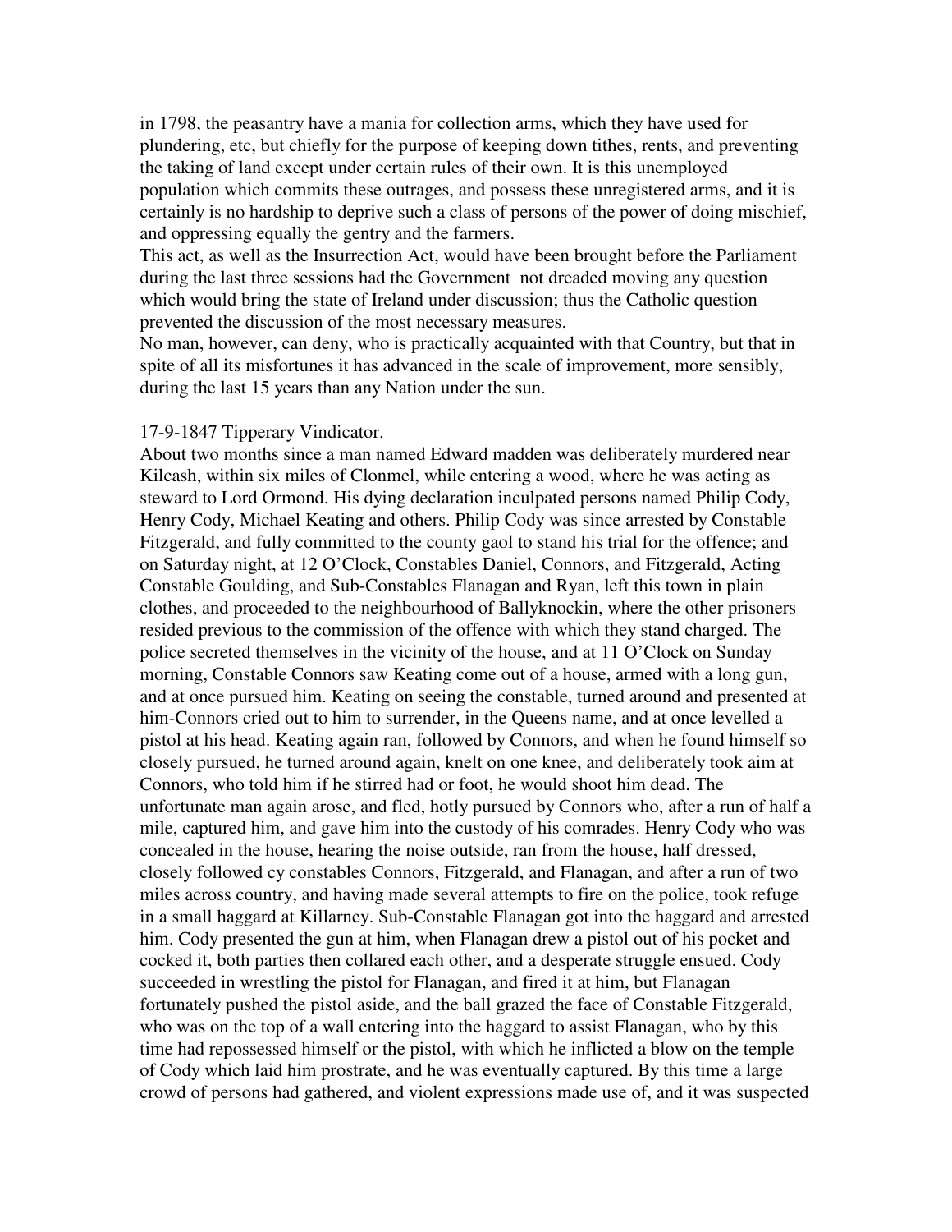in 1798, the peasantry have a mania for collection arms, which they have used for plundering, etc, but chiefly for the purpose of keeping down tithes, rents, and preventing the taking of land except under certain rules of their own. It is this unemployed population which commits these outrages, and possess these unregistered arms, and it is certainly is no hardship to deprive such a class of persons of the power of doing mischief, and oppressing equally the gentry and the farmers.

This act, as well as the Insurrection Act, would have been brought before the Parliament during the last three sessions had the Government not dreaded moving any question which would bring the state of Ireland under discussion; thus the Catholic question prevented the discussion of the most necessary measures.

No man, however, can deny, who is practically acquainted with that Country, but that in spite of all its misfortunes it has advanced in the scale of improvement, more sensibly, during the last 15 years than any Nation under the sun.

17-9-1847 Tipperary Vindicator.

About two months since a man named Edward madden was deliberately murdered near Kilcash, within six miles of Clonmel, while entering a wood, where he was acting as steward to Lord Ormond. His dying declaration inculpated persons named Philip Cody, Henry Cody, Michael Keating and others. Philip Cody was since arrested by Constable Fitzgerald, and fully committed to the county gaol to stand his trial for the offence; and on Saturday night, at 12 O'Clock, Constables Daniel, Connors, and Fitzgerald, Acting Constable Goulding, and Sub-Constables Flanagan and Ryan, left this town in plain clothes, and proceeded to the neighbourhood of Ballyknockin, where the other prisoners resided previous to the commission of the offence with which they stand charged. The police secreted themselves in the vicinity of the house, and at 11 O'Clock on Sunday morning, Constable Connors saw Keating come out of a house, armed with a long gun, and at once pursued him. Keating on seeing the constable, turned around and presented at him-Connors cried out to him to surrender, in the Queens name, and at once levelled a pistol at his head. Keating again ran, followed by Connors, and when he found himself so closely pursued, he turned around again, knelt on one knee, and deliberately took aim at Connors, who told him if he stirred had or foot, he would shoot him dead. The unfortunate man again arose, and fled, hotly pursued by Connors who, after a run of half a mile, captured him, and gave him into the custody of his comrades. Henry Cody who was concealed in the house, hearing the noise outside, ran from the house, half dressed, closely followed cy constables Connors, Fitzgerald, and Flanagan, and after a run of two miles across country, and having made several attempts to fire on the police, took refuge in a small haggard at Killarney. Sub-Constable Flanagan got into the haggard and arrested him. Cody presented the gun at him, when Flanagan drew a pistol out of his pocket and cocked it, both parties then collared each other, and a desperate struggle ensued. Cody succeeded in wrestling the pistol for Flanagan, and fired it at him, but Flanagan fortunately pushed the pistol aside, and the ball grazed the face of Constable Fitzgerald, who was on the top of a wall entering into the haggard to assist Flanagan, who by this time had repossessed himself or the pistol, with which he inflicted a blow on the temple of Cody which laid him prostrate, and he was eventually captured. By this time a large crowd of persons had gathered, and violent expressions made use of, and it was suspected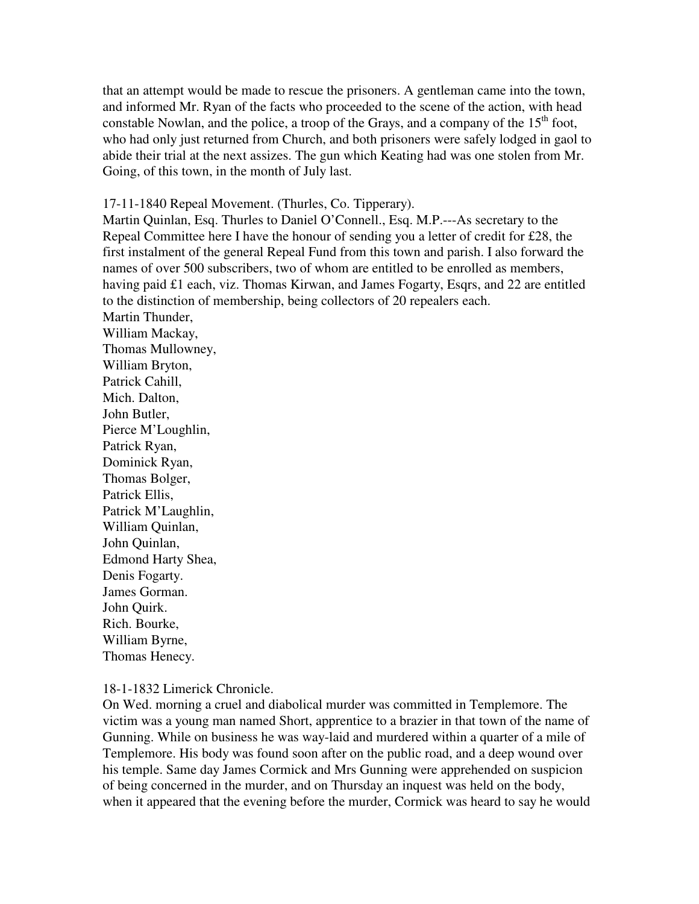that an attempt would be made to rescue the prisoners. A gentleman came into the town, and informed Mr. Ryan of the facts who proceeded to the scene of the action, with head constable Nowlan, and the police, a troop of the Grays, and a company of the 15th foot, who had only just returned from Church, and both prisoners were safely lodged in gaol to abide their trial at the next assizes. The gun which Keating had was one stolen from Mr. Going, of this town, in the month of July last.

17-11-1840 Repeal Movement. (Thurles, Co. Tipperary).
Martin Quinlan, Esq. Thurles to Daniel O'Connell., Esq. M.P.---As secretary to the Repeal Committee here I have the honour of sending you a letter of credit for £28, the first instalment of the general Repeal Fund from this town and parish. I also forward the names of over 500 subscribers, two of whom are entitled to be enrolled as members, having paid £1 each, viz. Thomas Kirwan, and James Fogarty, Esqrs, and 22 are entitled to the distinction of membership, being collectors of 20 repealers each.
Martin Thunder,
William Mackay,
Thomas Mullowney,
William Bryton,
Patrick Cahill,
Mich. Dalton,
John Butler,
Pierce M'Loughlin,
Patrick Ryan,
Dominick Ryan,
Thomas Bolger,
Patrick Ellis,
Patrick M'Laughlin,
William Quinlan,
John Quinlan,
Edmond Harty Shea,
Denis Fogarty.
James Gorman.
John Quirk.
Rich. Bourke,
William Byrne,
Thomas Henecy.

18-1-1832 Limerick Chronicle.
On Wed. morning a cruel and diabolical murder was committed in Templemore. The victim was a young man named Short, apprentice to a brazier in that town of the name of Gunning. While on business he was way-laid and murdered within a quarter of a mile of Templemore. His body was found soon after on the public road, and a deep wound over his temple. Same day James Cormick and Mrs Gunning were apprehended on suspicion of being concerned in the murder, and on Thursday an inquest was held on the body, when it appeared that the evening before the murder, Cormick was heard to say he would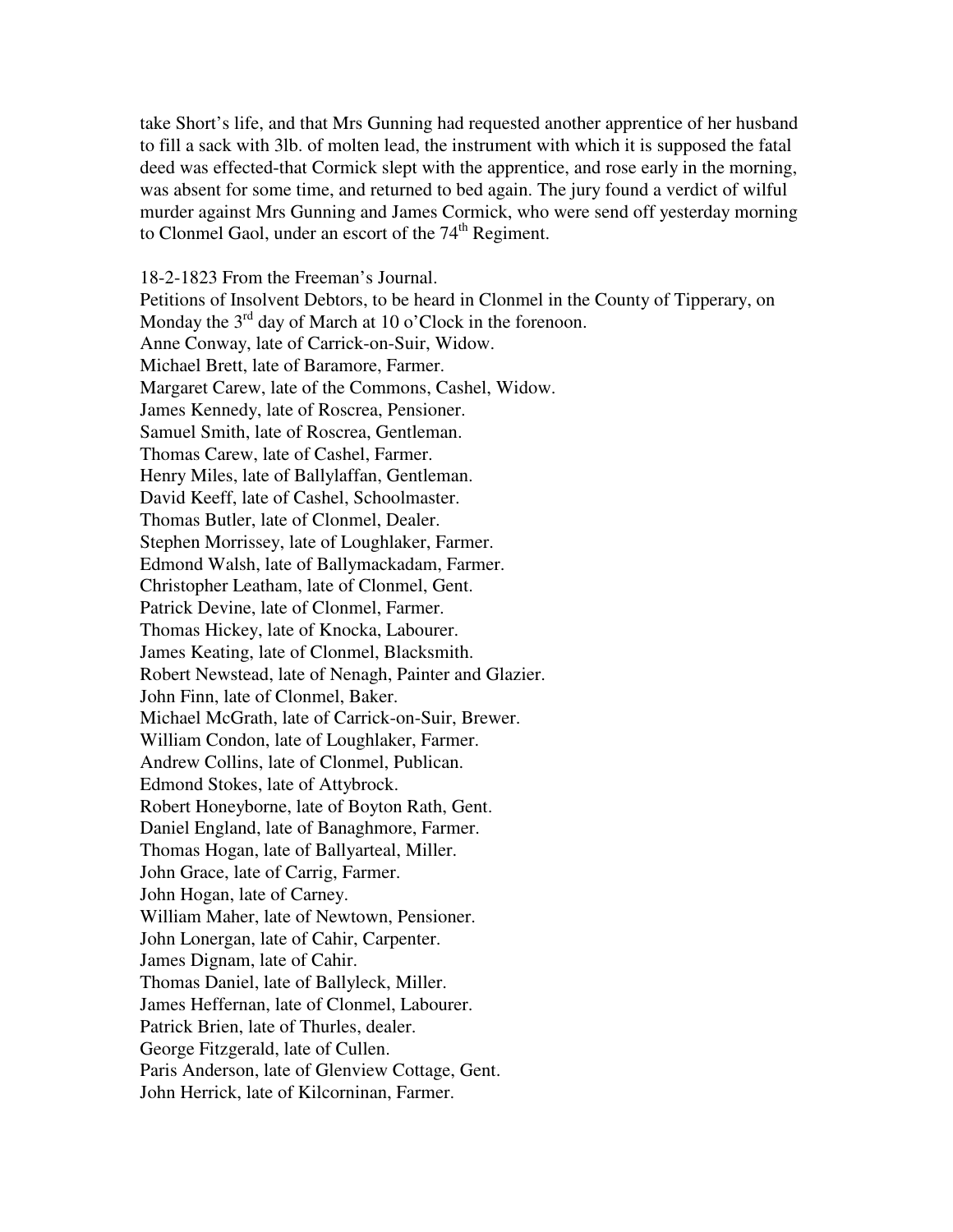take Short's life, and that Mrs Gunning had requested another apprentice of her husband to fill a sack with 3lb. of molten lead, the instrument with which it is supposed the fatal deed was effected-that Cormick slept with the apprentice, and rose early in the morning, was absent for some time, and returned to bed again. The jury found a verdict of wilful murder against Mrs Gunning and James Cormick, who were send off yesterday morning to Clonmel Gaol, under an escort of the 74th Regiment.

18-2-1823 From the Freeman's Journal.
Petitions of Insolvent Debtors, to be heard in Clonmel in the County of Tipperary, on Monday the 3rd day of March at 10 o'Clock in the forenoon.
Anne Conway, late of Carrick-on-Suir, Widow.
Michael Brett, late of Baramore, Farmer.
Margaret Carew, late of the Commons, Cashel, Widow.
James Kennedy, late of Roscrea, Pensioner.
Samuel Smith, late of Roscrea, Gentleman.
Thomas Carew, late of Cashel, Farmer.
Henry Miles, late of Ballylaffan, Gentleman.
David Keeff, late of Cashel, Schoolmaster.
Thomas Butler, late of Clonmel, Dealer.
Stephen Morrissey, late of Loughlaker, Farmer.
Edmond Walsh, late of Ballymackadam, Farmer.
Christopher Leatham, late of Clonmel, Gent.
Patrick Devine, late of Clonmel, Farmer.
Thomas Hickey, late of Knocka, Labourer.
James Keating, late of Clonmel, Blacksmith.
Robert Newstead, late of Nenagh, Painter and Glazier.
John Finn, late of Clonmel, Baker.
Michael McGrath, late of Carrick-on-Suir, Brewer.
William Condon, late of Loughlaker, Farmer.
Andrew Collins, late of Clonmel, Publican.
Edmond Stokes, late of Attybrock.
Robert Honeyborne, late of Boyton Rath, Gent.
Daniel England, late of Banaghmore, Farmer.
Thomas Hogan, late of Ballyarteal, Miller.
John Grace, late of Carrig, Farmer.
John Hogan, late of Carney.
William Maher, late of Newtown, Pensioner.
John Lonergan, late of Cahir, Carpenter.
James Dignam, late of Cahir.
Thomas Daniel, late of Ballyleck, Miller.
James Heffernan, late of Clonmel, Labourer.
Patrick Brien, late of Thurles, dealer.
George Fitzgerald, late of Cullen.
Paris Anderson, late of Glenview Cottage, Gent.
John Herrick, late of Kilcorninan, Farmer.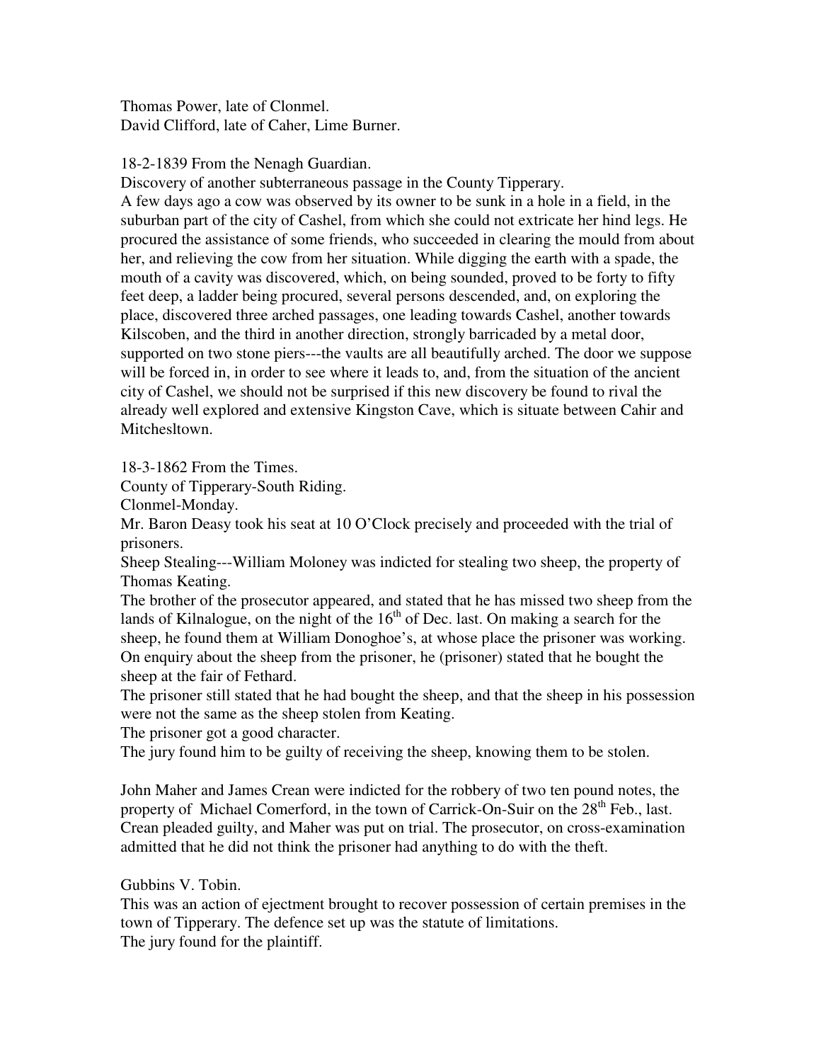Thomas Power, late of Clonmel.
David Clifford, late of Caher, Lime Burner.

18-2-1839 From the Nenagh Guardian.
Discovery of another subterraneous passage in the County Tipperary.
A few days ago a cow was observed by its owner to be sunk in a hole in a field, in the suburban part of the city of Cashel, from which she could not extricate her hind legs. He procured the assistance of some friends, who succeeded in clearing the mould from about her, and relieving the cow from her situation. While digging the earth with a spade, the mouth of a cavity was discovered, which, on being sounded, proved to be forty to fifty feet deep, a ladder being procured, several persons descended, and, on exploring the place, discovered three arched passages, one leading towards Cashel, another towards Kilscoben, and the third in another direction, strongly barricaded by a metal door, supported on two stone piers---the vaults are all beautifully arched. The door we suppose will be forced in, in order to see where it leads to, and, from the situation of the ancient city of Cashel, we should not be surprised if this new discovery be found to rival the already well explored and extensive Kingston Cave, which is situate between Cahir and Mitchesltown.

18-3-1862 From the Times.
County of Tipperary-South Riding.
Clonmel-Monday.
Mr. Baron Deasy took his seat at 10 O'Clock precisely and proceeded with the trial of prisoners.
Sheep Stealing---William Moloney was indicted for stealing two sheep, the property of Thomas Keating.
The brother of the prosecutor appeared, and stated that he has missed two sheep from the lands of Kilnalogue, on the night of the 16th of Dec. last. On making a search for the sheep, he found them at William Donoghoe's, at whose place the prisoner was working. On enquiry about the sheep from the prisoner, he (prisoner) stated that he bought the sheep at the fair of Fethard.
The prisoner still stated that he had bought the sheep, and that the sheep in his possession were not the same as the sheep stolen from Keating.
The prisoner got a good character.
The jury found him to be guilty of receiving the sheep, knowing them to be stolen.

John Maher and James Crean were indicted for the robbery of two ten pound notes, the property of Michael Comerford, in the town of Carrick-On-Suir on the 28th Feb., last. Crean pleaded guilty, and Maher was put on trial. The prosecutor, on cross-examination admitted that he did not think the prisoner had anything to do with the theft.

Gubbins V. Tobin.
This was an action of ejectment brought to recover possession of certain premises in the town of Tipperary. The defence set up was the statute of limitations.
The jury found for the plaintiff.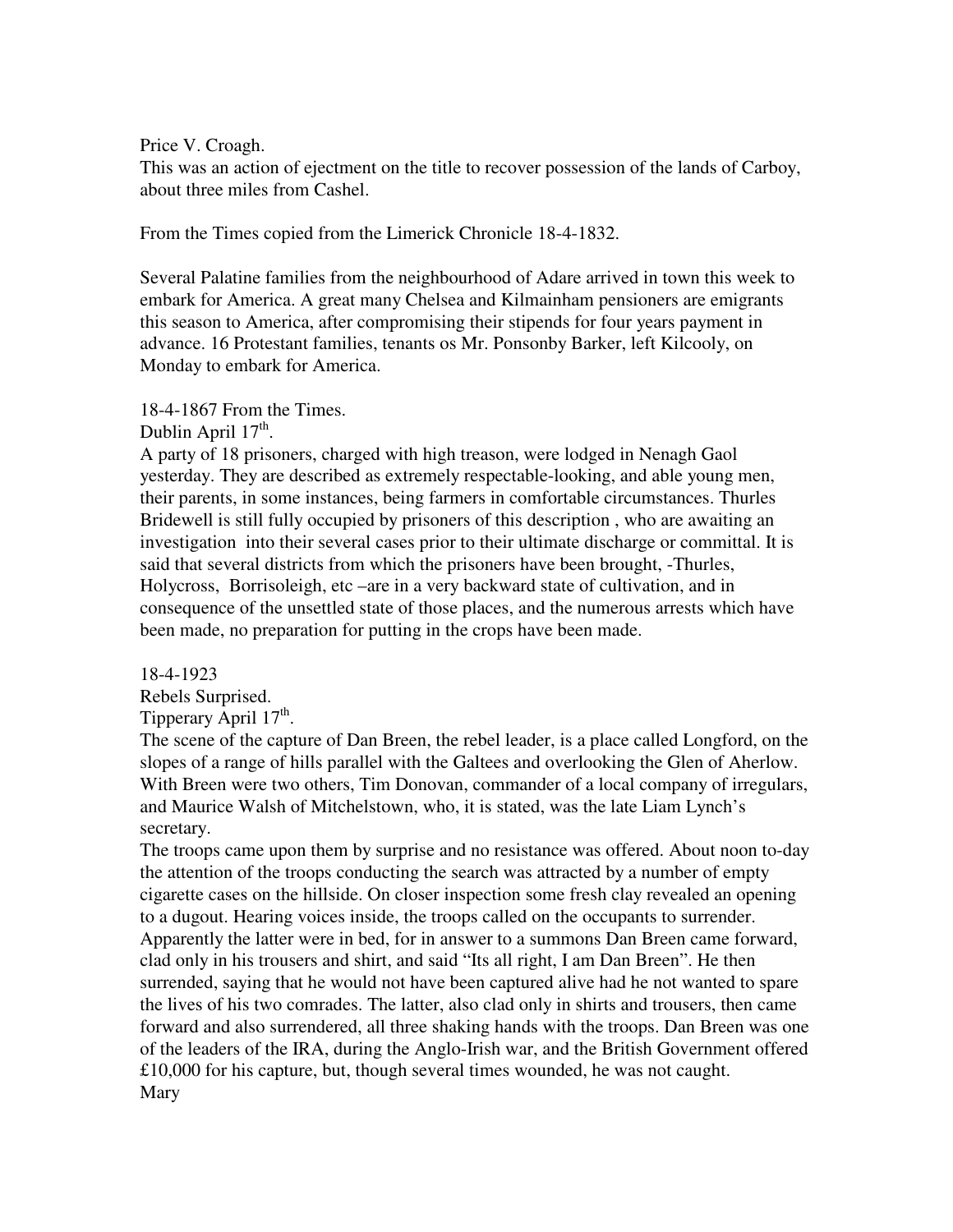Price V. Croagh.
This was an action of ejectment on the title to recover possession of the lands of Carboy, about three miles from Cashel.

From the Times copied from the Limerick Chronicle 18-4-1832.

Several Palatine families from the neighbourhood of Adare arrived in town this week to embark for America. A great many Chelsea and Kilmainham pensioners are emigrants this season to America, after compromising their stipends for four years payment in advance. 16 Protestant families, tenants os Mr. Ponsonby Barker, left Kilcooly, on Monday to embark for America.

18-4-1867 From the Times.
Dublin April 17th.
A party of 18 prisoners, charged with high treason, were lodged in Nenagh Gaol yesterday. They are described as extremely respectable-looking, and able young men, their parents, in some instances, being farmers in comfortable circumstances. Thurles Bridewell is still fully occupied by prisoners of this description , who are awaiting an investigation into their several cases prior to their ultimate discharge or committal. It is said that several districts from which the prisoners have been brought, -Thurles, Holycross, Borrisoleigh, etc –are in a very backward state of cultivation, and in consequence of the unsettled state of those places, and the numerous arrests which have been made, no preparation for putting in the crops have been made.

18-4-1923
Rebels Surprised.
Tipperary April 17th.
The scene of the capture of Dan Breen, the rebel leader, is a place called Longford, on the slopes of a range of hills parallel with the Galtees and overlooking the Glen of Aherlow. With Breen were two others, Tim Donovan, commander of a local company of irregulars, and Maurice Walsh of Mitchelstown, who, it is stated, was the late Liam Lynch's secretary.
The troops came upon them by surprise and no resistance was offered. About noon to-day the attention of the troops conducting the search was attracted by a number of empty cigarette cases on the hillside. On closer inspection some fresh clay revealed an opening to a dugout. Hearing voices inside, the troops called on the occupants to surrender. Apparently the latter were in bed, for in answer to a summons Dan Breen came forward, clad only in his trousers and shirt, and said "Its all right, I am Dan Breen". He then surrendered, saying that he would not have been captured alive had he not wanted to spare the lives of his two comrades. The latter, also clad only in shirts and trousers, then came forward and also surrendered, all three shaking hands with the troops. Dan Breen was one of the leaders of the IRA, during the Anglo-Irish war, and the British Government offered £10,000 for his capture, but, though several times wounded, he was not caught.
Mary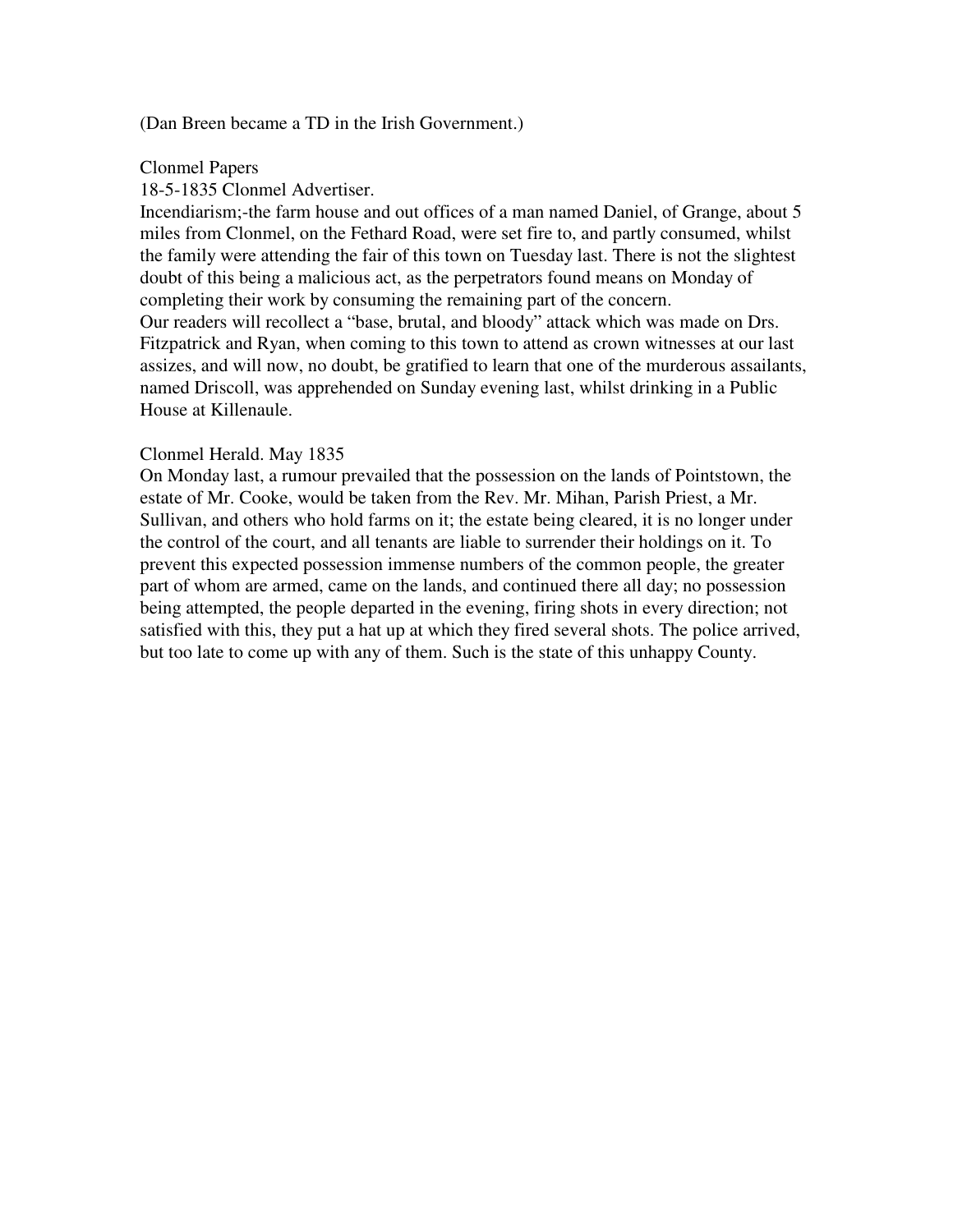(Dan Breen became a TD in the Irish Government.)

Clonmel Papers
18-5-1835 Clonmel Advertiser.
Incendiarism;-the farm house and out offices of a man named Daniel, of Grange, about 5 miles from Clonmel, on the Fethard Road, were set fire to, and partly consumed, whilst the family were attending the fair of this town on Tuesday last. There is not the slightest doubt of this being a malicious act, as the perpetrators found means on Monday of completing their work by consuming the remaining part of the concern.
Our readers will recollect a "base, brutal, and bloody" attack which was made on Drs. Fitzpatrick and Ryan, when coming to this town to attend as crown witnesses at our last assizes, and will now, no doubt, be gratified to learn that one of the murderous assailants, named Driscoll, was apprehended on Sunday evening last, whilst drinking in a Public House at Killenaule.

Clonmel Herald. May 1835
On Monday last, a rumour prevailed that the possession on the lands of Pointstown, the estate of Mr. Cooke, would be taken from the Rev. Mr. Mihan, Parish Priest, a Mr. Sullivan, and others who hold farms on it; the estate being cleared, it is no longer under the control of the court, and all tenants are liable to surrender their holdings on it. To prevent this expected possession immense numbers of the common people, the greater part of whom are armed, came on the lands, and continued there all day; no possession being attempted, the people departed in the evening, firing shots in every direction; not satisfied with this, they put a hat up at which they fired several shots. The police arrived, but too late to come up with any of them. Such is the state of this unhappy County.